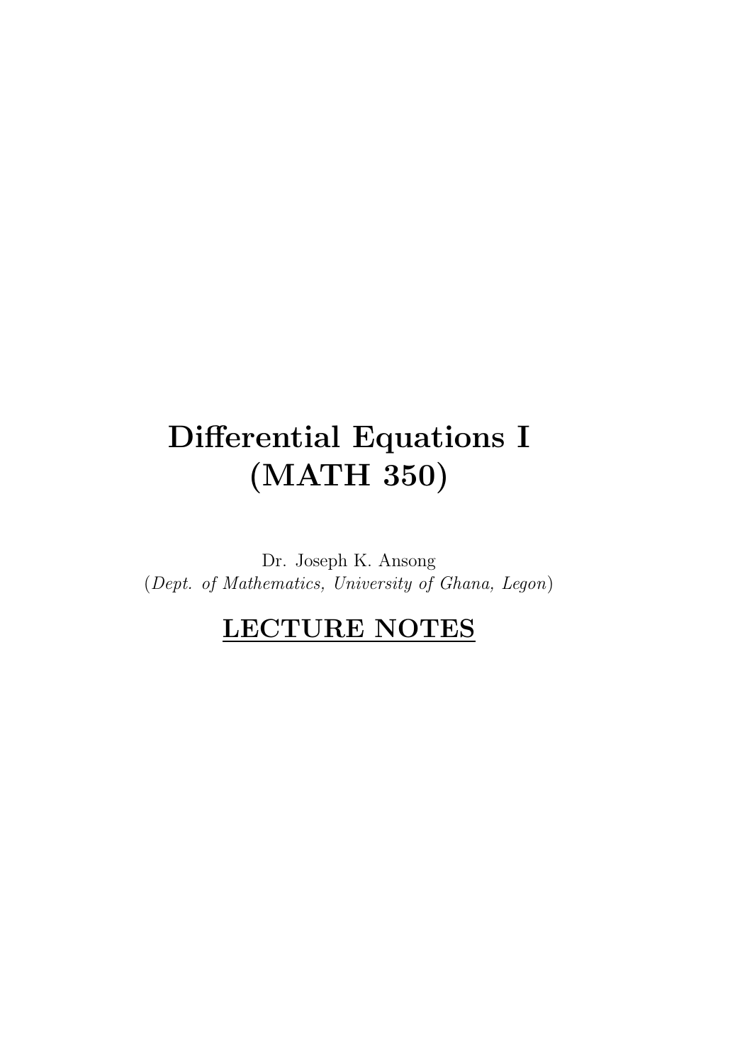# Differential Equations I (MATH 350)

Dr. Joseph K. Ansong
(*Dept. of Mathematics, University of Ghana, Legon*)

## LECTURE NOTES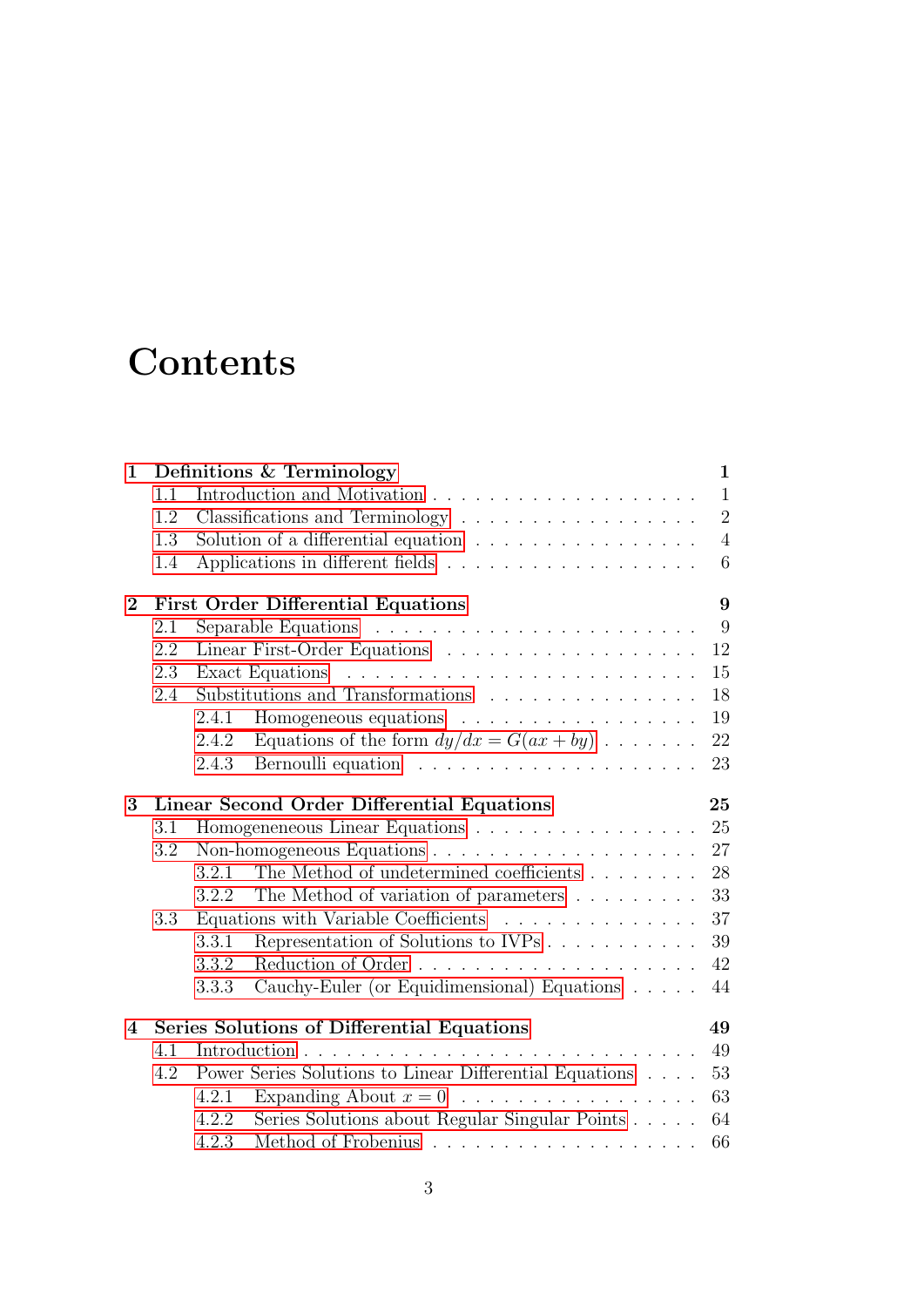# Contents

**1 Definitions & Terminology** **1**

- 1.1 Introduction and Motivation . . . . . . . . . . 1
- 1.2 Classifications and Terminology . . . . . . . . . . 2
- 1.3 Solution of a differential equation . . . . . . . . . . 4
- 1.4 Applications in different fields . . . . . . . . . . 6

**2 First Order Differential Equations** **9**

- 2.1 Separable Equations . . . . . . . . . . 9
- 2.2 Linear First-Order Equations . . . . . . . . . . 12
- 2.3 Exact Equations . . . . . . . . . . 15
- 2.4 Substitutions and Transformations . . . . . . . . . . 18
  - 2.4.1 Homogeneous equations . . . . . . . . . . 19
  - 2.4.2 Equations of the form $dy/dx = G(ax + by)$ . . . . . . . . . . 22
  - 2.4.3 Bernoulli equation . . . . . . . . . . 23

**3 Linear Second Order Differential Equations** **25**

- 3.1 Homogeneneous Linear Equations . . . . . . . . . . 25
- 3.2 Non-homogeneous Equations . . . . . . . . . . 27
  - 3.2.1 The Method of undetermined coefficients . . . . . . . . . . 28
  - 3.2.2 The Method of variation of parameters . . . . . . . . . . 33
- 3.3 Equations with Variable Coefficients . . . . . . . . . . 37
  - 3.3.1 Representation of Solutions to IVPs . . . . . . . . . . 39
  - 3.3.2 Reduction of Order . . . . . . . . . . 42
  - 3.3.3 Cauchy-Euler (or Equidimensional) Equations . . . . . . . . . . 44

**4 Series Solutions of Differential Equations** **49**

- 4.1 Introduction . . . . . . . . . . 49
- 4.2 Power Series Solutions to Linear Differential Equations . . . . . . . . . . 53
  - 4.2.1 Expanding About $x = 0$ . . . . . . . . . . 63
  - 4.2.2 Series Solutions about Regular Singular Points . . . . . . . . . . 64
  - 4.2.3 Method of Frobenius . . . . . . . . . . 66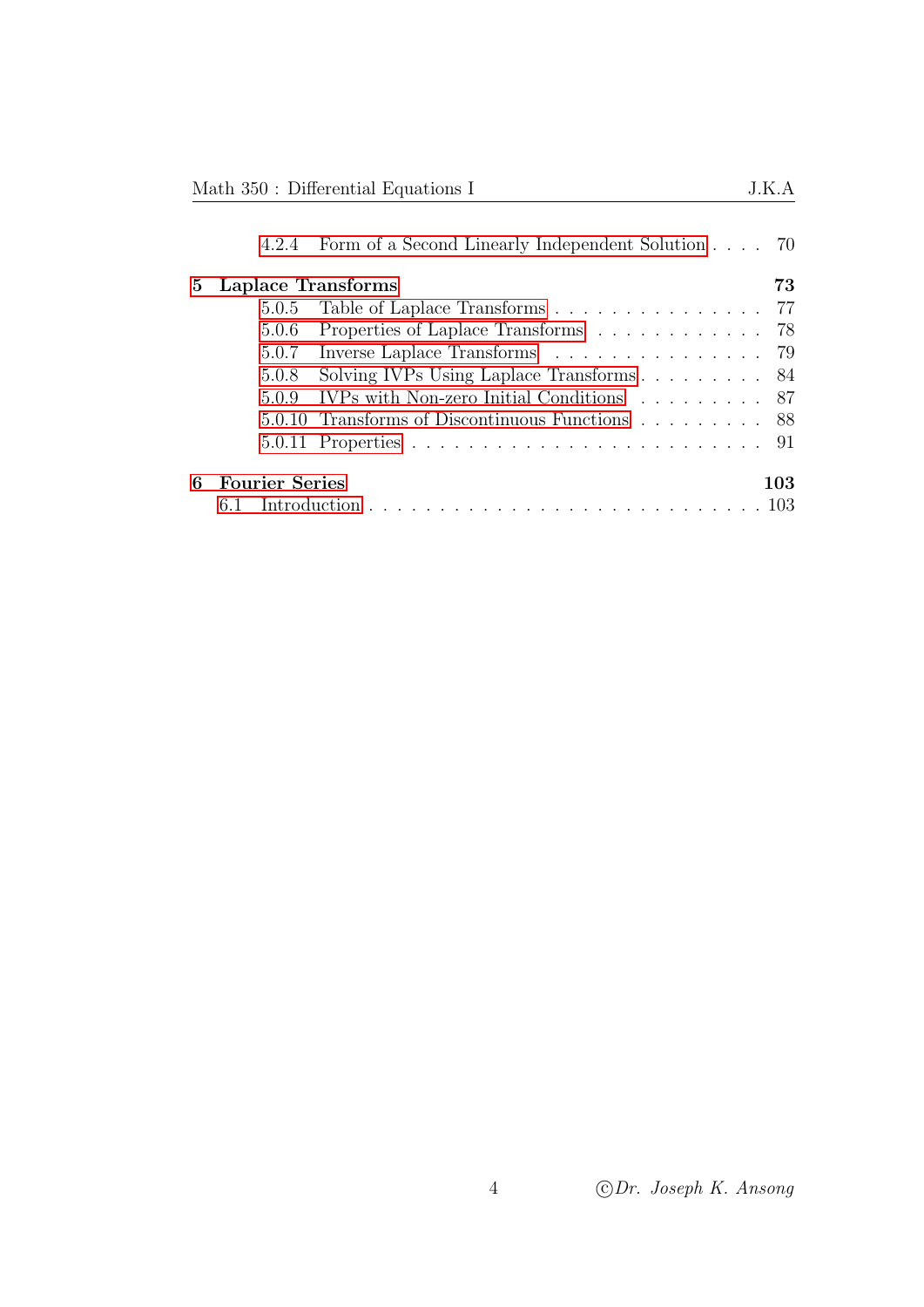4.2.4 Form of a Second Linearly Independent Solution . . . . 70

**5 Laplace Transforms** **73**

5.0.5 Table of Laplace Transforms . . . . . . . . . . . . . . . . 77

5.0.6 Properties of Laplace Transforms . . . . . . . . . . . . 78

5.0.7 Inverse Laplace Transforms . . . . . . . . . . . . . . . . 79

5.0.8 Solving IVPs Using Laplace Transforms . . . . . . . . . 84

5.0.9 IVPs with Non-zero Initial Conditions . . . . . . . . . 87

5.0.10 Transforms of Discontinuous Functions . . . . . . . . . 88

5.0.11 Properties . . . . . . . . . . . . . . . . . . . . . . . . . 91

**6 Fourier Series** **103**

6.1 Introduction . . . . . . . . . . . . . . . . . . . . . . . . . . 103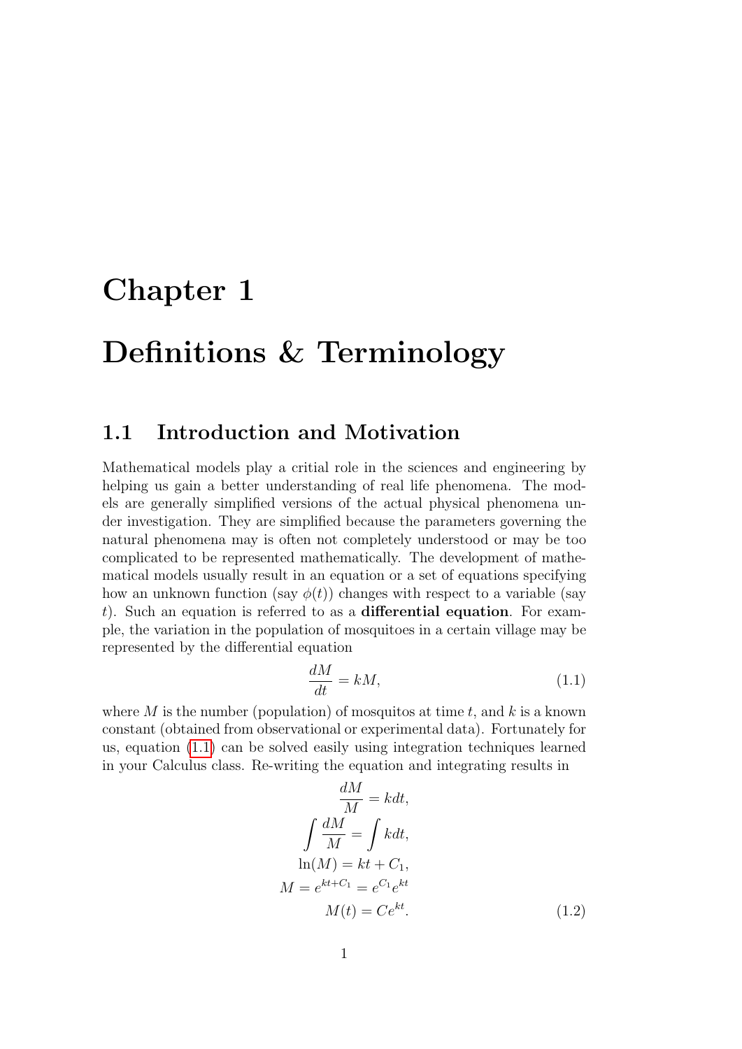# Chapter 1

# Definitions & Terminology

## 1.1 Introduction and Motivation

Mathematical models play a critial role in the sciences and engineering by helping us gain a better understanding of real life phenomena. The models are generally simplified versions of the actual physical phenomena under investigation. They are simplified because the parameters governing the natural phenomena may is often not completely understood or may be too complicated to be represented mathematically. The development of mathematical models usually result in an equation or a set of equations specifying how an unknown function (say $\phi(t)$) changes with respect to a variable (say $t$). Such an equation is referred to as a **differential equation**. For example, the variation in the population of mosquitoes in a certain village may be represented by the differential equation

$$\frac{dM}{dt} = kM, \tag{1.1}$$

where $M$ is the number (population) of mosquitos at time $t$, and $k$ is a known constant (obtained from observational or experimental data). Fortunately for us, equation (1.1) can be solved easily using integration techniques learned in your Calculus class. Re-writing the equation and integrating results in

$$\frac{dM}{M} = kdt,$$

$$\int \frac{dM}{M} = \int kdt,$$

$$\ln(M) = kt + C_1,$$

$$M = e^{kt+C_1} = e^{C_1}e^{kt}$$

$$M(t) = Ce^{kt}. \tag{1.2}$$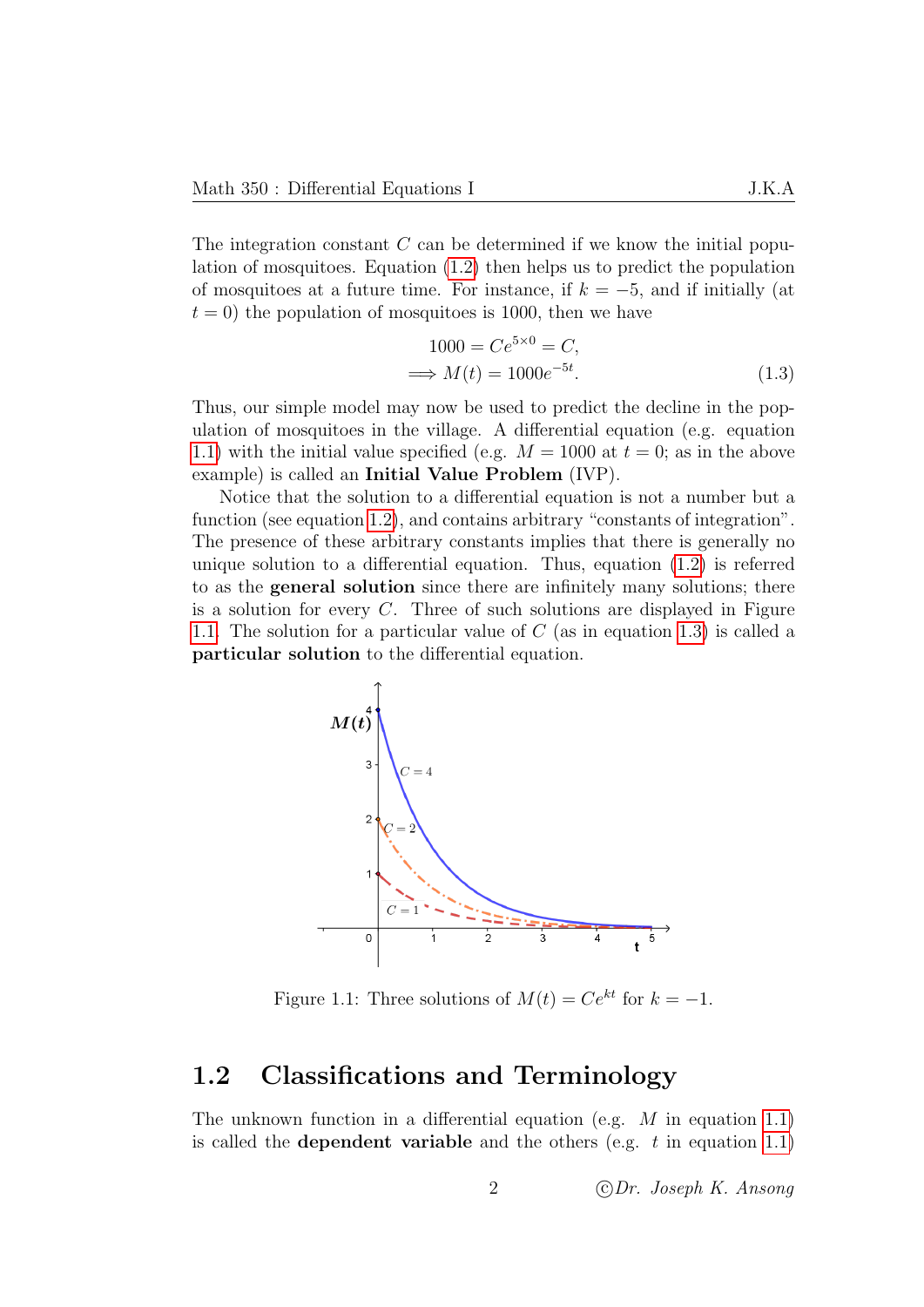The integration constant $C$ can be determined if we know the initial population of mosquitoes. Equation (1.2) then helps us to predict the population of mosquitoes at a future time. For instance, if $k = -5$, and if initially (at $t = 0$) the population of mosquitoes is 1000, then we have

$$
\begin{aligned}
1000 &= Ce^{5\times 0} = C, \\
\implies M(t) &= 1000e^{-5t}.
\end{aligned}
\tag{1.3}
$$

Thus, our simple model may now be used to predict the decline in the population of mosquitoes in the village. A differential equation (e.g. equation 1.1) with the initial value specified (e.g. $M = 1000$ at $t = 0$; as in the above example) is called an **Initial Value Problem** (IVP).

Notice that the solution to a differential equation is not a number but a function (see equation 1.2), and contains arbitrary "constants of integration". The presence of these arbitrary constants implies that there is generally no unique solution to a differential equation. Thus, equation (1.2) is referred to as the **general solution** since there are infinitely many solutions; there is a solution for every $C$. Three of such solutions are displayed in Figure 1.1. The solution for a particular value of $C$ (as in equation 1.3) is called a **particular solution** to the differential equation.

Figure 1.1: Three solutions of $M(t) = Ce^{kt}$ for $k = -1$.

## 1.2 Classifications and Terminology

The unknown function in a differential equation (e.g. $M$ in equation 1.1) is called the **dependent variable** and the others (e.g. $t$ in equation 1.1)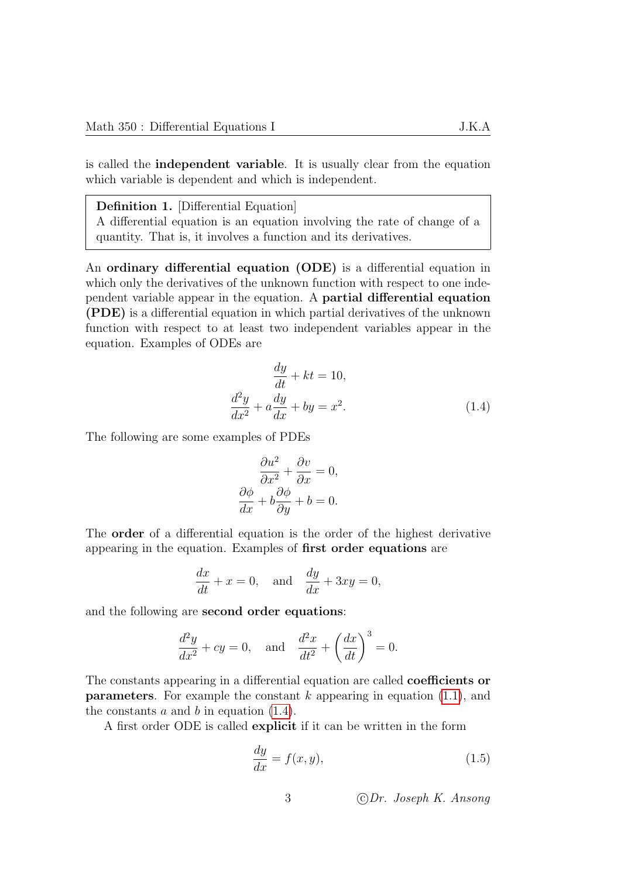is called the **independent variable**. It is usually clear from the equation which variable is dependent and which is independent.

> **Definition 1.** [Differential Equation]
> A differential equation is an equation involving the rate of change of a quantity. That is, it involves a function and its derivatives.

An **ordinary differential equation (ODE)** is a differential equation in which only the derivatives of the unknown function with respect to one independent variable appear in the equation. A **partial differential equation (PDE)** is a differential equation in which partial derivatives of the unknown function with respect to at least two independent variables appear in the equation. Examples of ODEs are

$$\begin{aligned} \frac{dy}{dt} + kt &= 10, \\ \frac{d^2y}{dx^2} + a\frac{dy}{dx} + by &= x^2. \end{aligned} \tag{1.4}$$

The following are some examples of PDEs

$$\begin{aligned} \frac{\partial u^2}{\partial x^2} + \frac{\partial v}{\partial x} &= 0, \\ \frac{\partial \phi}{dx} + b\frac{\partial \phi}{\partial y} + b &= 0. \end{aligned}$$

The **order** of a differential equation is the order of the highest derivative appearing in the equation. Examples of **first order equations** are

$$\frac{dx}{dt} + x = 0, \quad \text{and} \quad \frac{dy}{dx} + 3xy = 0,$$

and the following are **second order equations**:

$$\frac{d^2y}{dx^2} + cy = 0, \quad \text{and} \quad \frac{d^2x}{dt^2} + \left(\frac{dx}{dt}\right)^3 = 0.$$

The constants appearing in a differential equation are called **coefficients or parameters**. For example the constant $k$ appearing in equation (1.1), and the constants $a$ and $b$ in equation (1.4).

A first order ODE is called **explicit** if it can be written in the form

$$\frac{dy}{dx} = f(x, y), \tag{1.5}$$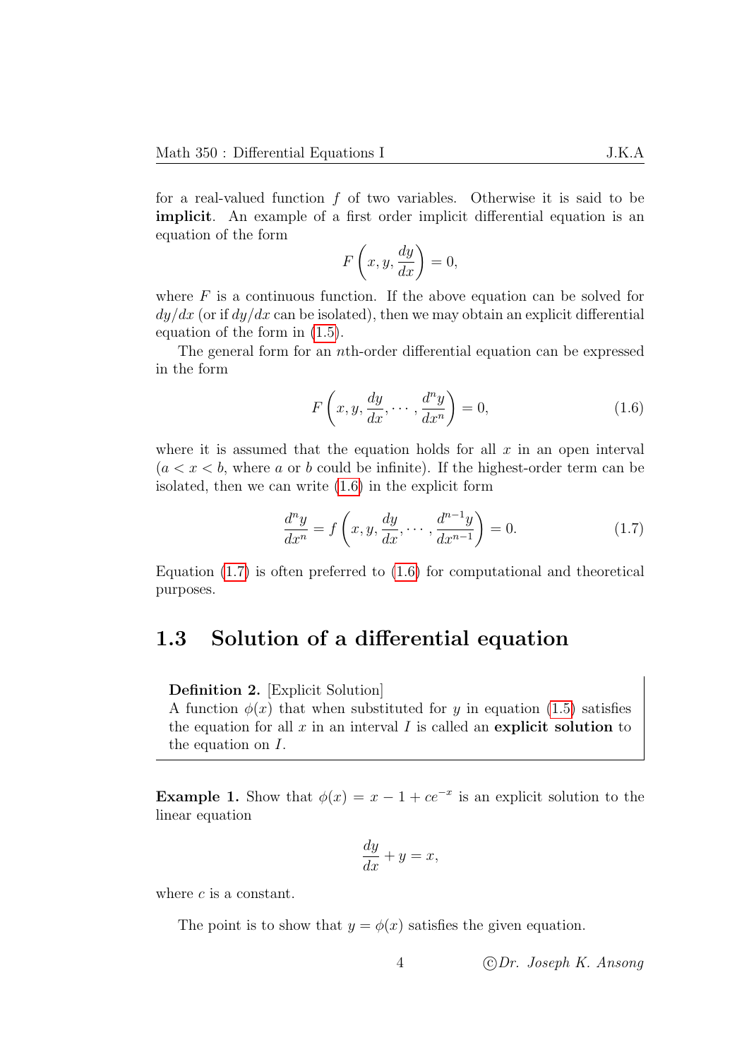for a real-valued function $f$ of two variables. Otherwise it is said to be **implicit**. An example of a first order implicit differential equation is an equation of the form

$$F\left(x, y, \frac{dy}{dx}\right) = 0,$$

where $F$ is a continuous function. If the above equation can be solved for $dy/dx$ (or if $dy/dx$ can be isolated), then we may obtain an explicit differential equation of the form in (1.5).

The general form for an $n$th-order differential equation can be expressed in the form

$$F\left(x, y, \frac{dy}{dx}, \cdots, \frac{d^n y}{dx^n}\right) = 0, \tag{1.6}$$

where it is assumed that the equation holds for all $x$ in an open interval ($a < x < b$, where $a$ or $b$ could be infinite). If the highest-order term can be isolated, then we can write (1.6) in the explicit form

$$\frac{d^n y}{dx^n} = f\left(x, y, \frac{dy}{dx}, \cdots, \frac{d^{n-1} y}{dx^{n-1}}\right) = 0. \tag{1.7}$$

Equation (1.7) is often preferred to (1.6) for computational and theoretical purposes.

## 1.3 Solution of a differential equation

**Definition 2.** [Explicit Solution]
A function $\phi(x)$ that when substituted for $y$ in equation (1.5) satisfies the equation for all $x$ in an interval $I$ is called an **explicit solution** to the equation on $I$.

**Example 1.** Show that $\phi(x) = x - 1 + ce^{-x}$ is an explicit solution to the linear equation

$$\frac{dy}{dx} + y = x,$$

where $c$ is a constant.

The point is to show that $y = \phi(x)$ satisfies the given equation.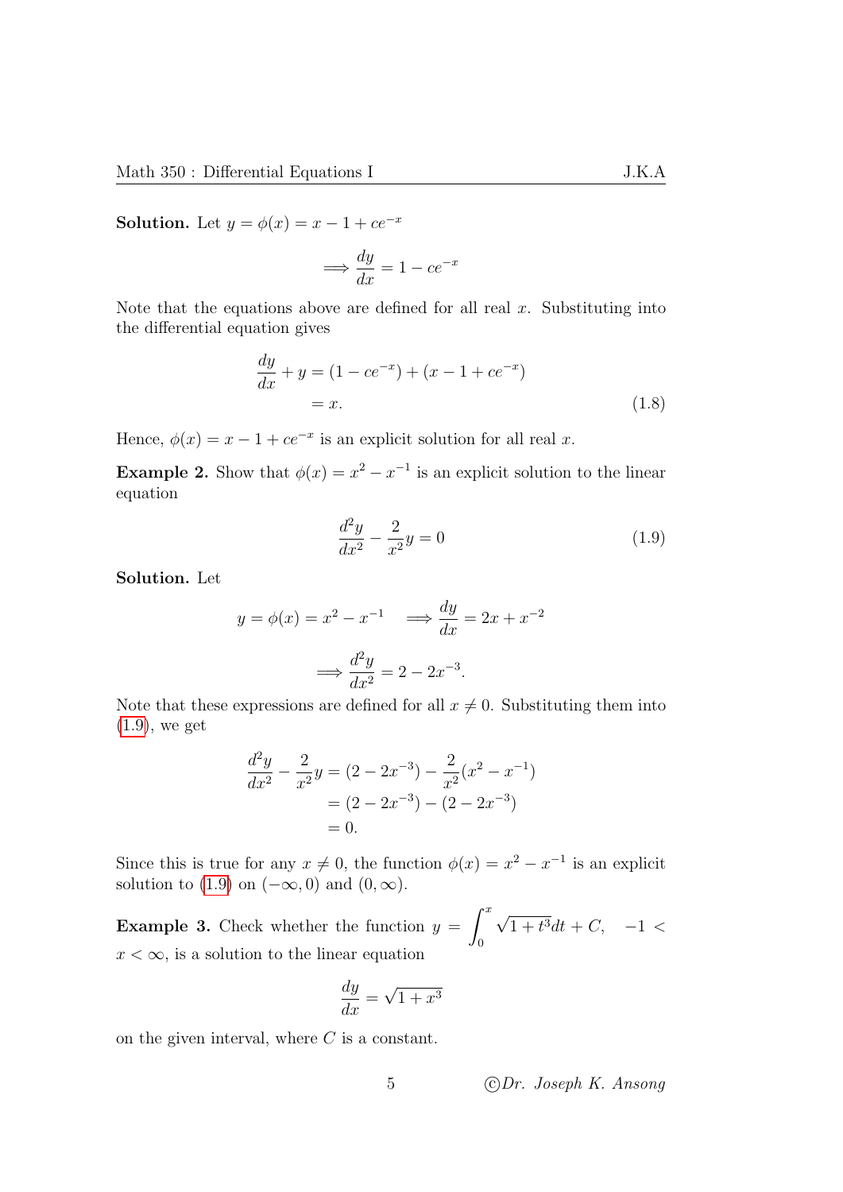**Solution.** Let $y = \phi(x) = x - 1 + ce^{-x}$

$$\implies \frac{dy}{dx} = 1 - ce^{-x}$$

Note that the equations above are defined for all real $x$. Substituting into the differential equation gives

$$\begin{aligned}\frac{dy}{dx} + y &= (1 - ce^{-x}) + (x - 1 + ce^{-x}) \\ &= x.\end{aligned} \tag{1.8}$$

Hence, $\phi(x) = x - 1 + ce^{-x}$ is an explicit solution for all real $x$.

**Example 2.** Show that $\phi(x) = x^2 - x^{-1}$ is an explicit solution to the linear equation

$$\frac{d^2y}{dx^2} - \frac{2}{x^2}y = 0 \tag{1.9}$$

**Solution.** Let

$$y = \phi(x) = x^2 - x^{-1} \quad \implies \frac{dy}{dx} = 2x + x^{-2}$$

$$\implies \frac{d^2y}{dx^2} = 2 - 2x^{-3}.$$

Note that these expressions are defined for all $x \neq 0$. Substituting them into (1.9), we get

$$\begin{aligned}\frac{d^2y}{dx^2} - \frac{2}{x^2}y &= (2 - 2x^{-3}) - \frac{2}{x^2}(x^2 - x^{-1}) \\ &= (2 - 2x^{-3}) - (2 - 2x^{-3}) \\ &= 0.\end{aligned}$$

Since this is true for any $x \neq 0$, the function $\phi(x) = x^2 - x^{-1}$ is an explicit solution to (1.9) on $(-\infty, 0)$ and $(0, \infty)$.

**Example 3.** Check whether the function $y = \displaystyle\int_0^x \sqrt{1 + t^3}dt + C, \quad -1 < x < \infty$, is a solution to the linear equation

$$\frac{dy}{dx} = \sqrt{1 + x^3}$$

on the given interval, where $C$ is a constant.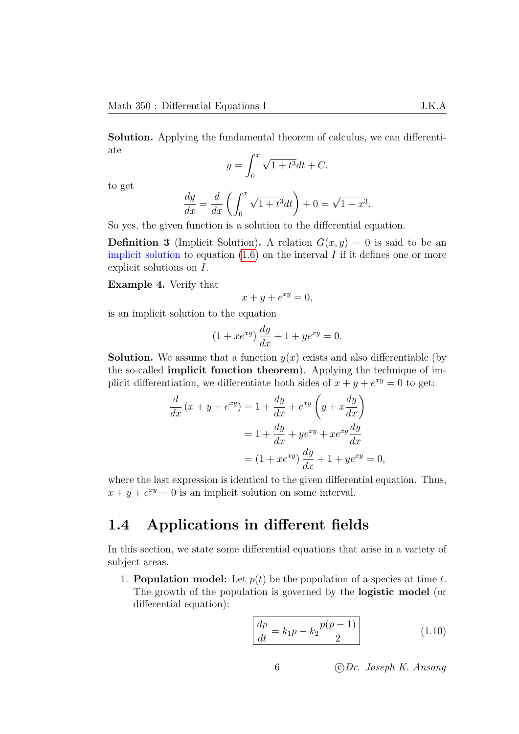**Solution.** Applying the fundamental theorem of calculus, we can differentiate

$$y = \int_0^x \sqrt{1+t^3}dt + C,$$

to get

$$\frac{dy}{dx} = \frac{d}{dx}\left(\int_0^x \sqrt{1+t^3}dt\right) + 0 = \sqrt{1+x^3}.$$

So yes, the given function is a solution to the differential equation.

**Definition 3** (Implicit Solution)**.** A relation $G(x, y) = 0$ is said to be an implicit solution to equation (1.6) on the interval $I$ if it defines one or more explicit solutions on $I$.

**Example 4.** Verify that

$$x + y + e^{xy} = 0,$$

is an implicit solution to the equation

$$(1 + xe^{xy})\frac{dy}{dx} + 1 + ye^{xy} = 0.$$

**Solution.** We assume that a function $y(x)$ exists and also differentiable (by the so-called **implicit function theorem**). Applying the technique of implicit differentiation, we differentiate both sides of $x + y + e^{xy} = 0$ to get:

$$\begin{aligned}
\frac{d}{dx}(x + y + e^{xy}) &= 1 + \frac{dy}{dx} + e^{xy}\left(y + x\frac{dy}{dx}\right) \\
&= 1 + \frac{dy}{dx} + ye^{xy} + xe^{xy}\frac{dy}{dx} \\
&= (1 + xe^{xy})\frac{dy}{dx} + 1 + ye^{xy} = 0,
\end{aligned}$$

where the last expression is identical to the given differential equation. Thus, $x + y + e^{xy} = 0$ is an implicit solution on some interval.

## 1.4 Applications in different fields

In this section, we state some differential equations that arise in a variety of subject areas.

1. **Population model:** Let $p(t)$ be the population of a species at time $t$. The growth of the population is governed by the **logistic model** (or differential equation):

$$\boxed{\frac{dp}{dt} = k_1 p - k_2\frac{p(p-1)}{2}} \tag{1.10}$$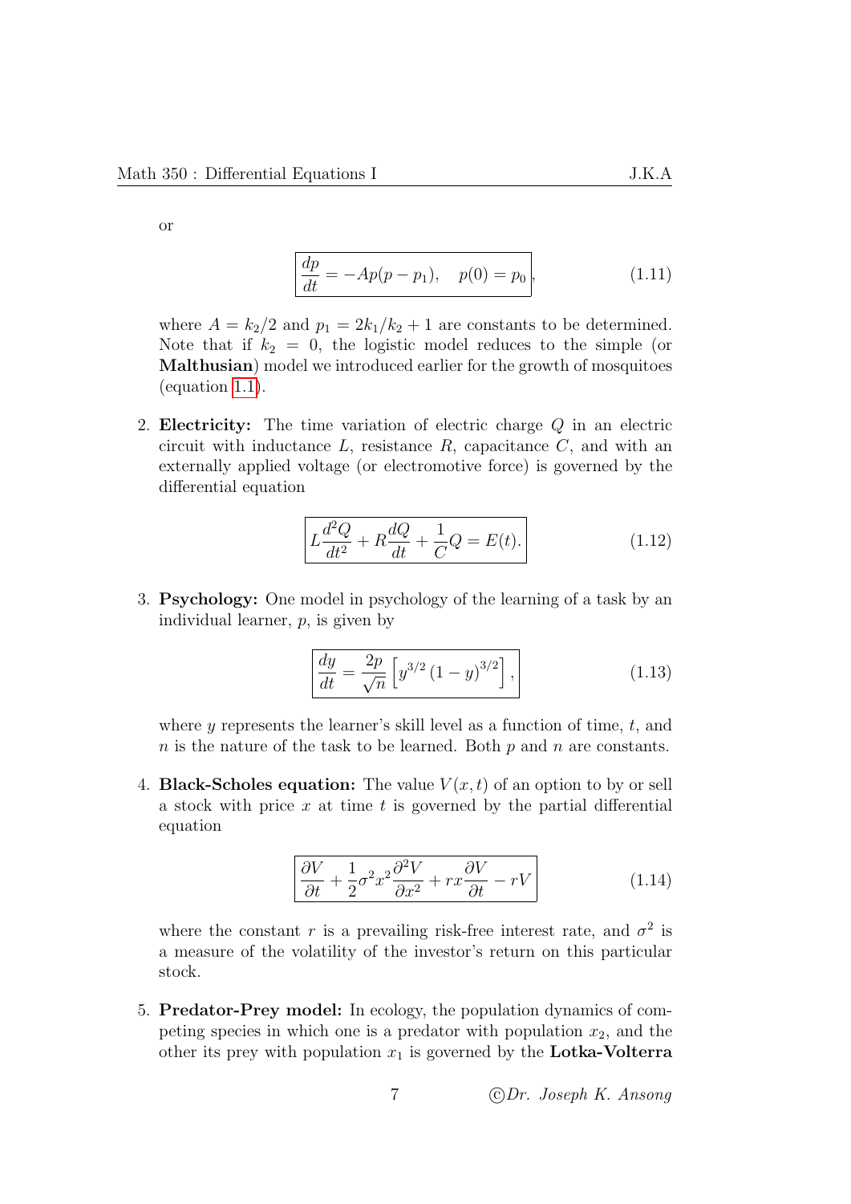or

$$\boxed{\frac{dp}{dt} = -Ap(p - p_1), \quad p(0) = p_0}, \tag{1.11}$$

where $A = k_2/2$ and $p_1 = 2k_1/k_2 + 1$ are constants to be determined. Note that if $k_2 = 0$, the logistic model reduces to the simple (or **Malthusian**) model we introduced earlier for the growth of mosquitoes (equation 1.1).

2. **Electricity:** The time variation of electric charge $Q$ in an electric circuit with inductance $L$, resistance $R$, capacitance $C$, and with an externally applied voltage (or electromotive force) is governed by the differential equation

$$\boxed{L\frac{d^2Q}{dt^2} + R\frac{dQ}{dt} + \frac{1}{C}Q = E(t).} \tag{1.12}$$

3. **Psychology:** One model in psychology of the learning of a task by an individual learner, $p$, is given by

$$\boxed{\frac{dy}{dt} = \frac{2p}{\sqrt{n}}\left[y^{3/2}\left(1-y\right)^{3/2}\right],} \tag{1.13}$$

where $y$ represents the learner's skill level as a function of time, $t$, and $n$ is the nature of the task to be learned. Both $p$ and $n$ are constants.

4. **Black-Scholes equation:** The value $V(x,t)$ of an option to by or sell a stock with price $x$ at time $t$ is governed by the partial differential equation

$$\boxed{\frac{\partial V}{\partial t} + \frac{1}{2}\sigma^2 x^2 \frac{\partial^2 V}{\partial x^2} + rx\frac{\partial V}{\partial t} - rV} \tag{1.14}$$

where the constant $r$ is a prevailing risk-free interest rate, and $\sigma^2$ is a measure of the volatility of the investor's return on this particular stock.

5. **Predator-Prey model:** In ecology, the population dynamics of competing species in which one is a predator with population $x_2$, and the other its prey with population $x_1$ is governed by the **Lotka-Volterra**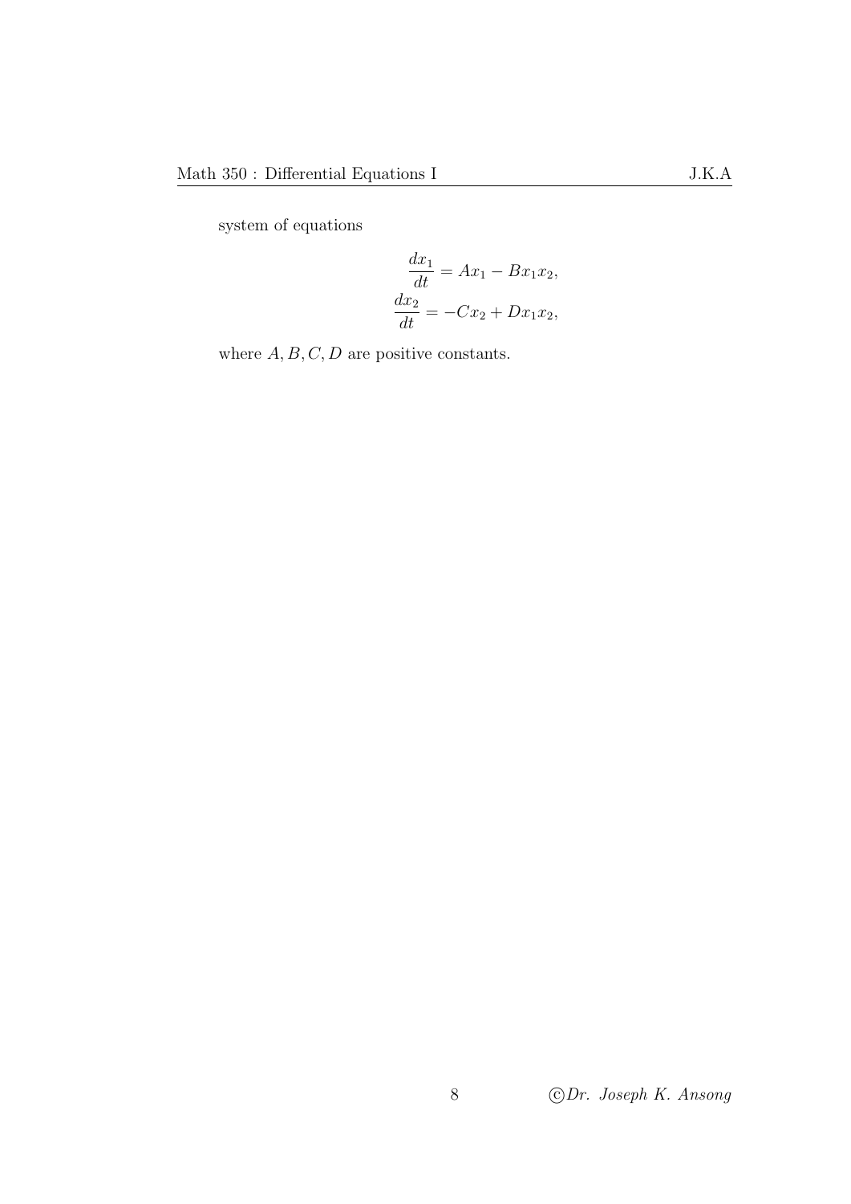system of equations

$$
\begin{aligned}
\frac{dx_1}{dt} &= Ax_1 - Bx_1x_2, \\
\frac{dx_2}{dt} &= -Cx_2 + Dx_1x_2,
\end{aligned}
$$

where $A, B, C, D$ are positive constants.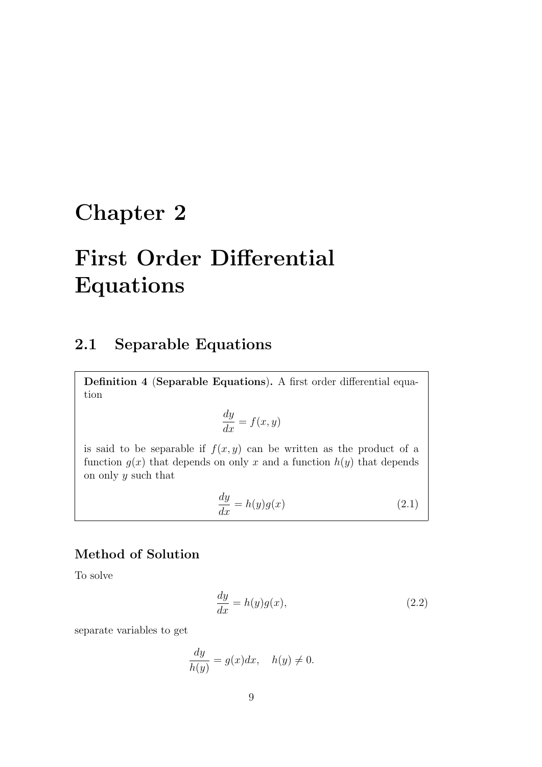# Chapter 2

# First Order Differential Equations

## 2.1 Separable Equations

**Definition 4** (**Separable Equations**)**.** A first order differential equation

$$\frac{dy}{dx} = f(x, y)$$

is said to be separable if $f(x, y)$ can be written as the product of a function $g(x)$ that depends on only $x$ and a function $h(y)$ that depends on only $y$ such that

$$\frac{dy}{dx} = h(y)g(x) \tag{2.1}$$

### Method of Solution

To solve

$$\frac{dy}{dx} = h(y)g(x), \tag{2.2}$$

separate variables to get

$$\frac{dy}{h(y)} = g(x)dx, \quad h(y) \neq 0.$$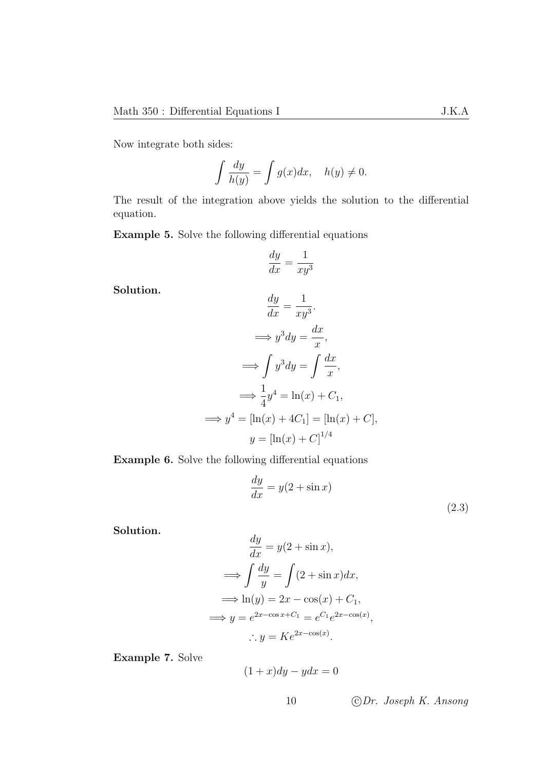Now integrate both sides:

$$\int \frac{dy}{h(y)} = \int g(x)dx, \quad h(y) \neq 0.$$

The result of the integration above yields the solution to the differential equation.

**Example 5.** Solve the following differential equations

$$\frac{dy}{dx} = \frac{1}{xy^3}$$

**Solution.**

$$\frac{dy}{dx} = \frac{1}{xy^3}.$$

$$\implies y^3 dy = \frac{dx}{x},$$

$$\implies \int y^3 dy = \int \frac{dx}{x},$$

$$\implies \frac{1}{4}y^4 = \ln(x) + C_1,$$

$$\implies y^4 = [\ln(x) + 4C_1] = [\ln(x) + C],$$

$$y = [\ln(x) + C]^{1/4}$$

**Example 6.** Solve the following differential equations

$$\frac{dy}{dx} = y(2 + \sin x) \tag{2.3}$$

**Solution.**

$$\frac{dy}{dx} = y(2 + \sin x),$$

$$\implies \int \frac{dy}{y} = \int (2 + \sin x)dx,$$

$$\implies \ln(y) = 2x - \cos(x) + C_1,$$

$$\implies y = e^{2x - \cos x + C_1} = e^{C_1}e^{2x - \cos(x)},$$

$$\therefore y = Ke^{2x - \cos(x)}.$$

**Example 7.** Solve

$$(1 + x)dy - ydx = 0$$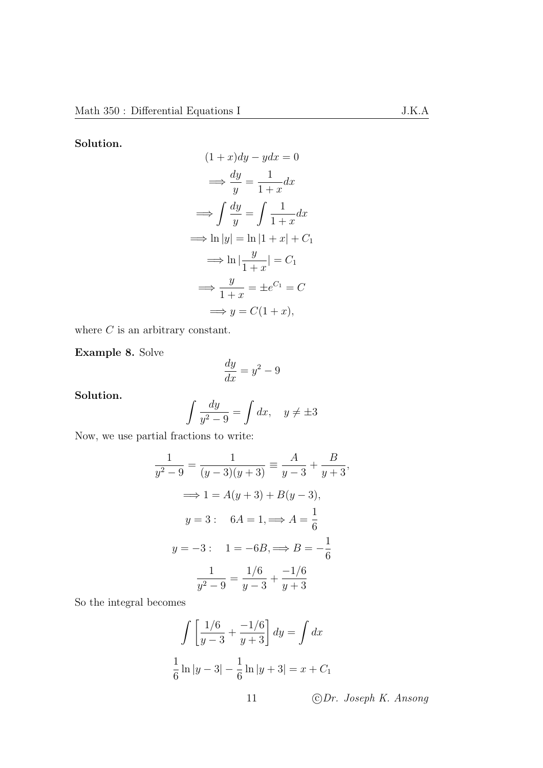**Solution.**

$$
\begin{aligned}
(1+x)dy - ydx &= 0 \\
\implies \frac{dy}{y} &= \frac{1}{1+x}dx \\
\implies \int \frac{dy}{y} &= \int \frac{1}{1+x}dx \\
\implies \ln|y| &= \ln|1+x| + C_1 \\
\implies \ln|\frac{y}{1+x}| &= C_1 \\
\implies \frac{y}{1+x} &= \pm e^{C_1} = C \\
\implies y &= C(1+x),
\end{aligned}
$$

where $C$ is an arbitrary constant.

**Example 8.** Solve

$$\frac{dy}{dx} = y^2 - 9$$

**Solution.**

$$\int \frac{dy}{y^2 - 9} = \int dx, \quad y \neq \pm 3$$

Now, we use partial fractions to write:

$$
\begin{aligned}
\frac{1}{y^2-9} = \frac{1}{(y-3)(y+3)} &\equiv \frac{A}{y-3} + \frac{B}{y+3}, \\
\implies 1 &= A(y+3) + B(y-3), \\
y = 3: \quad 6A &= 1, \implies A = \frac{1}{6} \\
y = -3: \quad 1 &= -6B, \implies B = -\frac{1}{6} \\
\frac{1}{y^2-9} &= \frac{1/6}{y-3} + \frac{-1/6}{y+3}
\end{aligned}
$$

So the integral becomes

$$\int \left[ \frac{1/6}{y-3} + \frac{-1/6}{y+3} \right] dy = \int dx$$

$$\frac{1}{6}\ln|y-3| - \frac{1}{6}\ln|y+3| = x + C_1$$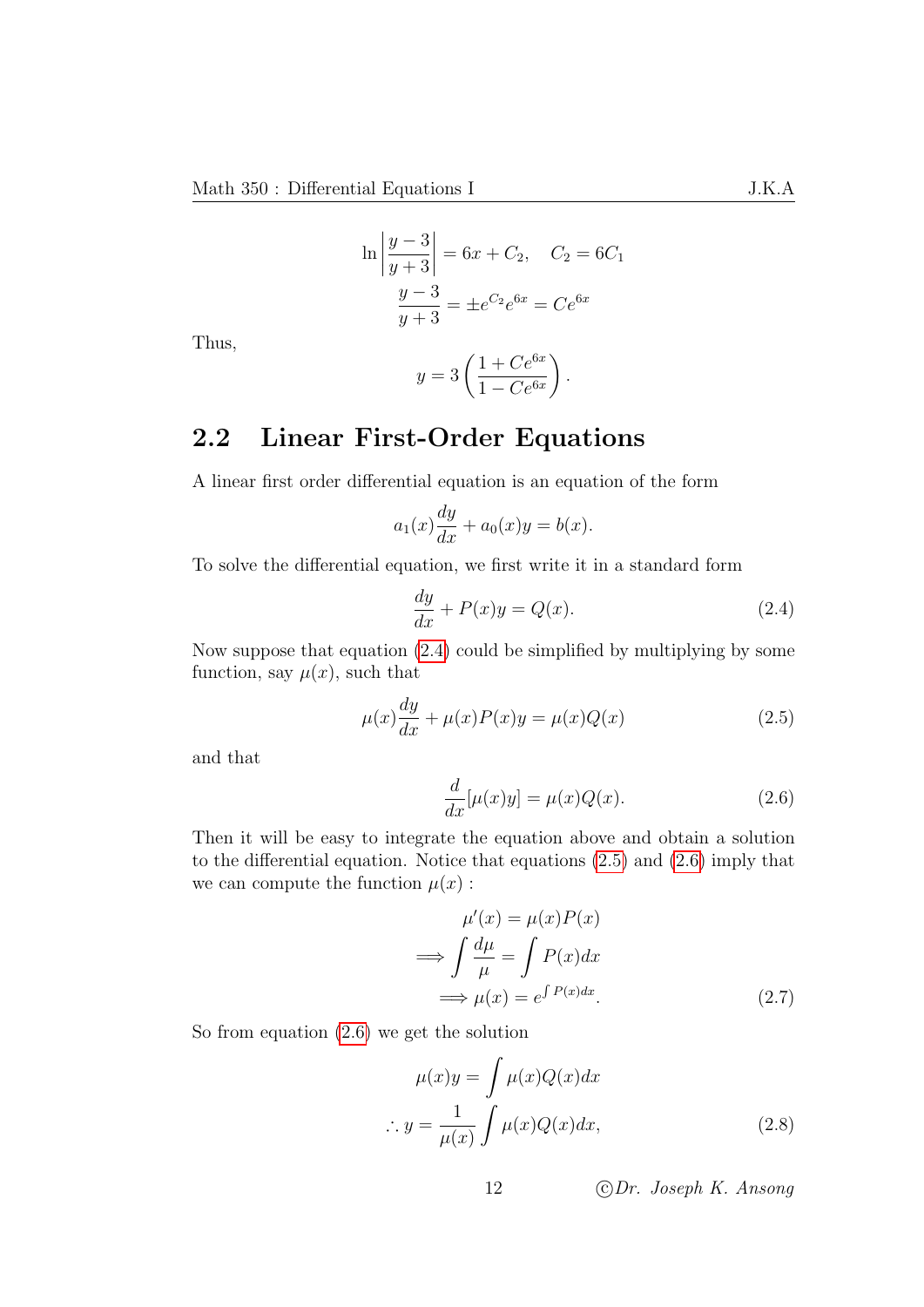$$\ln\left|\frac{y-3}{y+3}\right| = 6x + C_2, \quad C_2 = 6C_1$$

$$\frac{y-3}{y+3} = \pm e^{C_2}e^{6x} = Ce^{6x}$$

Thus,

$$y = 3\left(\frac{1+Ce^{6x}}{1-Ce^{6x}}\right).$$

## 2.2 Linear First-Order Equations

A linear first order differential equation is an equation of the form

$$a_1(x)\frac{dy}{dx} + a_0(x)y = b(x).$$

To solve the differential equation, we first write it in a standard form

$$\frac{dy}{dx} + P(x)y = Q(x). \tag{2.4}$$

Now suppose that equation (2.4) could be simplified by multiplying by some function, say $\mu(x)$, such that

$$\mu(x)\frac{dy}{dx} + \mu(x)P(x)y = \mu(x)Q(x) \tag{2.5}$$

and that

$$\frac{d}{dx}[\mu(x)y] = \mu(x)Q(x). \tag{2.6}$$

Then it will be easy to integrate the equation above and obtain a solution to the differential equation. Notice that equations (2.5) and (2.6) imply that we can compute the function $\mu(x)$ :

$$\begin{aligned}
\mu'(x) &= \mu(x)P(x) \\
\Longrightarrow \int \frac{d\mu}{\mu} &= \int P(x)dx \\
\Longrightarrow \mu(x) &= e^{\int P(x)dx}.
\end{aligned} \tag{2.7}$$

So from equation (2.6) we get the solution

$$\begin{aligned}
\mu(x)y &= \int \mu(x)Q(x)dx \\
\therefore y &= \frac{1}{\mu(x)}\int \mu(x)Q(x)dx,
\end{aligned} \tag{2.8}$$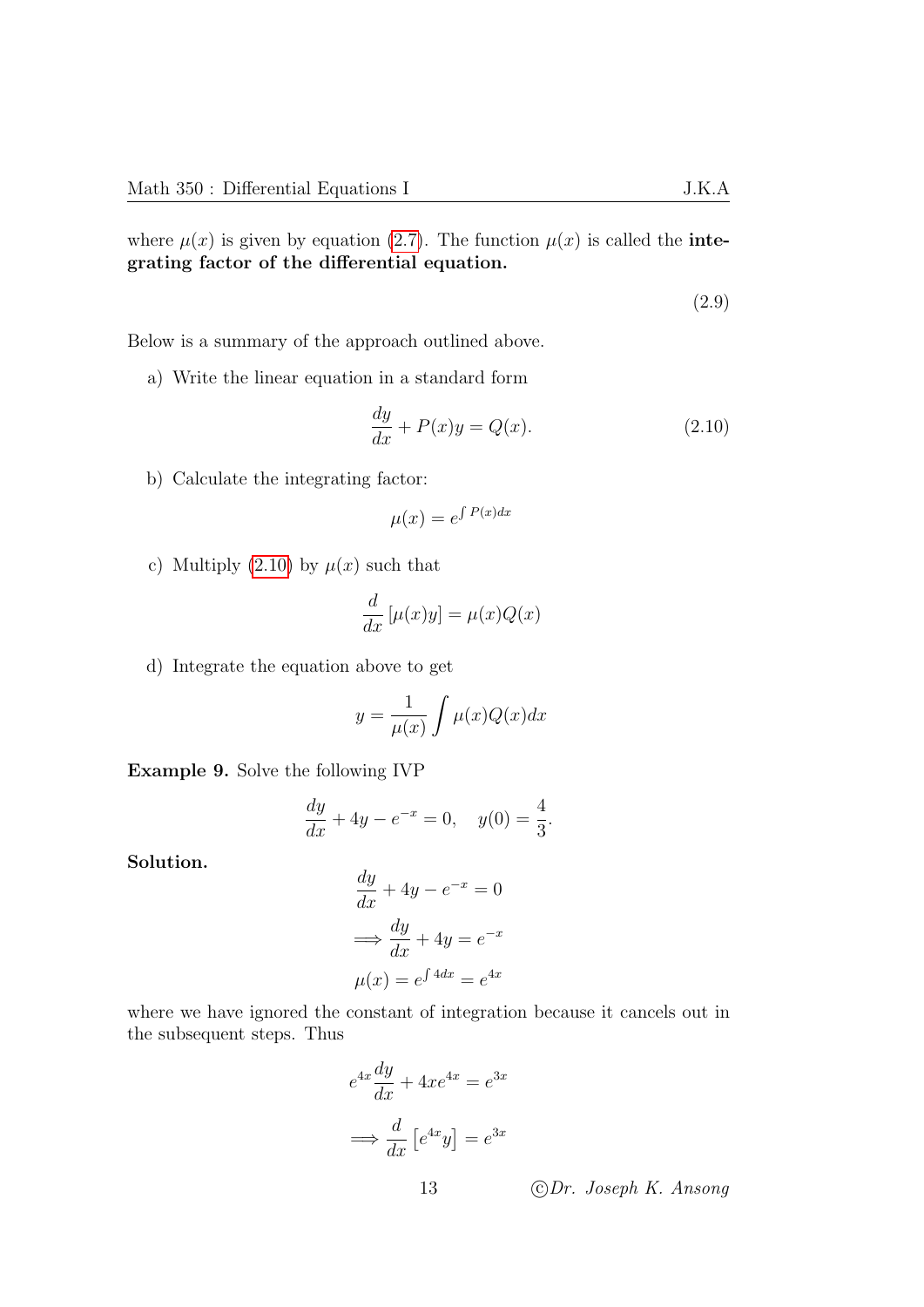where $\mu(x)$ is given by equation (2.7). The function $\mu(x)$ is called the **integrating factor of the differential equation.**

$$(2.9)$$

Below is a summary of the approach outlined above.

a) Write the linear equation in a standard form

$$\frac{dy}{dx} + P(x)y = Q(x). \tag{2.10}$$

b) Calculate the integrating factor:

$$\mu(x) = e^{\int P(x)dx}$$

c) Multiply (2.10) by $\mu(x)$ such that

$$\frac{d}{dx}\left[\mu(x)y\right] = \mu(x)Q(x)$$

d) Integrate the equation above to get

$$y = \frac{1}{\mu(x)}\int \mu(x)Q(x)dx$$

**Example 9.** Solve the following IVP

$$\frac{dy}{dx} + 4y - e^{-x} = 0, \quad y(0) = \frac{4}{3}.$$

**Solution.**

$$\frac{dy}{dx} + 4y - e^{-x} = 0$$

$$\implies \frac{dy}{dx} + 4y = e^{-x}$$

$$\mu(x) = e^{\int 4dx} = e^{4x}$$

where we have ignored the constant of integration because it cancels out in the subsequent steps. Thus

$$e^{4x}\frac{dy}{dx} + 4xe^{4x} = e^{3x}$$

$$\implies \frac{d}{dx}\left[e^{4x}y\right] = e^{3x}$$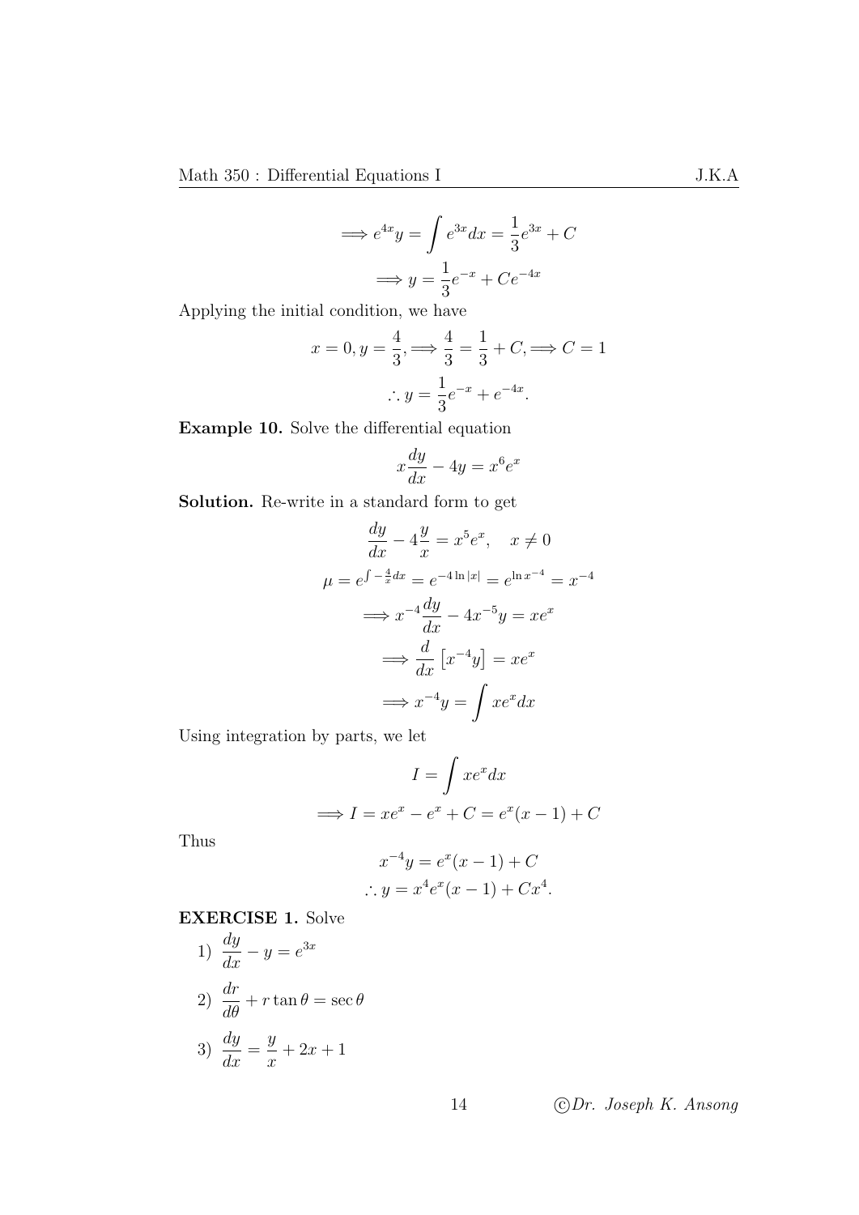$$\Longrightarrow e^{4x}y = \int e^{3x}dx = \frac{1}{3}e^{3x} + C$$

$$\Longrightarrow y = \frac{1}{3}e^{-x} + Ce^{-4x}$$

Applying the initial condition, we have

$$x = 0, y = \frac{4}{3}, \Longrightarrow \frac{4}{3} = \frac{1}{3} + C, \Longrightarrow C = 1$$

$$\therefore y = \frac{1}{3}e^{-x} + e^{-4x}.$$

**Example 10.** Solve the differential equation

$$x\frac{dy}{dx} - 4y = x^6 e^x$$

**Solution.** Re-write in a standard form to get

$$\frac{dy}{dx} - 4\frac{y}{x} = x^5 e^x, \quad x \neq 0$$

$$\mu = e^{\int -\frac{4}{x}dx} = e^{-4\ln|x|} = e^{\ln x^{-4}} = x^{-4}$$

$$\Longrightarrow x^{-4}\frac{dy}{dx} - 4x^{-5}y = xe^x$$

$$\Longrightarrow \frac{d}{dx}\left[x^{-4}y\right] = xe^x$$

$$\Longrightarrow x^{-4}y = \int xe^x dx$$

Using integration by parts, we let

$$I = \int xe^x dx$$

$$\Longrightarrow I = xe^x - e^x + C = e^x(x-1) + C$$

Thus

$$x^{-4}y = e^x(x-1) + C$$

$$\therefore y = x^4 e^x(x-1) + Cx^4.$$

**EXERCISE 1.** Solve

1) $\dfrac{dy}{dx} - y = e^{3x}$

2) $\dfrac{dr}{d\theta} + r\tan\theta = \sec\theta$

3) $\dfrac{dy}{dx} = \dfrac{y}{x} + 2x + 1$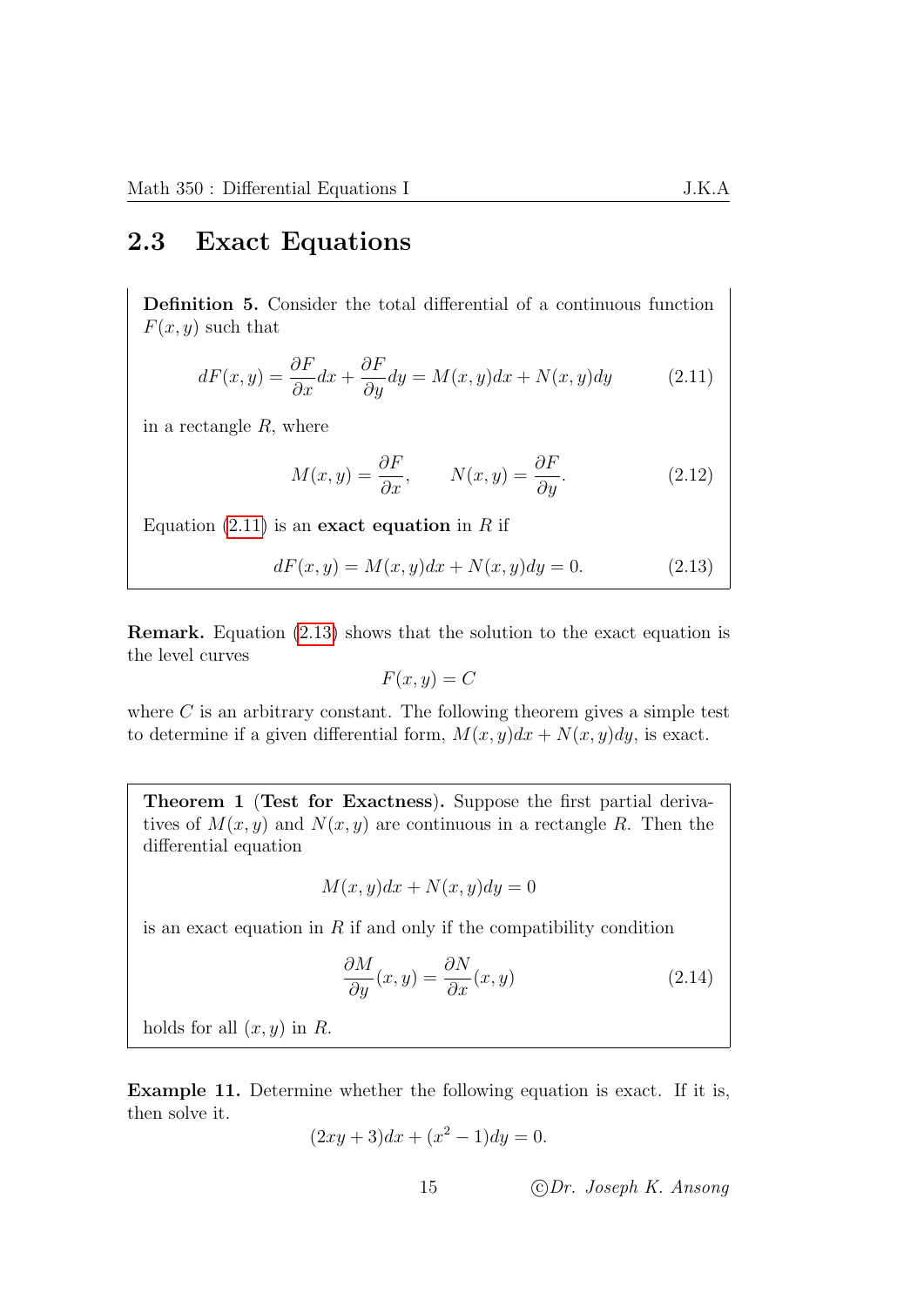## 2.3 Exact Equations

**Definition 5.** Consider the total differential of a continuous function $F(x, y)$ such that

$$dF(x, y) = \frac{\partial F}{\partial x}dx + \frac{\partial F}{\partial y}dy = M(x, y)dx + N(x, y)dy \tag{2.11}$$

in a rectangle $R$, where

$$M(x, y) = \frac{\partial F}{\partial x}, \qquad N(x, y) = \frac{\partial F}{\partial y}. \tag{2.12}$$

Equation (2.11) is an **exact equation** in $R$ if

$$dF(x, y) = M(x, y)dx + N(x, y)dy = 0. \tag{2.13}$$

**Remark.** Equation (2.13) shows that the solution to the exact equation is the level curves

$$F(x, y) = C$$

where $C$ is an arbitrary constant. The following theorem gives a simple test to determine if a given differential form, $M(x, y)dx + N(x, y)dy$, is exact.

**Theorem 1 (Test for Exactness).** Suppose the first partial derivatives of $M(x, y)$ and $N(x, y)$ are continuous in a rectangle $R$. Then the differential equation

$$M(x, y)dx + N(x, y)dy = 0$$

is an exact equation in $R$ if and only if the compatibility condition

$$\frac{\partial M}{\partial y}(x, y) = \frac{\partial N}{\partial x}(x, y) \tag{2.14}$$

holds for all $(x, y)$ in $R$.

**Example 11.** Determine whether the following equation is exact. If it is, then solve it.

$$(2xy + 3)dx + (x^2 - 1)dy = 0.$$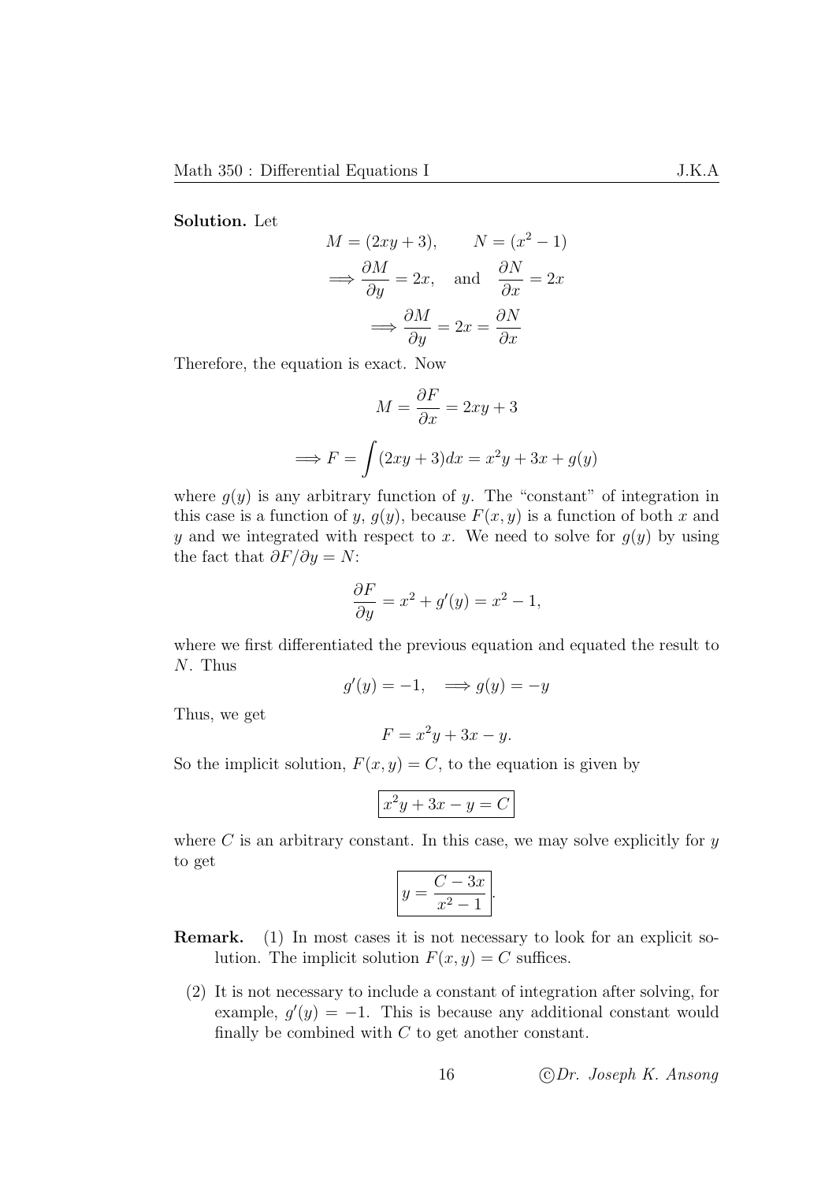**Solution.** Let

$$M = (2xy + 3), \qquad N = (x^2 - 1)$$

$$\implies \frac{\partial M}{\partial y} = 2x, \quad \text{and} \quad \frac{\partial N}{\partial x} = 2x$$

$$\implies \frac{\partial M}{\partial y} = 2x = \frac{\partial N}{\partial x}$$

Therefore, the equation is exact. Now

$$M = \frac{\partial F}{\partial x} = 2xy + 3$$

$$\implies F = \int (2xy + 3)dx = x^2y + 3x + g(y)$$

where $g(y)$ is any arbitrary function of $y$. The "constant" of integration in this case is a function of $y$, $g(y)$, because $F(x, y)$ is a function of both $x$ and $y$ and we integrated with respect to $x$. We need to solve for $g(y)$ by using the fact that $\partial F/\partial y = N$:

$$\frac{\partial F}{\partial y} = x^2 + g'(y) = x^2 - 1,$$

where we first differentiated the previous equation and equated the result to $N$. Thus

$$g'(y) = -1, \quad \implies g(y) = -y$$

Thus, we get

$$F = x^2y + 3x - y.$$

So the implicit solution, $F(x, y) = C$, to the equation is given by

$$\boxed{x^2y + 3x - y = C}$$

where $C$ is an arbitrary constant. In this case, we may solve explicitly for $y$ to get

$$\boxed{y = \frac{C - 3x}{x^2 - 1}}.$$

**Remark.** (1) In most cases it is not necessary to look for an explicit solution. The implicit solution $F(x, y) = C$ suffices.

(2) It is not necessary to include a constant of integration after solving, for example, $g'(y) = -1$. This is because any additional constant would finally be combined with $C$ to get another constant.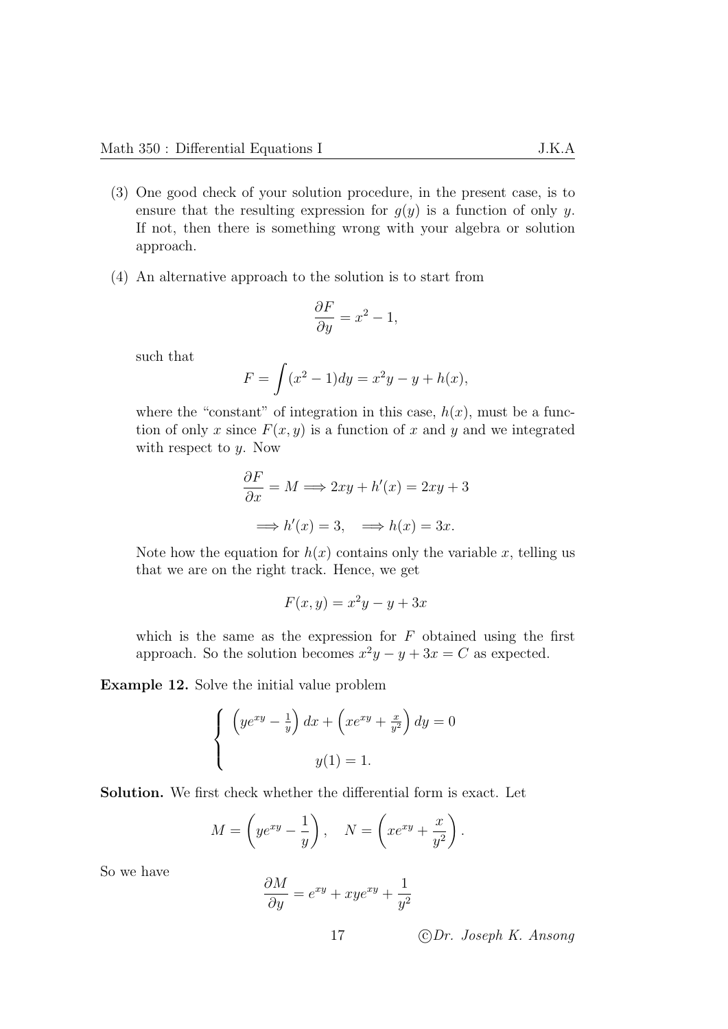(3) One good check of your solution procedure, in the present case, is to ensure that the resulting expression for $g(y)$ is a function of only $y$. If not, then there is something wrong with your algebra or solution approach.

(4) An alternative approach to the solution is to start from

$$\frac{\partial F}{\partial y} = x^2 - 1,$$

such that

$$F = \int (x^2 - 1) dy = x^2 y - y + h(x),$$

where the "constant" of integration in this case, $h(x)$, must be a function of only $x$ since $F(x, y)$ is a function of $x$ and $y$ and we integrated with respect to $y$. Now

$$\frac{\partial F}{\partial x} = M \Longrightarrow 2xy + h'(x) = 2xy + 3$$

$$\Longrightarrow h'(x) = 3, \quad \Longrightarrow h(x) = 3x.$$

Note how the equation for $h(x)$ contains only the variable $x$, telling us that we are on the right track. Hence, we get

$$F(x, y) = x^2 y - y + 3x$$

which is the same as the expression for $F$ obtained using the first approach. So the solution becomes $x^2 y - y + 3x = C$ as expected.

**Example 12.** Solve the initial value problem

$$\begin{cases} \left(ye^{xy} - \frac{1}{y}\right) dx + \left(xe^{xy} + \frac{x}{y^2}\right) dy = 0 \\ \\ y(1) = 1. \end{cases}$$

**Solution.** We first check whether the differential form is exact. Let

$$M = \left(ye^{xy} - \frac{1}{y}\right), \quad N = \left(xe^{xy} + \frac{x}{y^2}\right).$$

So we have

$$\frac{\partial M}{\partial y} = e^{xy} + xye^{xy} + \frac{1}{y^2}$$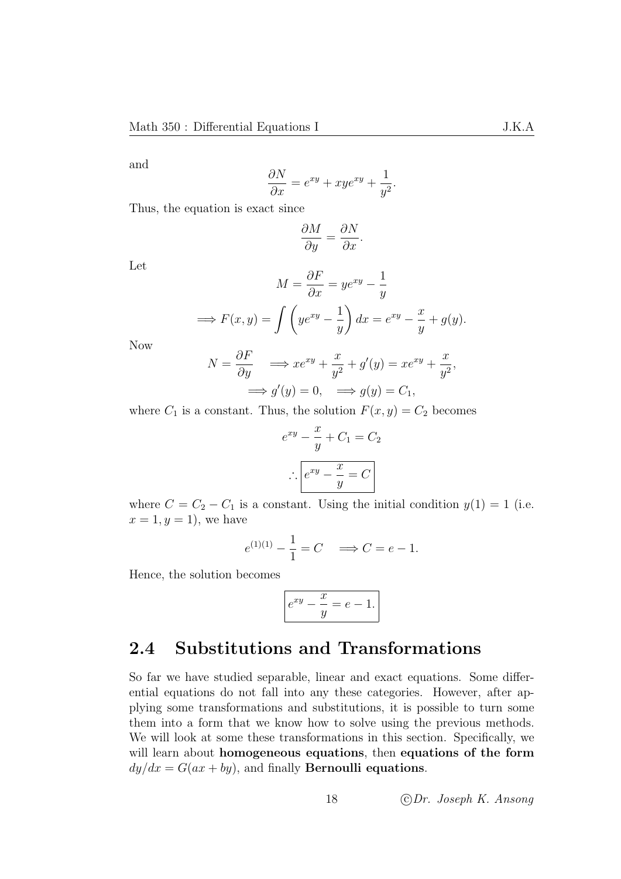and

$$\frac{\partial N}{\partial x} = e^{xy} + xye^{xy} + \frac{1}{y^2}.$$

Thus, the equation is exact since

$$\frac{\partial M}{\partial y} = \frac{\partial N}{\partial x}.$$

Let

$$M = \frac{\partial F}{\partial x} = ye^{xy} - \frac{1}{y}$$

$$\implies F(x,y) = \int \left( ye^{xy} - \frac{1}{y} \right) dx = e^{xy} - \frac{x}{y} + g(y).$$

Now

$$N = \frac{\partial F}{\partial y} \quad \implies xe^{xy} + \frac{x}{y^2} + g'(y) = xe^{xy} + \frac{x}{y^2},$$

$$\implies g'(y) = 0, \quad \implies g(y) = C_1,$$

where $C_1$ is a constant. Thus, the solution $F(x,y) = C_2$ becomes

$$e^{xy} - \frac{x}{y} + C_1 = C_2$$

$$\therefore \boxed{e^{xy} - \frac{x}{y} = C}$$

where $C = C_2 - C_1$ is a constant. Using the initial condition $y(1) = 1$ (i.e. $x = 1, y = 1$), we have

$$e^{(1)(1)} - \frac{1}{1} = C \quad \implies C = e - 1.$$

Hence, the solution becomes

$$\boxed{e^{xy} - \frac{x}{y} = e - 1.}$$

## 2.4 Substitutions and Transformations

So far we have studied separable, linear and exact equations. Some differential equations do not fall into any these categories. However, after applying some transformations and substitutions, it is possible to turn some them into a form that we know how to solve using the previous methods. We will look at some these transformations in this section. Specifically, we will learn about **homogeneous equations**, then **equations of the form** $dy/dx = G(ax + by)$, and finally **Bernoulli equations**.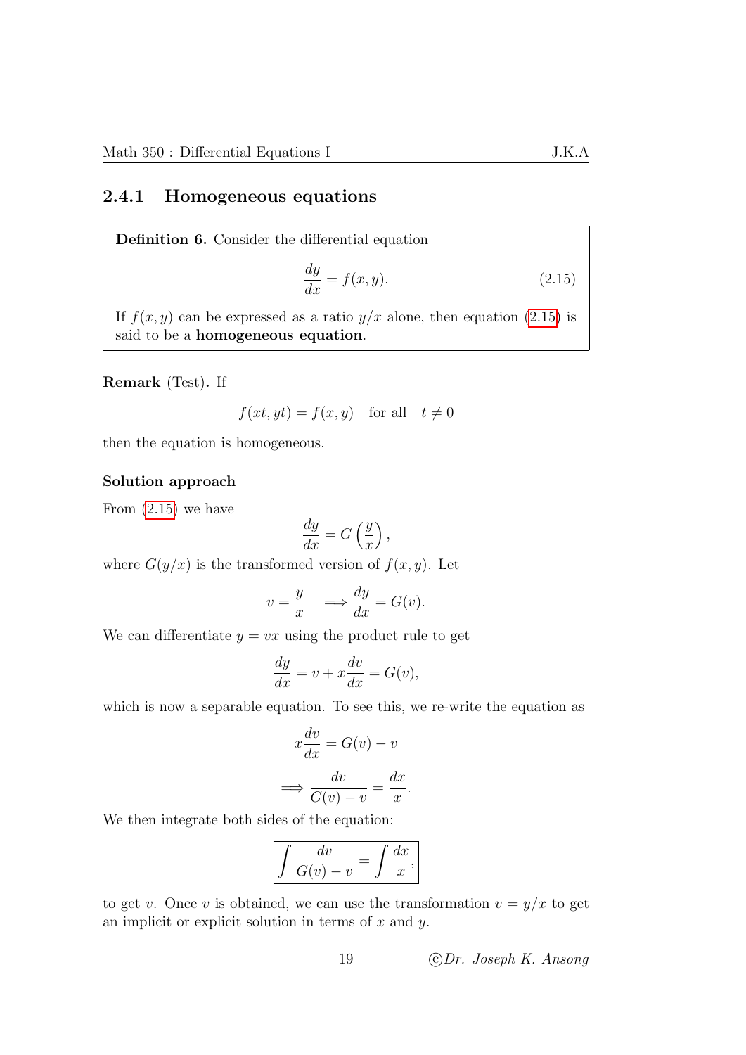### 2.4.1 Homogeneous equations

**Definition 6.** Consider the differential equation

$$\frac{dy}{dx} = f(x, y). \tag{2.15}$$

If $f(x, y)$ can be expressed as a ratio $y/x$ alone, then equation (2.15) is said to be a **homogeneous equation**.

**Remark** (Test)**.** If

$$f(xt, yt) = f(x, y) \quad \text{for all} \quad t \neq 0$$

then the equation is homogeneous.

#### Solution approach

From (2.15) we have

$$\frac{dy}{dx} = G\left(\frac{y}{x}\right),$$

where $G(y/x)$ is the transformed version of $f(x, y)$. Let

$$v = \frac{y}{x} \quad \implies \frac{dy}{dx} = G(v).$$

We can differentiate $y = vx$ using the product rule to get

$$\frac{dy}{dx} = v + x\frac{dv}{dx} = G(v),$$

which is now a separable equation. To see this, we re-write the equation as

$$x\frac{dv}{dx} = G(v) - v$$

$$\implies \frac{dv}{G(v) - v} = \frac{dx}{x}.$$

We then integrate both sides of the equation:

$$\boxed{\int \frac{dv}{G(v) - v} = \int \frac{dx}{x},}$$

to get $v$. Once $v$ is obtained, we can use the transformation $v = y/x$ to get an implicit or explicit solution in terms of $x$ and $y$.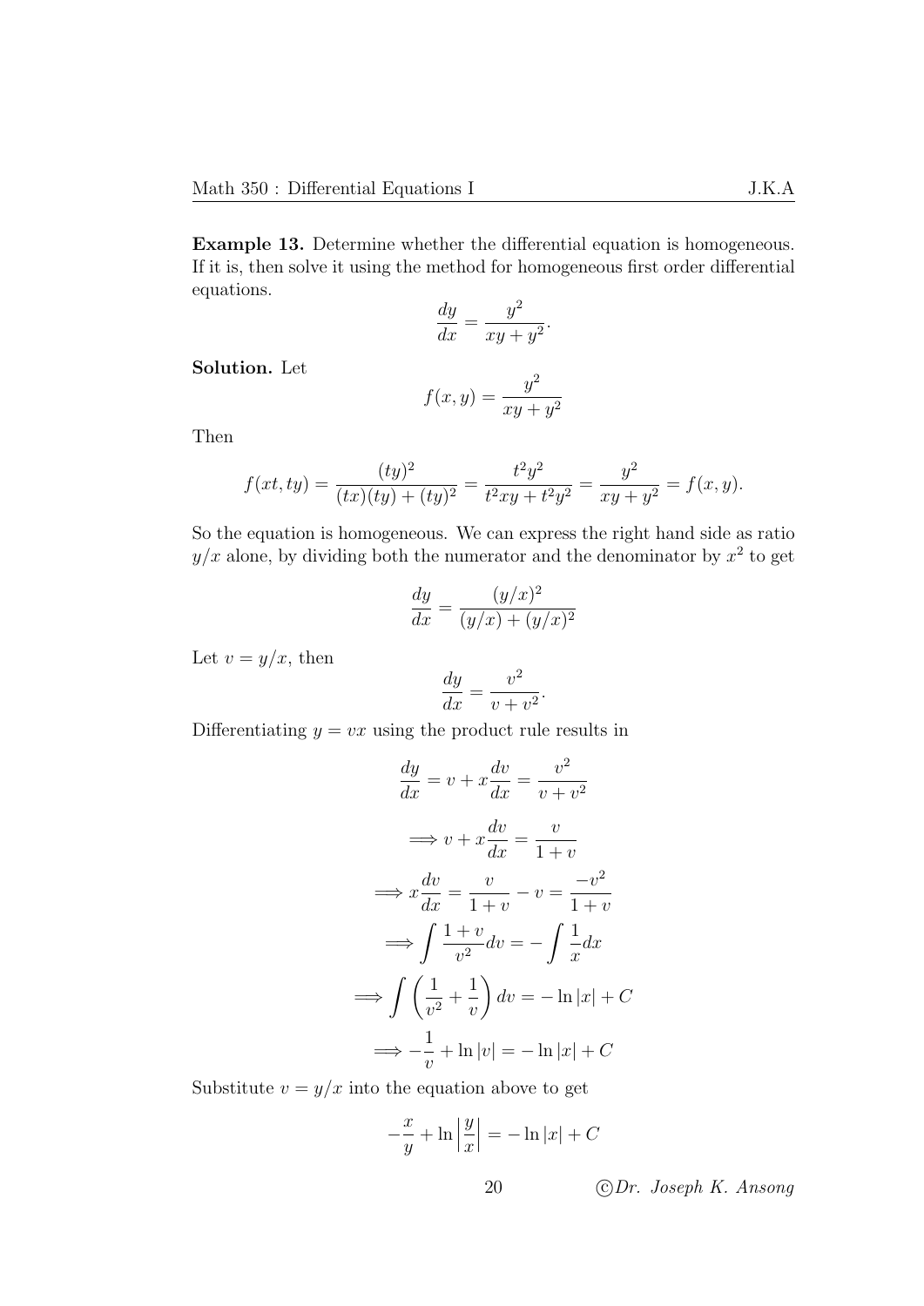**Example 13.** Determine whether the differential equation is homogeneous. If it is, then solve it using the method for homogeneous first order differential equations.

$$\frac{dy}{dx} = \frac{y^2}{xy + y^2}.$$

**Solution.** Let

$$f(x, y) = \frac{y^2}{xy + y^2}$$

Then

$$f(xt, ty) = \frac{(ty)^2}{(tx)(ty) + (ty)^2} = \frac{t^2y^2}{t^2xy + t^2y^2} = \frac{y^2}{xy + y^2} = f(x, y).$$

So the equation is homogeneous. We can express the right hand side as ratio $y/x$ alone, by dividing both the numerator and the denominator by $x^2$ to get

$$\frac{dy}{dx} = \frac{(y/x)^2}{(y/x) + (y/x)^2}$$

Let $v = y/x$, then

$$\frac{dy}{dx} = \frac{v^2}{v + v^2}.$$

Differentiating $y = vx$ using the product rule results in

$$\frac{dy}{dx} = v + x\frac{dv}{dx} = \frac{v^2}{v + v^2}$$

$$\implies v + x\frac{dv}{dx} = \frac{v}{1 + v}$$

$$\implies x\frac{dv}{dx} = \frac{v}{1 + v} - v = \frac{-v^2}{1 + v}$$

$$\implies \int \frac{1 + v}{v^2} dv = -\int \frac{1}{x} dx$$

$$\implies \int \left( \frac{1}{v^2} + \frac{1}{v} \right) dv = -\ln|x| + C$$

$$\implies -\frac{1}{v} + \ln|v| = -\ln|x| + C$$

Substitute $v = y/x$ into the equation above to get

$$-\frac{x}{y} + \ln\left|\frac{y}{x}\right| = -\ln|x| + C$$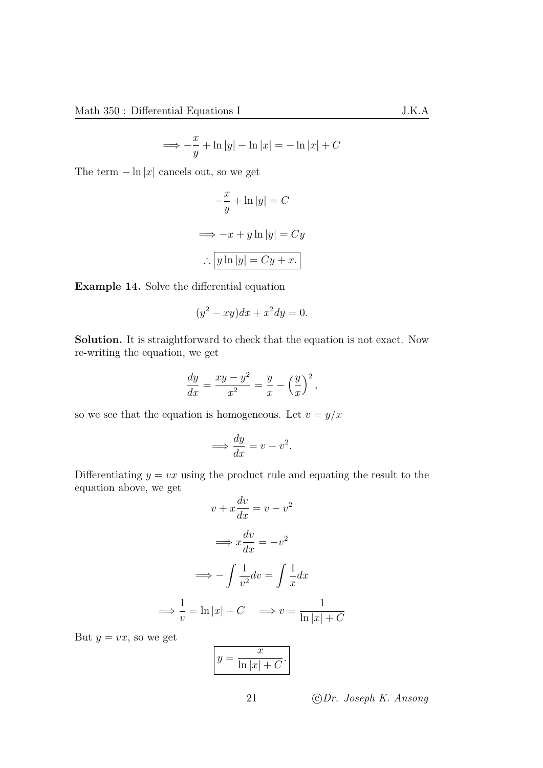$$\implies -\frac{x}{y} + \ln|y| - \ln|x| = -\ln|x| + C$$

The term $-\ln|x|$ cancels out, so we get

$$-\frac{x}{y} + \ln|y| = C$$

$$\implies -x + y\ln|y| = Cy$$

$$\therefore \boxed{y\ln|y| = Cy + x.}$$

**Example 14.** Solve the differential equation

$$(y^2 - xy)dx + x^2 dy = 0.$$

**Solution.** It is straightforward to check that the equation is not exact. Now re-writing the equation, we get

$$\frac{dy}{dx} = \frac{xy - y^2}{x^2} = \frac{y}{x} - \left(\frac{y}{x}\right)^2,$$

so we see that the equation is homogeneous. Let $v = y/x$

$$\implies \frac{dy}{dx} = v - v^2.$$

Differentiating $y = vx$ using the product rule and equating the result to the equation above, we get

$$v + x\frac{dv}{dx} = v - v^2$$

$$\implies x\frac{dv}{dx} = -v^2$$

$$\implies -\int \frac{1}{v^2}dv = \int \frac{1}{x}dx$$

$$\implies \frac{1}{v} = \ln|x| + C \quad \implies v = \frac{1}{\ln|x| + C}$$

But $y = vx$, so we get

$$\boxed{y = \frac{x}{\ln|x| + C}.}$$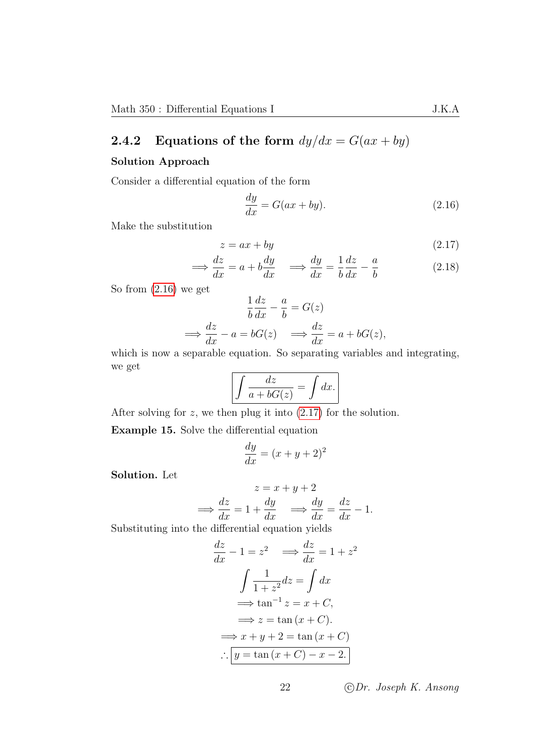### 2.4.2 Equations of the form $dy/dx = G(ax + by)$

**Solution Approach**

Consider a differential equation of the form

$$\frac{dy}{dx} = G(ax + by). \tag{2.16}$$

Make the substitution

$$z = ax + by \tag{2.17}$$

$$\implies \frac{dz}{dx} = a + b\frac{dy}{dx} \quad \implies \frac{dy}{dx} = \frac{1}{b}\frac{dz}{dx} - \frac{a}{b} \tag{2.18}$$

So from (2.16) we get

$$\frac{1}{b}\frac{dz}{dx} - \frac{a}{b} = G(z)$$

$$\implies \frac{dz}{dx} - a = bG(z) \quad \implies \frac{dz}{dx} = a + bG(z),$$

which is now a separable equation. So separating variables and integrating, we get

$$\boxed{\int \frac{dz}{a + bG(z)} = \int dx.}$$

After solving for $z$, we then plug it into (2.17) for the solution.

**Example 15.** Solve the differential equation

$$\frac{dy}{dx} = (x + y + 2)^2$$

**Solution.** Let

$$z = x + y + 2$$

$$\implies \frac{dz}{dx} = 1 + \frac{dy}{dx} \quad \implies \frac{dy}{dx} = \frac{dz}{dx} - 1.$$

Substituting into the differential equation yields

$$\frac{dz}{dx} - 1 = z^2 \quad \implies \frac{dz}{dx} = 1 + z^2$$

$$\int \frac{1}{1 + z^2}dz = \int dx$$

$$\implies \tan^{-1} z = x + C,$$

$$\implies z = \tan(x + C).$$

$$\implies x + y + 2 = \tan(x + C)$$

$$\therefore \boxed{y = \tan(x + C) - x - 2.}$$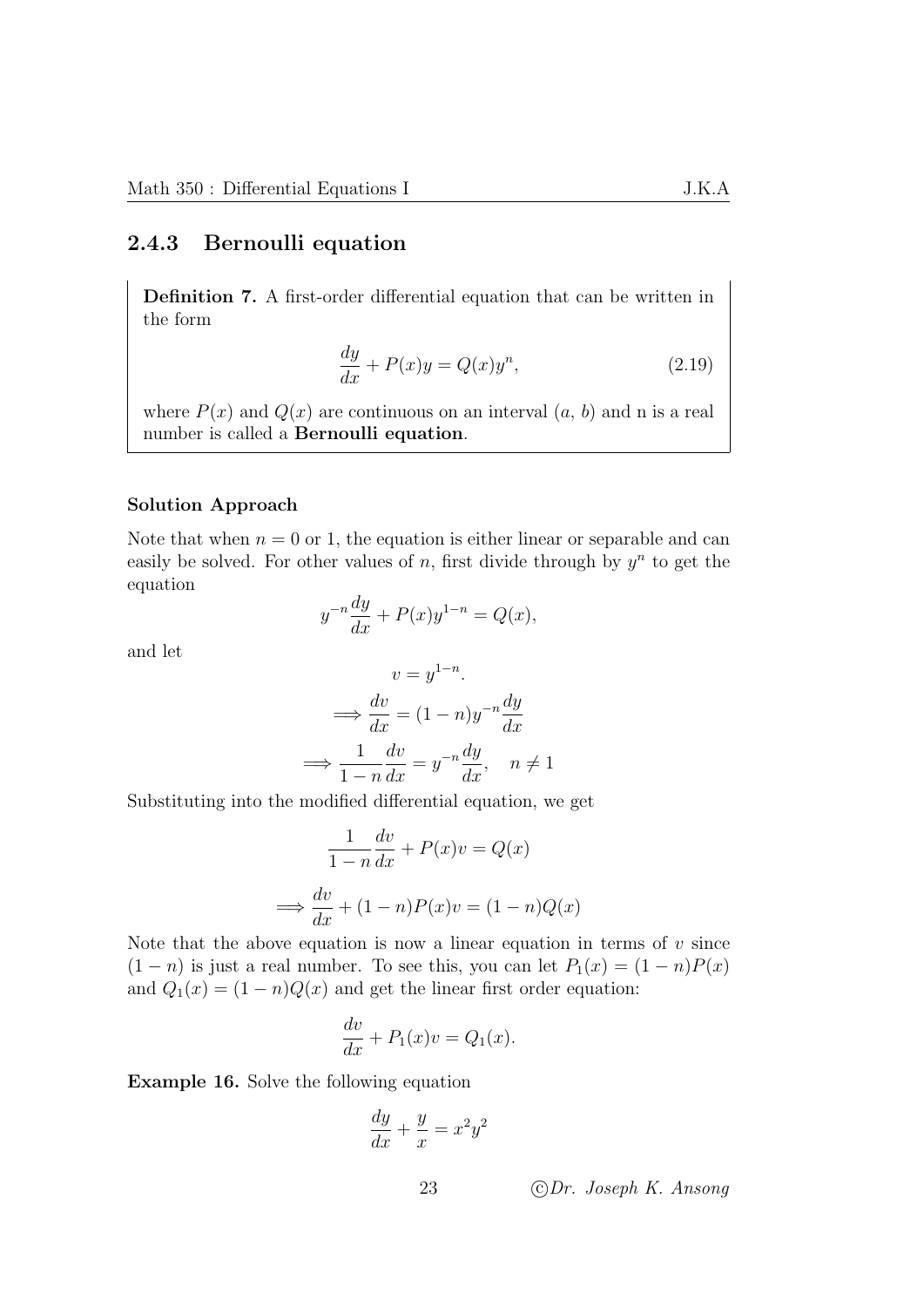### 2.4.3 Bernoulli equation

**Definition 7.** A first-order differential equation that can be written in the form

$$\frac{dy}{dx} + P(x)y = Q(x)y^n, \tag{2.19}$$

where $P(x)$ and $Q(x)$ are continuous on an interval $(a,\, b)$ and n is a real number is called a **Bernoulli equation**.

#### Solution Approach

Note that when $n = 0$ or 1, the equation is either linear or separable and can easily be solved. For other values of $n$, first divide through by $y^n$ to get the equation

$$y^{-n}\frac{dy}{dx} + P(x)y^{1-n} = Q(x),$$

and let

$$v = y^{1-n}.$$

$$\implies \frac{dv}{dx} = (1-n)y^{-n}\frac{dy}{dx}$$

$$\implies \frac{1}{1-n}\frac{dv}{dx} = y^{-n}\frac{dy}{dx}, \quad n \neq 1$$

Substituting into the modified differential equation, we get

$$\frac{1}{1-n}\frac{dv}{dx} + P(x)v = Q(x)$$

$$\implies \frac{dv}{dx} + (1-n)P(x)v = (1-n)Q(x)$$

Note that the above equation is now a linear equation in terms of $v$ since $(1-n)$ is just a real number. To see this, you can let $P_1(x) = (1-n)P(x)$ and $Q_1(x) = (1-n)Q(x)$ and get the linear first order equation:

$$\frac{dv}{dx} + P_1(x)v = Q_1(x).$$

**Example 16.** Solve the following equation

$$\frac{dy}{dx} + \frac{y}{x} = x^2y^2$$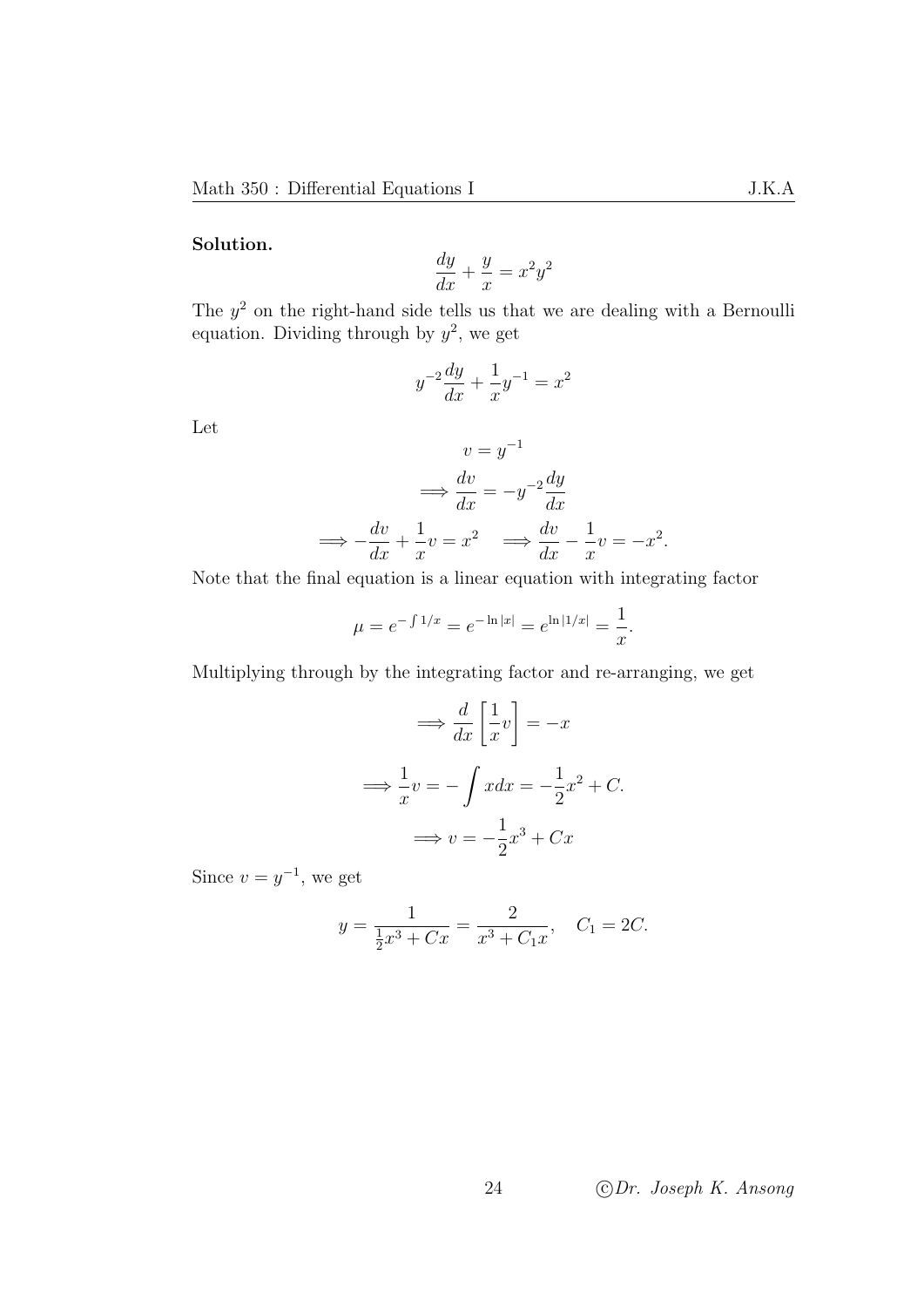**Solution.**

$$\frac{dy}{dx} + \frac{y}{x} = x^2y^2$$

The $y^2$ on the right-hand side tells us that we are dealing with a Bernoulli equation. Dividing through by $y^2$, we get

$$y^{-2}\frac{dy}{dx} + \frac{1}{x}y^{-1} = x^2$$

Let

$$v = y^{-1}$$

$$\implies \frac{dv}{dx} = -y^{-2}\frac{dy}{dx}$$

$$\implies -\frac{dv}{dx} + \frac{1}{x}v = x^2 \quad \implies \frac{dv}{dx} - \frac{1}{x}v = -x^2.$$

Note that the final equation is a linear equation with integrating factor

$$\mu = e^{-\int 1/x} = e^{-\ln|x|} = e^{\ln|1/x|} = \frac{1}{x}.$$

Multiplying through by the integrating factor and re-arranging, we get

$$\implies \frac{d}{dx}\left[\frac{1}{x}v\right] = -x$$

$$\implies \frac{1}{x}v = -\int x dx = -\frac{1}{2}x^2 + C.$$

$$\implies v = -\frac{1}{2}x^3 + Cx$$

Since $v = y^{-1}$, we get

$$y = \frac{1}{\frac{1}{2}x^3 + Cx} = \frac{2}{x^3 + C_1x}, \quad C_1 = 2C.$$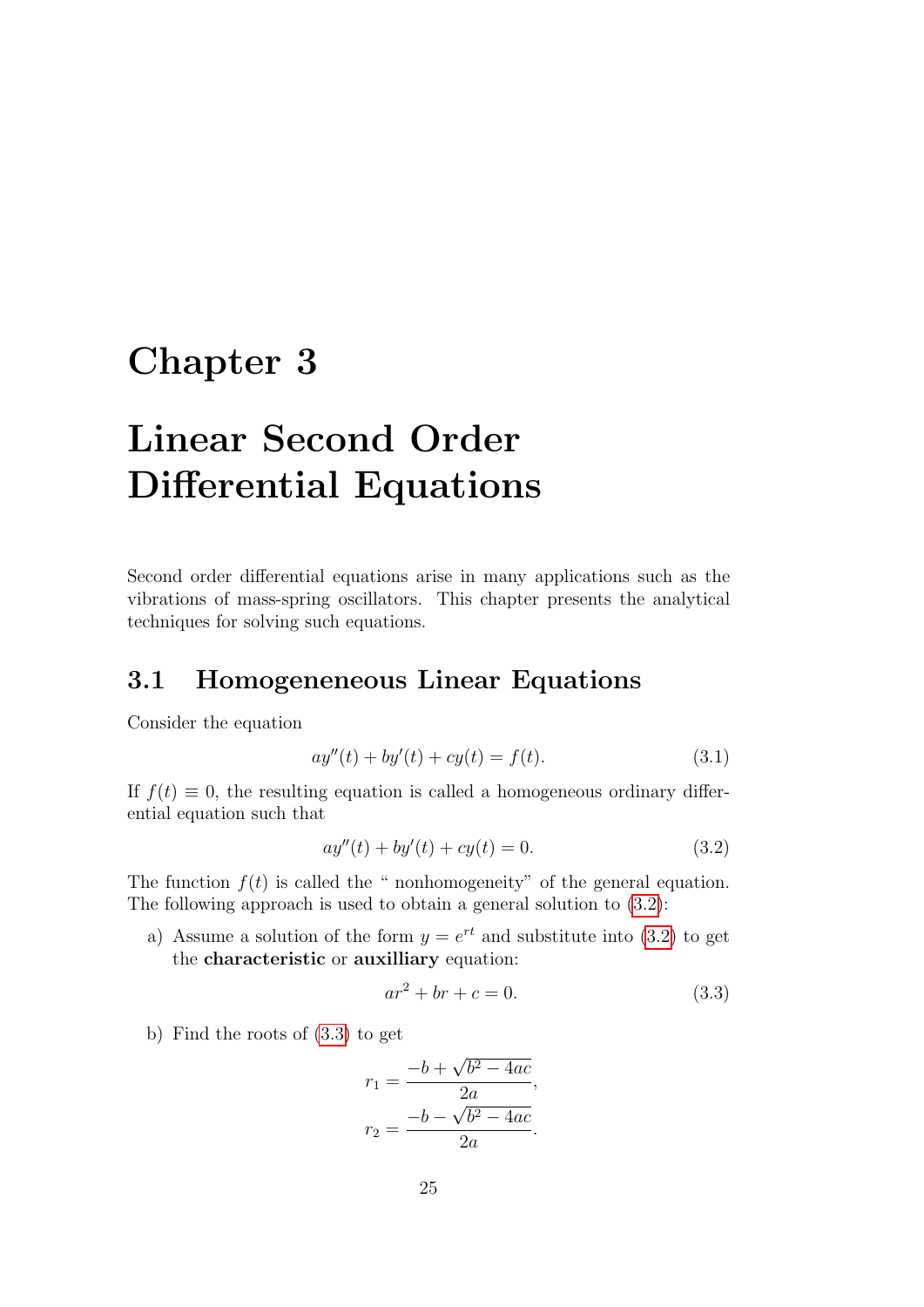# Chapter 3

# Linear Second Order Differential Equations

Second order differential equations arise in many applications such as the vibrations of mass-spring oscillators. This chapter presents the analytical techniques for solving such equations.

## 3.1 Homogeneneous Linear Equations

Consider the equation

$$ay''(t) + by'(t) + cy(t) = f(t). \tag{3.1}$$

If $f(t) \equiv 0$, the resulting equation is called a homogeneous ordinary differential equation such that

$$ay''(t) + by'(t) + cy(t) = 0. \tag{3.2}$$

The function $f(t)$ is called the " nonhomogeneity" of the general equation. The following approach is used to obtain a general solution to (3.2):

a) Assume a solution of the form $y = e^{rt}$ and substitute into (3.2) to get the **characteristic** or **auxilliary** equation:

$$ar^2 + br + c = 0. \tag{3.3}$$

b) Find the roots of (3.3) to get

$$r_1 = \frac{-b + \sqrt{b^2 - 4ac}}{2a},$$
$$r_2 = \frac{-b - \sqrt{b^2 - 4ac}}{2a}.$$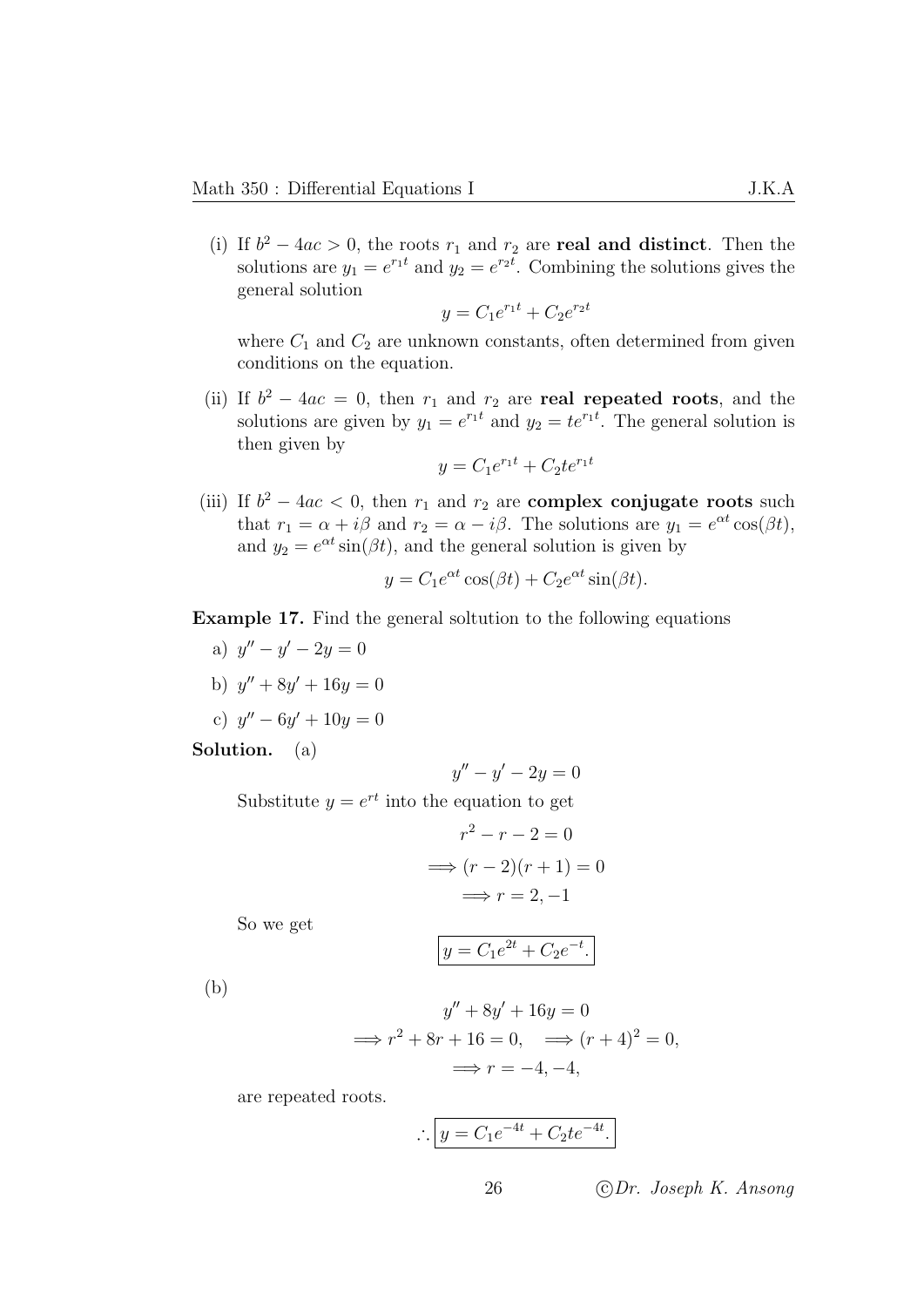(i) If $b^2 - 4ac > 0$, the roots $r_1$ and $r_2$ are **real and distinct**. Then the solutions are $y_1 = e^{r_1 t}$ and $y_2 = e^{r_2 t}$. Combining the solutions gives the general solution

$$y = C_1 e^{r_1 t} + C_2 e^{r_2 t}$$

where $C_1$ and $C_2$ are unknown constants, often determined from given conditions on the equation.

(ii) If $b^2 - 4ac = 0$, then $r_1$ and $r_2$ are **real repeated roots**, and the solutions are given by $y_1 = e^{r_1 t}$ and $y_2 = te^{r_1 t}$. The general solution is then given by

$$y = C_1 e^{r_1 t} + C_2 t e^{r_1 t}$$

(iii) If $b^2 - 4ac < 0$, then $r_1$ and $r_2$ are **complex conjugate roots** such that $r_1 = \alpha + i\beta$ and $r_2 = \alpha - i\beta$. The solutions are $y_1 = e^{\alpha t}\cos(\beta t)$, and $y_2 = e^{\alpha t}\sin(\beta t)$, and the general solution is given by

$$y = C_1 e^{\alpha t}\cos(\beta t) + C_2 e^{\alpha t}\sin(\beta t).$$

**Example 17.** Find the general soltution to the following equations

a) $y'' - y' - 2y = 0$

b) $y'' + 8y' + 16y = 0$

c) $y'' - 6y' + 10y = 0$

**Solution.** (a)

$$y'' - y' - 2y = 0$$

Substitute $y = e^{rt}$ into the equation to get

$$r^2 - r - 2 = 0$$
$$\Longrightarrow (r-2)(r+1) = 0$$
$$\Longrightarrow r = 2, -1$$

So we get

$$\boxed{y = C_1 e^{2t} + C_2 e^{-t}.}$$

(b)

$$y'' + 8y' + 16y = 0$$
$$\Longrightarrow r^2 + 8r + 16 = 0, \quad \Longrightarrow (r+4)^2 = 0,$$
$$\Longrightarrow r = -4, -4,$$

are repeated roots.

$$\therefore \boxed{y = C_1 e^{-4t} + C_2 t e^{-4t}.}$$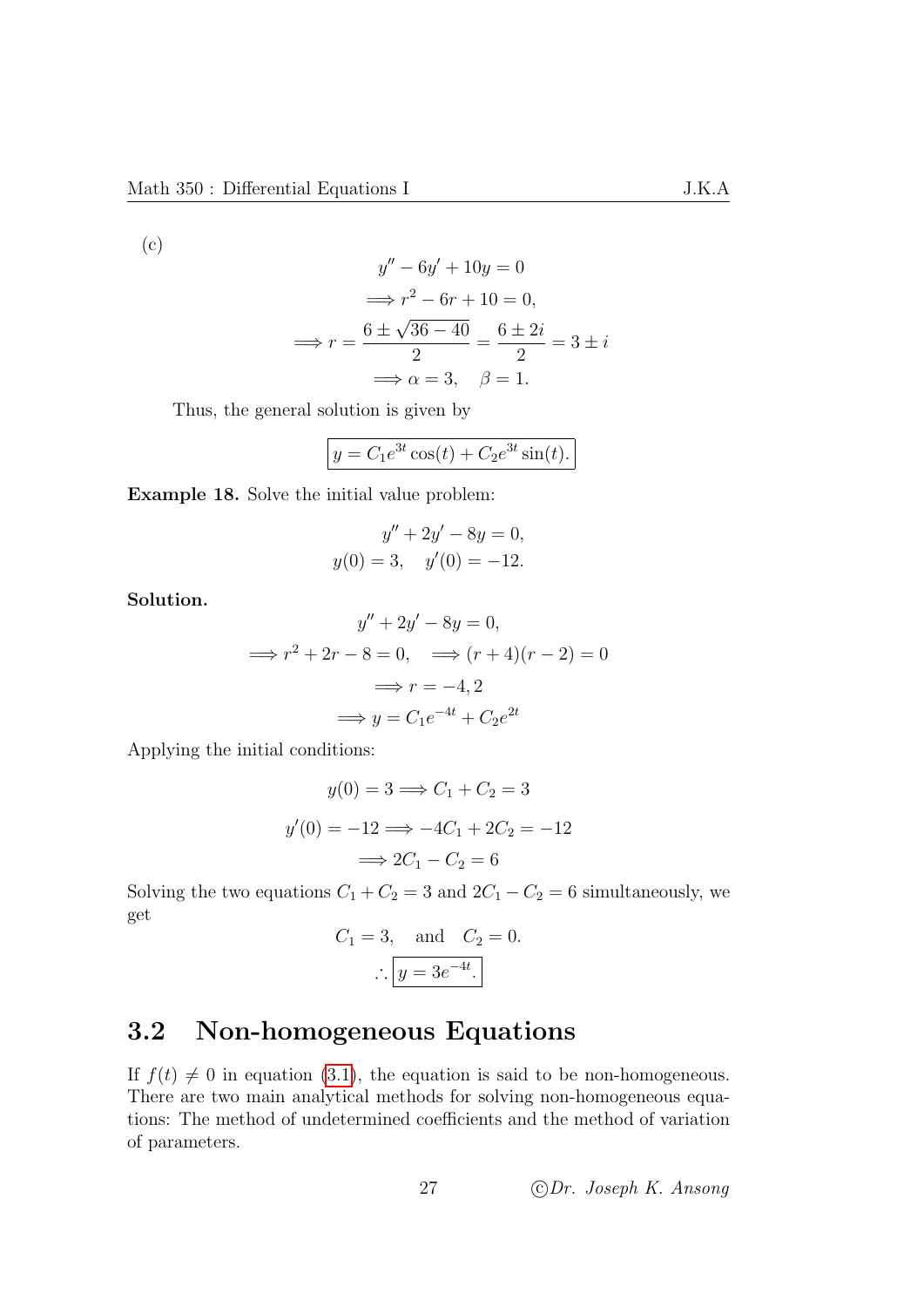(c)

$$y'' - 6y' + 10y = 0$$
$$\implies r^2 - 6r + 10 = 0,$$
$$\implies r = \frac{6 \pm \sqrt{36 - 40}}{2} = \frac{6 \pm 2i}{2} = 3 \pm i$$
$$\implies \alpha = 3, \quad \beta = 1.$$

Thus, the general solution is given by

$$\boxed{y = C_1 e^{3t}\cos(t) + C_2 e^{3t}\sin(t).}$$

**Example 18.** Solve the initial value problem:

$$y'' + 2y' - 8y = 0,$$
$$y(0) = 3, \quad y'(0) = -12.$$

**Solution.**

$$y'' + 2y' - 8y = 0,$$
$$\implies r^2 + 2r - 8 = 0, \quad \implies (r + 4)(r - 2) = 0$$
$$\implies r = -4, 2$$
$$\implies y = C_1 e^{-4t} + C_2 e^{2t}$$

Applying the initial conditions:

$$y(0) = 3 \implies C_1 + C_2 = 3$$
$$y'(0) = -12 \implies -4C_1 + 2C_2 = -12$$
$$\implies 2C_1 - C_2 = 6$$

Solving the two equations $C_1 + C_2 = 3$ and $2C_1 - C_2 = 6$ simultaneously, we get

$$C_1 = 3, \quad \text{and} \quad C_2 = 0.$$
$$\therefore \boxed{y = 3e^{-4t}.}$$

## 3.2 Non-homogeneous Equations

If $f(t) \neq 0$ in equation (3.1), the equation is said to be non-homogeneous. There are two main analytical methods for solving non-homogeneous equations: The method of undetermined coefficients and the method of variation of parameters.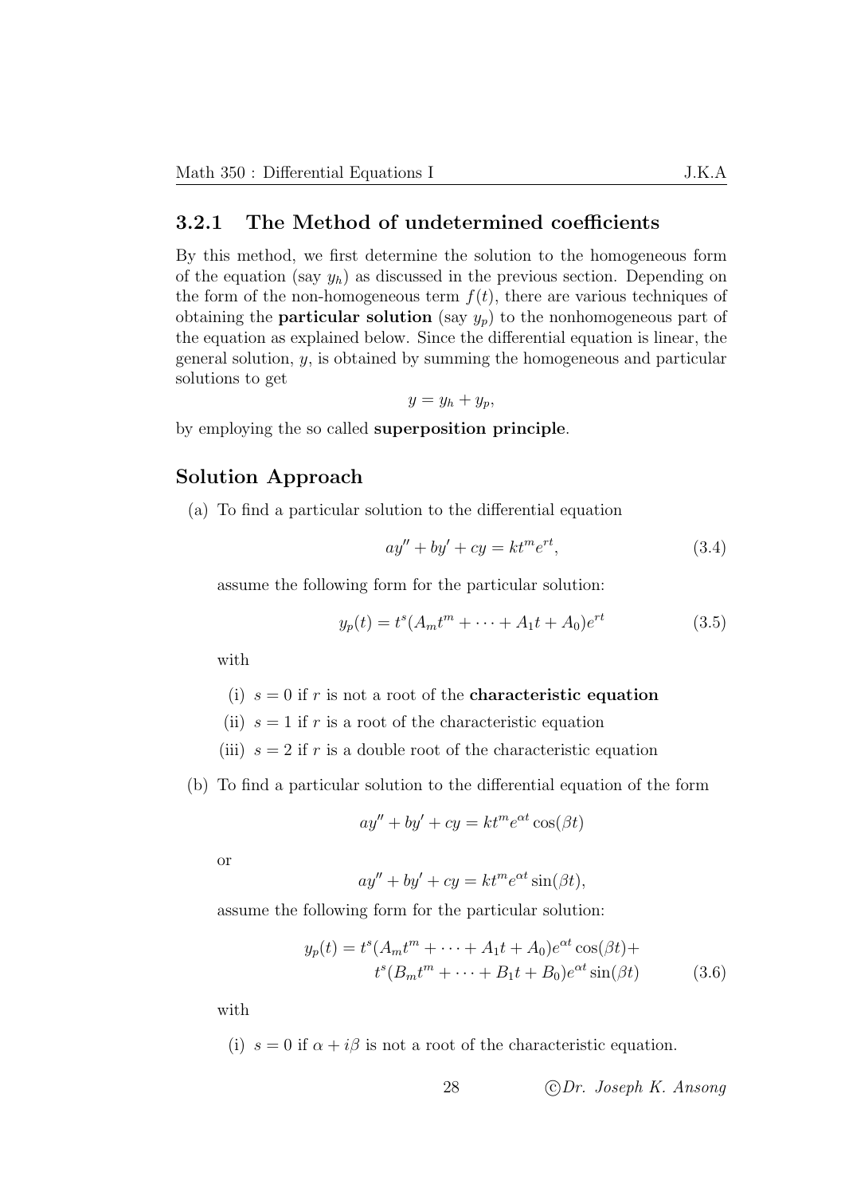### 3.2.1 The Method of undetermined coefficients

By this method, we first determine the solution to the homogeneous form of the equation (say $y_h$) as discussed in the previous section. Depending on the form of the non-homogeneous term $f(t)$, there are various techniques of obtaining the **particular solution** (say $y_p$) to the nonhomogeneous part of the equation as explained below. Since the differential equation is linear, the general solution, $y$, is obtained by summing the homogeneous and particular solutions to get

$$y = y_h + y_p,$$

by employing the so called **superposition principle**.

## Solution Approach

(a) To find a particular solution to the differential equation

$$ay'' + by' + cy = kt^m e^{rt}, \tag{3.4}$$

assume the following form for the particular solution:

$$y_p(t) = t^s(A_m t^m + \cdots + A_1 t + A_0)e^{rt} \tag{3.5}$$

with

(i) $s = 0$ if $r$ is not a root of the **characteristic equation**

(ii) $s = 1$ if $r$ is a root of the characteristic equation

(iii) $s = 2$ if $r$ is a double root of the characteristic equation

(b) To find a particular solution to the differential equation of the form

$$ay'' + by' + cy = kt^m e^{\alpha t}\cos(\beta t)$$

or

$$ay'' + by' + cy = kt^m e^{\alpha t}\sin(\beta t),$$

assume the following form for the particular solution:

$$\begin{aligned} y_p(t) = \; & t^s(A_m t^m + \cdots + A_1 t + A_0)e^{\alpha t}\cos(\beta t) + \\ & t^s(B_m t^m + \cdots + B_1 t + B_0)e^{\alpha t}\sin(\beta t) \end{aligned} \tag{3.6}$$

with

(i) $s = 0$ if $\alpha + i\beta$ is not a root of the characteristic equation.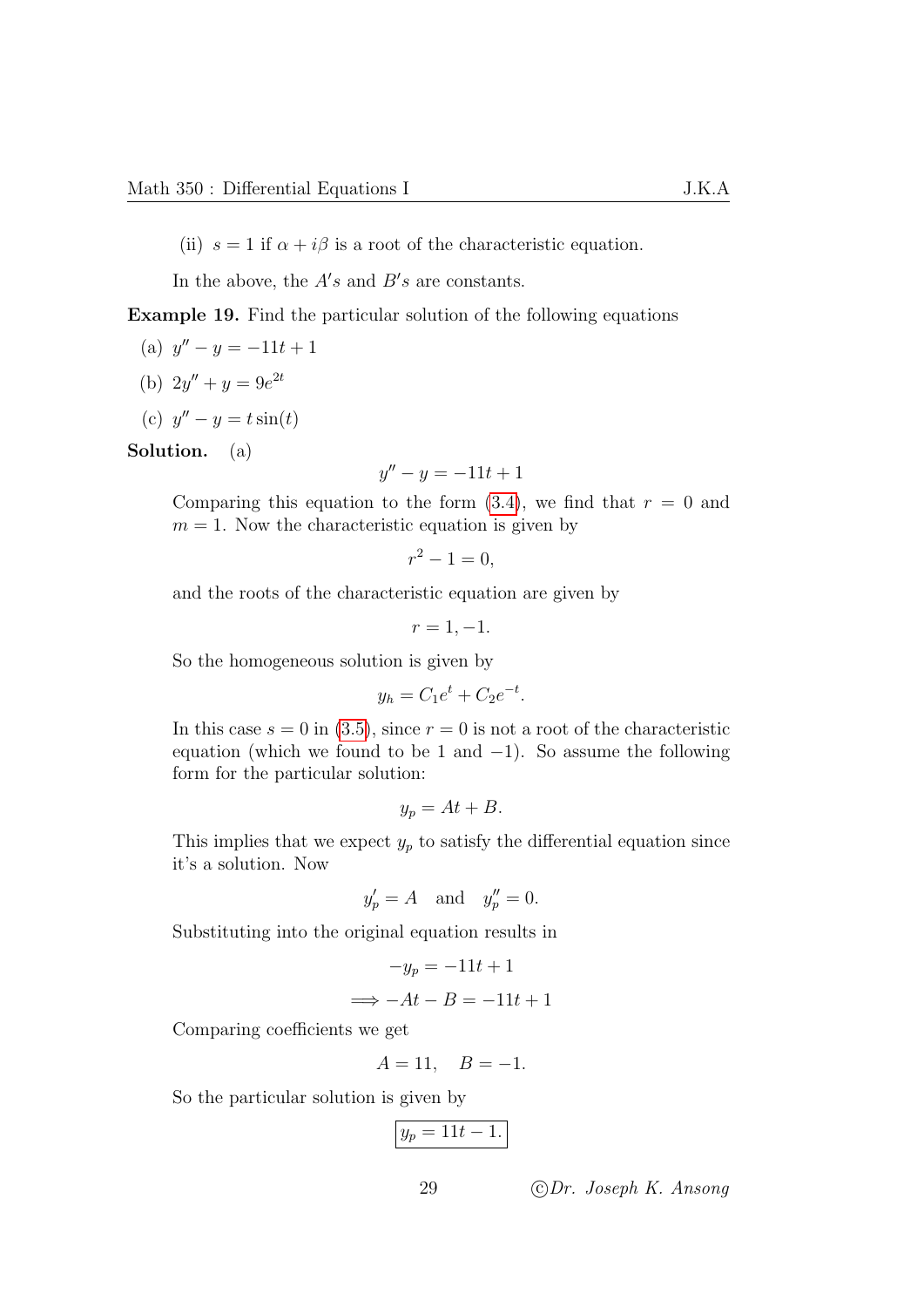(ii) $s = 1$ if $\alpha + i\beta$ is a root of the characteristic equation.

In the above, the $A's$ and $B's$ are constants.

**Example 19.** Find the particular solution of the following equations

(a) $y'' - y = -11t + 1$

(b) $2y'' + y = 9e^{2t}$

(c) $y'' - y = t\sin(t)$

**Solution.** (a)

$$y'' - y = -11t + 1$$

Comparing this equation to the form (3.4), we find that $r = 0$ and $m = 1$. Now the characteristic equation is given by

$$r^2 - 1 = 0,$$

and the roots of the characteristic equation are given by

$$r = 1, -1.$$

So the homogeneous solution is given by

$$y_h = C_1 e^t + C_2 e^{-t}.$$

In this case $s = 0$ in (3.5), since $r = 0$ is not a root of the characteristic equation (which we found to be 1 and $-1$). So assume the following form for the particular solution:

$$y_p = At + B.$$

This implies that we expect $y_p$ to satisfy the differential equation since it's a solution. Now

$$y_p' = A \quad \text{and} \quad y_p'' = 0.$$

Substituting into the original equation results in

$$-y_p = -11t + 1$$

$$\implies -At - B = -11t + 1$$

Comparing coefficients we get

$$A = 11, \quad B = -1.$$

So the particular solution is given by

$$\boxed{y_p = 11t - 1.}$$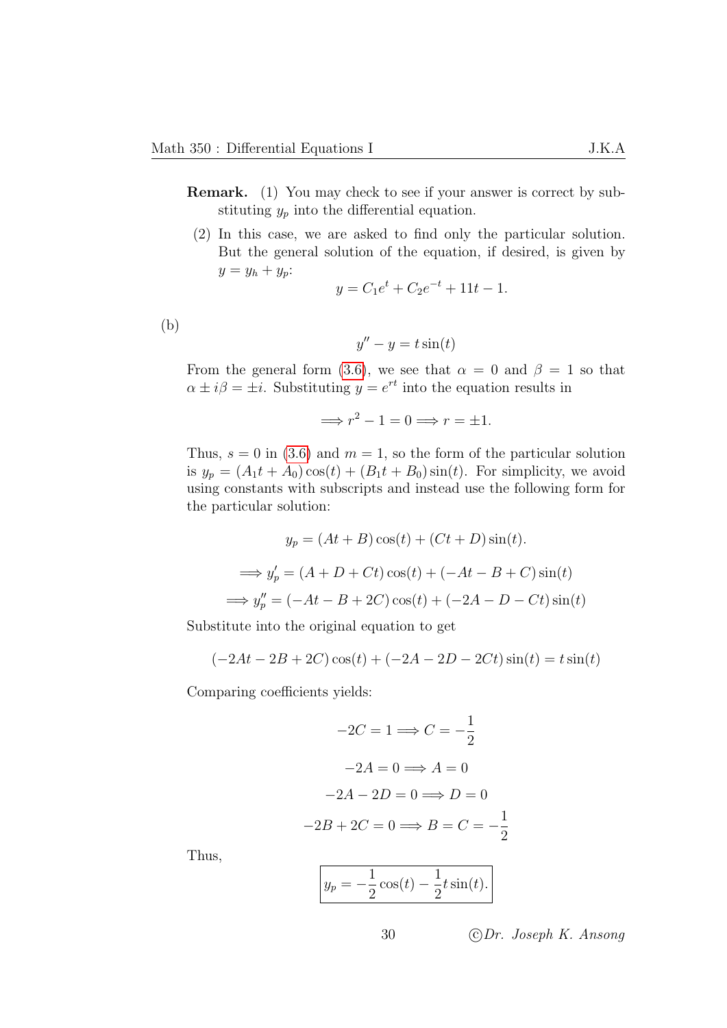**Remark.** (1) You may check to see if your answer is correct by substituting $y_p$ into the differential equation.

(2) In this case, we are asked to find only the particular solution. But the general solution of the equation, if desired, is given by $y = y_h + y_p$:

$$y = C_1 e^t + C_2 e^{-t} + 11t - 1.$$

(b)

$$y'' - y = t\sin(t)$$

From the general form (3.6), we see that $\alpha = 0$ and $\beta = 1$ so that $\alpha \pm i\beta = \pm i$. Substituting $y = e^{rt}$ into the equation results in

$$\Longrightarrow r^2 - 1 = 0 \Longrightarrow r = \pm 1.$$

Thus, $s = 0$ in (3.6) and $m = 1$, so the form of the particular solution is $y_p = (A_1 t + A_0)\cos(t) + (B_1 t + B_0)\sin(t)$. For simplicity, we avoid using constants with subscripts and instead use the following form for the particular solution:

$$y_p = (At + B)\cos(t) + (Ct + D)\sin(t).$$

$$\Longrightarrow y_p' = (A + D + Ct)\cos(t) + (-At - B + C)\sin(t)$$

$$\Longrightarrow y_p'' = (-At - B + 2C)\cos(t) + (-2A - D - Ct)\sin(t)$$

Substitute into the original equation to get

$$(-2At - 2B + 2C)\cos(t) + (-2A - 2D - 2Ct)\sin(t) = t\sin(t)$$

Comparing coefficients yields:

$$-2C = 1 \Longrightarrow C = -\frac{1}{2}$$

$$-2A = 0 \Longrightarrow A = 0$$

$$-2A - 2D = 0 \Longrightarrow D = 0$$

$$-2B + 2C = 0 \Longrightarrow B = C = -\frac{1}{2}$$

Thus,

$$\boxed{y_p = -\frac{1}{2}\cos(t) - \frac{1}{2}t\sin(t).}$$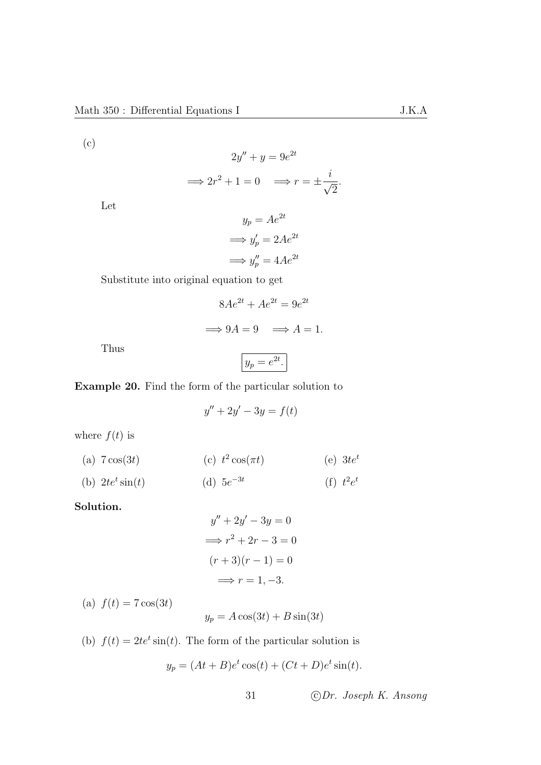(c)

$$2y'' + y = 9e^{2t}$$

$$\implies 2r^2 + 1 = 0 \quad \implies r = \pm\frac{i}{\sqrt{2}}.$$

Let

$$y_p = Ae^{2t}$$

$$\implies y_p' = 2Ae^{2t}$$

$$\implies y_p'' = 4Ae^{2t}$$

Substitute into original equation to get

$$8Ae^{2t} + Ae^{2t} = 9e^{2t}$$

$$\implies 9A = 9 \quad \implies A = 1.$$

Thus

$$\boxed{y_p = e^{2t}.}$$

**Example 20.** Find the form of the particular solution to

$$y'' + 2y' - 3y = f(t)$$

where $f(t)$ is

(a) $7\cos(3t)$

(b) $2te^t\sin(t)$

(c) $t^2\cos(\pi t)$

(d) $5e^{-3t}$

(e) $3te^t$

(f) $t^2e^t$

**Solution.**

$$y'' + 2y' - 3y = 0$$

$$\implies r^2 + 2r - 3 = 0$$

$$(r+3)(r-1) = 0$$

$$\implies r = 1, -3.$$

(a) $f(t) = 7\cos(3t)$

$$y_p = A\cos(3t) + B\sin(3t)$$

(b) $f(t) = 2te^t\sin(t)$. The form of the particular solution is

$$y_p = (At + B)e^t\cos(t) + (Ct + D)e^t\sin(t).$$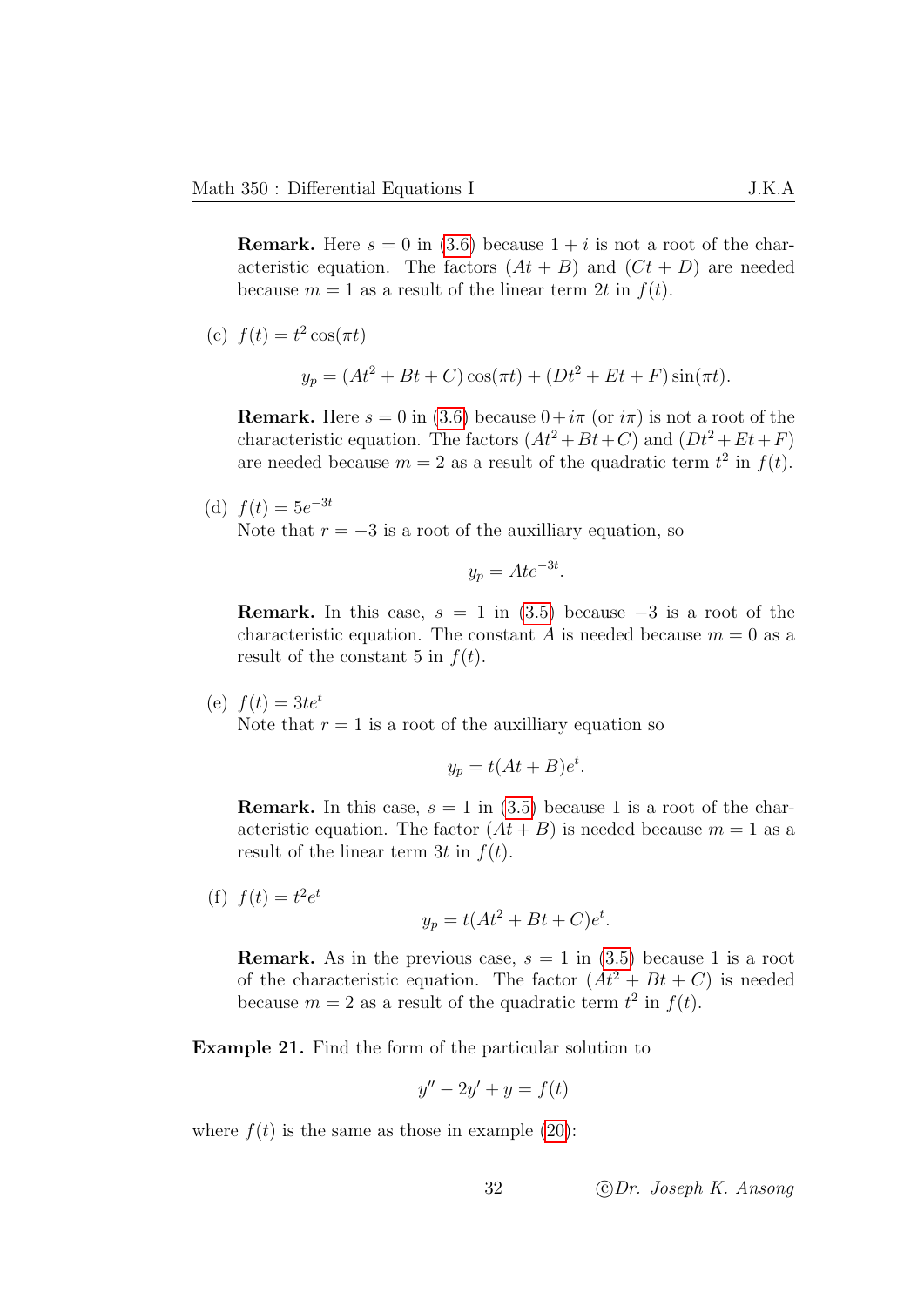**Remark.** Here $s = 0$ in (3.6) because $1 + i$ is not a root of the characteristic equation. The factors $(At + B)$ and $(Ct + D)$ are needed because $m = 1$ as a result of the linear term $2t$ in $f(t)$.

(c) $f(t) = t^2 \cos(\pi t)$

$$y_p = (At^2 + Bt + C)\cos(\pi t) + (Dt^2 + Et + F)\sin(\pi t).$$

**Remark.** Here $s = 0$ in (3.6) because $0 + i\pi$ (or $i\pi$) is not a root of the characteristic equation. The factors $(At^2 + Bt + C)$ and $(Dt^2 + Et + F)$ are needed because $m = 2$ as a result of the quadratic term $t^2$ in $f(t)$.

(d) $f(t) = 5e^{-3t}$
Note that $r = -3$ is a root of the auxilliary equation, so

$$y_p = Ate^{-3t}.$$

**Remark.** In this case, $s = 1$ in (3.5) because $-3$ is a root of the characteristic equation. The constant $A$ is needed because $m = 0$ as a result of the constant 5 in $f(t)$.

(e) $f(t) = 3te^t$
Note that $r = 1$ is a root of the auxilliary equation so

$$y_p = t(At + B)e^t.$$

**Remark.** In this case, $s = 1$ in (3.5) because 1 is a root of the characteristic equation. The factor $(At + B)$ is needed because $m = 1$ as a result of the linear term $3t$ in $f(t)$.

(f) $f(t) = t^2 e^t$

$$y_p = t(At^2 + Bt + C)e^t.$$

**Remark.** As in the previous case, $s = 1$ in (3.5) because 1 is a root of the characteristic equation. The factor $(At^2 + Bt + C)$ is needed because $m = 2$ as a result of the quadratic term $t^2$ in $f(t)$.

**Example 21.** Find the form of the particular solution to

$$y'' - 2y' + y = f(t)$$

where $f(t)$ is the same as those in example (20):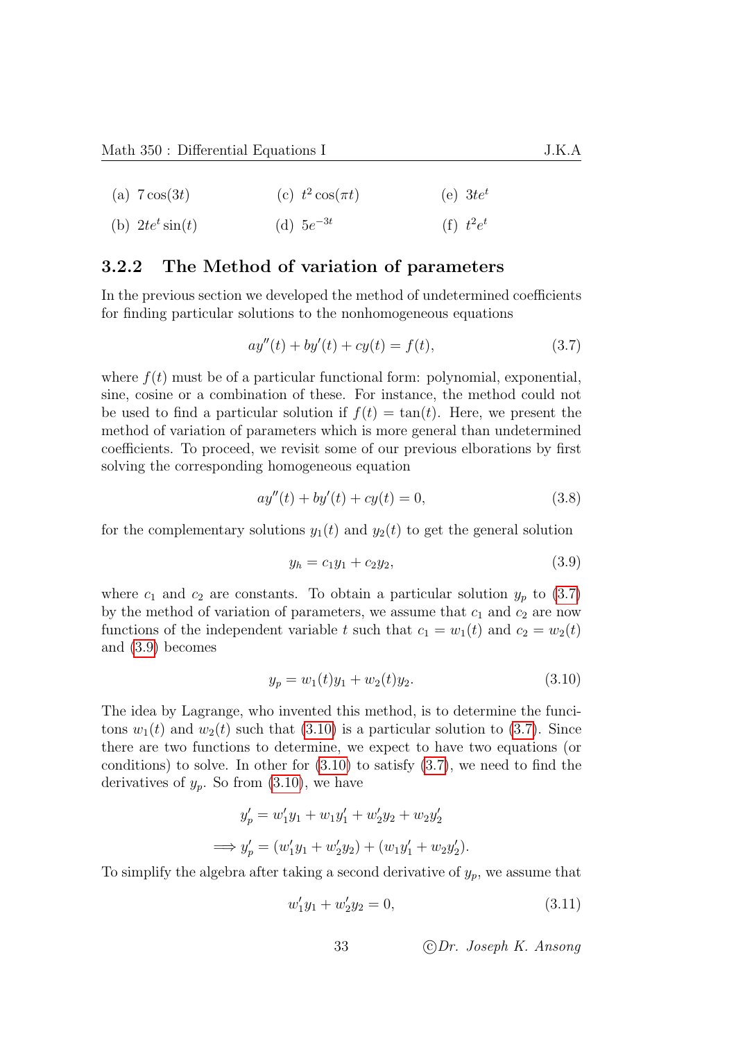(a) $7\cos(3t)$

(b) $2te^t\sin(t)$

(c) $t^2\cos(\pi t)$

(d) $5e^{-3t}$

(e) $3te^t$

(f) $t^2e^t$

### 3.2.2 The Method of variation of parameters

In the previous section we developed the method of undetermined coefficients for finding particular solutions to the nonhomogeneous equations

$$ay''(t) + by'(t) + cy(t) = f(t), \tag{3.7}$$

where $f(t)$ must be of a particular functional form: polynomial, exponential, sine, cosine or a combination of these. For instance, the method could not be used to find a particular solution if $f(t) = \tan(t)$. Here, we present the method of variation of parameters which is more general than undetermined coefficients. To proceed, we revisit some of our previous elborations by first solving the corresponding homogeneous equation

$$ay''(t) + by'(t) + cy(t) = 0, \tag{3.8}$$

for the complementary solutions $y_1(t)$ and $y_2(t)$ to get the general solution

$$y_h = c_1y_1 + c_2y_2, \tag{3.9}$$

where $c_1$ and $c_2$ are constants. To obtain a particular solution $y_p$ to (3.7) by the method of variation of parameters, we assume that $c_1$ and $c_2$ are now functions of the independent variable $t$ such that $c_1 = w_1(t)$ and $c_2 = w_2(t)$ and (3.9) becomes

$$y_p = w_1(t)y_1 + w_2(t)y_2. \tag{3.10}$$

The idea by Lagrange, who invented this method, is to determine the funcitons $w_1(t)$ and $w_2(t)$ such that (3.10) is a particular solution to (3.7). Since there are two functions to determine, we expect to have two equations (or conditions) to solve. In other for (3.10) to satisfy (3.7), we need to find the derivatives of $y_p$. So from (3.10), we have

$$y_p' = w_1'y_1 + w_1y_1' + w_2'y_2 + w_2y_2'$$

$$\implies y_p' = (w_1'y_1 + w_2'y_2) + (w_1y_1' + w_2y_2').$$

To simplify the algebra after taking a second derivative of $y_p$, we assume that

$$w_1'y_1 + w_2'y_2 = 0, \tag{3.11}$$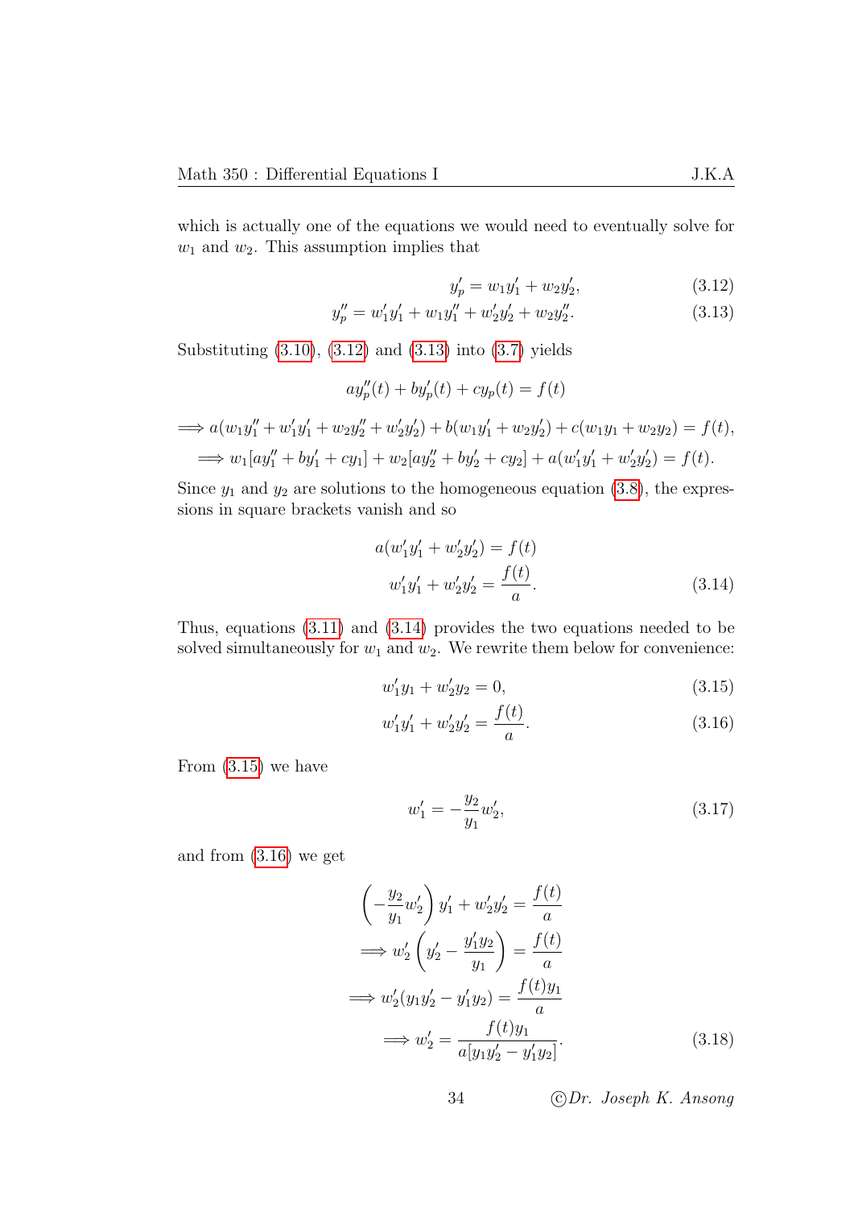which is actually one of the equations we would need to eventually solve for $w_1$ and $w_2$. This assumption implies that

$$y_p' = w_1 y_1' + w_2 y_2', \tag{3.12}$$

$$y_p'' = w_1' y_1' + w_1 y_1'' + w_2' y_2' + w_2 y_2''. \tag{3.13}$$

Substituting (3.10), (3.12) and (3.13) into (3.7) yields

$$ay_p''(t) + by_p'(t) + cy_p(t) = f(t)$$

$$\implies a(w_1 y_1'' + w_1' y_1' + w_2 y_2'' + w_2' y_2') + b(w_1 y_1' + w_2 y_2') + c(w_1 y_1 + w_2 y_2) = f(t),$$

$$\implies w_1[ay_1'' + by_1' + cy_1] + w_2[ay_2'' + by_2' + cy_2] + a(w_1' y_1' + w_2' y_2') = f(t).$$

Since $y_1$ and $y_2$ are solutions to the homogeneous equation (3.8), the expressions in square brackets vanish and so

$$a(w_1' y_1' + w_2' y_2') = f(t)$$

$$w_1' y_1' + w_2' y_2' = \frac{f(t)}{a}. \tag{3.14}$$

Thus, equations (3.11) and (3.14) provides the two equations needed to be solved simultaneously for $w_1$ and $w_2$. We rewrite them below for convenience:

$$w_1' y_1 + w_2' y_2 = 0, \tag{3.15}$$

$$w_1' y_1' + w_2' y_2' = \frac{f(t)}{a}. \tag{3.16}$$

From (3.15) we have

$$w_1' = -\frac{y_2}{y_1} w_2', \tag{3.17}$$

and from (3.16) we get

$$\left(-\frac{y_2}{y_1} w_2'\right) y_1' + w_2' y_2' = \frac{f(t)}{a}$$

$$\implies w_2' \left(y_2' - \frac{y_1' y_2}{y_1}\right) = \frac{f(t)}{a}$$

$$\implies w_2'(y_1 y_2' - y_1' y_2) = \frac{f(t) y_1}{a}$$

$$\implies w_2' = \frac{f(t) y_1}{a[y_1 y_2' - y_1' y_2]}. \tag{3.18}$$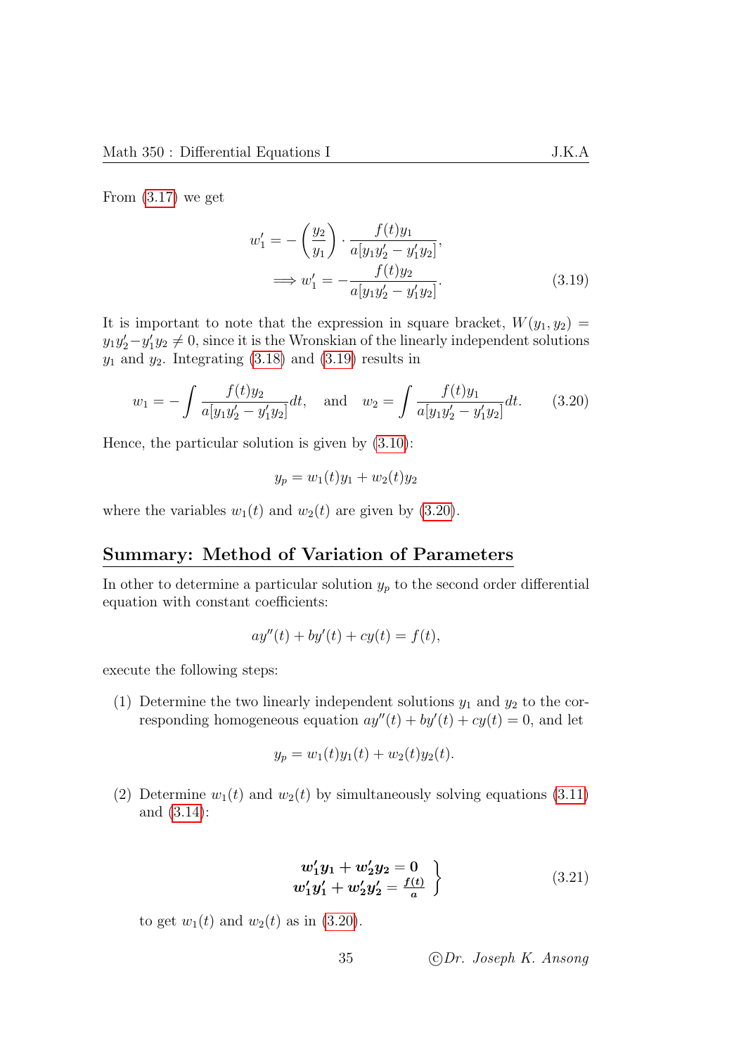From (3.17) we get

$$w_1' = -\left(\frac{y_2}{y_1}\right) \cdot \frac{f(t)y_1}{a[y_1y_2' - y_1'y_2]},$$

$$\Longrightarrow w_1' = -\frac{f(t)y_2}{a[y_1y_2' - y_1'y_2]}. \tag{3.19}$$

It is important to note that the expression in square bracket, $W(y_1, y_2) = y_1y_2' - y_1'y_2 \neq 0$, since it is the Wronskian of the linearly independent solutions $y_1$ and $y_2$. Integrating (3.18) and (3.19) results in

$$w_1 = -\int \frac{f(t)y_2}{a[y_1y_2' - y_1'y_2]}dt, \quad \text{and} \quad w_2 = \int \frac{f(t)y_1}{a[y_1y_2' - y_1'y_2]}dt. \tag{3.20}$$

Hence, the particular solution is given by (3.10):

$$y_p = w_1(t)y_1 + w_2(t)y_2$$

where the variables $w_1(t)$ and $w_2(t)$ are given by (3.20).

## Summary: Method of Variation of Parameters

In other to determine a particular solution $y_p$ to the second order differential equation with constant coefficients:

$$ay''(t) + by'(t) + cy(t) = f(t),$$

execute the following steps:

(1) Determine the two linearly independent solutions $y_1$ and $y_2$ to the corresponding homogeneous equation $ay''(t) + by'(t) + cy(t) = 0$, and let

$$y_p = w_1(t)y_1(t) + w_2(t)y_2(t).$$

(2) Determine $w_1(t)$ and $w_2(t)$ by simultaneously solving equations (3.11) and (3.14):

$$\left.\begin{array}{c} \boldsymbol{w_1'y_1 + w_2'y_2 = 0} \\ \boldsymbol{w_1'y_1' + w_2'y_2' = \frac{f(t)}{a}} \end{array}\right\} \tag{3.21}$$

to get $w_1(t)$ and $w_2(t)$ as in (3.20).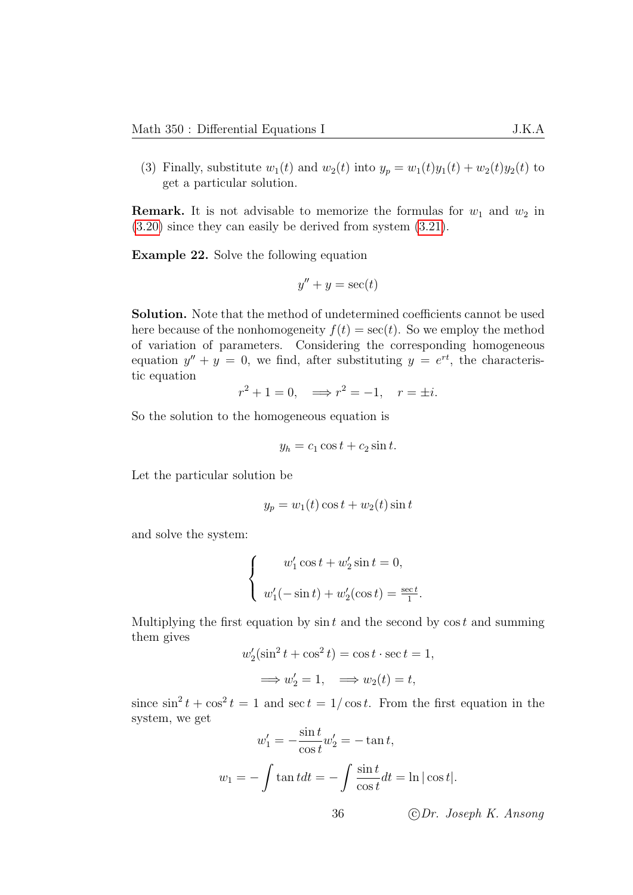(3) Finally, substitute $w_1(t)$ and $w_2(t)$ into $y_p = w_1(t)y_1(t) + w_2(t)y_2(t)$ to get a particular solution.

**Remark.** It is not advisable to memorize the formulas for $w_1$ and $w_2$ in (3.20) since they can easily be derived from system (3.21).

**Example 22.** Solve the following equation

$$y'' + y = \sec(t)$$

**Solution.** Note that the method of undetermined coefficients cannot be used here because of the nonhomogeneity $f(t) = \sec(t)$. So we employ the method of variation of parameters. Considering the corresponding homogeneous equation $y'' + y = 0$, we find, after substituting $y = e^{rt}$, the characteristic equation

$$r^2 + 1 = 0, \quad \Longrightarrow r^2 = -1, \quad r = \pm i.$$

So the solution to the homogeneous equation is

$$y_h = c_1 \cos t + c_2 \sin t.$$

Let the particular solution be

$$y_p = w_1(t) \cos t + w_2(t) \sin t$$

and solve the system:

$$\begin{cases} w_1' \cos t + w_2' \sin t = 0, \\ w_1'(-\sin t) + w_2'(\cos t) = \frac{\sec t}{1}. \end{cases}$$

Multiplying the first equation by $\sin t$ and the second by $\cos t$ and summing them gives

$$w_2'(\sin^2 t + \cos^2 t) = \cos t \cdot \sec t = 1,$$

$$\Longrightarrow w_2' = 1, \quad \Longrightarrow w_2(t) = t,$$

since $\sin^2 t + \cos^2 t = 1$ and $\sec t = 1/\cos t$. From the first equation in the system, we get

$$w_1' = -\frac{\sin t}{\cos t} w_2' = -\tan t,$$

$$w_1 = -\int \tan t dt = -\int \frac{\sin t}{\cos t} dt = \ln|\cos t|.$$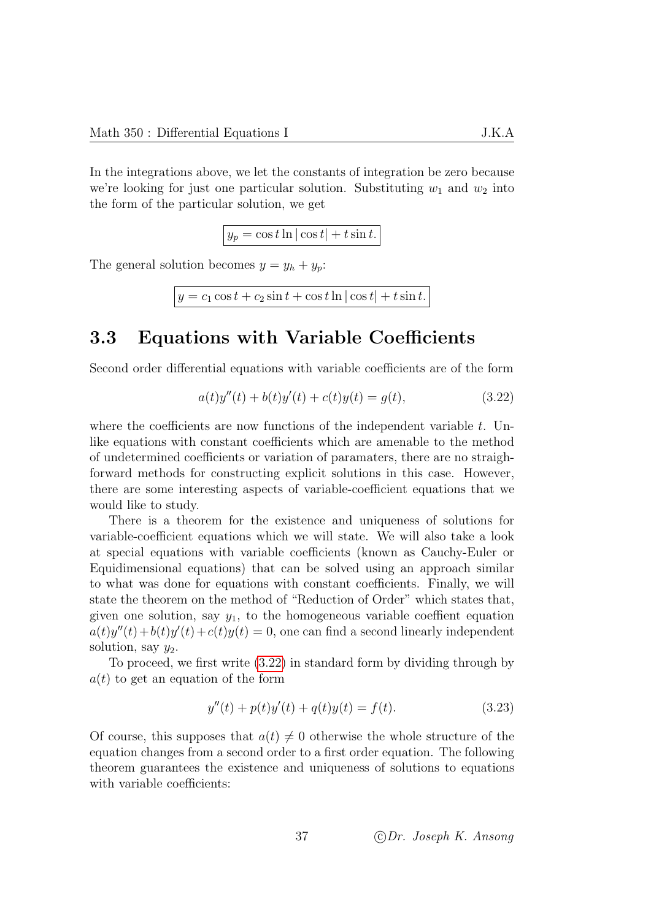In the integrations above, we let the constants of integration be zero because we're looking for just one particular solution. Substituting $w_1$ and $w_2$ into the form of the particular solution, we get

$$\boxed{y_p = \cos t \ln|\cos t| + t\sin t.}$$

The general solution becomes $y = y_h + y_p$:

$$\boxed{y = c_1 \cos t + c_2 \sin t + \cos t \ln|\cos t| + t\sin t.}$$

## 3.3 Equations with Variable Coefficients

Second order differential equations with variable coefficients are of the form

$$a(t)y''(t) + b(t)y'(t) + c(t)y(t) = g(t), \tag{3.22}$$

where the coefficients are now functions of the independent variable $t$. Unlike equations with constant coefficients which are amenable to the method of undetermined coefficients or variation of paramaters, there are no straighforward methods for constructing explicit solutions in this case. However, there are some interesting aspects of variable-coefficient equations that we would like to study.

There is a theorem for the existence and uniqueness of solutions for variable-coefficient equations which we will state. We will also take a look at special equations with variable coefficients (known as Cauchy-Euler or Equidimensional equations) that can be solved using an approach similar to what was done for equations with constant coefficients. Finally, we will state the theorem on the method of "Reduction of Order" which states that, given one solution, say $y_1$, to the homogeneous variable coeffient equation $a(t)y''(t)+b(t)y'(t)+c(t)y(t) = 0$, one can find a second linearly independent solution, say $y_2$.

To proceed, we first write (3.22) in standard form by dividing through by $a(t)$ to get an equation of the form

$$y''(t) + p(t)y'(t) + q(t)y(t) = f(t). \tag{3.23}$$

Of course, this supposes that $a(t) \neq 0$ otherwise the whole structure of the equation changes from a second order to a first order equation. The following theorem guarantees the existence and uniqueness of solutions to equations with variable coefficients: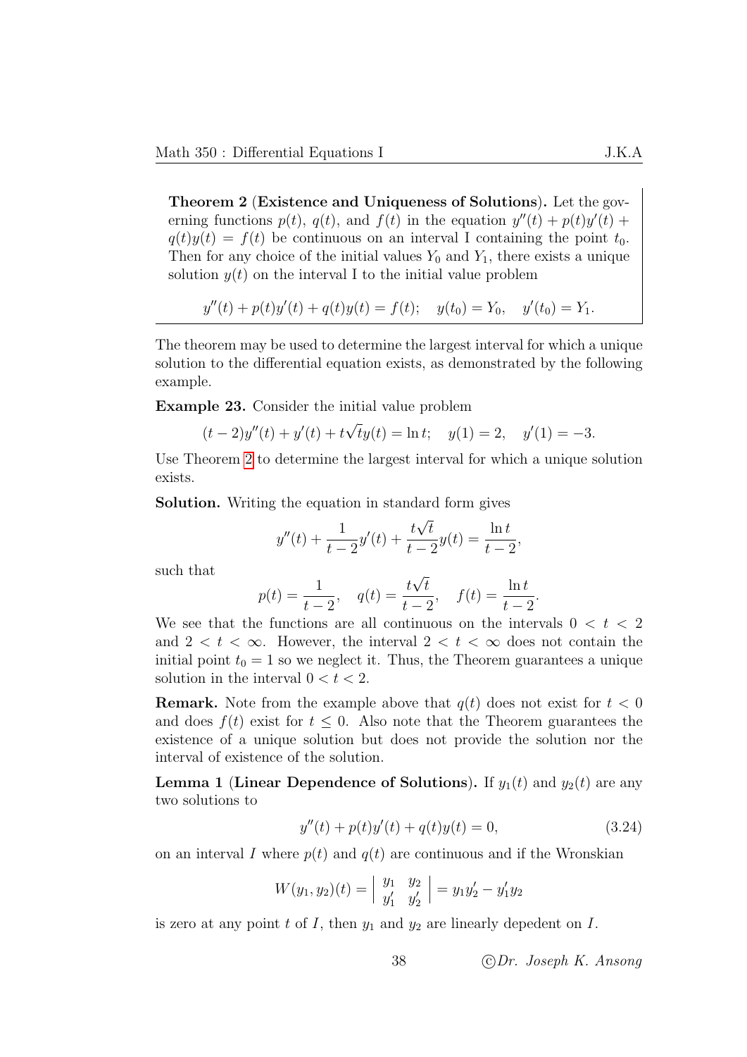**Theorem 2** (**Existence and Uniqueness of Solutions**). Let the governing functions $p(t)$, $q(t)$, and $f(t)$ in the equation $y''(t) + p(t)y'(t) + q(t)y(t) = f(t)$ be continuous on an interval I containing the point $t_0$. Then for any choice of the initial values $Y_0$ and $Y_1$, there exists a unique solution $y(t)$ on the interval I to the initial value problem

$$y''(t) + p(t)y'(t) + q(t)y(t) = f(t); \quad y(t_0) = Y_0, \quad y'(t_0) = Y_1.$$

The theorem may be used to determine the largest interval for which a unique solution to the differential equation exists, as demonstrated by the following example.

**Example 23.** Consider the initial value problem

$$(t-2)y''(t) + y'(t) + t\sqrt{t}y(t) = \ln t; \quad y(1) = 2, \quad y'(1) = -3.$$

Use Theorem 2 to determine the largest interval for which a unique solution exists.

**Solution.** Writing the equation in standard form gives

$$y''(t) + \frac{1}{t-2}y'(t) + \frac{t\sqrt{t}}{t-2}y(t) = \frac{\ln t}{t-2},$$

such that

$$p(t) = \frac{1}{t-2}, \quad q(t) = \frac{t\sqrt{t}}{t-2}, \quad f(t) = \frac{\ln t}{t-2}.$$

We see that the functions are all continuous on the intervals $0 < t < 2$ and $2 < t < \infty$. However, the interval $2 < t < \infty$ does not contain the initial point $t_0 = 1$ so we neglect it. Thus, the Theorem guarantees a unique solution in the interval $0 < t < 2$.

**Remark.** Note from the example above that $q(t)$ does not exist for $t < 0$ and does $f(t)$ exist for $t \leq 0$. Also note that the Theorem guarantees the existence of a unique solution but does not provide the solution nor the interval of existence of the solution.

**Lemma 1** (**Linear Dependence of Solutions**). If $y_1(t)$ and $y_2(t)$ are any two solutions to

$$y''(t) + p(t)y'(t) + q(t)y(t) = 0, \tag{3.24}$$

on an interval $I$ where $p(t)$ and $q(t)$ are continuous and if the Wronskian

$$W(y_1, y_2)(t) = \begin{vmatrix} y_1 & y_2 \\ y_1' & y_2' \end{vmatrix} = y_1y_2' - y_1'y_2$$

is zero at any point $t$ of $I$, then $y_1$ and $y_2$ are linearly depedent on $I$.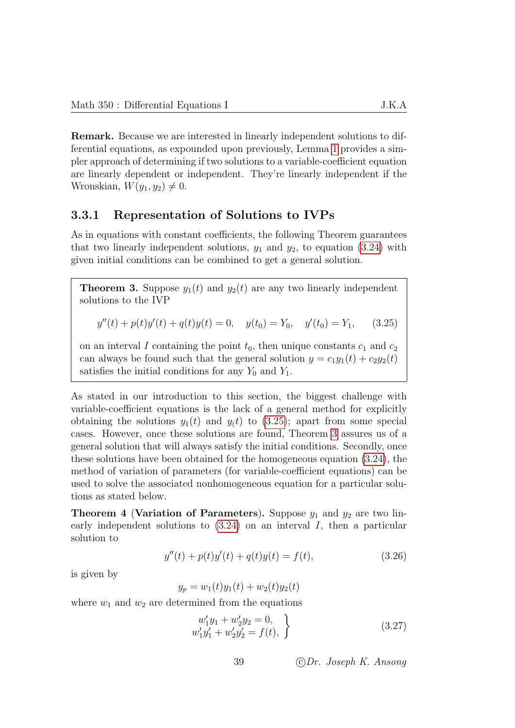**Remark.** Because we are interested in linearly independent solutions to differential equations, as expounded upon previously, Lemma 1 provides a simpler approach of determining if two solutions to a variable-coefficient equation are linearly dependent or independent. They're linearly independent if the Wronskian, $W(y_1, y_2) \neq 0$.

### 3.3.1 Representation of Solutions to IVPs

As in equations with constant coefficients, the following Theorem guarantees that two linearly independent solutions, $y_1$ and $y_2$, to equation (3.24) with given initial conditions can be combined to get a general solution.

**Theorem 3.** Suppose $y_1(t)$ and $y_2(t)$ are any two linearly independent solutions to the IVP

$$y''(t) + p(t)y'(t) + q(t)y(t) = 0, \quad y(t_0) = Y_0, \quad y'(t_0) = Y_1, \tag{3.25}$$

on an interval $I$ containing the point $t_0$, then unique constants $c_1$ and $c_2$ can always be found such that the general solution $y = c_1y_1(t) + c_2y_2(t)$ satisfies the initial conditions for any $Y_0$ and $Y_1$.

As stated in our introduction to this section, the biggest challenge with variable-coefficient equations is the lack of a general method for explicitly obtaining the solutions $y_1(t)$ and $y_(t)$ to (3.25); apart from some special cases. However, once these solutions are found, Theorem 3 assures us of a general solution that will always satisfy the initial conditions. Secondly, once these solutions have been obtained for the homogeneous equation (3.24), the method of variation of parameters (for variable-coefficient equations) can be used to solve the associated nonhomogeneous equation for a particular solutions as stated below.

**Theorem 4 (Variation of Parameters).** Suppose $y_1$ and $y_2$ are two linearly independent solutions to (3.24) on an interval $I$, then a particular solution to

$$y''(t) + p(t)y'(t) + q(t)y(t) = f(t), \tag{3.26}$$

is given by

$$y_p = w_1(t)y_1(t) + w_2(t)y_2(t)$$

where $w_1$ and $w_2$ are determined from the equations

$$\left.\begin{aligned} w_1'y_1 + w_2'y_2 &= 0, \\ w_1'y_1' + w_2'y_2' &= f(t), \end{aligned}\right\} \tag{3.27}$$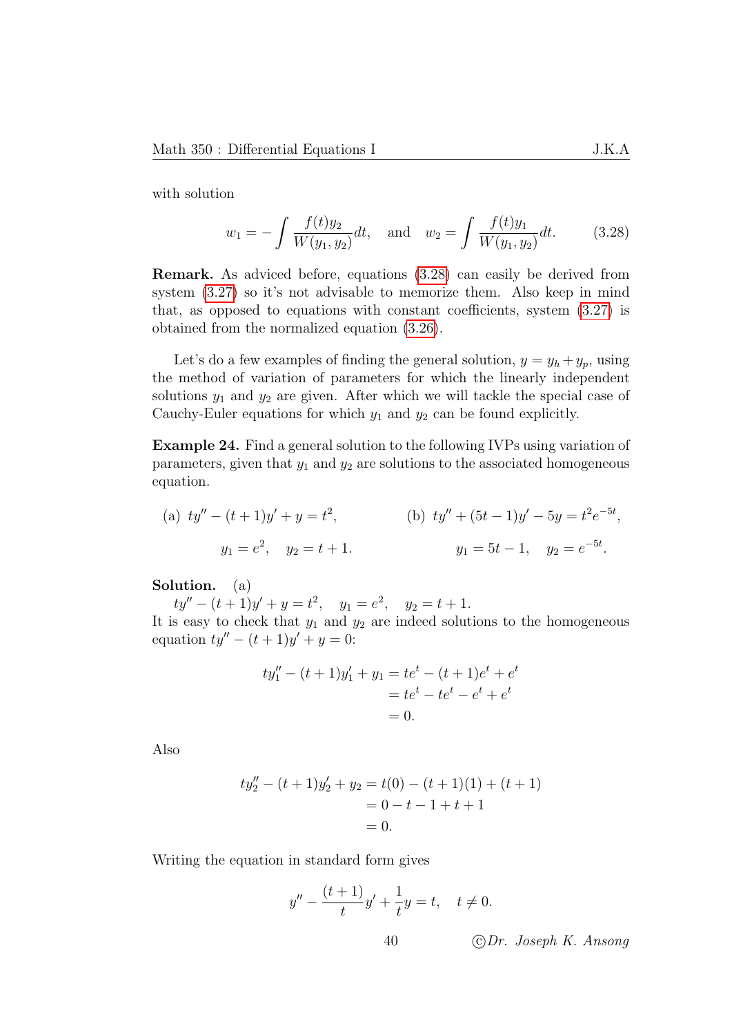with solution

$$w_1 = -\int \frac{f(t)y_2}{W(y_1, y_2)}dt, \quad \text{and} \quad w_2 = \int \frac{f(t)y_1}{W(y_1, y_2)}dt. \tag{3.28}$$

**Remark.** As adviced before, equations (3.28) can easily be derived from system (3.27) so it's not advisable to memorize them. Also keep in mind that, as opposed to equations with constant coefficients, system (3.27) is obtained from the normalized equation (3.26).

Let's do a few examples of finding the general solution, $y = y_h + y_p$, using the method of variation of parameters for which the linearly independent solutions $y_1$ and $y_2$ are given. After which we will tackle the special case of Cauchy-Euler equations for which $y_1$ and $y_2$ can be found explicitly.

**Example 24.** Find a general solution to the following IVPs using variation of parameters, given that $y_1$ and $y_2$ are solutions to the associated homogeneous equation.

(a) $ty'' - (t+1)y' + y = t^2$,

$y_1 = e^2, \quad y_2 = t + 1.$

(b) $ty'' + (5t-1)y' - 5y = t^2e^{-5t}$,

$y_1 = 5t - 1, \quad y_2 = e^{-5t}.$

**Solution.** (a)
$ty'' - (t+1)y' + y = t^2, \quad y_1 = e^2, \quad y_2 = t + 1.$
It is easy to check that $y_1$ and $y_2$ are indeed solutions to the homogeneous equation $ty'' - (t+1)y' + y = 0$:

$$\begin{aligned} ty_1'' - (t+1)y_1' + y_1 &= te^t - (t+1)e^t + e^t \\ &= te^t - te^t - e^t + e^t \\ &= 0. \end{aligned}$$

Also

$$\begin{aligned} ty_2'' - (t+1)y_2' + y_2 &= t(0) - (t+1)(1) + (t+1) \\ &= 0 - t - 1 + t + 1 \\ &= 0. \end{aligned}$$

Writing the equation in standard form gives

$$y'' - \frac{(t+1)}{t}y' + \frac{1}{t}y = t, \quad t \neq 0.$$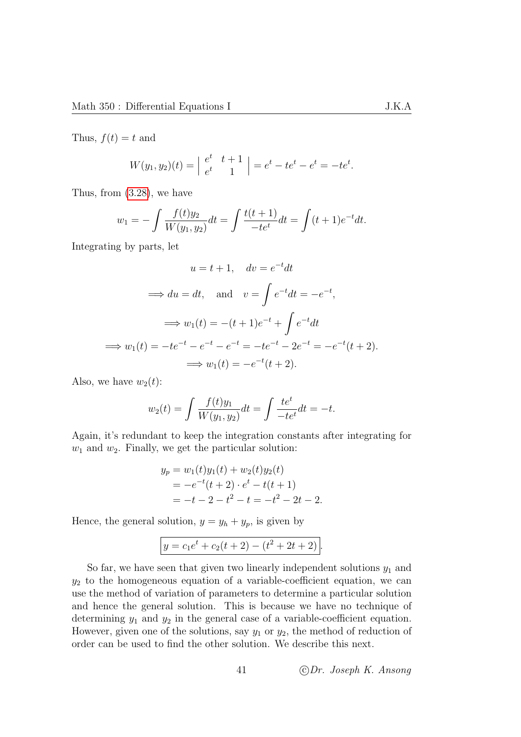Thus, $f(t) = t$ and

$$W(y_1, y_2)(t) = \begin{vmatrix} e^t & t+1 \\ e^t & 1 \end{vmatrix} = e^t - te^t - e^t = -te^t.$$

Thus, from (3.28), we have

$$w_1 = -\int \frac{f(t)y_2}{W(y_1, y_2)}dt = \int \frac{t(t+1)}{-te^t}dt = \int (t+1)e^{-t}dt.$$

Integrating by parts, let

$$u = t+1, \quad dv = e^{-t}dt$$

$$\implies du = dt, \quad \text{and} \quad v = \int e^{-t}dt = -e^{-t},$$

$$\implies w_1(t) = -(t+1)e^{-t} + \int e^{-t}dt$$

$$\implies w_1(t) = -te^{-t} - e^{-t} - e^{-t} = -te^{-t} - 2e^{-t} = -e^{-t}(t+2).$$

$$\implies w_1(t) = -e^{-t}(t+2).$$

Also, we have $w_2(t)$:

$$w_2(t) = \int \frac{f(t)y_1}{W(y_1, y_2)}dt = \int \frac{te^t}{-te^t}dt = -t.$$

Again, it's redundant to keep the integration constants after integrating for $w_1$ and $w_2$. Finally, we get the particular solution:

$$\begin{aligned} y_p &= w_1(t)y_1(t) + w_2(t)y_2(t) \\ &= -e^{-t}(t+2) \cdot e^t - t(t+1) \\ &= -t - 2 - t^2 - t = -t^2 - 2t - 2. \end{aligned}$$

Hence, the general solution, $y = y_h + y_p$, is given by

$$\boxed{y = c_1e^t + c_2(t+2) - (t^2 + 2t + 2)}.$$

So far, we have seen that given two linearly independent solutions $y_1$ and $y_2$ to the homogeneous equation of a variable-coefficient equation, we can use the method of variation of parameters to determine a particular solution and hence the general solution. This is because we have no technique of determining $y_1$ and $y_2$ in the general case of a variable-coefficient equation. However, given one of the solutions, say $y_1$ or $y_2$, the method of reduction of order can be used to find the other solution. We describe this next.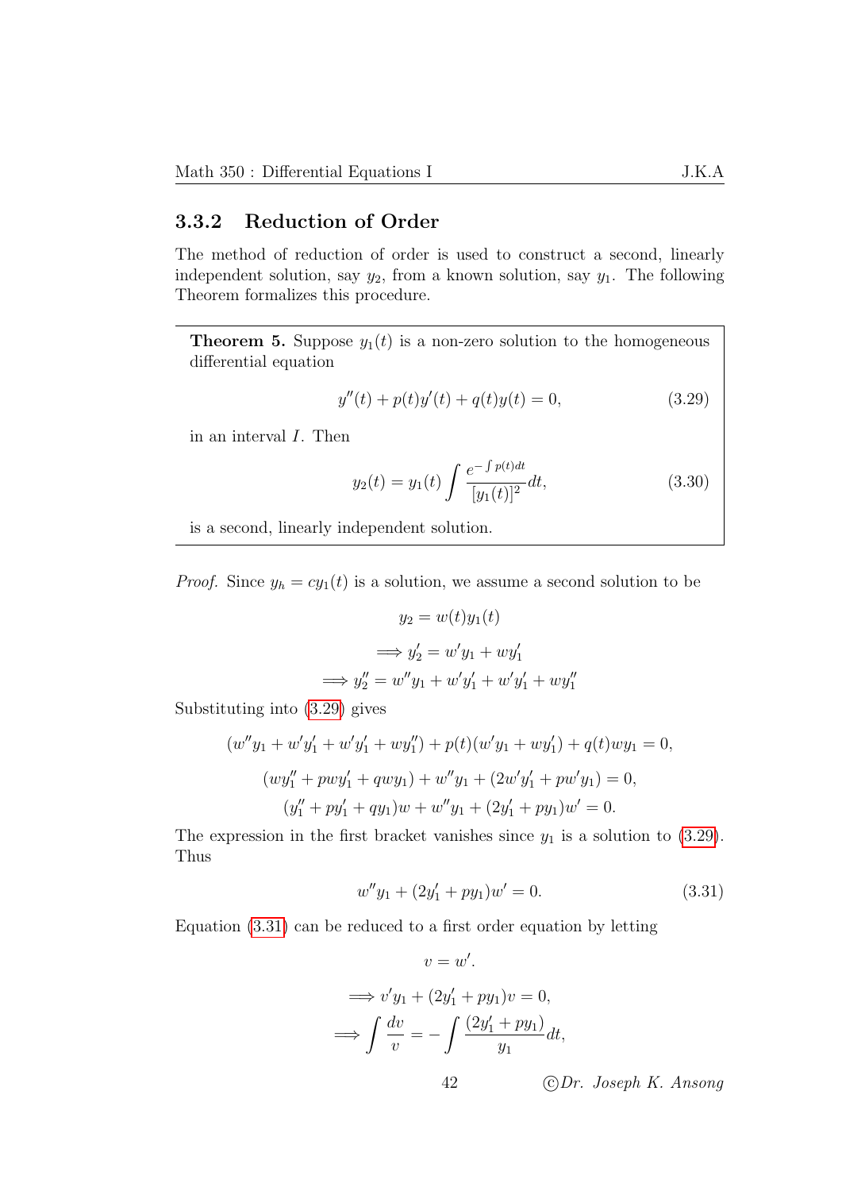### 3.3.2 Reduction of Order

The method of reduction of order is used to construct a second, linearly independent solution, say $y_2$, from a known solution, say $y_1$. The following Theorem formalizes this procedure.

**Theorem 5.** Suppose $y_1(t)$ is a non-zero solution to the homogeneous differential equation

$$y''(t) + p(t)y'(t) + q(t)y(t) = 0, \tag{3.29}$$

in an interval $I$. Then

$$y_2(t) = y_1(t) \int \frac{e^{-\int p(t)dt}}{[y_1(t)]^2} dt, \tag{3.30}$$

is a second, linearly independent solution.

*Proof.* Since $y_h = cy_1(t)$ is a solution, we assume a second solution to be

$$y_2 = w(t)y_1(t)$$

$$\implies y_2' = w'y_1 + wy_1'$$

$$\implies y_2'' = w''y_1 + w'y_1' + w'y_1' + wy_1''$$

Substituting into (3.29) gives

$$(w''y_1 + w'y_1' + w'y_1' + wy_1'') + p(t)(w'y_1 + wy_1') + q(t)wy_1 = 0,$$

$$(wy_1'' + pwy_1' + qwy_1) + w''y_1 + (2w'y_1' + pw'y_1) = 0,$$

$$(y_1'' + py_1' + qy_1)w + w''y_1 + (2y_1' + py_1)w' = 0.$$

The expression in the first bracket vanishes since $y_1$ is a solution to (3.29). Thus

$$w''y_1 + (2y_1' + py_1)w' = 0. \tag{3.31}$$

Equation (3.31) can be reduced to a first order equation by letting

$$v = w'.$$

$$\implies v'y_1 + (2y_1' + py_1)v = 0,$$

$$\implies \int \frac{dv}{v} = -\int \frac{(2y_1' + py_1)}{y_1} dt,$$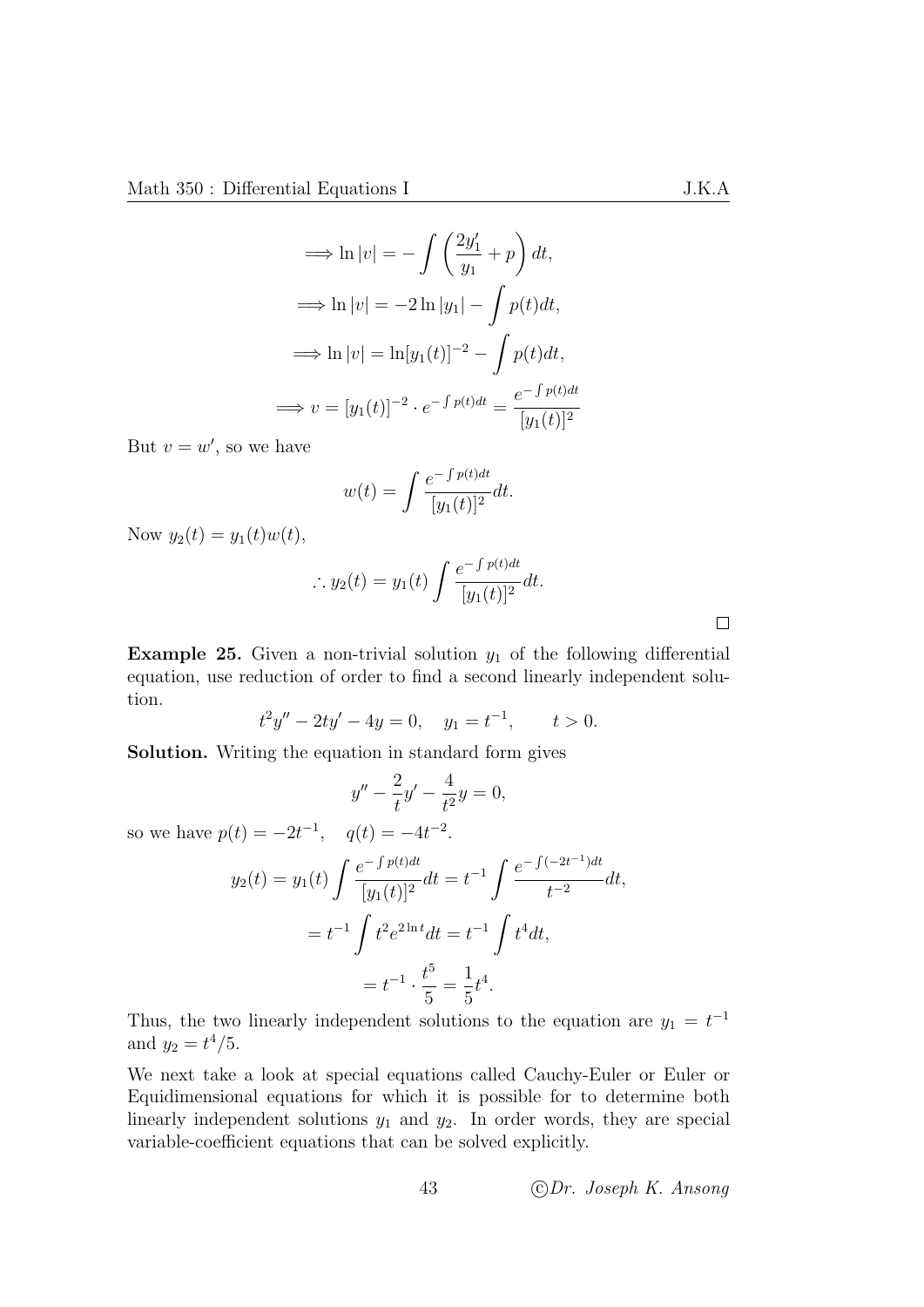$$\implies \ln|v| = -\int \left(\frac{2y_1'}{y_1} + p\right) dt,$$

$$\implies \ln|v| = -2\ln|y_1| - \int p(t)dt,$$

$$\implies \ln|v| = \ln[y_1(t)]^{-2} - \int p(t)dt,$$

$$\implies v = [y_1(t)]^{-2} \cdot e^{-\int p(t)dt} = \frac{e^{-\int p(t)dt}}{[y_1(t)]^2}$$

But $v = w'$, so we have

$$w(t) = \int \frac{e^{-\int p(t)dt}}{[y_1(t)]^2} dt.$$

Now $y_2(t) = y_1(t)w(t)$,

$$\therefore y_2(t) = y_1(t) \int \frac{e^{-\int p(t)dt}}{[y_1(t)]^2} dt.$$

□

**Example 25.** Given a non-trivial solution $y_1$ of the following differential equation, use reduction of order to find a second linearly independent solution.

$$t^2y'' - 2ty' - 4y = 0, \quad y_1 = t^{-1}, \qquad t > 0.$$

**Solution.** Writing the equation in standard form gives

$$y'' - \frac{2}{t}y' - \frac{4}{t^2}y = 0,$$

so we have $p(t) = -2t^{-1}, \quad q(t) = -4t^{-2}$.

$$y_2(t) = y_1(t) \int \frac{e^{-\int p(t)dt}}{[y_1(t)]^2} dt = t^{-1} \int \frac{e^{-\int(-2t^{-1})dt}}{t^{-2}} dt,$$

$$= t^{-1} \int t^2 e^{2\ln t} dt = t^{-1} \int t^4 dt,$$

$$= t^{-1} \cdot \frac{t^5}{5} = \frac{1}{5}t^4.$$

Thus, the two linearly independent solutions to the equation are $y_1 = t^{-1}$ and $y_2 = t^4/5$.

We next take a look at special equations called Cauchy-Euler or Euler or Equidimensional equations for which it is possible for to determine both linearly independent solutions $y_1$ and $y_2$. In order words, they are special variable-coefficient equations that can be solved explicitly.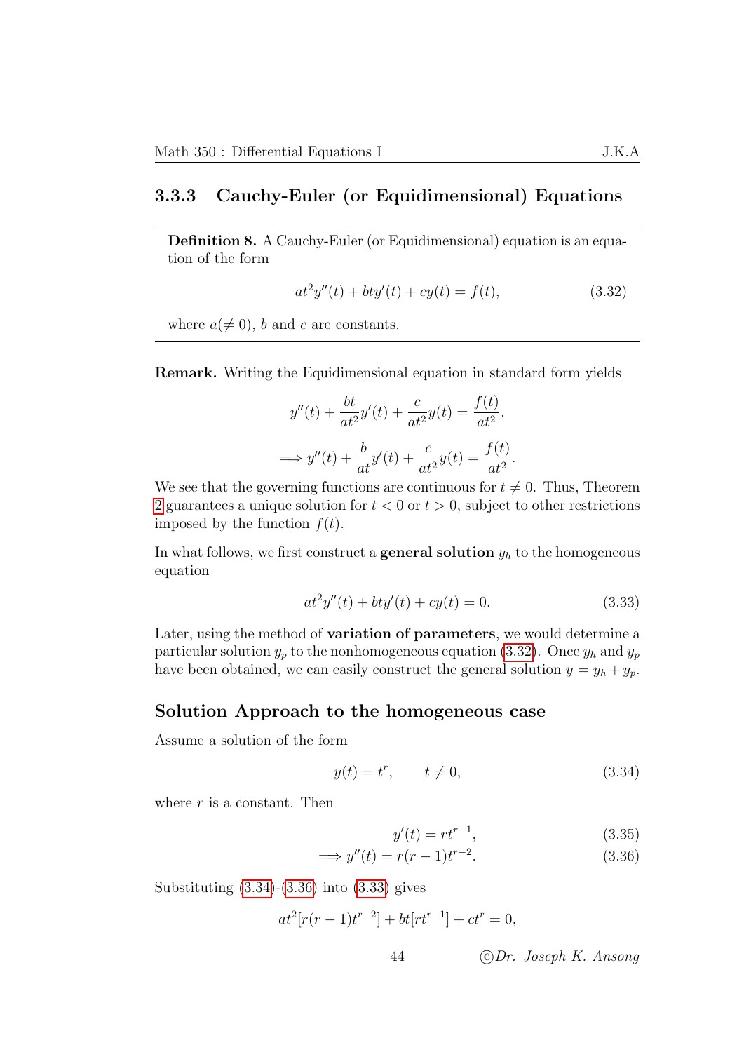### 3.3.3 Cauchy-Euler (or Equidimensional) Equations

**Definition 8.** A Cauchy-Euler (or Equidimensional) equation is an equation of the form

$$at^2y''(t) + bty'(t) + cy(t) = f(t), \tag{3.32}$$

where $a(\neq 0)$, $b$ and $c$ are constants.

**Remark.** Writing the Equidimensional equation in standard form yields

$$y''(t) + \frac{bt}{at^2}y'(t) + \frac{c}{at^2}y(t) = \frac{f(t)}{at^2},$$

$$\implies y''(t) + \frac{b}{at}y'(t) + \frac{c}{at^2}y(t) = \frac{f(t)}{at^2}.$$

We see that the governing functions are continuous for $t \neq 0$. Thus, Theorem 2 guarantees a unique solution for $t < 0$ or $t > 0$, subject to other restrictions imposed by the function $f(t)$.

In what follows, we first construct a **general solution** $y_h$ to the homogeneous equation

$$at^2y''(t) + bty'(t) + cy(t) = 0. \tag{3.33}$$

Later, using the method of **variation of parameters**, we would determine a particular solution $y_p$ to the nonhomogeneous equation (3.32). Once $y_h$ and $y_p$ have been obtained, we can easily construct the general solution $y = y_h + y_p$.

## Solution Approach to the homogeneous case

Assume a solution of the form

$$y(t) = t^r, \qquad t \neq 0, \tag{3.34}$$

where $r$ is a constant. Then

$$y'(t) = rt^{r-1}, \tag{3.35}$$

$$\implies y''(t) = r(r-1)t^{r-2}. \tag{3.36}$$

Substituting (3.34)-(3.36) into (3.33) gives

$$at^2[r(r-1)t^{r-2}] + bt[rt^{r-1}] + ct^r = 0,$$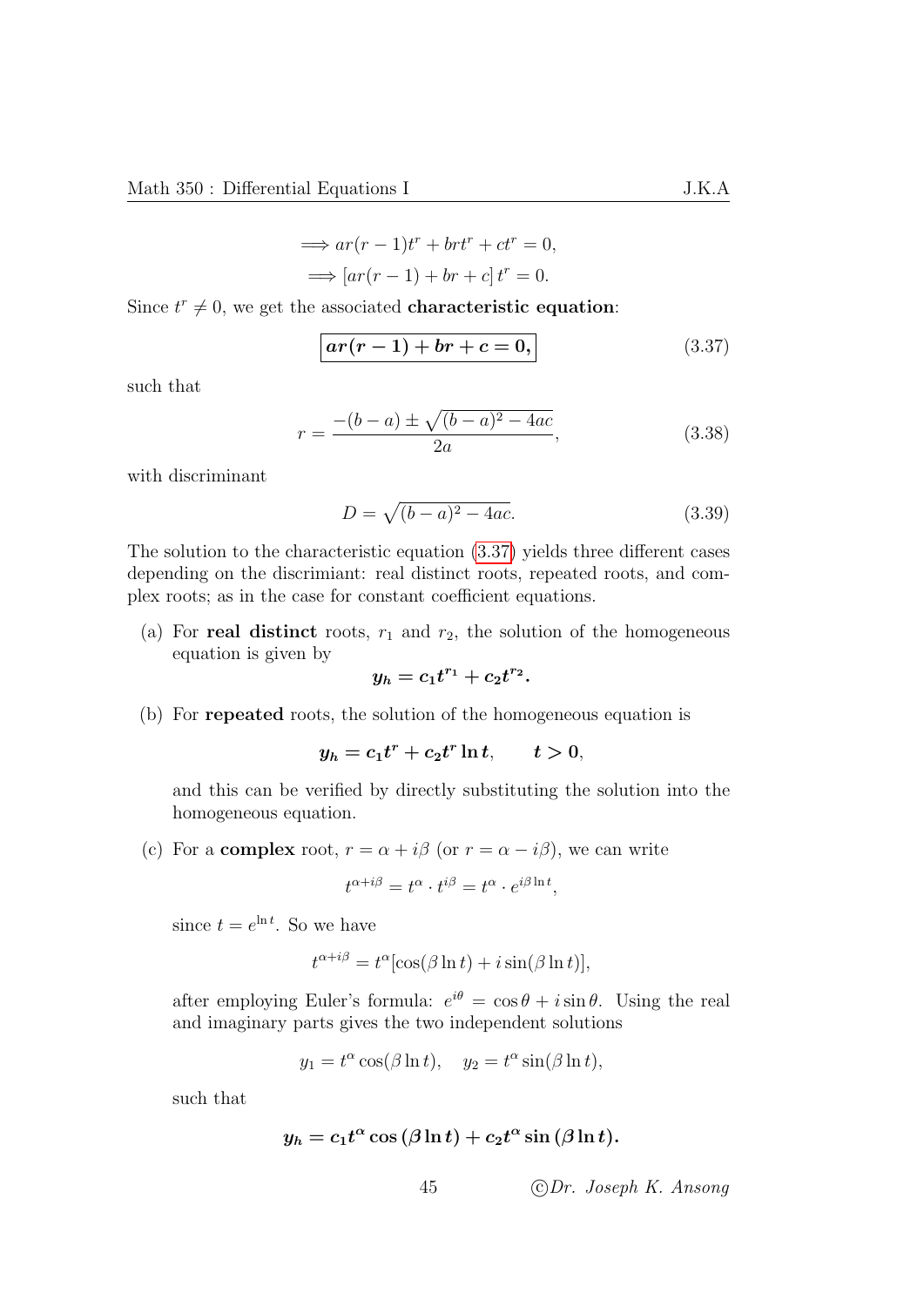$$\implies ar(r-1)t^r + brt^r + ct^r = 0,$$

$$\implies [ar(r-1) + br + c]\, t^r = 0.$$

Since $t^r \neq 0$, we get the associated **characteristic equation**:

$$\boxed{ar(r-1) + br + c = 0,} \tag{3.37}$$

such that

$$r = \frac{-(b-a) \pm \sqrt{(b-a)^2 - 4ac}}{2a}, \tag{3.38}$$

with discriminant

$$D = \sqrt{(b-a)^2 - 4ac}. \tag{3.39}$$

The solution to the characteristic equation (3.37) yields three different cases depending on the discrimiant: real distinct roots, repeated roots, and complex roots; as in the case for constant coefficient equations.

(a) For **real distinct** roots, $r_1$ and $r_2$, the solution of the homogeneous equation is given by

$$\boldsymbol{y_h = c_1 t^{r_1} + c_2 t^{r_2}.}$$

(b) For **repeated** roots, the solution of the homogeneous equation is

$$\boldsymbol{y_h = c_1 t^r + c_2 t^r \ln t, \qquad t > 0,}$$

and this can be verified by directly substituting the solution into the homogeneous equation.

(c) For a **complex** root, $r = \alpha + i\beta$ (or $r = \alpha - i\beta$), we can write

$$t^{\alpha+i\beta} = t^\alpha \cdot t^{i\beta} = t^\alpha \cdot e^{i\beta \ln t},$$

since $t = e^{\ln t}$. So we have

$$t^{\alpha+i\beta} = t^\alpha[\cos(\beta \ln t) + i \sin(\beta \ln t)],$$

after employing Euler's formula: $e^{i\theta} = \cos\theta + i \sin\theta$. Using the real and imaginary parts gives the two independent solutions

$$y_1 = t^\alpha \cos(\beta \ln t), \quad y_2 = t^\alpha \sin(\beta \ln t),$$

such that

$$\boldsymbol{y_h = c_1 t^\alpha \cos(\beta \ln t) + c_2 t^\alpha \sin(\beta \ln t).}$$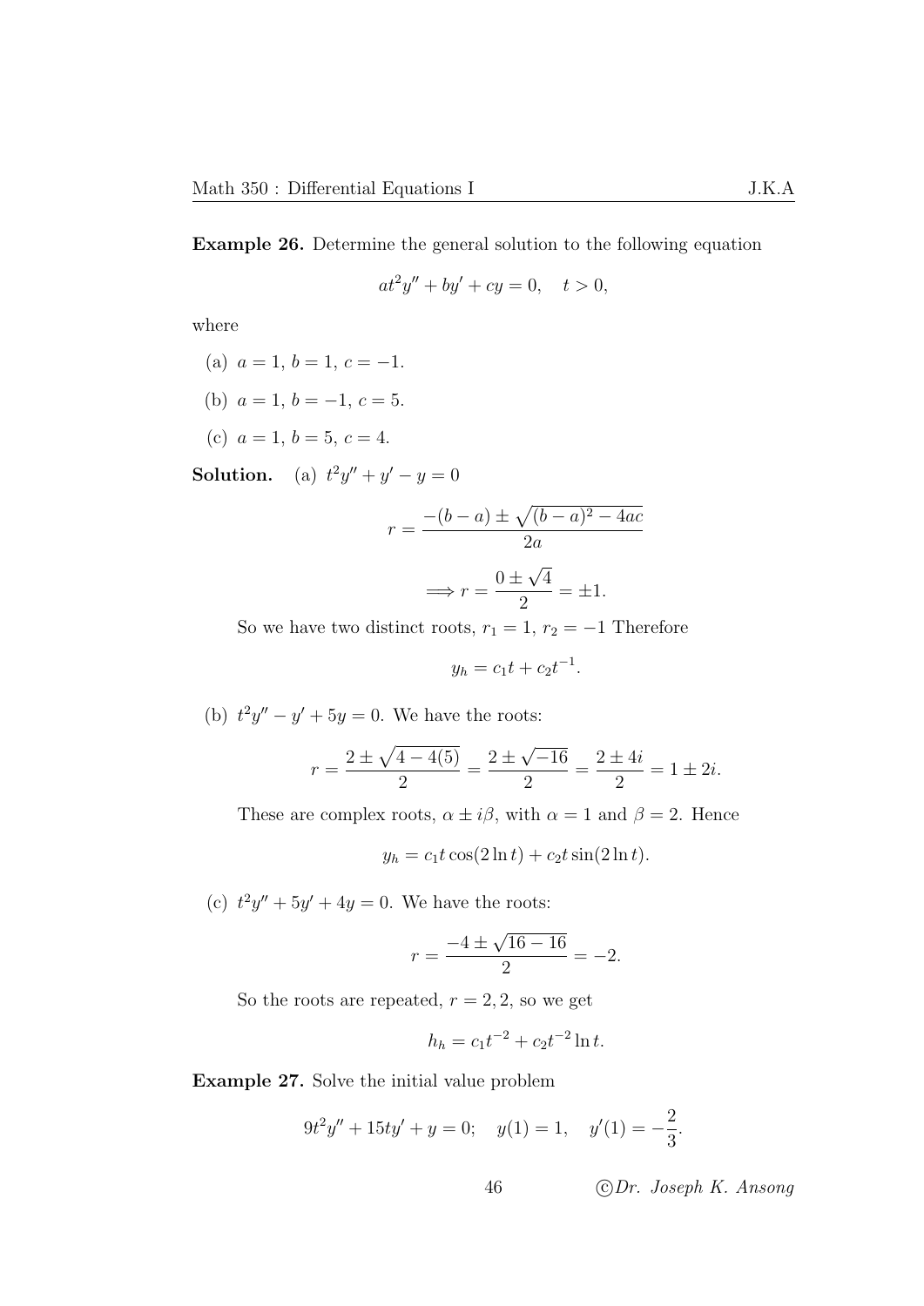**Example 26.** Determine the general solution to the following equation

$$at^2y'' + by' + cy = 0, \quad t > 0,$$

where

(a) $a = 1$, $b = 1$, $c = -1$.

(b) $a = 1$, $b = -1$, $c = 5$.

(c) $a = 1$, $b = 5$, $c = 4$.

**Solution.** (a) $t^2y'' + y' - y = 0$

$$r = \frac{-(b-a) \pm \sqrt{(b-a)^2 - 4ac}}{2a}$$

$$\Longrightarrow r = \frac{0 \pm \sqrt{4}}{2} = \pm 1.$$

So we have two distinct roots, $r_1 = 1$, $r_2 = -1$ Therefore

$$y_h = c_1 t + c_2 t^{-1}.$$

(b) $t^2y'' - y' + 5y = 0$. We have the roots:

$$r = \frac{2 \pm \sqrt{4 - 4(5)}}{2} = \frac{2 \pm \sqrt{-16}}{2} = \frac{2 \pm 4i}{2} = 1 \pm 2i.$$

These are complex roots, $\alpha \pm i\beta$, with $\alpha = 1$ and $\beta = 2$. Hence

$$y_h = c_1 t \cos(2 \ln t) + c_2 t \sin(2 \ln t).$$

(c) $t^2y'' + 5y' + 4y = 0$. We have the roots:

$$r = \frac{-4 \pm \sqrt{16 - 16}}{2} = -2.$$

So the roots are repeated, $r = 2, 2$, so we get

$$h_h = c_1 t^{-2} + c_2 t^{-2} \ln t.$$

**Example 27.** Solve the initial value problem

$$9t^2y'' + 15ty' + y = 0; \quad y(1) = 1, \quad y'(1) = -\frac{2}{3}.$$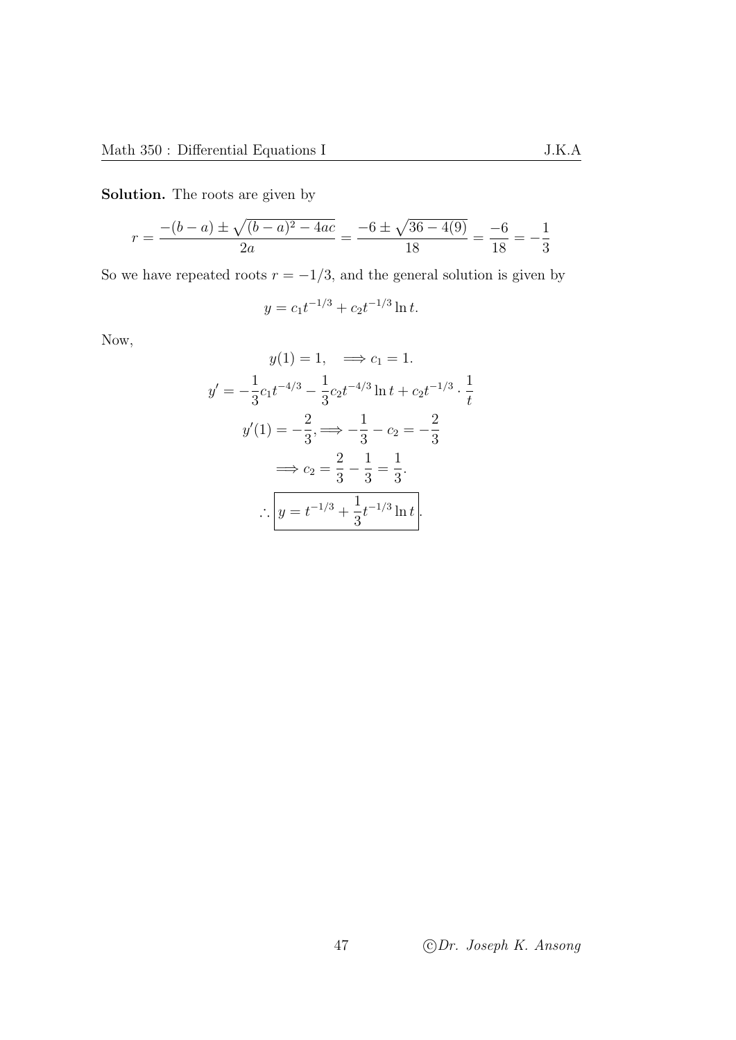**Solution.** The roots are given by

$$r = \frac{-(b-a) \pm \sqrt{(b-a)^2 - 4ac}}{2a} = \frac{-6 \pm \sqrt{36 - 4(9)}}{18} = \frac{-6}{18} = -\frac{1}{3}$$

So we have repeated roots $r = -1/3$, and the general solution is given by

$$y = c_1 t^{-1/3} + c_2 t^{-1/3} \ln t.$$

Now,

$$y(1) = 1, \quad \Longrightarrow c_1 = 1.$$

$$y' = -\frac{1}{3} c_1 t^{-4/3} - \frac{1}{3} c_2 t^{-4/3} \ln t + c_2 t^{-1/3} \cdot \frac{1}{t}$$

$$y'(1) = -\frac{2}{3}, \Longrightarrow -\frac{1}{3} - c_2 = -\frac{2}{3}$$

$$\Longrightarrow c_2 = \frac{2}{3} - \frac{1}{3} = \frac{1}{3}.$$

$$\therefore \boxed{y = t^{-1/3} + \frac{1}{3} t^{-1/3} \ln t}.$$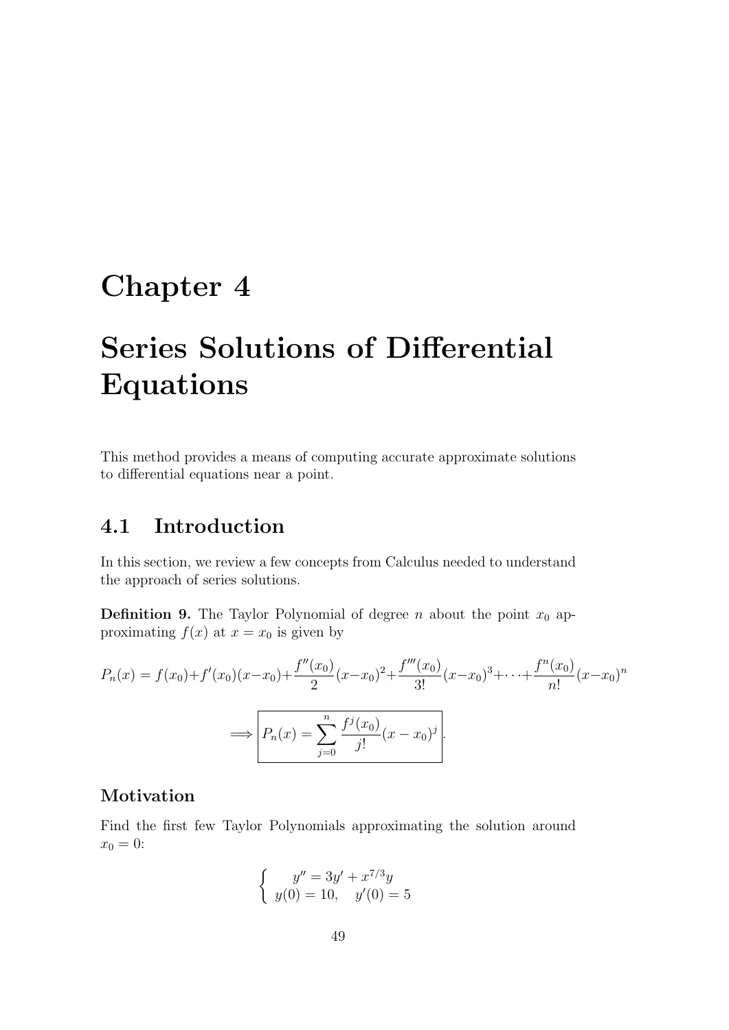# Chapter 4

# Series Solutions of Differential Equations

This method provides a means of computing accurate approximate solutions to differential equations near a point.

## 4.1 Introduction

In this section, we review a few concepts from Calculus needed to understand the approach of series solutions.

**Definition 9.** The Taylor Polynomial of degree $n$ about the point $x_0$ approximating $f(x)$ at $x = x_0$ is given by

$$P_n(x) = f(x_0)+f'(x_0)(x-x_0)+\frac{f''(x_0)}{2}(x-x_0)^2+\frac{f'''(x_0)}{3!}(x-x_0)^3+\cdots+\frac{f^n(x_0)}{n!}(x-x_0)^n$$

$$\implies \boxed{P_n(x) = \sum_{j=0}^{n} \frac{f^j(x_0)}{j!}(x-x_0)^j}.$$

### Motivation

Find the first few Taylor Polynomials approximating the solution around $x_0 = 0$:

$$\begin{cases} y'' = 3y' + x^{7/3}y \\ y(0) = 10, \quad y'(0) = 5 \end{cases}$$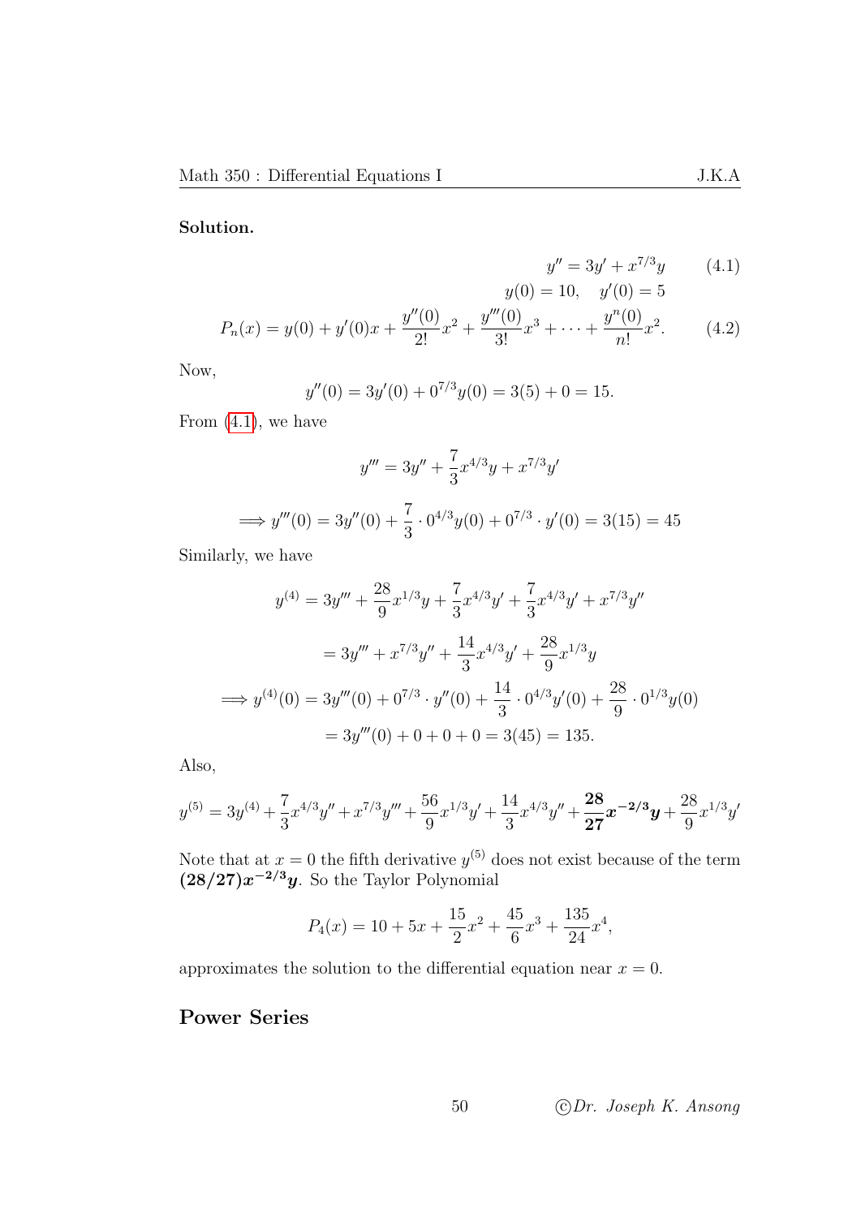**Solution.**

$$y'' = 3y' + x^{7/3}y \qquad (4.1)$$

$$y(0) = 10, \quad y'(0) = 5$$

$$P_n(x) = y(0) + y'(0)x + \frac{y''(0)}{2!}x^2 + \frac{y'''(0)}{3!}x^3 + \cdots + \frac{y^n(0)}{n!}x^2. \qquad (4.2)$$

Now,

$$y''(0) = 3y'(0) + 0^{7/3}y(0) = 3(5) + 0 = 15.$$

From (4.1), we have

$$y''' = 3y'' + \frac{7}{3}x^{4/3}y + x^{7/3}y'$$

$$\Longrightarrow y'''(0) = 3y''(0) + \frac{7}{3} \cdot 0^{4/3}y(0) + 0^{7/3} \cdot y'(0) = 3(15) = 45$$

Similarly, we have

$$y^{(4)} = 3y''' + \frac{28}{9}x^{1/3}y + \frac{7}{3}x^{4/3}y' + \frac{7}{3}x^{4/3}y' + x^{7/3}y''$$

$$= 3y''' + x^{7/3}y'' + \frac{14}{3}x^{4/3}y' + \frac{28}{9}x^{1/3}y$$

$$\Longrightarrow y^{(4)}(0) = 3y'''(0) + 0^{7/3} \cdot y''(0) + \frac{14}{3} \cdot 0^{4/3}y'(0) + \frac{28}{9} \cdot 0^{1/3}y(0)$$

$$= 3y'''(0) + 0 + 0 + 0 = 3(45) = 135.$$

Also,

$$y^{(5)} = 3y^{(4)} + \frac{7}{3}x^{4/3}y'' + x^{7/3}y''' + \frac{56}{9}x^{1/3}y' + \frac{14}{3}x^{4/3}y'' + \boldsymbol{\frac{28}{27}x^{-2/3}y} + \frac{28}{9}x^{1/3}y'$$

Note that at $x = 0$ the fifth derivative $y^{(5)}$ does not exist because of the term $\boldsymbol{(28/27)x^{-2/3}y}$. So the Taylor Polynomial

$$P_4(x) = 10 + 5x + \frac{15}{2}x^2 + \frac{45}{6}x^3 + \frac{135}{24}x^4,$$

approximates the solution to the differential equation near $x = 0$.

## Power Series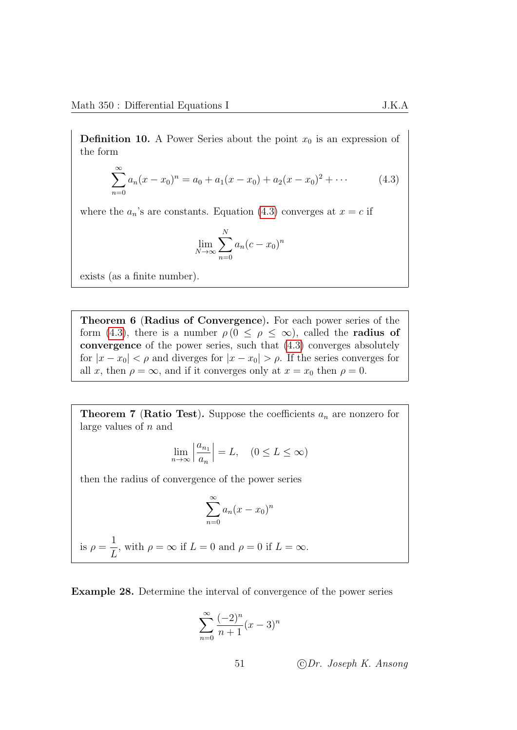**Definition 10.** A Power Series about the point $x_0$ is an expression of the form

$$\sum_{n=0}^{\infty} a_n(x-x_0)^n = a_0 + a_1(x-x_0) + a_2(x-x_0)^2 + \cdots \tag{4.3}$$

where the $a_n$'s are constants. Equation (4.3) converges at $x = c$ if

$$\lim_{N\to\infty} \sum_{n=0}^{N} a_n(c-x_0)^n$$

exists (as a finite number).

**Theorem 6 (Radius of Convergence).** For each power series of the form (4.3), there is a number $\rho\,(0 \le \rho \le \infty)$, called the **radius of convergence** of the power series, such that (4.3) converges absolutely for $|x-x_0| < \rho$ and diverges for $|x-x_0| > \rho$. If the series converges for all $x$, then $\rho = \infty$, and if it converges only at $x = x_0$ then $\rho = 0$.

**Theorem 7 (Ratio Test).** Suppose the coefficients $a_n$ are nonzero for large values of $n$ and

$$\lim_{n\to\infty} \left|\frac{a_{n_1}}{a_n}\right| = L, \quad (0 \le L \le \infty)$$

then the radius of convergence of the power series

$$\sum_{n=0}^{\infty} a_n(x-x_0)^n$$

is $\rho = \dfrac{1}{L}$, with $\rho = \infty$ if $L = 0$ and $\rho = 0$ if $L = \infty$.

**Example 28.** Determine the interval of convergence of the power series

$$\sum_{n=0}^{\infty} \frac{(-2)^n}{n+1}(x-3)^n$$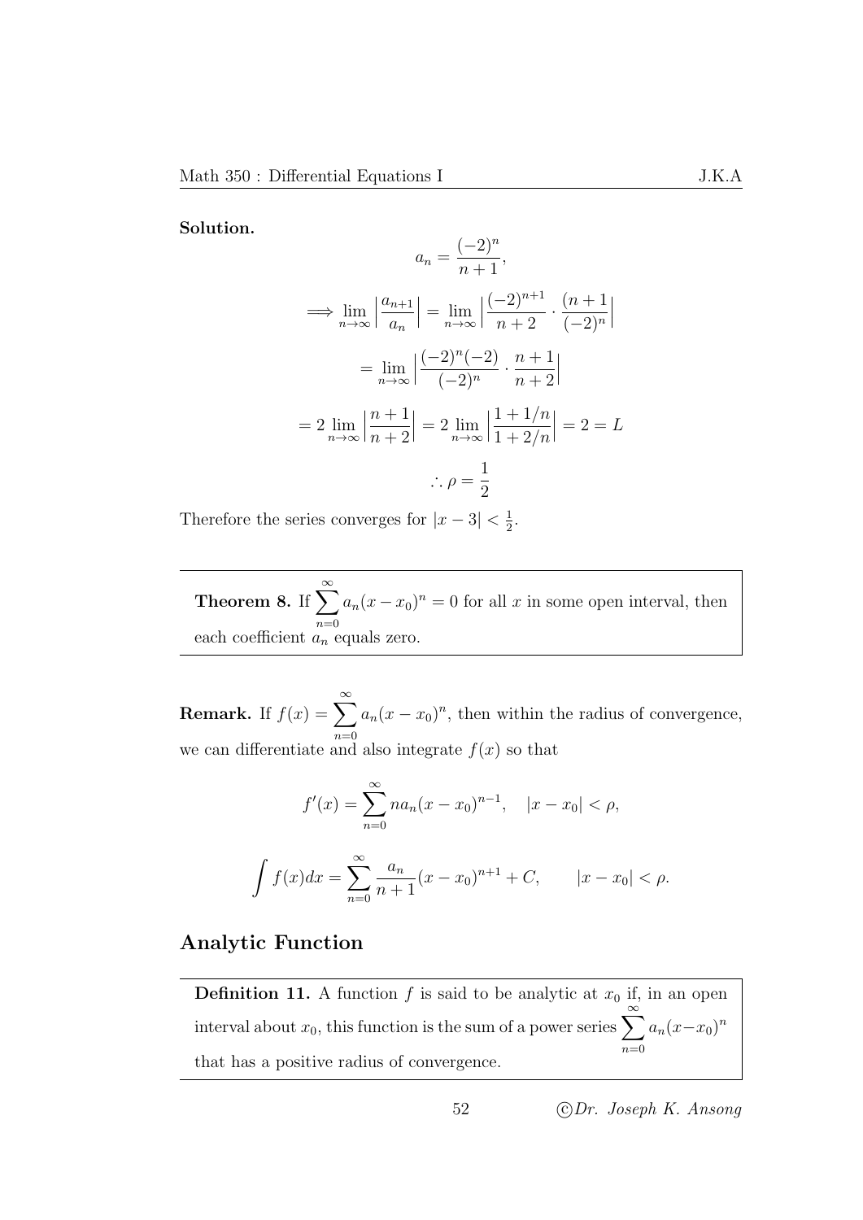**Solution.**

$$a_n = \frac{(-2)^n}{n+1},$$

$$\implies \lim_{n\to\infty}\Big|\frac{a_{n+1}}{a_n}\Big| = \lim_{n\to\infty}\Big|\frac{(-2)^{n+1}}{n+2}\cdot\frac{(n+1}{(-2)^n}\Big|$$

$$= \lim_{n\to\infty}\Big|\frac{(-2)^n(-2)}{(-2)^n}\cdot\frac{n+1}{n+2}\Big|$$

$$= 2\lim_{n\to\infty}\Big|\frac{n+1}{n+2}\Big| = 2\lim_{n\to\infty}\Big|\frac{1+1/n}{1+2/n}\Big| = 2 = L$$

$$\therefore \rho = \frac{1}{2}$$

Therefore the series converges for $|x-3| < \frac{1}{2}$.

---

**Theorem 8.** If $\sum_{n=0}^{\infty} a_n(x-x_0)^n = 0$ for all $x$ in some open interval, then each coefficient $a_n$ equals zero.

---

**Remark.** If $f(x) = \sum_{n=0}^{\infty} a_n(x-x_0)^n$, then within the radius of convergence, we can differentiate and also integrate $f(x)$ so that

$$f'(x) = \sum_{n=0}^{\infty} na_n(x-x_0)^{n-1}, \quad |x-x_0| < \rho,$$

$$\int f(x)dx = \sum_{n=0}^{\infty} \frac{a_n}{n+1}(x-x_0)^{n+1} + C, \qquad |x-x_0| < \rho.$$

## Analytic Function

---

**Definition 11.** A function $f$ is said to be analytic at $x_0$ if, in an open interval about $x_0$, this function is the sum of a power series $\sum_{n=0}^{\infty} a_n(x-x_0)^n$ that has a positive radius of convergence.

---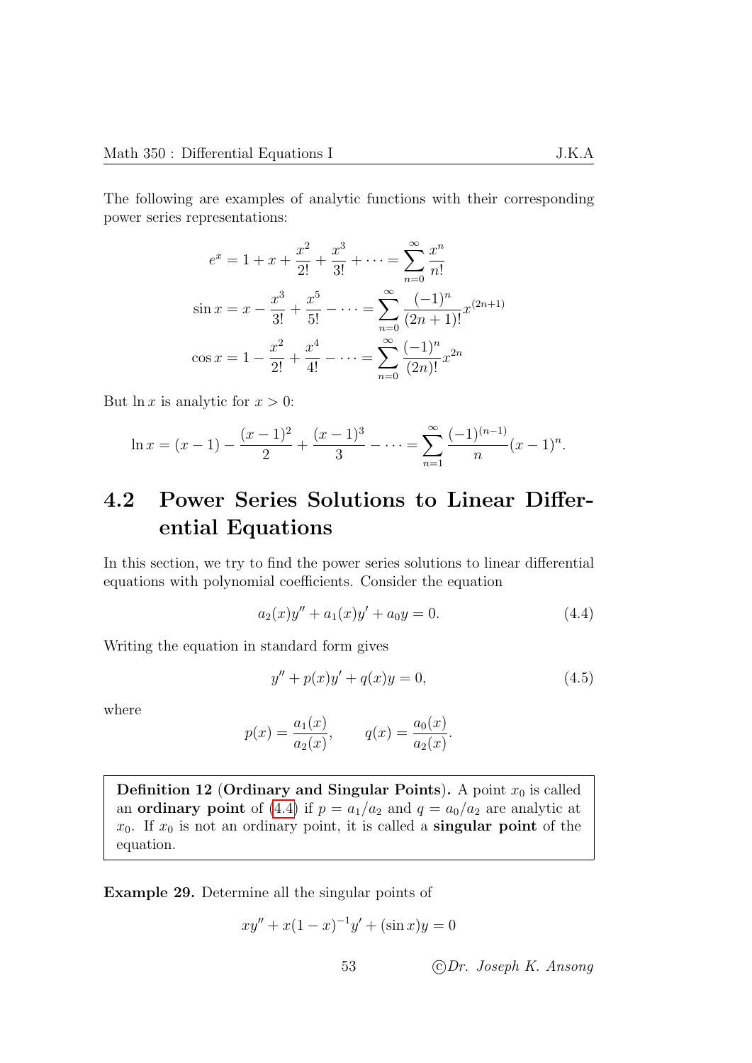The following are examples of analytic functions with their corresponding power series representations:

$$e^x = 1 + x + \frac{x^2}{2!} + \frac{x^3}{3!} + \cdots = \sum_{n=0}^{\infty} \frac{x^n}{n!}$$

$$\sin x = x - \frac{x^3}{3!} + \frac{x^5}{5!} - \cdots = \sum_{n=0}^{\infty} \frac{(-1)^n}{(2n+1)!} x^{(2n+1)}$$

$$\cos x = 1 - \frac{x^2}{2!} + \frac{x^4}{4!} - \cdots = \sum_{n=0}^{\infty} \frac{(-1)^n}{(2n)!} x^{2n}$$

But $\ln x$ is analytic for $x > 0$:

$$\ln x = (x-1) - \frac{(x-1)^2}{2} + \frac{(x-1)^3}{3} - \cdots = \sum_{n=1}^{\infty} \frac{(-1)^{(n-1)}}{n} (x-1)^n.$$

## 4.2 Power Series Solutions to Linear Differential Equations

In this section, we try to find the power series solutions to linear differential equations with polynomial coefficients. Consider the equation

$$a_2(x)y'' + a_1(x)y' + a_0 y = 0. \tag{4.4}$$

Writing the equation in standard form gives

$$y'' + p(x)y' + q(x)y = 0, \tag{4.5}$$

where

$$p(x) = \frac{a_1(x)}{a_2(x)}, \qquad q(x) = \frac{a_0(x)}{a_2(x)}.$$

> **Definition 12** (**Ordinary and Singular Points).** A point $x_0$ is called an **ordinary point** of (4.4) if $p = a_1/a_2$ and $q = a_0/a_2$ are analytic at $x_0$. If $x_0$ is not an ordinary point, it is called a **singular point** of the equation.

**Example 29.** Determine all the singular points of

$$xy'' + x(1-x)^{-1}y' + (\sin x)y = 0$$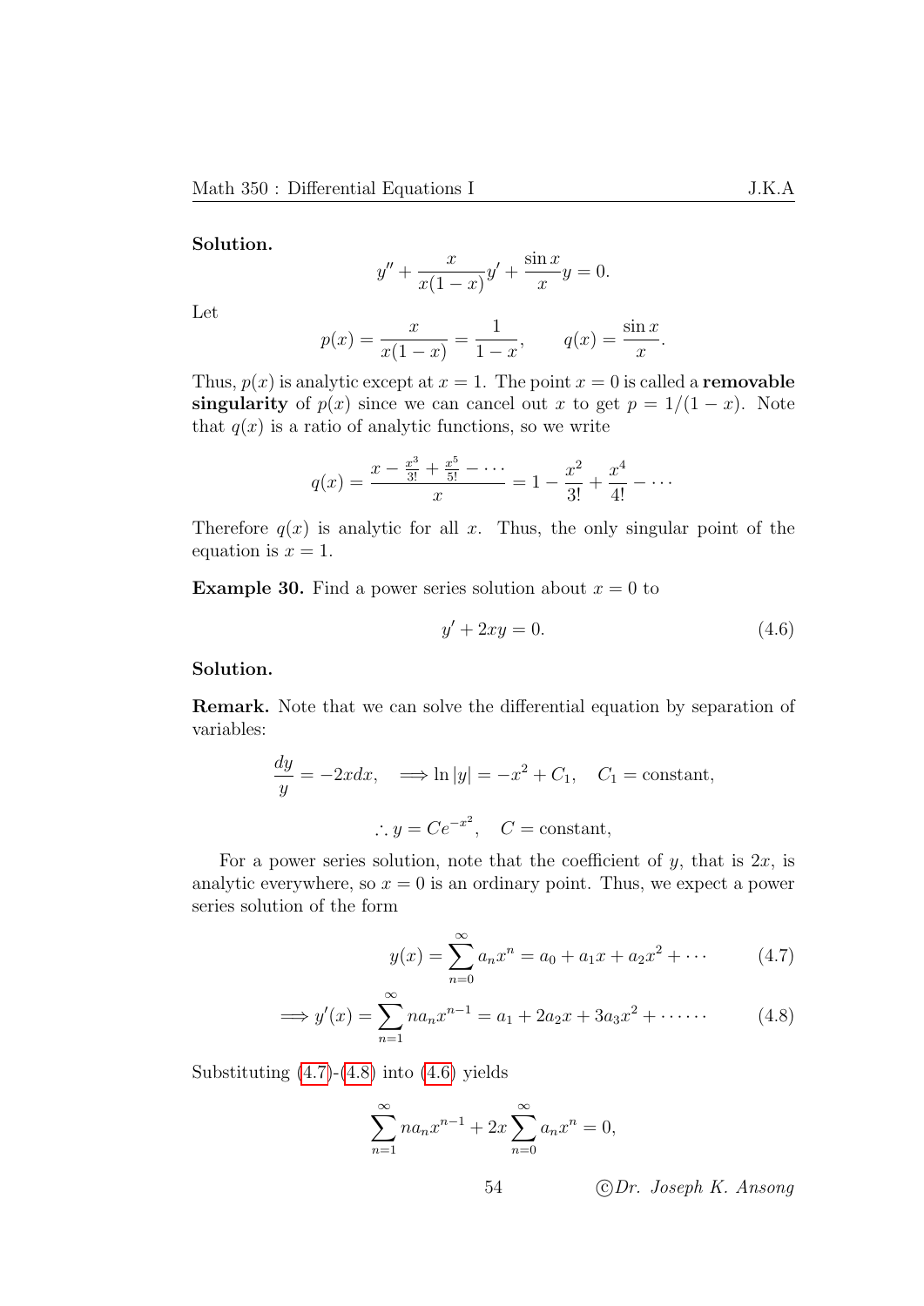**Solution.**

$$y'' + \frac{x}{x(1-x)}y' + \frac{\sin x}{x}y = 0.$$

Let

$$p(x) = \frac{x}{x(1-x)} = \frac{1}{1-x}, \qquad q(x) = \frac{\sin x}{x}.$$

Thus, $p(x)$ is analytic except at $x = 1$. The point $x = 0$ is called a **removable singularity** of $p(x)$ since we can cancel out $x$ to get $p = 1/(1-x)$. Note that $q(x)$ is a ratio of analytic functions, so we write

$$q(x) = \frac{x - \frac{x^3}{3!} + \frac{x^5}{5!} - \cdots}{x} = 1 - \frac{x^2}{3!} + \frac{x^4}{4!} - \cdots$$

Therefore $q(x)$ is analytic for all $x$. Thus, the only singular point of the equation is $x = 1$.

**Example 30.** Find a power series solution about $x = 0$ to

$$y' + 2xy = 0. \tag{4.6}$$

**Solution.**

**Remark.** Note that we can solve the differential equation by separation of variables:

$$\frac{dy}{y} = -2xdx, \quad \Longrightarrow \ln|y| = -x^2 + C_1, \quad C_1 = \text{constant},$$

$$\therefore y = Ce^{-x^2}, \quad C = \text{constant},$$

For a power series solution, note that the coefficient of $y$, that is $2x$, is analytic everywhere, so $x = 0$ is an ordinary point. Thus, we expect a power series solution of the form

$$y(x) = \sum_{n=0}^{\infty} a_n x^n = a_0 + a_1 x + a_2 x^2 + \cdots \tag{4.7}$$

$$\Longrightarrow y'(x) = \sum_{n=1}^{\infty} n a_n x^{n-1} = a_1 + 2a_2 x + 3a_3 x^2 + \cdots\cdots \tag{4.8}$$

Substituting (4.7)-(4.8) into (4.6) yields

$$\sum_{n=1}^{\infty} n a_n x^{n-1} + 2x \sum_{n=0}^{\infty} a_n x^n = 0,$$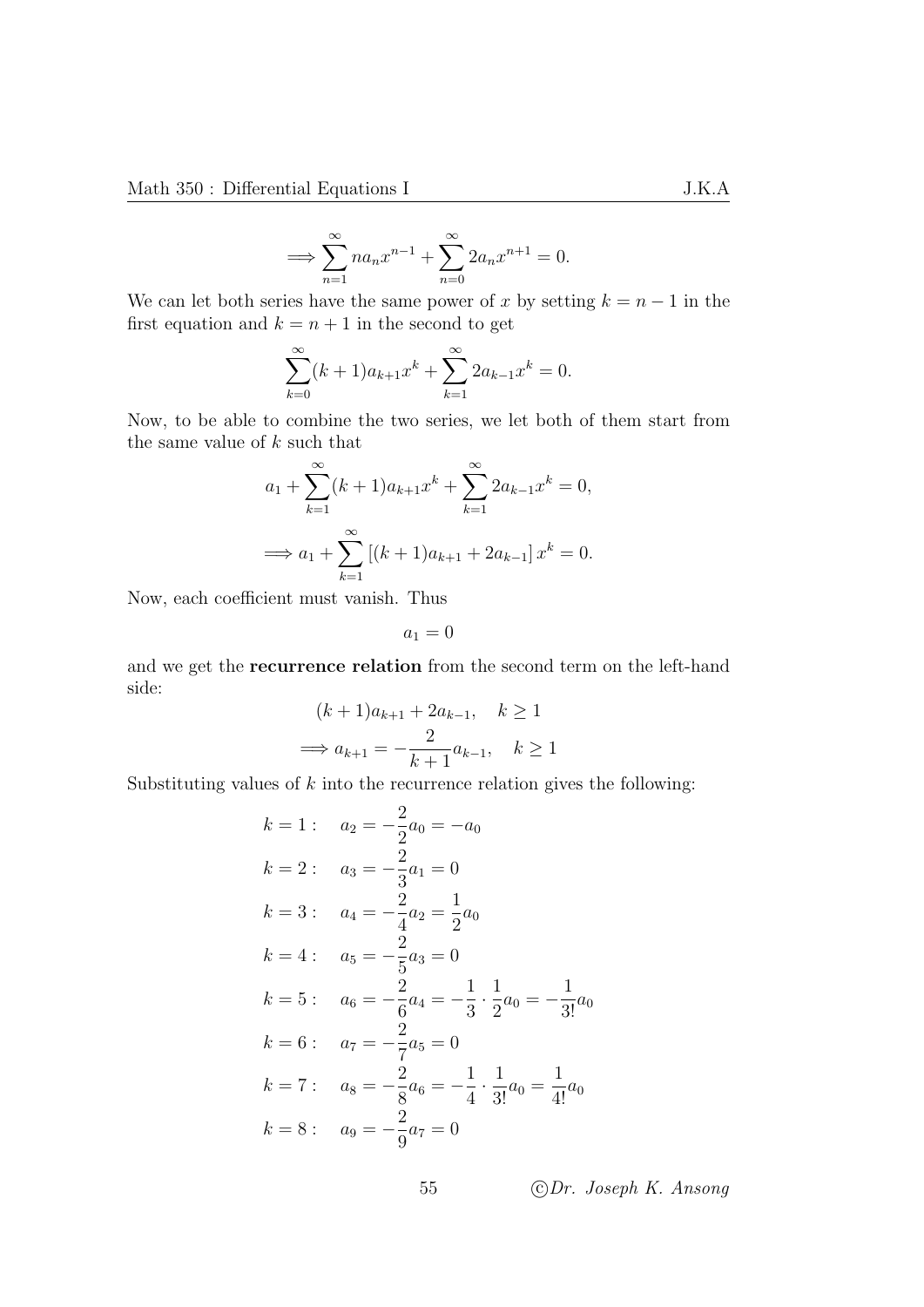$$\implies \sum_{n=1}^{\infty} na_n x^{n-1} + \sum_{n=0}^{\infty} 2a_n x^{n+1} = 0.$$

We can let both series have the same power of $x$ by setting $k = n - 1$ in the first equation and $k = n + 1$ in the second to get

$$\sum_{k=0}^{\infty} (k+1)a_{k+1}x^k + \sum_{k=1}^{\infty} 2a_{k-1}x^k = 0.$$

Now, to be able to combine the two series, we let both of them start from the same value of $k$ such that

$$a_1 + \sum_{k=1}^{\infty} (k+1)a_{k+1}x^k + \sum_{k=1}^{\infty} 2a_{k-1}x^k = 0,$$

$$\implies a_1 + \sum_{k=1}^{\infty} \left[(k+1)a_{k+1} + 2a_{k-1}\right] x^k = 0.$$

Now, each coefficient must vanish. Thus

$$a_1 = 0$$

and we get the **recurrence relation** from the second term on the left-hand side:

$$(k+1)a_{k+1} + 2a_{k-1}, \quad k \geq 1$$

$$\implies a_{k+1} = -\frac{2}{k+1}a_{k-1}, \quad k \geq 1$$

Substituting values of $k$ into the recurrence relation gives the following:

$$k = 1: \quad a_2 = -\frac{2}{2}a_0 = -a_0$$

$$k = 2: \quad a_3 = -\frac{2}{3}a_1 = 0$$

$$k = 3: \quad a_4 = -\frac{2}{4}a_2 = \frac{1}{2}a_0$$

$$k = 4: \quad a_5 = -\frac{2}{5}a_3 = 0$$

$$k = 5: \quad a_6 = -\frac{2}{6}a_4 = -\frac{1}{3} \cdot \frac{1}{2}a_0 = -\frac{1}{3!}a_0$$

$$k = 6: \quad a_7 = -\frac{2}{7}a_5 = 0$$

$$k = 7: \quad a_8 = -\frac{2}{8}a_6 = -\frac{1}{4} \cdot \frac{1}{3!}a_0 = \frac{1}{4!}a_0$$

$$k = 8: \quad a_9 = -\frac{2}{9}a_7 = 0$$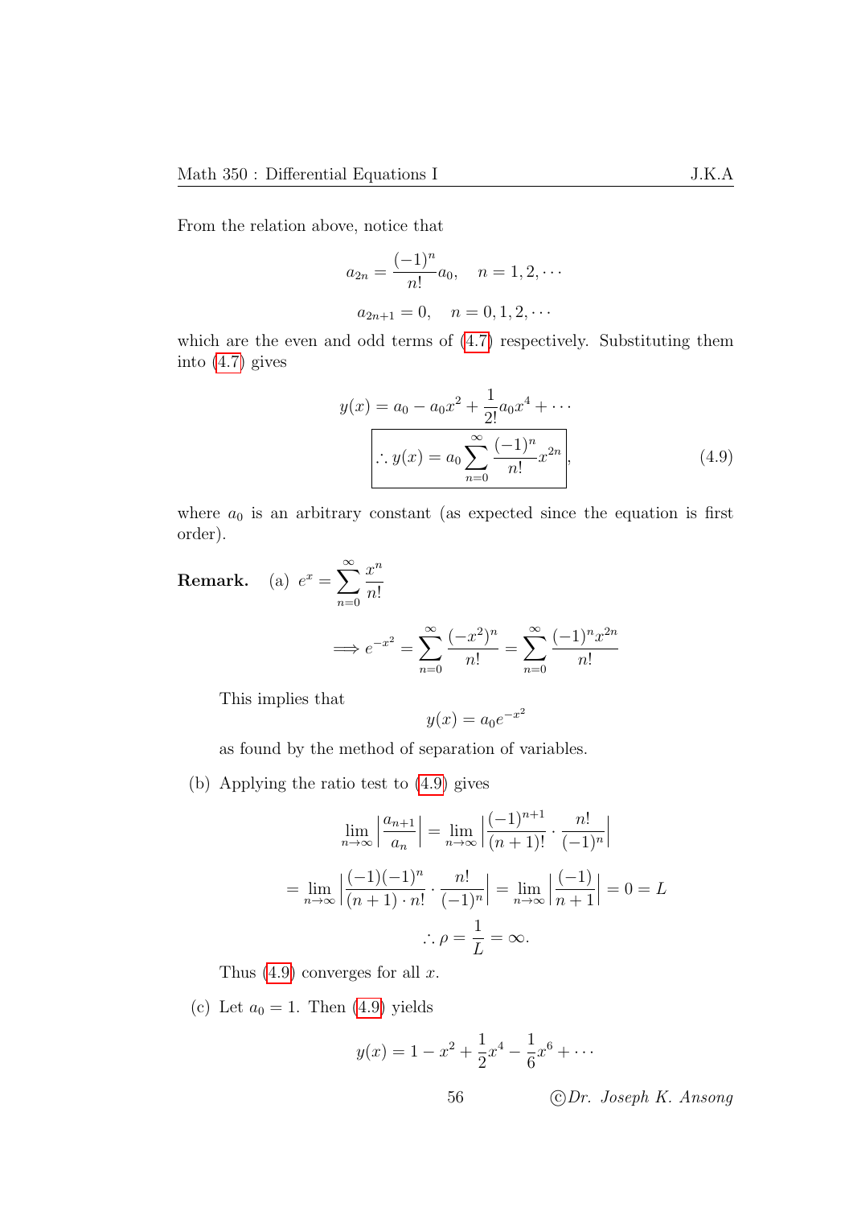From the relation above, notice that

$$a_{2n} = \frac{(-1)^n}{n!} a_0, \quad n = 1, 2, \cdots$$

$$a_{2n+1} = 0, \quad n = 0, 1, 2, \cdots$$

which are the even and odd terms of (4.7) respectively. Substituting them into (4.7) gives

$$y(x) = a_0 - a_0 x^2 + \frac{1}{2!} a_0 x^4 + \cdots$$

$$\boxed{\therefore y(x) = a_0 \sum_{n=0}^{\infty} \frac{(-1)^n}{n!} x^{2n}}, \tag{4.9}$$

where $a_0$ is an arbitrary constant (as expected since the equation is first order).

**Remark.** (a) $e^x = \displaystyle\sum_{n=0}^{\infty} \frac{x^n}{n!}$

$$\implies e^{-x^2} = \sum_{n=0}^{\infty} \frac{(-x^2)^n}{n!} = \sum_{n=0}^{\infty} \frac{(-1)^n x^{2n}}{n!}$$

This implies that

$$y(x) = a_0 e^{-x^2}$$

as found by the method of separation of variables.

(b) Applying the ratio test to (4.9) gives

$$\lim_{n\to\infty} \left| \frac{a_{n+1}}{a_n} \right| = \lim_{n\to\infty} \left| \frac{(-1)^{n+1}}{(n+1)!} \cdot \frac{n!}{(-1)^n} \right|$$

$$= \lim_{n\to\infty} \left| \frac{(-1)(-1)^n}{(n+1)\cdot n!} \cdot \frac{n!}{(-1)^n} \right| = \lim_{n\to\infty} \left| \frac{(-1)}{n+1} \right| = 0 = L$$

$$\therefore \rho = \frac{1}{L} = \infty.$$

Thus (4.9) converges for all $x$.

(c) Let $a_0 = 1$. Then (4.9) yields

$$y(x) = 1 - x^2 + \frac{1}{2} x^4 - \frac{1}{6} x^6 + \cdots$$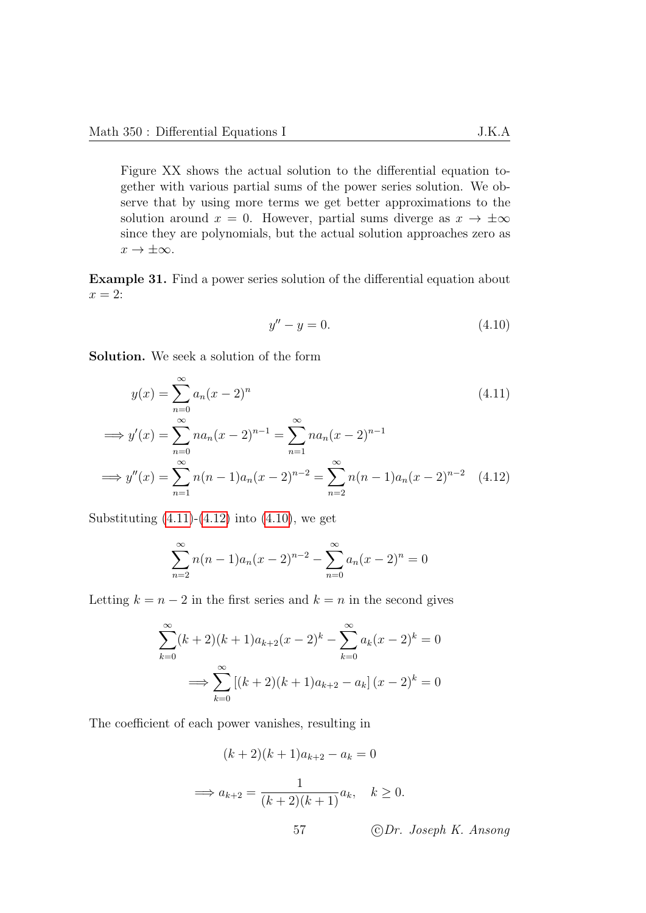Figure XX shows the actual solution to the differential equation together with various partial sums of the power series solution. We observe that by using more terms we get better approximations to the solution around $x = 0$. However, partial sums diverge as $x \to \pm\infty$ since they are polynomials, but the actual solution approaches zero as $x \to \pm\infty$.

**Example 31.** Find a power series solution of the differential equation about $x = 2$:

$$y'' - y = 0. \tag{4.10}$$

**Solution.** We seek a solution of the form

$$y(x) = \sum_{n=0}^{\infty} a_n (x-2)^n \tag{4.11}$$

$$\implies y'(x) = \sum_{n=0}^{\infty} n a_n (x-2)^{n-1} = \sum_{n=1}^{\infty} n a_n (x-2)^{n-1}$$

$$\implies y''(x) = \sum_{n=1}^{\infty} n(n-1) a_n (x-2)^{n-2} = \sum_{n=2}^{\infty} n(n-1) a_n (x-2)^{n-2} \tag{4.12}$$

Substituting (4.11)-(4.12) into (4.10), we get

$$\sum_{n=2}^{\infty} n(n-1) a_n (x-2)^{n-2} - \sum_{n=0}^{\infty} a_n (x-2)^n = 0$$

Letting $k = n - 2$ in the first series and $k = n$ in the second gives

$$\sum_{k=0}^{\infty} (k+2)(k+1) a_{k+2} (x-2)^k - \sum_{k=0}^{\infty} a_k (x-2)^k = 0$$

$$\implies \sum_{k=0}^{\infty} \left[(k+2)(k+1) a_{k+2} - a_k\right] (x-2)^k = 0$$

The coefficient of each power vanishes, resulting in

$$(k+2)(k+1) a_{k+2} - a_k = 0$$

$$\implies a_{k+2} = \frac{1}{(k+2)(k+1)} a_k, \quad k \geq 0.$$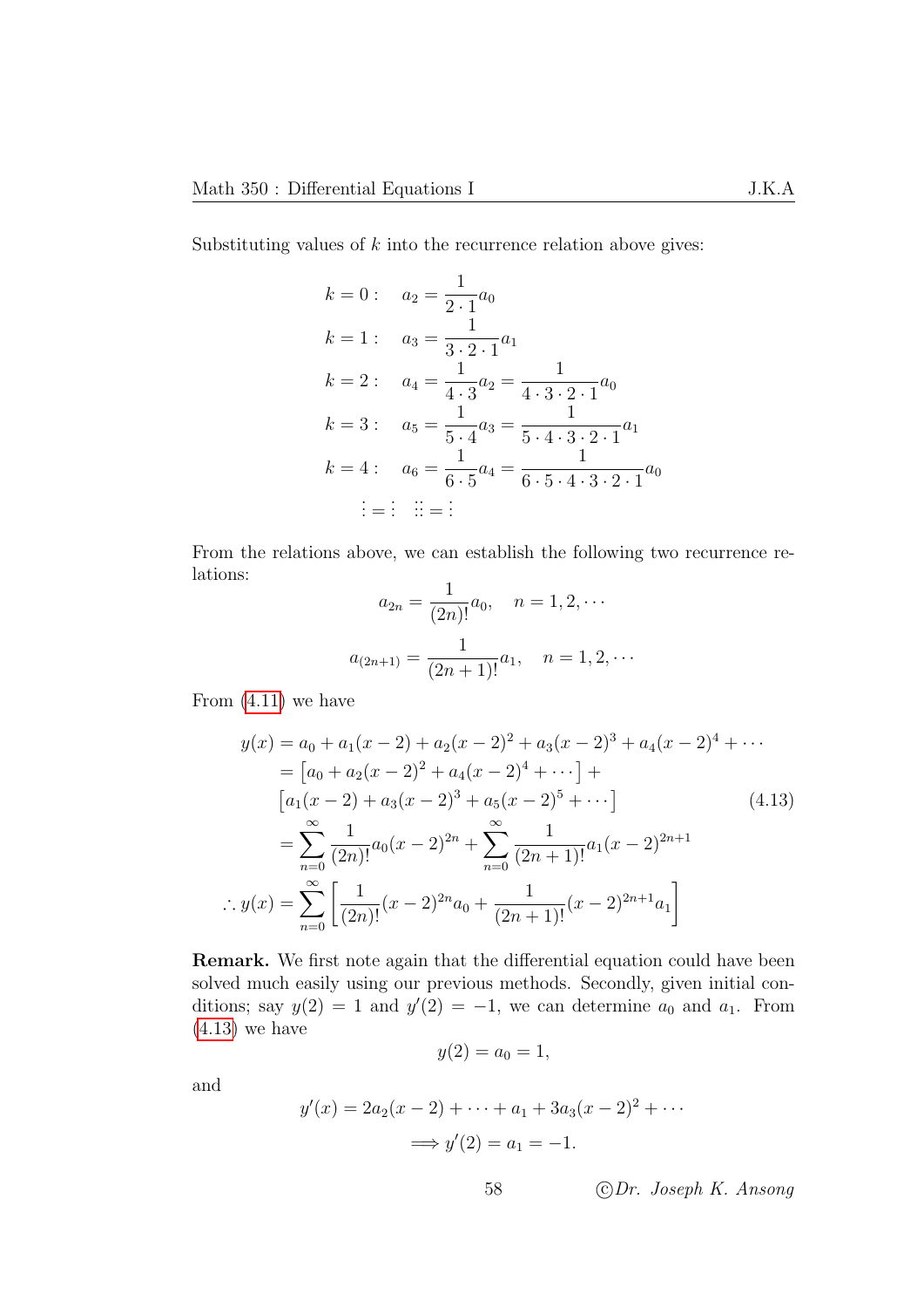Substituting values of $k$ into the recurrence relation above gives:

$$
\begin{aligned}
k = 0: &\quad a_2 = \frac{1}{2 \cdot 1} a_0 \\
k = 1: &\quad a_3 = \frac{1}{3 \cdot 2 \cdot 1} a_1 \\
k = 2: &\quad a_4 = \frac{1}{4 \cdot 3} a_2 = \frac{1}{4 \cdot 3 \cdot 2 \cdot 1} a_0 \\
k = 3: &\quad a_5 = \frac{1}{5 \cdot 4} a_3 = \frac{1}{5 \cdot 4 \cdot 3 \cdot 2 \cdot 1} a_1 \\
k = 4: &\quad a_6 = \frac{1}{6 \cdot 5} a_4 = \frac{1}{6 \cdot 5 \cdot 4 \cdot 3 \cdot 2 \cdot 1} a_0 \\
\vdots = \vdots &\quad \vdots\vdots = \vdots
\end{aligned}
$$

From the relations above, we can establish the following two recurrence relations:

$$
a_{2n} = \frac{1}{(2n)!} a_0, \quad n = 1, 2, \cdots
$$

$$
a_{(2n+1)} = \frac{1}{(2n+1)!} a_1, \quad n = 1, 2, \cdots
$$

From (4.11) we have

$$
\begin{aligned}
y(x) &= a_0 + a_1(x-2) + a_2(x-2)^2 + a_3(x-2)^3 + a_4(x-2)^4 + \cdots \\
&= \left[a_0 + a_2(x-2)^2 + a_4(x-2)^4 + \cdots\right] + \\
&\quad \left[a_1(x-2) + a_3(x-2)^3 + a_5(x-2)^5 + \cdots\right] \\
&= \sum_{n=0}^{\infty} \frac{1}{(2n)!} a_0 (x-2)^{2n} + \sum_{n=0}^{\infty} \frac{1}{(2n+1)!} a_1 (x-2)^{2n+1} \\
\therefore y(x) &= \sum_{n=0}^{\infty} \left[ \frac{1}{(2n)!}(x-2)^{2n} a_0 + \frac{1}{(2n+1)!}(x-2)^{2n+1} a_1 \right]
\end{aligned}
\tag{4.13}
$$

**Remark.** We first note again that the differential equation could have been solved much easily using our previous methods. Secondly, given initial conditions; say $y(2) = 1$ and $y'(2) = -1$, we can determine $a_0$ and $a_1$. From (4.13) we have

$$
y(2) = a_0 = 1,
$$

and

$$
\begin{aligned}
y'(x) = 2a_2(x-2) + \cdots + a_1 + 3a_3(x-2)^2 + \cdots \\
\Longrightarrow y'(2) = a_1 = -1.
\end{aligned}
$$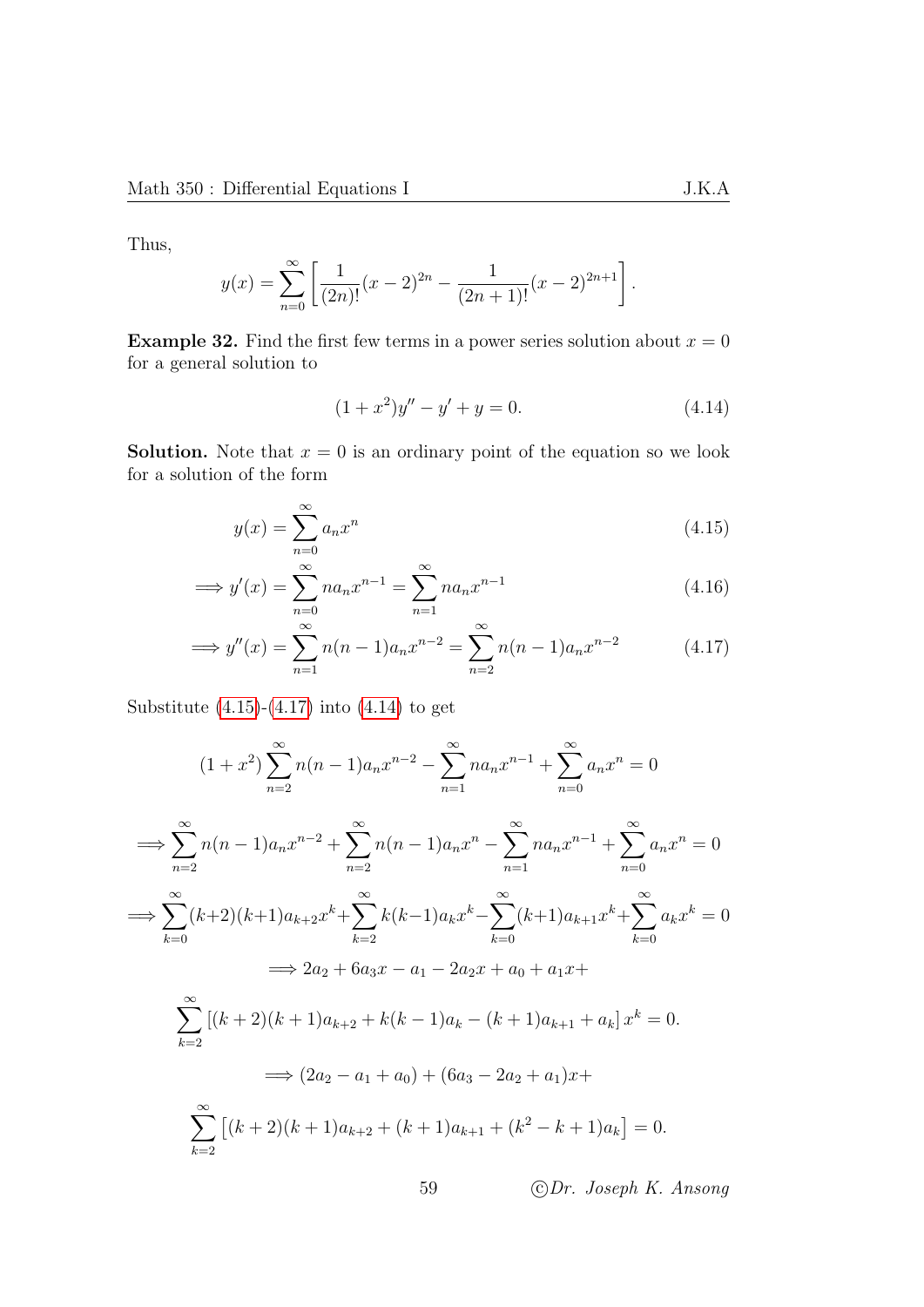Thus,

$$y(x) = \sum_{n=0}^{\infty} \left[ \frac{1}{(2n)!}(x-2)^{2n} - \frac{1}{(2n+1)!}(x-2)^{2n+1} \right].$$

**Example 32.** Find the first few terms in a power series solution about $x = 0$ for a general solution to

$$(1 + x^2)y'' - y' + y = 0. \tag{4.14}$$

**Solution.** Note that $x = 0$ is an ordinary point of the equation so we look for a solution of the form

$$y(x) = \sum_{n=0}^{\infty} a_n x^n \tag{4.15}$$

$$\implies y'(x) = \sum_{n=0}^{\infty} n a_n x^{n-1} = \sum_{n=1}^{\infty} n a_n x^{n-1} \tag{4.16}$$

$$\implies y''(x) = \sum_{n=1}^{\infty} n(n-1) a_n x^{n-2} = \sum_{n=2}^{\infty} n(n-1) a_n x^{n-2} \tag{4.17}$$

Substitute (4.15)-(4.17) into (4.14) to get

$$(1 + x^2) \sum_{n=2}^{\infty} n(n-1) a_n x^{n-2} - \sum_{n=1}^{\infty} n a_n x^{n-1} + \sum_{n=0}^{\infty} a_n x^n = 0$$

$$\implies \sum_{n=2}^{\infty} n(n-1) a_n x^{n-2} + \sum_{n=2}^{\infty} n(n-1) a_n x^n - \sum_{n=1}^{\infty} n a_n x^{n-1} + \sum_{n=0}^{\infty} a_n x^n = 0$$

$$\implies \sum_{k=0}^{\infty} (k+2)(k+1) a_{k+2} x^k + \sum_{k=2}^{\infty} k(k-1) a_k x^k - \sum_{k=0}^{\infty} (k+1) a_{k+1} x^k + \sum_{k=0}^{\infty} a_k x^k = 0$$

$$\implies 2a_2 + 6a_3 x - a_1 - 2a_2 x + a_0 + a_1 x +$$

$$\sum_{k=2}^{\infty} \left[ (k+2)(k+1) a_{k+2} + k(k-1) a_k - (k+1) a_{k+1} + a_k \right] x^k = 0.$$

$$\implies (2a_2 - a_1 + a_0) + (6a_3 - 2a_2 + a_1)x +$$

$$\sum_{k=2}^{\infty} \left[ (k+2)(k+1) a_{k+2} + (k+1) a_{k+1} + (k^2 - k + 1) a_k \right] = 0.$$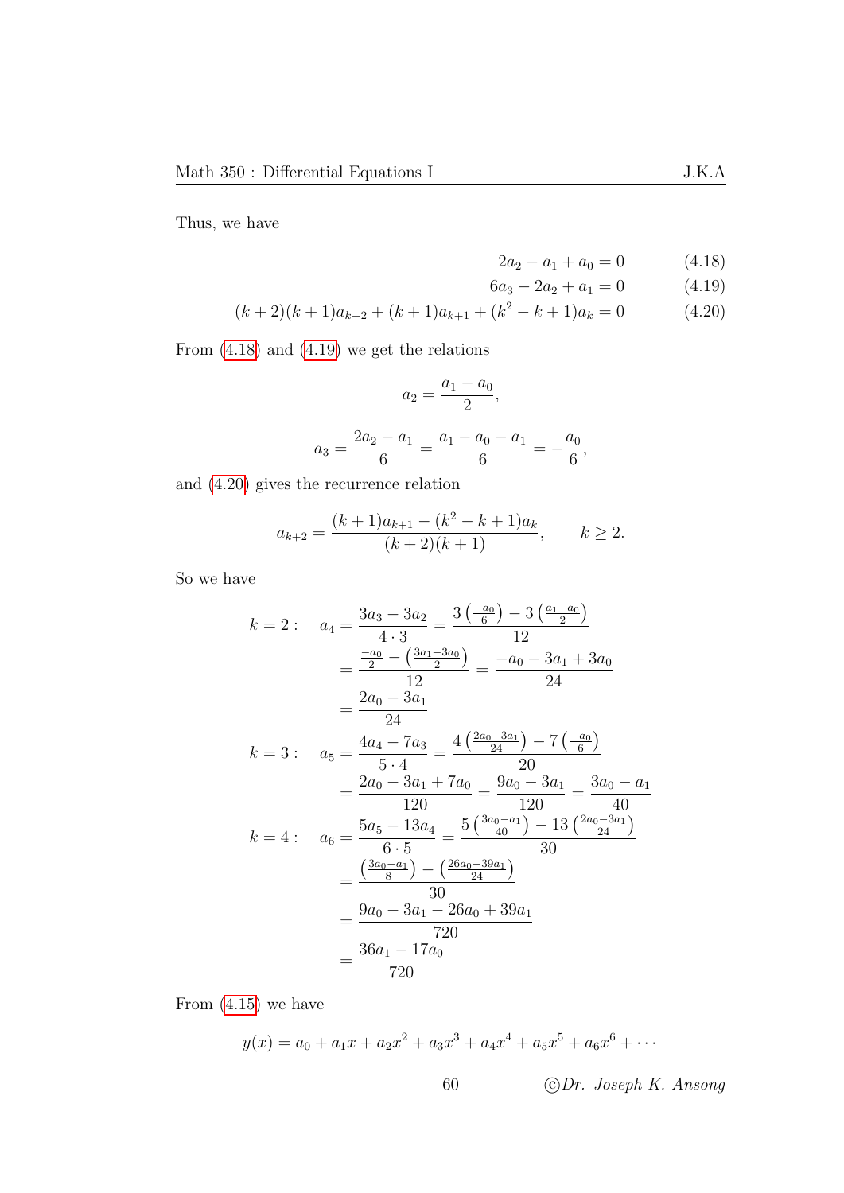Thus, we have

$$2a_2 - a_1 + a_0 = 0 \tag{4.18}$$

$$6a_3 - 2a_2 + a_1 = 0 \tag{4.19}$$

$$(k+2)(k+1)a_{k+2} + (k+1)a_{k+1} + (k^2 - k + 1)a_k = 0 \tag{4.20}$$

From (4.18) and (4.19) we get the relations

$$a_2 = \frac{a_1 - a_0}{2},$$

$$a_3 = \frac{2a_2 - a_1}{6} = \frac{a_1 - a_0 - a_1}{6} = -\frac{a_0}{6},$$

and (4.20) gives the recurrence relation

$$a_{k+2} = \frac{(k+1)a_{k+1} - (k^2 - k + 1)a_k}{(k+2)(k+1)}, \qquad k \geq 2.$$

So we have

$$
\begin{aligned}
k = 2: \quad a_4 &= \frac{3a_3 - 3a_2}{4 \cdot 3} = \frac{3\left(\frac{-a_0}{6}\right) - 3\left(\frac{a_1 - a_0}{2}\right)}{12} \\
&= \frac{\frac{-a_0}{2} - \left(\frac{3a_1 - 3a_0}{2}\right)}{12} = \frac{-a_0 - 3a_1 + 3a_0}{24} \\
&= \frac{2a_0 - 3a_1}{24} \\
k = 3: \quad a_5 &= \frac{4a_4 - 7a_3}{5 \cdot 4} = \frac{4\left(\frac{2a_0 - 3a_1}{24}\right) - 7\left(\frac{-a_0}{6}\right)}{20} \\
&= \frac{2a_0 - 3a_1 + 7a_0}{120} = \frac{9a_0 - 3a_1}{120} = \frac{3a_0 - a_1}{40} \\
k = 4: \quad a_6 &= \frac{5a_5 - 13a_4}{6 \cdot 5} = \frac{5\left(\frac{3a_0 - a_1}{40}\right) - 13\left(\frac{2a_0 - 3a_1}{24}\right)}{30} \\
&= \frac{\left(\frac{3a_0 - a_1}{8}\right) - \left(\frac{26a_0 - 39a_1}{24}\right)}{30} \\
&= \frac{9a_0 - 3a_1 - 26a_0 + 39a_1}{720} \\
&= \frac{36a_1 - 17a_0}{720}
\end{aligned}
$$

From (4.15) we have

$$y(x) = a_0 + a_1 x + a_2 x^2 + a_3 x^3 + a_4 x^4 + a_5 x^5 + a_6 x^6 + \cdots$$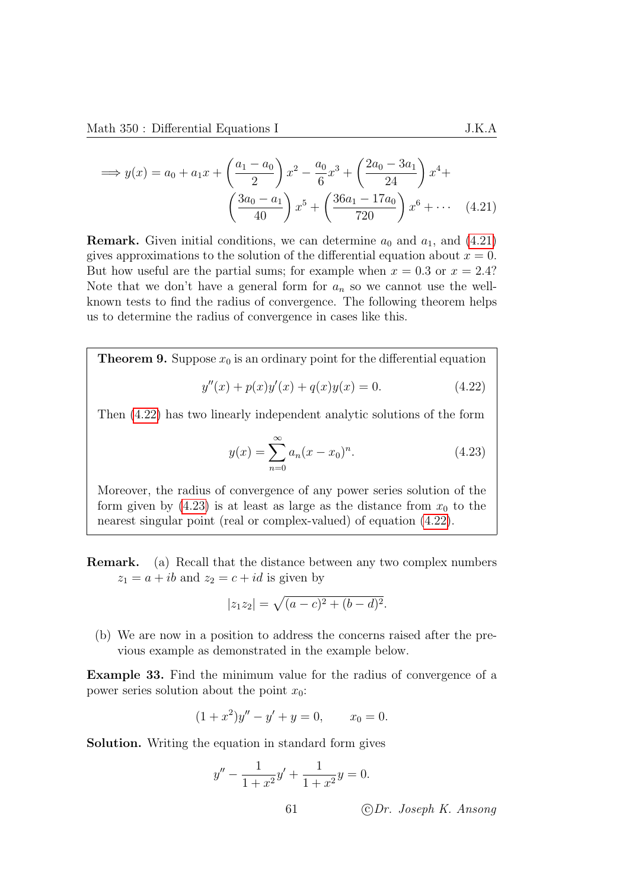$$\implies y(x) = a_0 + a_1 x + \left(\frac{a_1 - a_0}{2}\right)x^2 - \frac{a_0}{6}x^3 + \left(\frac{2a_0 - 3a_1}{24}\right)x^4 + \left(\frac{3a_0 - a_1}{40}\right)x^5 + \left(\frac{36a_1 - 17a_0}{720}\right)x^6 + \cdots \quad (4.21)$$

**Remark.** Given initial conditions, we can determine $a_0$ and $a_1$, and (4.21) gives approximations to the solution of the differential equation about $x = 0$. But how useful are the partial sums; for example when $x = 0.3$ or $x = 2.4$? Note that we don't have a general form for $a_n$ so we cannot use the well-known tests to find the radius of convergence. The following theorem helps us to determine the radius of convergence in cases like this.

> **Theorem 9.** Suppose $x_0$ is an ordinary point for the differential equation
>
> $$y''(x) + p(x)y'(x) + q(x)y(x) = 0. \quad (4.22)$$
>
> Then (4.22) has two linearly independent analytic solutions of the form
>
> $$y(x) = \sum_{n=0}^{\infty} a_n (x - x_0)^n. \quad (4.23)$$
>
> Moreover, the radius of convergence of any power series solution of the form given by (4.23) is at least as large as the distance from $x_0$ to the nearest singular point (real or complex-valued) of equation (4.22).

**Remark.** (a) Recall that the distance between any two complex numbers $z_1 = a + ib$ and $z_2 = c + id$ is given by

$$|z_1 z_2| = \sqrt{(a - c)^2 + (b - d)^2}.$$

(b) We are now in a position to address the concerns raised after the previous example as demonstrated in the example below.

**Example 33.** Find the minimum value for the radius of convergence of a power series solution about the point $x_0$:

$$(1 + x^2)y'' - y' + y = 0, \qquad x_0 = 0.$$

**Solution.** Writing the equation in standard form gives

$$y'' - \frac{1}{1 + x^2}y' + \frac{1}{1 + x^2}y = 0.$$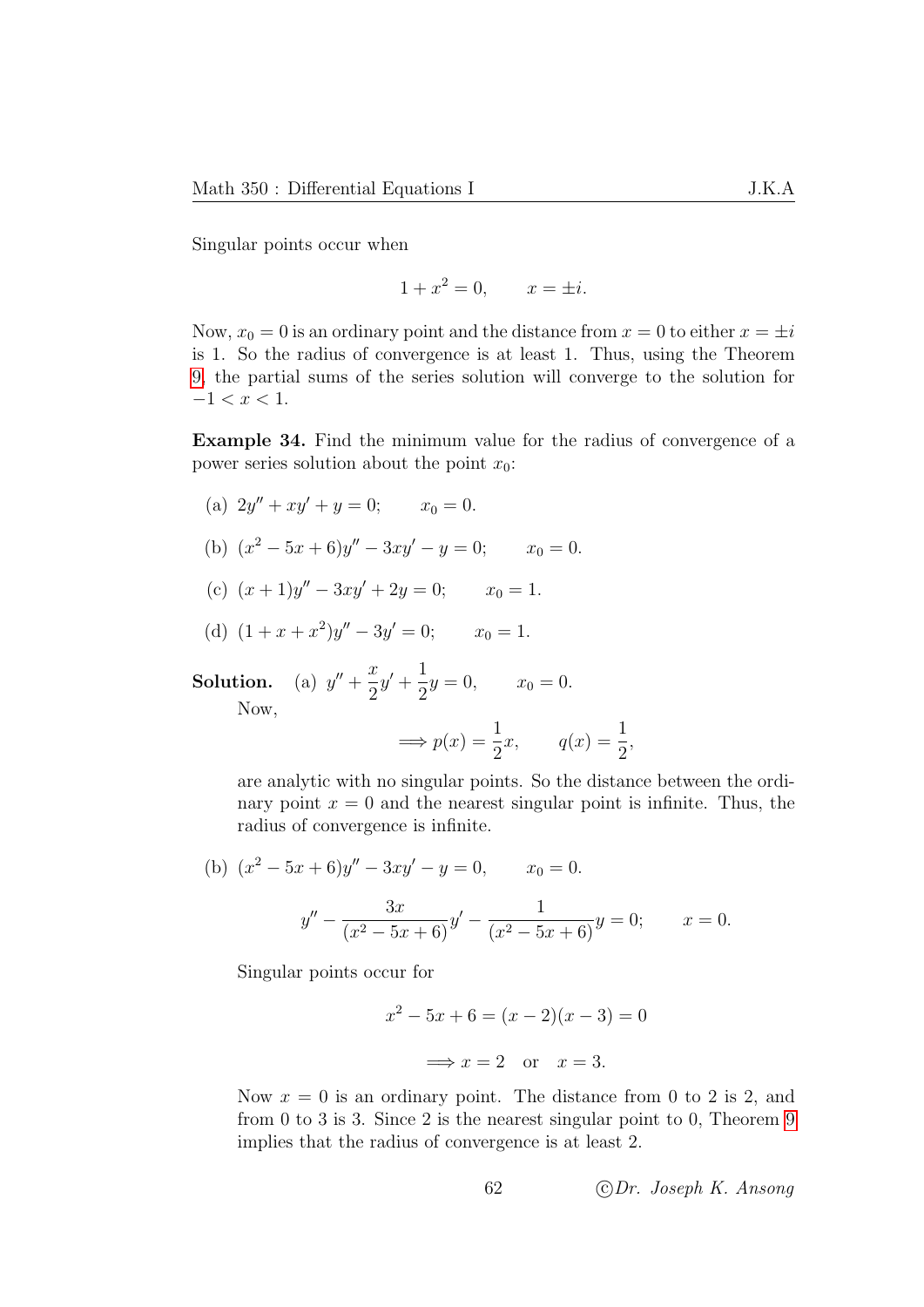Singular points occur when

$$1 + x^2 = 0, \qquad x = \pm i.$$

Now, $x_0 = 0$ is an ordinary point and the distance from $x = 0$ to either $x = \pm i$ is 1. So the radius of convergence is at least 1. Thus, using the Theorem 9, the partial sums of the series solution will converge to the solution for $-1 < x < 1$.

**Example 34.** Find the minimum value for the radius of convergence of a power series solution about the point $x_0$:

(a) $2y'' + xy' + y = 0; \qquad x_0 = 0.$

(b) $(x^2 - 5x + 6)y'' - 3xy' - y = 0; \qquad x_0 = 0.$

(c) $(x + 1)y'' - 3xy' + 2y = 0; \qquad x_0 = 1.$

(d) $(1 + x + x^2)y'' - 3y' = 0; \qquad x_0 = 1.$

**Solution.** (a) $y'' + \dfrac{x}{2}y' + \dfrac{1}{2}y = 0, \qquad x_0 = 0.$

Now,

$$\Longrightarrow p(x) = \frac{1}{2}x, \qquad q(x) = \frac{1}{2},$$

are analytic with no singular points. So the distance between the ordinary point $x = 0$ and the nearest singular point is infinite. Thus, the radius of convergence is infinite.

(b) $(x^2 - 5x + 6)y'' - 3xy' - y = 0, \qquad x_0 = 0.$

$$y'' - \frac{3x}{(x^2 - 5x + 6)}y' - \frac{1}{(x^2 - 5x + 6)}y = 0; \qquad x = 0.$$

Singular points occur for

$$x^2 - 5x + 6 = (x - 2)(x - 3) = 0$$

$$\Longrightarrow x = 2 \quad \text{or} \quad x = 3.$$

Now $x = 0$ is an ordinary point. The distance from 0 to 2 is 2, and from 0 to 3 is 3. Since 2 is the nearest singular point to 0, Theorem 9 implies that the radius of convergence is at least 2.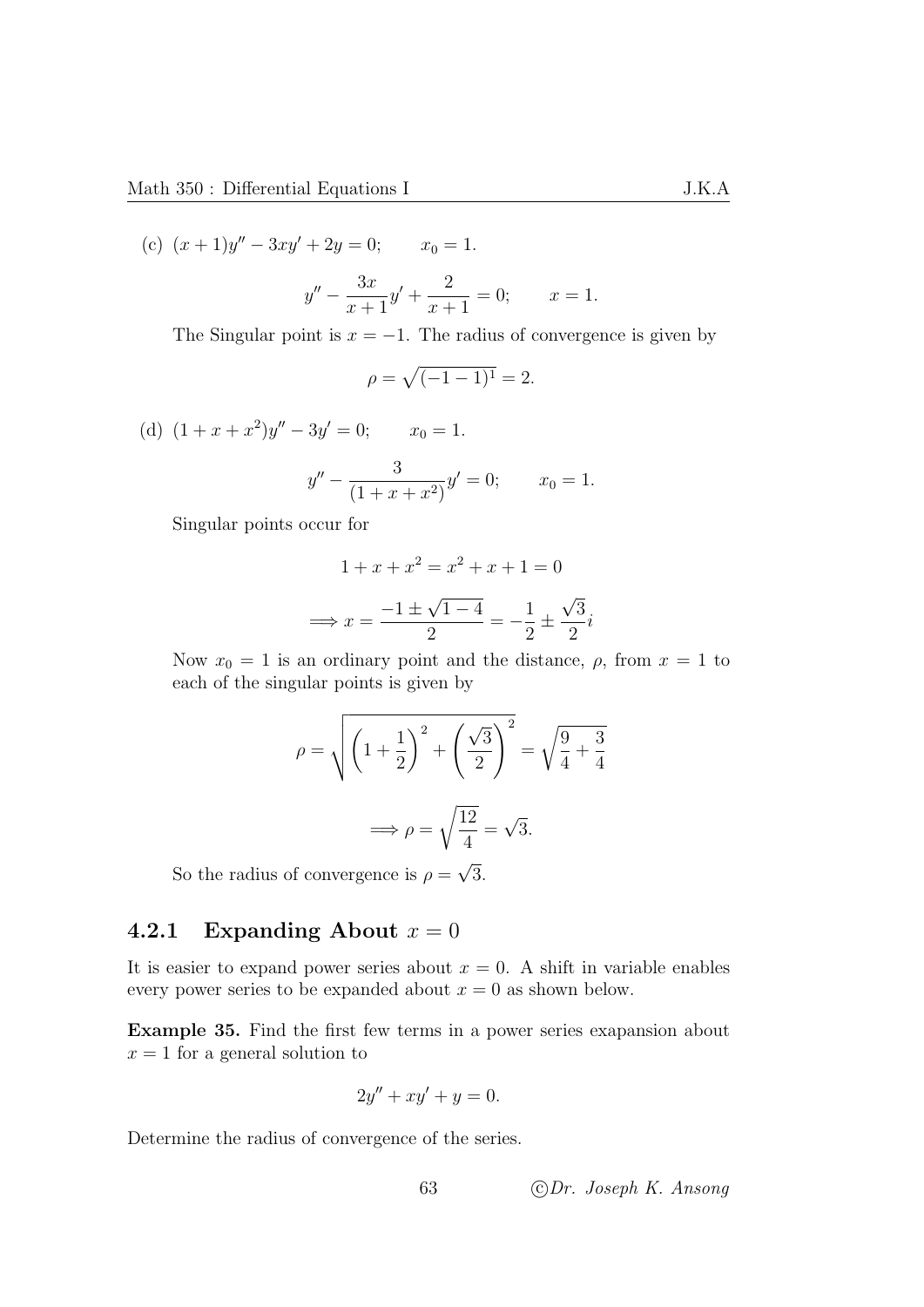(c) $(x+1)y'' - 3xy' + 2y = 0; \qquad x_0 = 1.$

$$y'' - \frac{3x}{x+1}y' + \frac{2}{x+1} = 0; \qquad x = 1.$$

The Singular point is $x = -1$. The radius of convergence is given by

$$\rho = \sqrt{(-1-1)^1} = 2.$$

(d) $(1+x+x^2)y'' - 3y' = 0; \qquad x_0 = 1.$

$$y'' - \frac{3}{(1+x+x^2)}y' = 0; \qquad x_0 = 1.$$

Singular points occur for

$$1 + x + x^2 = x^2 + x + 1 = 0$$

$$\Longrightarrow x = \frac{-1 \pm \sqrt{1-4}}{2} = -\frac{1}{2} \pm \frac{\sqrt{3}}{2}i$$

Now $x_0 = 1$ is an ordinary point and the distance, $\rho$, from $x = 1$ to each of the singular points is given by

$$\rho = \sqrt{\left(1+\frac{1}{2}\right)^2 + \left(\frac{\sqrt{3}}{2}\right)^2} = \sqrt{\frac{9}{4} + \frac{3}{4}}$$

$$\Longrightarrow \rho = \sqrt{\frac{12}{4}} = \sqrt{3}.$$

So the radius of convergence is $\rho = \sqrt{3}$.

### 4.2.1 Expanding About $x = 0$

It is easier to expand power series about $x = 0$. A shift in variable enables every power series to be expanded about $x = 0$ as shown below.

**Example 35.** Find the first few terms in a power series exapansion about $x = 1$ for a general solution to

$$2y'' + xy' + y = 0.$$

Determine the radius of convergence of the series.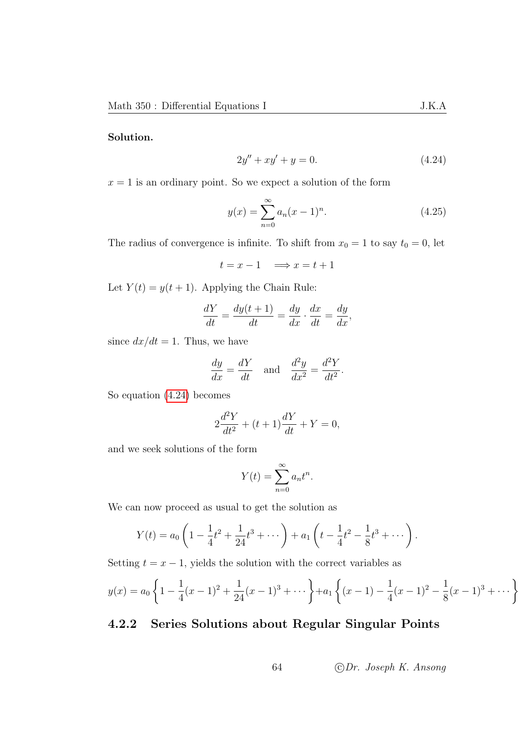**Solution.**

$$2y'' + xy' + y = 0. \tag{4.24}$$

$x = 1$ is an ordinary point. So we expect a solution of the form

$$y(x) = \sum_{n=0}^{\infty} a_n (x-1)^n. \tag{4.25}$$

The radius of convergence is infinite. To shift from $x_0 = 1$ to say $t_0 = 0$, let

$$t = x - 1 \quad \Longrightarrow x = t + 1$$

Let $Y(t) = y(t+1)$. Applying the Chain Rule:

$$\frac{dY}{dt} = \frac{dy(t+1)}{dt} = \frac{dy}{dx} \cdot \frac{dx}{dt} = \frac{dy}{dx},$$

since $dx/dt = 1$. Thus, we have

$$\frac{dy}{dx} = \frac{dY}{dt} \quad \text{and} \quad \frac{d^2y}{dx^2} = \frac{d^2Y}{dt^2}.$$

So equation (4.24) becomes

$$2\frac{d^2Y}{dt^2} + (t+1)\frac{dY}{dt} + Y = 0,$$

and we seek solutions of the form

$$Y(t) = \sum_{n=0}^{\infty} a_n t^n.$$

We can now proceed as usual to get the solution as

$$Y(t) = a_0 \left(1 - \frac{1}{4}t^2 + \frac{1}{24}t^3 + \cdots \right) + a_1 \left(t - \frac{1}{4}t^2 - \frac{1}{8}t^3 + \cdots \right).$$

Setting $t = x - 1$, yields the solution with the correct variables as

$$y(x) = a_0 \left\{1 - \frac{1}{4}(x-1)^2 + \frac{1}{24}(x-1)^3 + \cdots \right\} + a_1 \left\{(x-1) - \frac{1}{4}(x-1)^2 - \frac{1}{8}(x-1)^3 + \cdots \right\}$$

### 4.2.2 Series Solutions about Regular Singular Points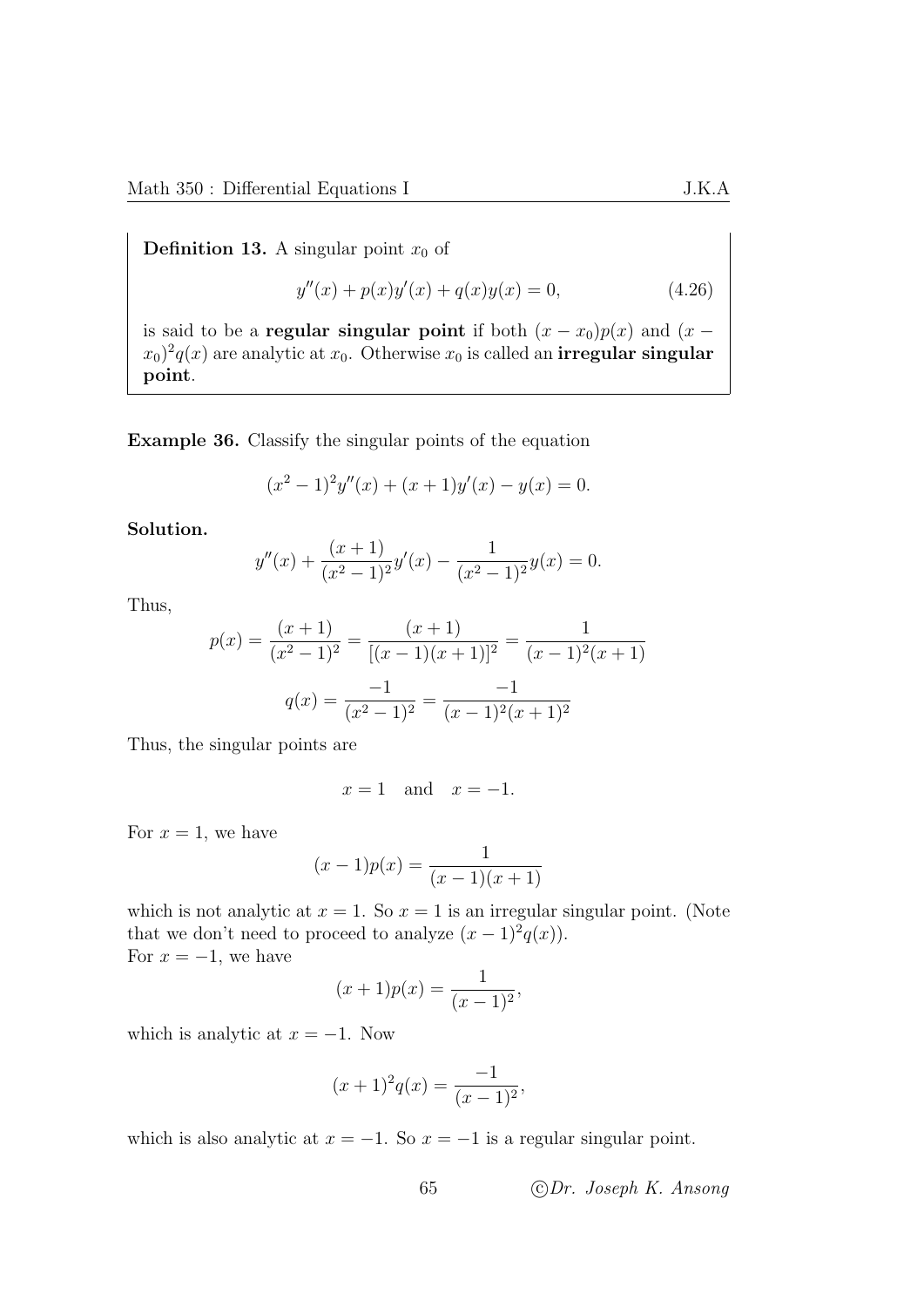**Definition 13.** A singular point $x_0$ of

$$y''(x) + p(x)y'(x) + q(x)y(x) = 0, \tag{4.26}$$

is said to be a **regular singular point** if both $(x - x_0)p(x)$ and $(x - x_0)^2 q(x)$ are analytic at $x_0$. Otherwise $x_0$ is called an **irregular singular point**.

**Example 36.** Classify the singular points of the equation

$$(x^2 - 1)^2 y''(x) + (x + 1)y'(x) - y(x) = 0.$$

**Solution.**

$$y''(x) + \frac{(x+1)}{(x^2-1)^2} y'(x) - \frac{1}{(x^2-1)^2} y(x) = 0.$$

Thus,

$$p(x) = \frac{(x+1)}{(x^2-1)^2} = \frac{(x+1)}{[(x-1)(x+1)]^2} = \frac{1}{(x-1)^2(x+1)}$$

$$q(x) = \frac{-1}{(x^2-1)^2} = \frac{-1}{(x-1)^2(x+1)^2}$$

Thus, the singular points are

$$x = 1 \quad \text{and} \quad x = -1.$$

For $x = 1$, we have

$$(x-1)p(x) = \frac{1}{(x-1)(x+1)}$$

which is not analytic at $x = 1$. So $x = 1$ is an irregular singular point. (Note that we don't need to proceed to analyze $(x-1)^2 q(x)$).
For $x = -1$, we have

$$(x+1)p(x) = \frac{1}{(x-1)^2},$$

which is analytic at $x = -1$. Now

$$(x+1)^2 q(x) = \frac{-1}{(x-1)^2},$$

which is also analytic at $x = -1$. So $x = -1$ is a regular singular point.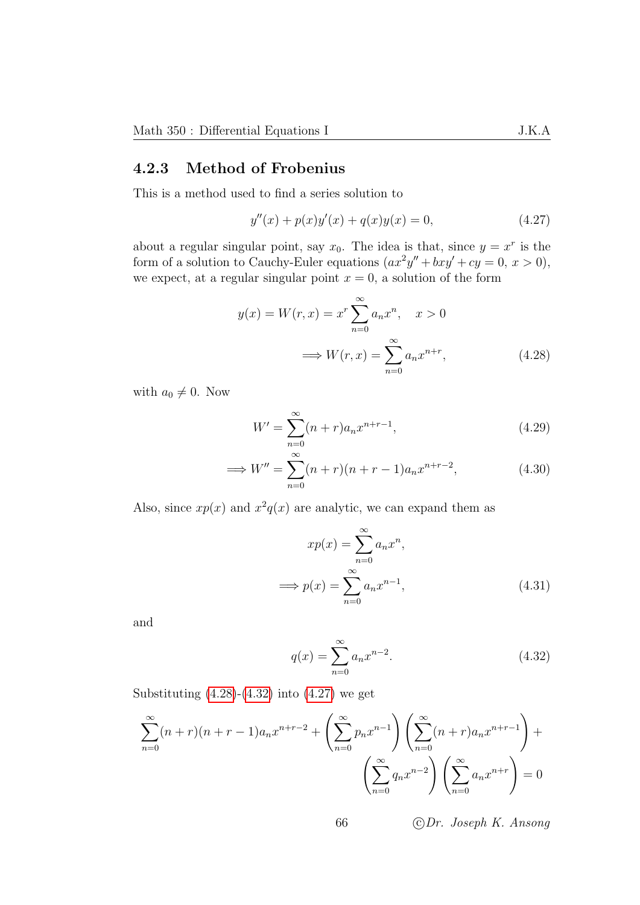### 4.2.3 Method of Frobenius

This is a method used to find a series solution to

$$y''(x) + p(x)y'(x) + q(x)y(x) = 0, \tag{4.27}$$

about a regular singular point, say $x_0$. The idea is that, since $y = x^r$ is the form of a solution to Cauchy-Euler equations ($ax^2y'' + bxy' + cy = 0$, $x > 0$), we expect, at a regular singular point $x = 0$, a solution of the form

$$y(x) = W(r,x) = x^r \sum_{n=0}^{\infty} a_n x^n, \quad x > 0$$

$$\implies W(r,x) = \sum_{n=0}^{\infty} a_n x^{n+r}, \tag{4.28}$$

with $a_0 \neq 0$. Now

$$W' = \sum_{n=0}^{\infty} (n+r) a_n x^{n+r-1}, \tag{4.29}$$

$$\implies W'' = \sum_{n=0}^{\infty} (n+r)(n+r-1) a_n x^{n+r-2}, \tag{4.30}$$

Also, since $xp(x)$ and $x^2q(x)$ are analytic, we can expand them as

$$xp(x) = \sum_{n=0}^{\infty} a_n x^n,$$

$$\implies p(x) = \sum_{n=0}^{\infty} a_n x^{n-1}, \tag{4.31}$$

and

$$q(x) = \sum_{n=0}^{\infty} a_n x^{n-2}. \tag{4.32}$$

Substituting (4.28)-(4.32) into (4.27) we get

$$\sum_{n=0}^{\infty} (n+r)(n+r-1) a_n x^{n+r-2} + \left( \sum_{n=0}^{\infty} p_n x^{n-1} \right) \left( \sum_{n=0}^{\infty} (n+r) a_n x^{n+r-1} \right) + \left( \sum_{n=0}^{\infty} q_n x^{n-2} \right) \left( \sum_{n=0}^{\infty} a_n x^{n+r} \right) = 0$$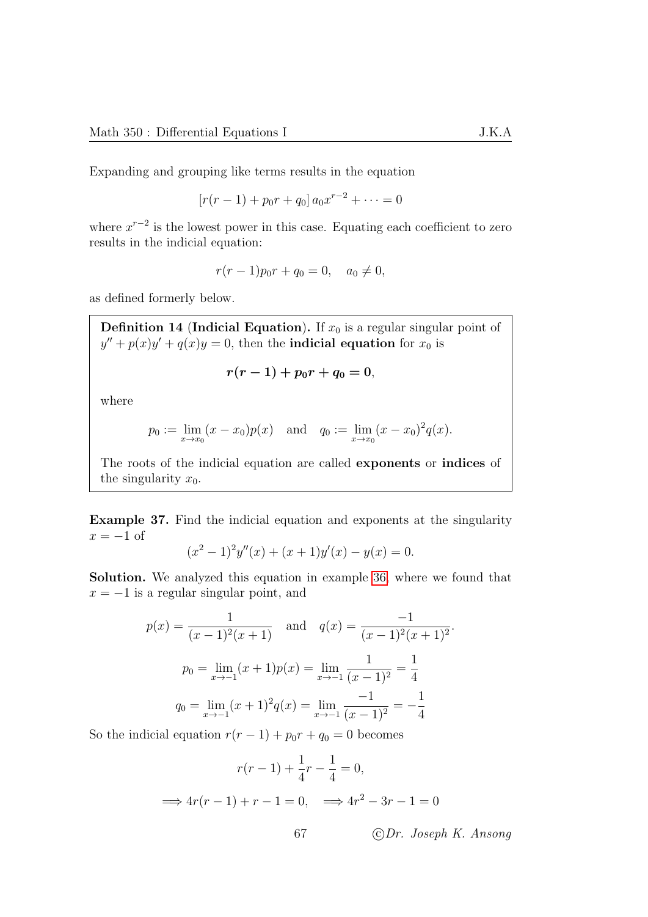Expanding and grouping like terms results in the equation

$$[r(r-1) + p_0 r + q_0]\, a_0 x^{r-2} + \cdots = 0$$

where $x^{r-2}$ is the lowest power in this case. Equating each coefficient to zero results in the indicial equation:

$$r(r-1)p_0 r + q_0 = 0, \quad a_0 \neq 0,$$

as defined formerly below.

**Definition 14** (**Indicial Equation**)**.** If $x_0$ is a regular singular point of $y'' + p(x)y' + q(x)y = 0$, then the **indicial equation** for $x_0$ is

$$\boldsymbol{r(r-1) + p_0 r + q_0 = 0},$$

where

$$p_0 := \lim_{x \to x_0} (x - x_0)p(x) \quad \text{and} \quad q_0 := \lim_{x \to x_0} (x - x_0)^2 q(x).$$

The roots of the indicial equation are called **exponents** or **indices** of the singularity $x_0$.

**Example 37.** Find the indicial equation and exponents at the singularity $x = -1$ of

$$(x^2 - 1)^2 y''(x) + (x + 1)y'(x) - y(x) = 0.$$

**Solution.** We analyzed this equation in example 36, where we found that $x = -1$ is a regular singular point, and

$$p(x) = \frac{1}{(x-1)^2(x+1)} \quad \text{and} \quad q(x) = \frac{-1}{(x-1)^2(x+1)^2}.$$

$$p_0 = \lim_{x \to -1} (x+1)p(x) = \lim_{x \to -1} \frac{1}{(x-1)^2} = \frac{1}{4}$$

$$q_0 = \lim_{x \to -1} (x+1)^2 q(x) = \lim_{x \to -1} \frac{-1}{(x-1)^2} = -\frac{1}{4}$$

So the indicial equation $r(r-1) + p_0 r + q_0 = 0$ becomes

$$r(r-1) + \frac{1}{4}r - \frac{1}{4} = 0,$$

$$\implies 4r(r-1) + r - 1 = 0, \quad \implies 4r^2 - 3r - 1 = 0$$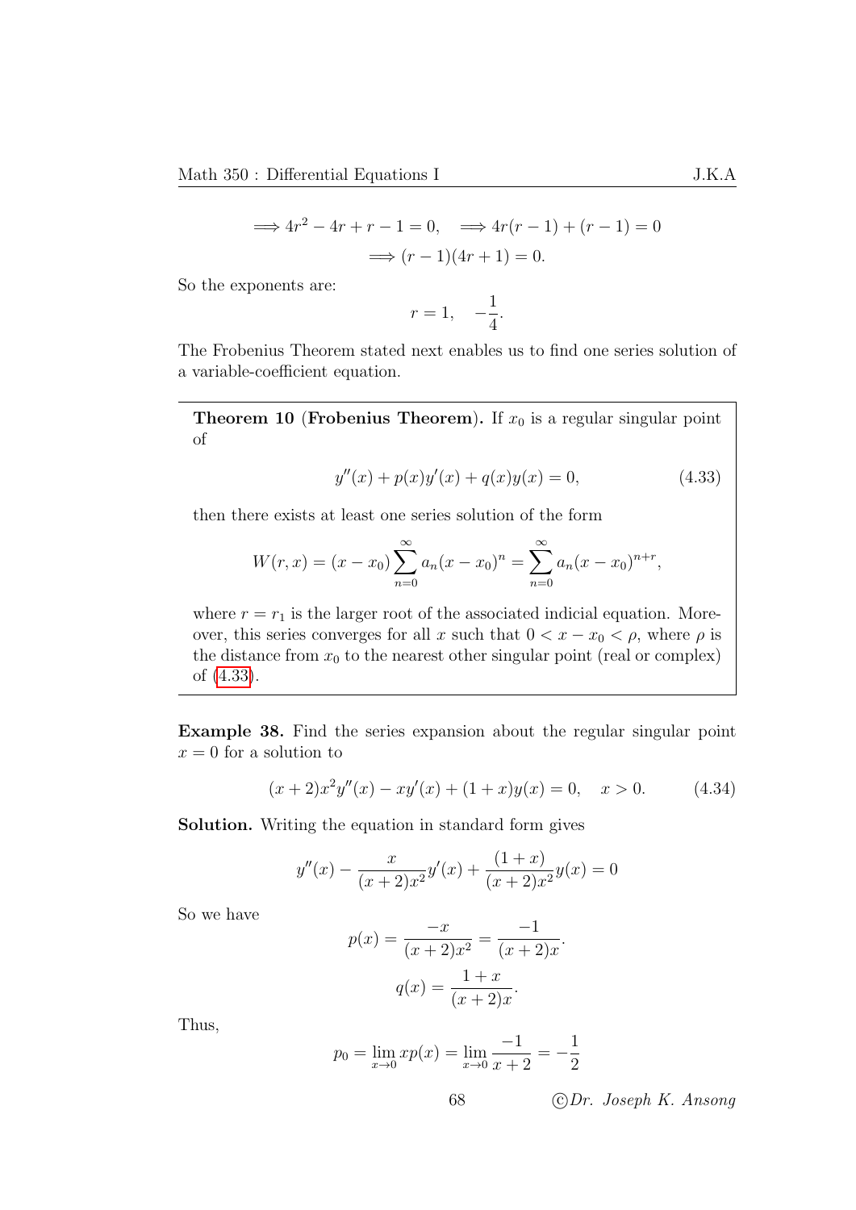$$\implies 4r^2 - 4r + r - 1 = 0, \quad \implies 4r(r-1) + (r-1) = 0$$

$$\implies (r-1)(4r+1) = 0.$$

So the exponents are:

$$r = 1, \quad -\frac{1}{4}.$$

The Frobenius Theorem stated next enables us to find one series solution of a variable-coefficient equation.

> **Theorem 10 (Frobenius Theorem).** If $x_0$ is a regular singular point of
>
> $$y''(x) + p(x)y'(x) + q(x)y(x) = 0, \tag{4.33}$$
>
> then there exists at least one series solution of the form
>
> $$W(r, x) = (x - x_0)\sum_{n=0}^{\infty} a_n (x - x_0)^n = \sum_{n=0}^{\infty} a_n (x - x_0)^{n+r},$$
>
> where $r = r_1$ is the larger root of the associated indicial equation. Moreover, this series converges for all $x$ such that $0 < x - x_0 < \rho$, where $\rho$ is the distance from $x_0$ to the nearest other singular point (real or complex) of (4.33).

**Example 38.** Find the series expansion about the regular singular point $x = 0$ for a solution to

$$(x+2)x^2 y''(x) - xy'(x) + (1+x)y(x) = 0, \quad x > 0. \tag{4.34}$$

**Solution.** Writing the equation in standard form gives

$$y''(x) - \frac{x}{(x+2)x^2}y'(x) + \frac{(1+x)}{(x+2)x^2}y(x) = 0$$

So we have

$$p(x) = \frac{-x}{(x+2)x^2} = \frac{-1}{(x+2)x}.$$

$$q(x) = \frac{1+x}{(x+2)x}.$$

Thus,

$$p_0 = \lim_{x\to 0} xp(x) = \lim_{x\to 0} \frac{-1}{x+2} = -\frac{1}{2}$$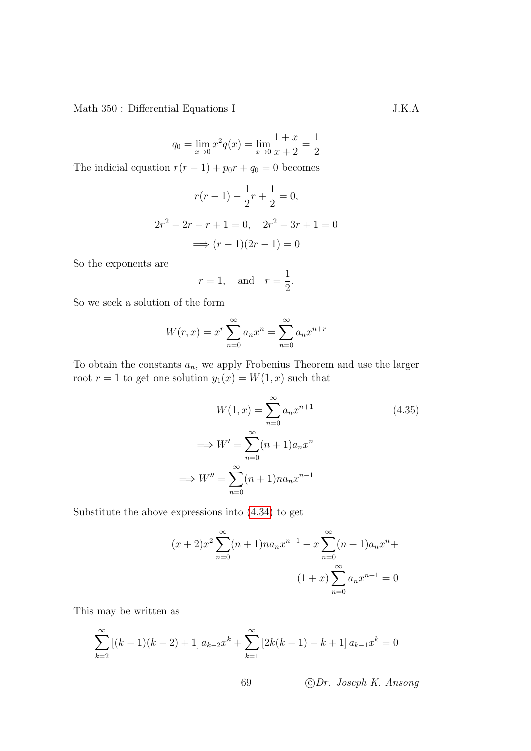$$q_0 = \lim_{x\to 0} x^2 q(x) = \lim_{x\to 0} \frac{1+x}{x+2} = \frac{1}{2}$$

The indicial equation $r(r-1) + p_0 r + q_0 = 0$ becomes

$$r(r-1) - \frac{1}{2}r + \frac{1}{2} = 0,$$

$$2r^2 - 2r - r + 1 = 0, \quad 2r^2 - 3r + 1 = 0$$

$$\implies (r-1)(2r-1) = 0$$

So the exponents are

$$r = 1, \quad \text{and} \quad r = \frac{1}{2}.$$

So we seek a solution of the form

$$W(r,x) = x^r \sum_{n=0}^{\infty} a_n x^n = \sum_{n=0}^{\infty} a_n x^{n+r}$$

To obtain the constants $a_n$, we apply Frobenius Theorem and use the larger root $r = 1$ to get one solution $y_1(x) = W(1,x)$ such that

$$W(1,x) = \sum_{n=0}^{\infty} a_n x^{n+1} \tag{4.35}$$

$$\implies W' = \sum_{n=0}^{\infty} (n+1) a_n x^n$$

$$\implies W'' = \sum_{n=0}^{\infty} (n+1) n a_n x^{n-1}$$

Substitute the above expressions into (4.34) to get

$$(x+2)x^2 \sum_{n=0}^{\infty} (n+1) n a_n x^{n-1} - x \sum_{n=0}^{\infty} (n+1) a_n x^n + (1+x) \sum_{n=0}^{\infty} a_n x^{n+1} = 0$$

This may be written as

$$\sum_{k=2}^{\infty} \left[(k-1)(k-2) + 1\right] a_{k-2} x^k + \sum_{k=1}^{\infty} \left[2k(k-1) - k + 1\right] a_{k-1} x^k = 0$$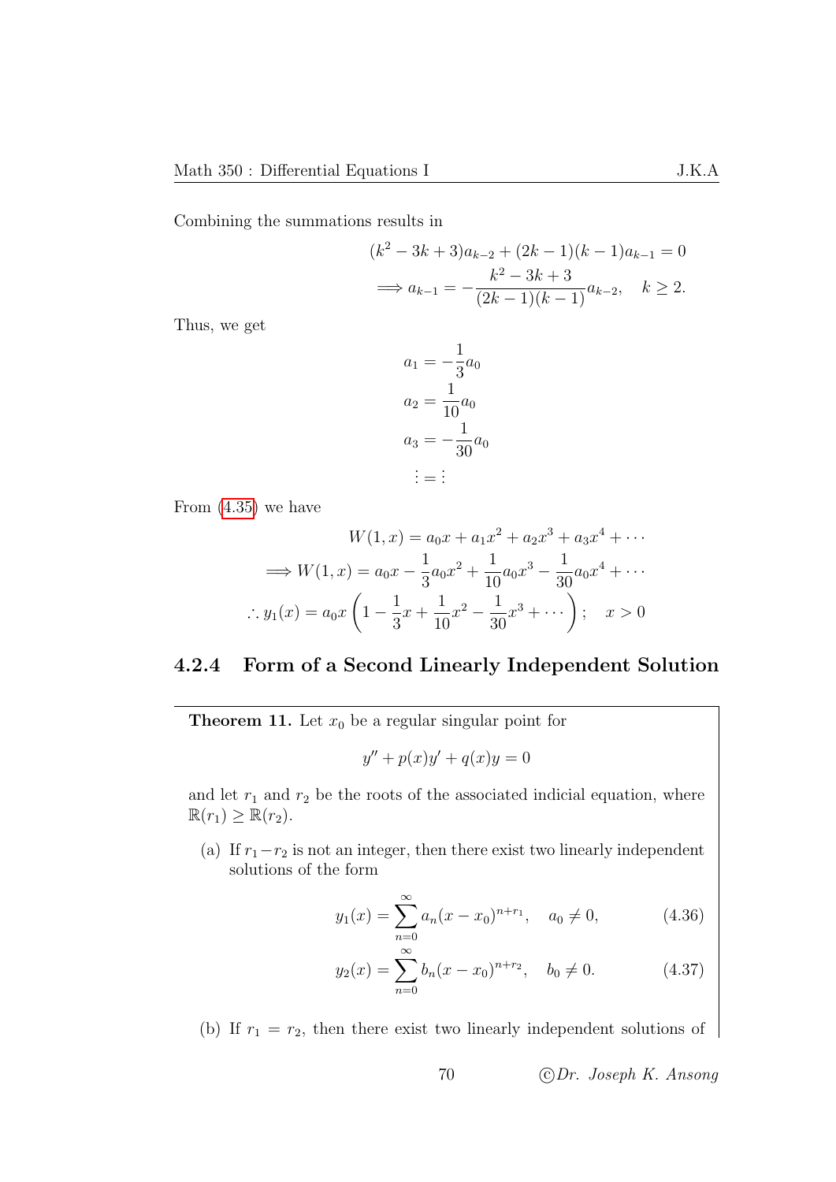Combining the summations results in

$$(k^2 - 3k + 3)a_{k-2} + (2k-1)(k-1)a_{k-1} = 0$$
$$\Longrightarrow a_{k-1} = -\frac{k^2 - 3k + 3}{(2k-1)(k-1)}a_{k-2}, \quad k \geq 2.$$

Thus, we get

$$a_1 = -\frac{1}{3}a_0$$
$$a_2 = \frac{1}{10}a_0$$
$$a_3 = -\frac{1}{30}a_0$$
$$\vdots = \vdots$$

From (4.35) we have

$$W(1,x) = a_0 x + a_1 x^2 + a_2 x^3 + a_3 x^4 + \cdots$$
$$\Longrightarrow W(1,x) = a_0 x - \frac{1}{3}a_0 x^2 + \frac{1}{10}a_0 x^3 - \frac{1}{30}a_0 x^4 + \cdots$$
$$\therefore y_1(x) = a_0 x\left(1 - \frac{1}{3}x + \frac{1}{10}x^2 - \frac{1}{30}x^3 + \cdots\right); \quad x > 0$$

### 4.2.4 Form of a Second Linearly Independent Solution

**Theorem 11.** Let $x_0$ be a regular singular point for

$$y'' + p(x)y' + q(x)y = 0$$

and let $r_1$ and $r_2$ be the roots of the associated indicial equation, where $\mathbb{R}(r_1) \geq \mathbb{R}(r_2)$.

(a) If $r_1 - r_2$ is not an integer, then there exist two linearly independent solutions of the form

$$y_1(x) = \sum_{n=0}^{\infty} a_n (x - x_0)^{n+r_1}, \quad a_0 \neq 0, \tag{4.36}$$

$$y_2(x) = \sum_{n=0}^{\infty} b_n (x - x_0)^{n+r_2}, \quad b_0 \neq 0. \tag{4.37}$$

(b) If $r_1 = r_2$, then there exist two linearly independent solutions of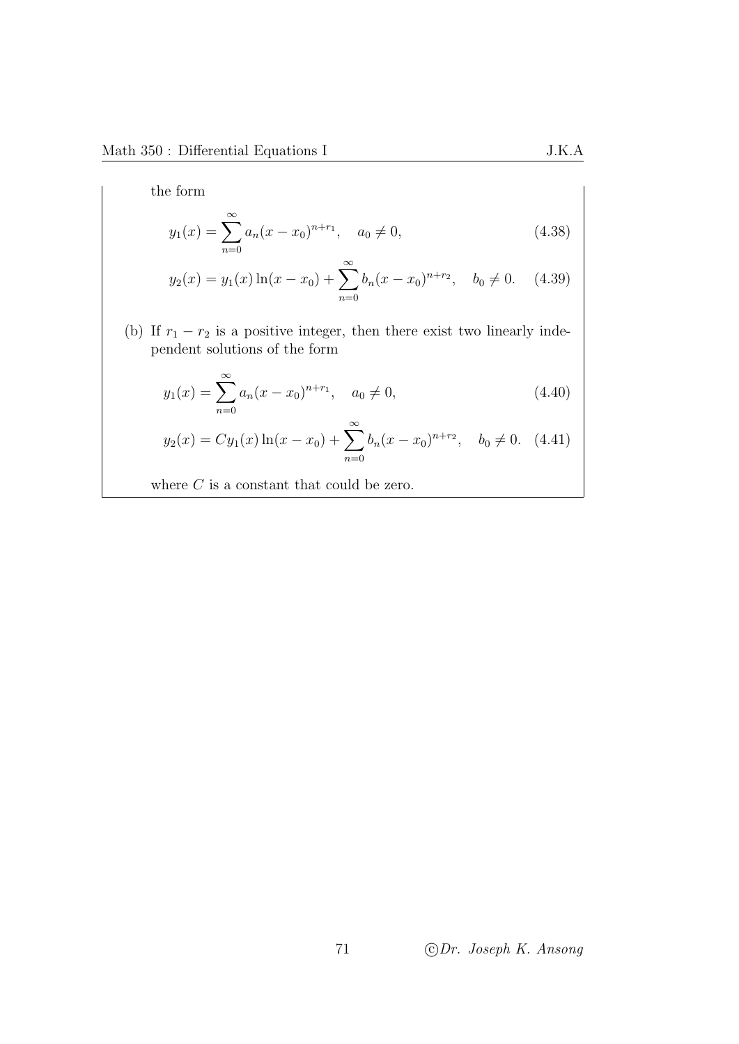the form

$$y_1(x) = \sum_{n=0}^{\infty} a_n (x - x_0)^{n+r_1}, \quad a_0 \neq 0, \tag{4.38}$$

$$y_2(x) = y_1(x) \ln(x - x_0) + \sum_{n=0}^{\infty} b_n (x - x_0)^{n+r_2}, \quad b_0 \neq 0. \tag{4.39}$$

(b) If $r_1 - r_2$ is a positive integer, then there exist two linearly independent solutions of the form

$$y_1(x) = \sum_{n=0}^{\infty} a_n (x - x_0)^{n+r_1}, \quad a_0 \neq 0, \tag{4.40}$$

$$y_2(x) = C y_1(x) \ln(x - x_0) + \sum_{n=0}^{\infty} b_n (x - x_0)^{n+r_2}, \quad b_0 \neq 0. \tag{4.41}$$

where $C$ is a constant that could be zero.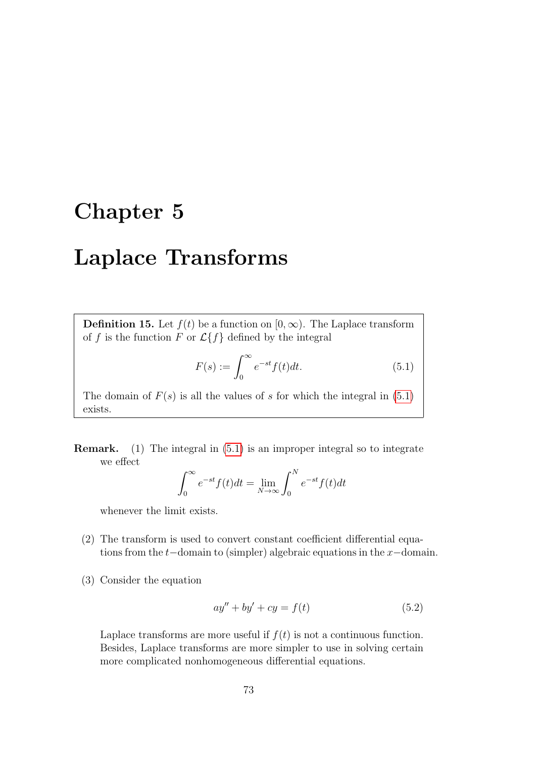# Chapter 5

# Laplace Transforms

**Definition 15.** Let $f(t)$ be a function on $[0, \infty)$. The Laplace transform of $f$ is the function $F$ or $\mathcal{L}\{f\}$ defined by the integral

$$F(s) := \int_0^\infty e^{-st} f(t) dt. \tag{5.1}$$

The domain of $F(s)$ is all the values of $s$ for which the integral in (5.1) exists.

**Remark.** (1) The integral in (5.1) is an improper integral so to integrate we effect

$$\int_0^\infty e^{-st} f(t) dt = \lim_{N \to \infty} \int_0^N e^{-st} f(t) dt$$

whenever the limit exists.

(2) The transform is used to convert constant coefficient differential equations from the $t-$domain to (simpler) algebraic equations in the $x-$domain.

(3) Consider the equation

$$ay'' + by' + cy = f(t) \tag{5.2}$$

Laplace transforms are more useful if $f(t)$ is not a continuous function. Besides, Laplace transforms are more simpler to use in solving certain more complicated nonhomogeneous differential equations.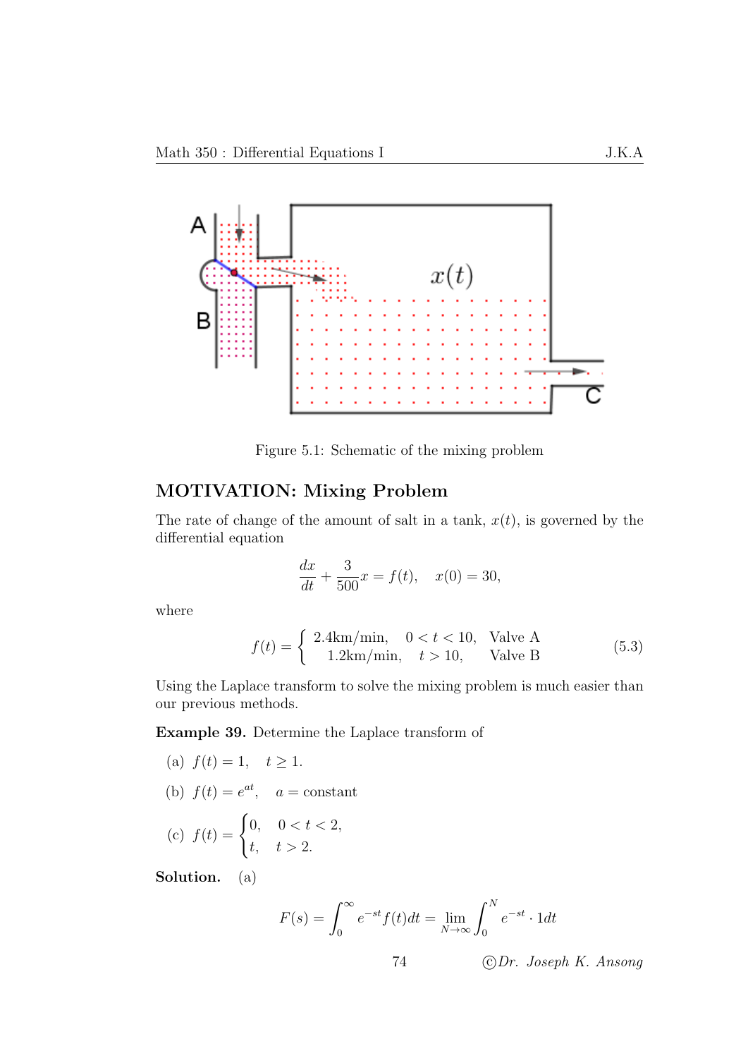Figure 5.1: Schematic of the mixing problem

## MOTIVATION: Mixing Problem

The rate of change of the amount of salt in a tank, $x(t)$, is governed by the differential equation

$$\frac{dx}{dt} + \frac{3}{500}x = f(t), \quad x(0) = 30,$$

where

$$f(t) = \begin{cases} 2.4\text{km/min}, & 0 < t < 10, \quad \text{Valve A} \\ 1.2\text{km/min}, & t > 10, \quad \text{Valve B} \end{cases} \tag{5.3}$$

Using the Laplace transform to solve the mixing problem is much easier than our previous methods.

**Example 39.** Determine the Laplace transform of

(a) $f(t) = 1, \quad t \geq 1.$

(b) $f(t) = e^{at}, \quad a = \text{constant}$

(c) $f(t) = \begin{cases} 0, & 0 < t < 2, \\ t, & t > 2. \end{cases}$

**Solution.** (a)

$$F(s) = \int_0^\infty e^{-st} f(t)dt = \lim_{N\to\infty} \int_0^N e^{-st} \cdot 1dt$$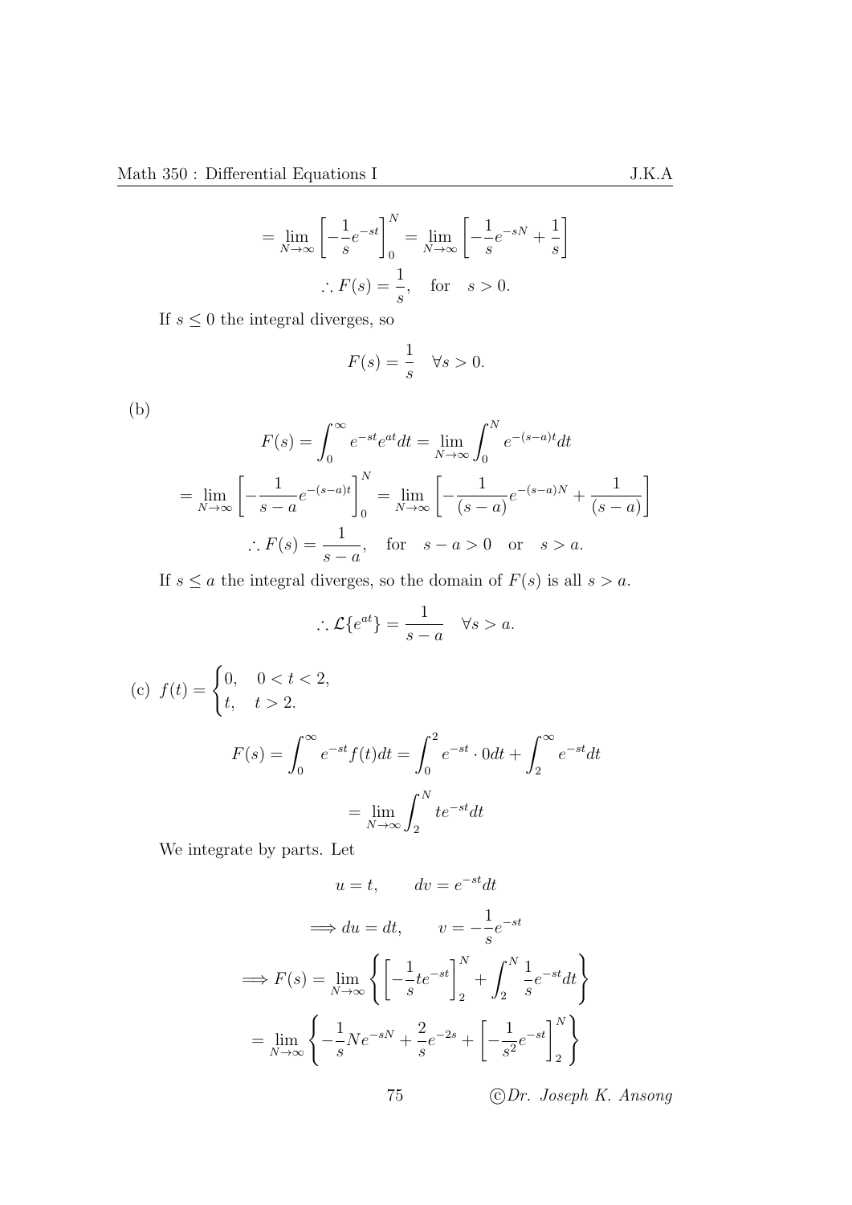$$= \lim_{N\to\infty}\left[-\frac{1}{s}e^{-st}\right]_0^N = \lim_{N\to\infty}\left[-\frac{1}{s}e^{-sN}+\frac{1}{s}\right]$$

$$\therefore F(s) = \frac{1}{s}, \quad \text{for} \quad s > 0.$$

If $s \leq 0$ the integral diverges, so

$$F(s) = \frac{1}{s} \quad \forall s > 0.$$

(b)

$$F(s) = \int_0^\infty e^{-st}e^{at}dt = \lim_{N\to\infty}\int_0^N e^{-(s-a)t}dt$$

$$= \lim_{N\to\infty}\left[-\frac{1}{s-a}e^{-(s-a)t}\right]_0^N = \lim_{N\to\infty}\left[-\frac{1}{(s-a)}e^{-(s-a)N}+\frac{1}{(s-a)}\right]$$

$$\therefore F(s) = \frac{1}{s-a}, \quad \text{for} \quad s-a > 0 \quad \text{or} \quad s > a.$$

If $s \leq a$ the integral diverges, so the domain of $F(s)$ is all $s > a$.

$$\therefore \mathcal{L}\{e^{at}\} = \frac{1}{s-a} \quad \forall s > a.$$

(c) $f(t) = \begin{cases} 0, & 0 < t < 2, \\ t, & t > 2. \end{cases}$

$$F(s) = \int_0^\infty e^{-st}f(t)dt = \int_0^2 e^{-st}\cdot 0dt + \int_2^\infty e^{-st}dt$$

$$= \lim_{N\to\infty}\int_2^N te^{-st}dt$$

We integrate by parts. Let

$$u = t, \qquad dv = e^{-st}dt$$

$$\Longrightarrow du = dt, \qquad v = -\frac{1}{s}e^{-st}$$

$$\Longrightarrow F(s) = \lim_{N\to\infty}\left\{\left[-\frac{1}{s}te^{-st}\right]_2^N + \int_2^N \frac{1}{s}e^{-st}dt\right\}$$

$$= \lim_{N\to\infty}\left\{-\frac{1}{s}Ne^{-sN} + \frac{2}{s}e^{-2s} + \left[-\frac{1}{s^2}e^{-st}\right]_2^N\right\}$$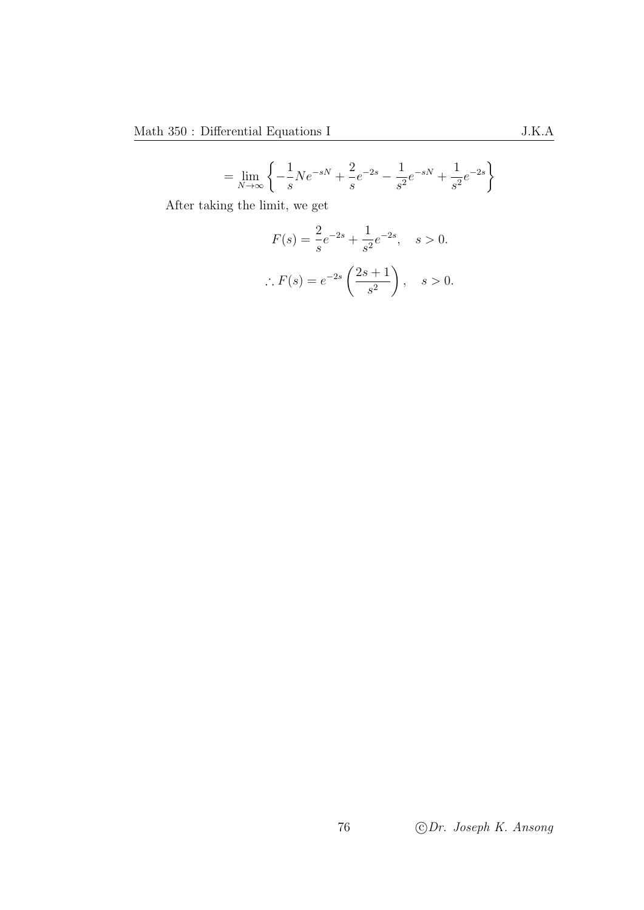$$= \lim_{N\to\infty} \left\{ -\frac{1}{s}Ne^{-sN} + \frac{2}{s}e^{-2s} - \frac{1}{s^2}e^{-sN} + \frac{1}{s^2}e^{-2s} \right\}$$

After taking the limit, we get

$$F(s) = \frac{2}{s}e^{-2s} + \frac{1}{s^2}e^{-2s}, \quad s > 0.$$

$$\therefore F(s) = e^{-2s}\left(\frac{2s+1}{s^2}\right), \quad s > 0.$$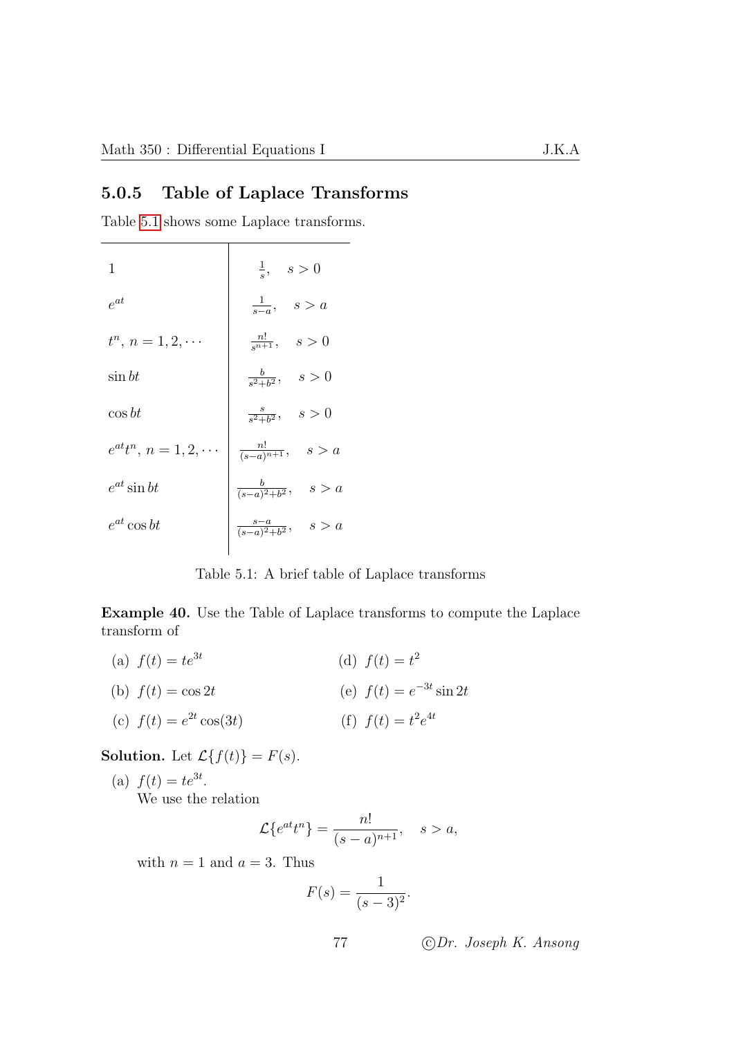### 5.0.5 Table of Laplace Transforms

Table 5.1 shows some Laplace transforms.

| | |
|---|---|
| $1$ | $\frac{1}{s}, \quad s > 0$ |
| $e^{at}$ | $\frac{1}{s-a}, \quad s > a$ |
| $t^n$, $n = 1, 2, \cdots$ | $\frac{n!}{s^{n+1}}, \quad s > 0$ |
| $\sin bt$ | $\frac{b}{s^2+b^2}, \quad s > 0$ |
| $\cos bt$ | $\frac{s}{s^2+b^2}, \quad s > 0$ |
| $e^{at}t^n$, $n = 1, 2, \cdots$ | $\frac{n!}{(s-a)^{n+1}}, \quad s > a$ |
| $e^{at}\sin bt$ | $\frac{b}{(s-a)^2+b^2}, \quad s > a$ |
| $e^{at}\cos bt$ | $\frac{s-a}{(s-a)^2+b^2}, \quad s > a$ |

Table 5.1: A brief table of Laplace transforms

**Example 40.** Use the Table of Laplace transforms to compute the Laplace transform of

(a) $f(t) = te^{3t}$

(b) $f(t) = \cos 2t$

(c) $f(t) = e^{2t}\cos(3t)$

(d) $f(t) = t^2$

(e) $f(t) = e^{-3t}\sin 2t$

(f) $f(t) = t^2 e^{4t}$

**Solution.** Let $\mathcal{L}\{f(t)\} = F(s)$.

(a) $f(t) = te^{3t}$.
We use the relation

$$\mathcal{L}\{e^{at}t^n\} = \frac{n!}{(s-a)^{n+1}}, \quad s > a,$$

with $n = 1$ and $a = 3$. Thus

$$F(s) = \frac{1}{(s-3)^2}.$$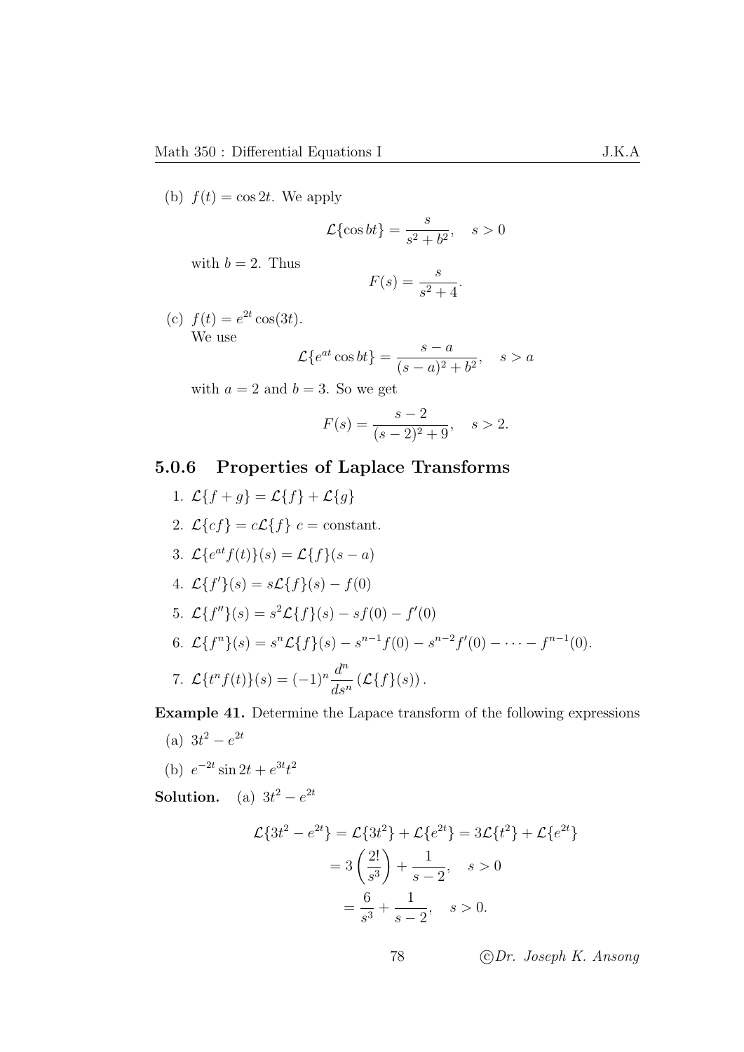(b) $f(t) = \cos 2t$. We apply

$$\mathcal{L}\{\cos bt\} = \frac{s}{s^2 + b^2}, \quad s > 0$$

with $b = 2$. Thus

$$F(s) = \frac{s}{s^2 + 4}.$$

(c) $f(t) = e^{2t}\cos(3t)$.
We use

$$\mathcal{L}\{e^{at}\cos bt\} = \frac{s - a}{(s-a)^2 + b^2}, \quad s > a$$

with $a = 2$ and $b = 3$. So we get

$$F(s) = \frac{s-2}{(s-2)^2 + 9}, \quad s > 2.$$

### 5.0.6 Properties of Laplace Transforms

1. $\mathcal{L}\{f + g\} = \mathcal{L}\{f\} + \mathcal{L}\{g\}$
2. $\mathcal{L}\{cf\} = c\mathcal{L}\{f\}$ $c$ = constant.
3. $\mathcal{L}\{e^{at}f(t)\}(s) = \mathcal{L}\{f\}(s-a)$
4. $\mathcal{L}\{f'\}(s) = s\mathcal{L}\{f\}(s) - f(0)$
5. $\mathcal{L}\{f''\}(s) = s^2\mathcal{L}\{f\}(s) - sf(0) - f'(0)$
6. $\mathcal{L}\{f^n\}(s) = s^n\mathcal{L}\{f\}(s) - s^{n-1}f(0) - s^{n-2}f'(0) - \cdots - f^{n-1}(0)$.
7. $\mathcal{L}\{t^n f(t)\}(s) = (-1)^n \dfrac{d^n}{ds^n}\left(\mathcal{L}\{f\}(s)\right)$.

**Example 41.** Determine the Lapace transform of the following expressions

(a) $3t^2 - e^{2t}$

(b) $e^{-2t}\sin 2t + e^{3t}t^2$

**Solution.** (a) $3t^2 - e^{2t}$

$$\begin{aligned}
\mathcal{L}\{3t^2 - e^{2t}\} &= \mathcal{L}\{3t^2\} + \mathcal{L}\{e^{2t}\} = 3\mathcal{L}\{t^2\} + \mathcal{L}\{e^{2t}\} \\
&= 3\left(\frac{2!}{s^3}\right) + \frac{1}{s-2}, \quad s > 0 \\
&= \frac{6}{s^3} + \frac{1}{s-2}, \quad s > 0.
\end{aligned}$$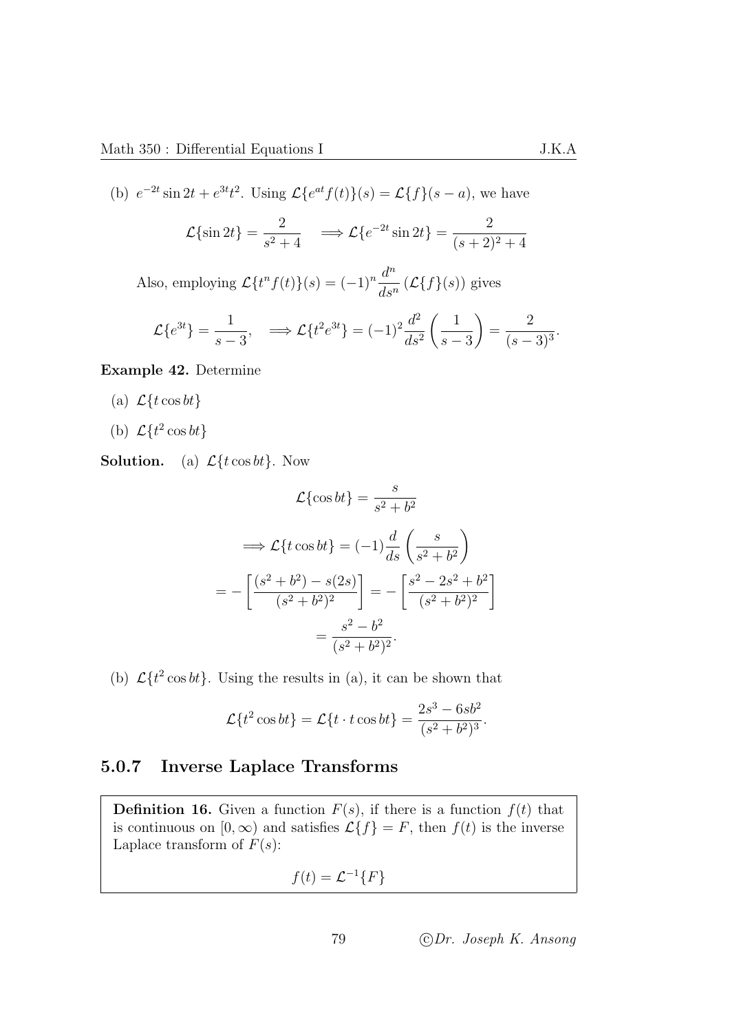(b) $e^{-2t}\sin 2t + e^{3t}t^2$. Using $\mathcal{L}\{e^{at}f(t)\}(s) = \mathcal{L}\{f\}(s-a)$, we have

$$\mathcal{L}\{\sin 2t\} = \frac{2}{s^2+4} \quad \Longrightarrow \mathcal{L}\{e^{-2t}\sin 2t\} = \frac{2}{(s+2)^2+4}$$

Also, employing $\mathcal{L}\{t^n f(t)\}(s) = (-1)^n \dfrac{d^n}{ds^n}\left(\mathcal{L}\{f\}(s)\right)$ gives

$$\mathcal{L}\{e^{3t}\} = \frac{1}{s-3}, \quad \Longrightarrow \mathcal{L}\{t^2 e^{3t}\} = (-1)^2 \frac{d^2}{ds^2}\left(\frac{1}{s-3}\right) = \frac{2}{(s-3)^3}.$$

**Example 42.** Determine

(a) $\mathcal{L}\{t\cos bt\}$

(b) $\mathcal{L}\{t^2\cos bt\}$

**Solution.** (a) $\mathcal{L}\{t\cos bt\}$. Now

$$\mathcal{L}\{\cos bt\} = \frac{s}{s^2+b^2}$$

$$\Longrightarrow \mathcal{L}\{t\cos bt\} = (-1)\frac{d}{ds}\left(\frac{s}{s^2+b^2}\right)$$

$$= -\left[\frac{(s^2+b^2) - s(2s)}{(s^2+b^2)^2}\right] = -\left[\frac{s^2 - 2s^2 + b^2}{(s^2+b^2)^2}\right]$$

$$= \frac{s^2-b^2}{(s^2+b^2)^2}.$$

(b) $\mathcal{L}\{t^2\cos bt\}$. Using the results in (a), it can be shown that

$$\mathcal{L}\{t^2\cos bt\} = \mathcal{L}\{t \cdot t\cos bt\} = \frac{2s^3 - 6sb^2}{(s^2+b^2)^3}.$$

### 5.0.7 Inverse Laplace Transforms

**Definition 16.** Given a function $F(s)$, if there is a function $f(t)$ that is continuous on $[0,\infty)$ and satisfies $\mathcal{L}\{f\} = F$, then $f(t)$ is the inverse Laplace transform of $F(s)$:

$$f(t) = \mathcal{L}^{-1}\{F\}$$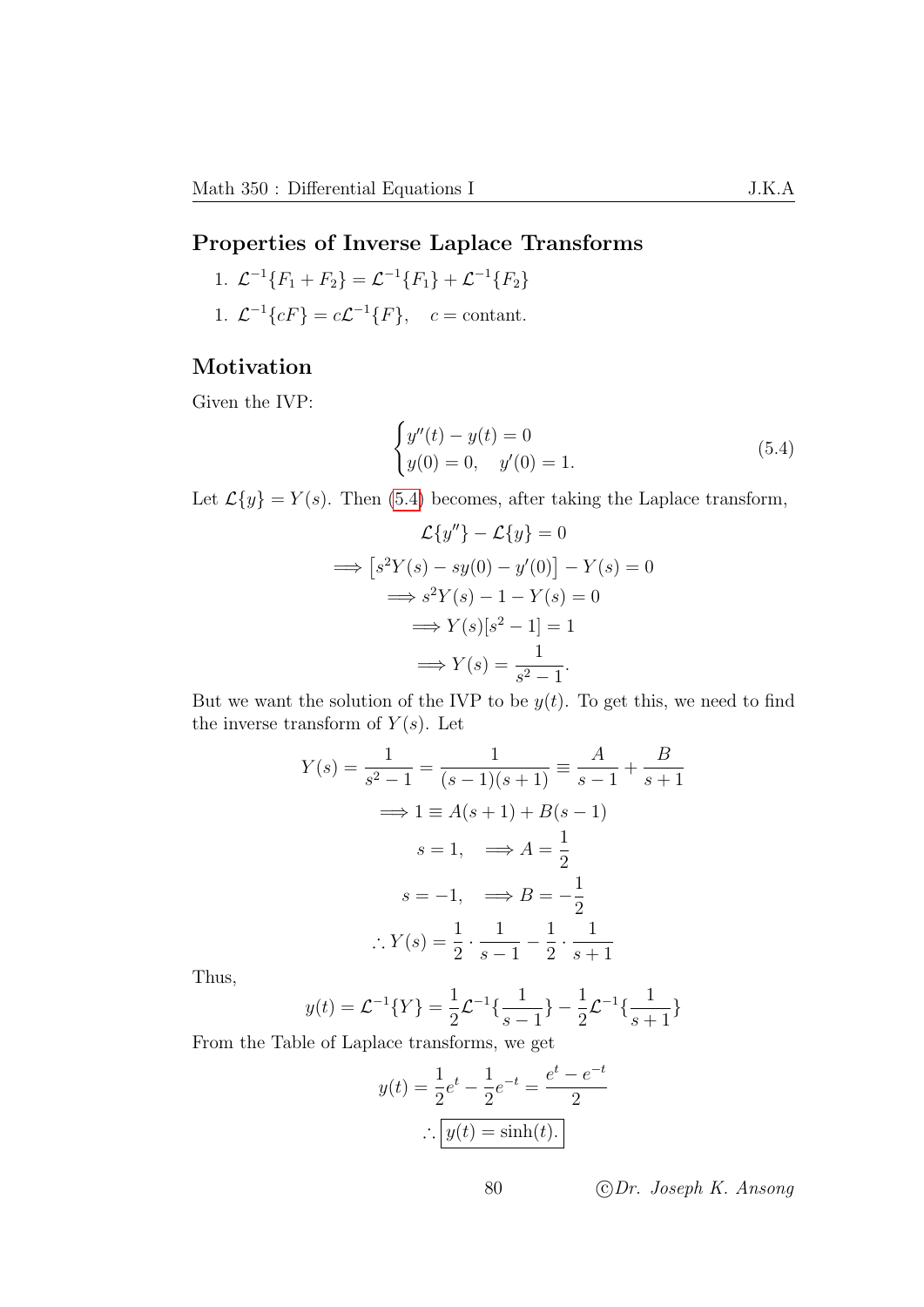## Properties of Inverse Laplace Transforms

1. $\mathcal{L}^{-1}\{F_1 + F_2\} = \mathcal{L}^{-1}\{F_1\} + \mathcal{L}^{-1}\{F_2\}$
1. $\mathcal{L}^{-1}\{cF\} = c\mathcal{L}^{-1}\{F\}, \quad c = \text{contant.}$

## Motivation

Given the IVP:

$$\begin{cases} y''(t) - y(t) = 0 \\ y(0) = 0, \quad y'(0) = 1. \end{cases} \tag{5.4}$$

Let $\mathcal{L}\{y\} = Y(s)$. Then (5.4) becomes, after taking the Laplace transform,

$$\begin{aligned}
&\mathcal{L}\{y''\} - \mathcal{L}\{y\} = 0 \\
\implies &\left[s^2Y(s) - sy(0) - y'(0)\right] - Y(s) = 0 \\
\implies &s^2Y(s) - 1 - Y(s) = 0 \\
\implies &Y(s)[s^2 - 1] = 1 \\
\implies &Y(s) = \frac{1}{s^2 - 1}.
\end{aligned}$$

But we want the solution of the IVP to be $y(t)$. To get this, we need to find the inverse transform of $Y(s)$. Let

$$Y(s) = \frac{1}{s^2 - 1} = \frac{1}{(s-1)(s+1)} \equiv \frac{A}{s-1} + \frac{B}{s+1}$$

$$\implies 1 \equiv A(s+1) + B(s-1)$$

$$s = 1, \quad \implies A = \frac{1}{2}$$

$$s = -1, \quad \implies B = -\frac{1}{2}$$

$$\therefore Y(s) = \frac{1}{2} \cdot \frac{1}{s-1} - \frac{1}{2} \cdot \frac{1}{s+1}$$

Thus,

$$y(t) = \mathcal{L}^{-1}\{Y\} = \frac{1}{2}\mathcal{L}^{-1}\{\frac{1}{s-1}\} - \frac{1}{2}\mathcal{L}^{-1}\{\frac{1}{s+1}\}$$

From the Table of Laplace transforms, we get

$$y(t) = \frac{1}{2}e^t - \frac{1}{2}e^{-t} = \frac{e^t - e^{-t}}{2}$$

$$\therefore \boxed{y(t) = \sinh(t).}$$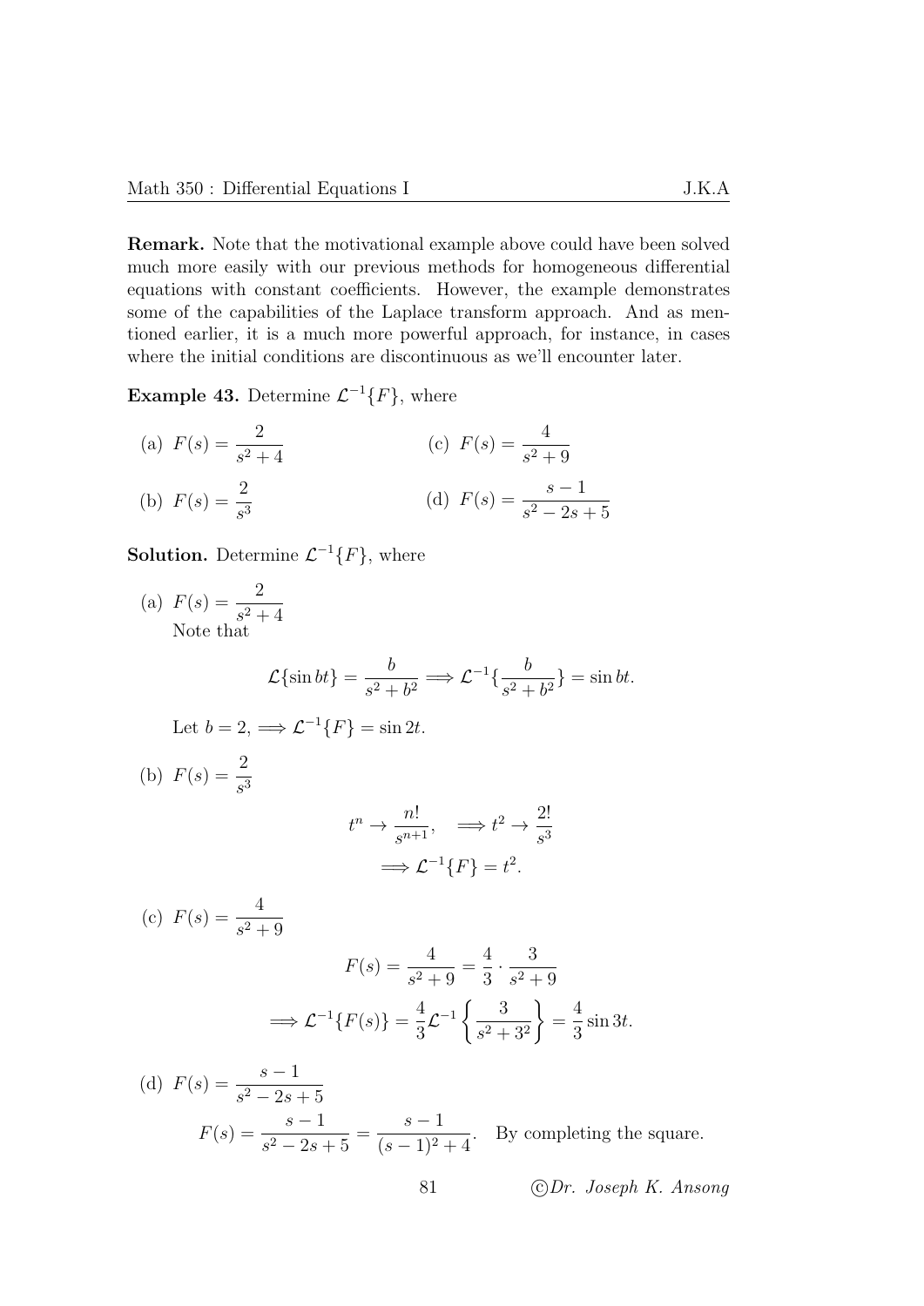**Remark.** Note that the motivational example above could have been solved much more easily with our previous methods for homogeneous differential equations with constant coefficients. However, the example demonstrates some of the capabilities of the Laplace transform approach. And as mentioned earlier, it is a much more powerful approach, for instance, in cases where the initial conditions are discontinuous as we'll encounter later.

**Example 43.** Determine $\mathcal{L}^{-1}\{F\}$, where

(a) $F(s) = \dfrac{2}{s^2+4}$

(b) $F(s) = \dfrac{2}{s^3}$

(c) $F(s) = \dfrac{4}{s^2+9}$

(d) $F(s) = \dfrac{s-1}{s^2-2s+5}$

**Solution.** Determine $\mathcal{L}^{-1}\{F\}$, where

(a) $F(s) = \dfrac{2}{s^2+4}$
Note that

$$\mathcal{L}\{\sin bt\} = \frac{b}{s^2+b^2} \Longrightarrow \mathcal{L}^{-1}\{\frac{b}{s^2+b^2}\} = \sin bt.$$

Let $b = 2$, $\Longrightarrow \mathcal{L}^{-1}\{F\} = \sin 2t$.

(b) $F(s) = \dfrac{2}{s^3}$

$$t^n \to \frac{n!}{s^{n+1}}, \quad \Longrightarrow t^2 \to \frac{2!}{s^3}$$
$$\Longrightarrow \mathcal{L}^{-1}\{F\} = t^2.$$

(c) $F(s) = \dfrac{4}{s^2+9}$

$$F(s) = \frac{4}{s^2+9} = \frac{4}{3} \cdot \frac{3}{s^2+9}$$
$$\Longrightarrow \mathcal{L}^{-1}\{F(s)\} = \frac{4}{3}\mathcal{L}^{-1}\left\{\frac{3}{s^2+3^2}\right\} = \frac{4}{3}\sin 3t.$$

(d) $F(s) = \dfrac{s-1}{s^2-2s+5}$

$$F(s) = \frac{s-1}{s^2-2s+5} = \frac{s-1}{(s-1)^2+4}. \quad \text{By completing the square.}$$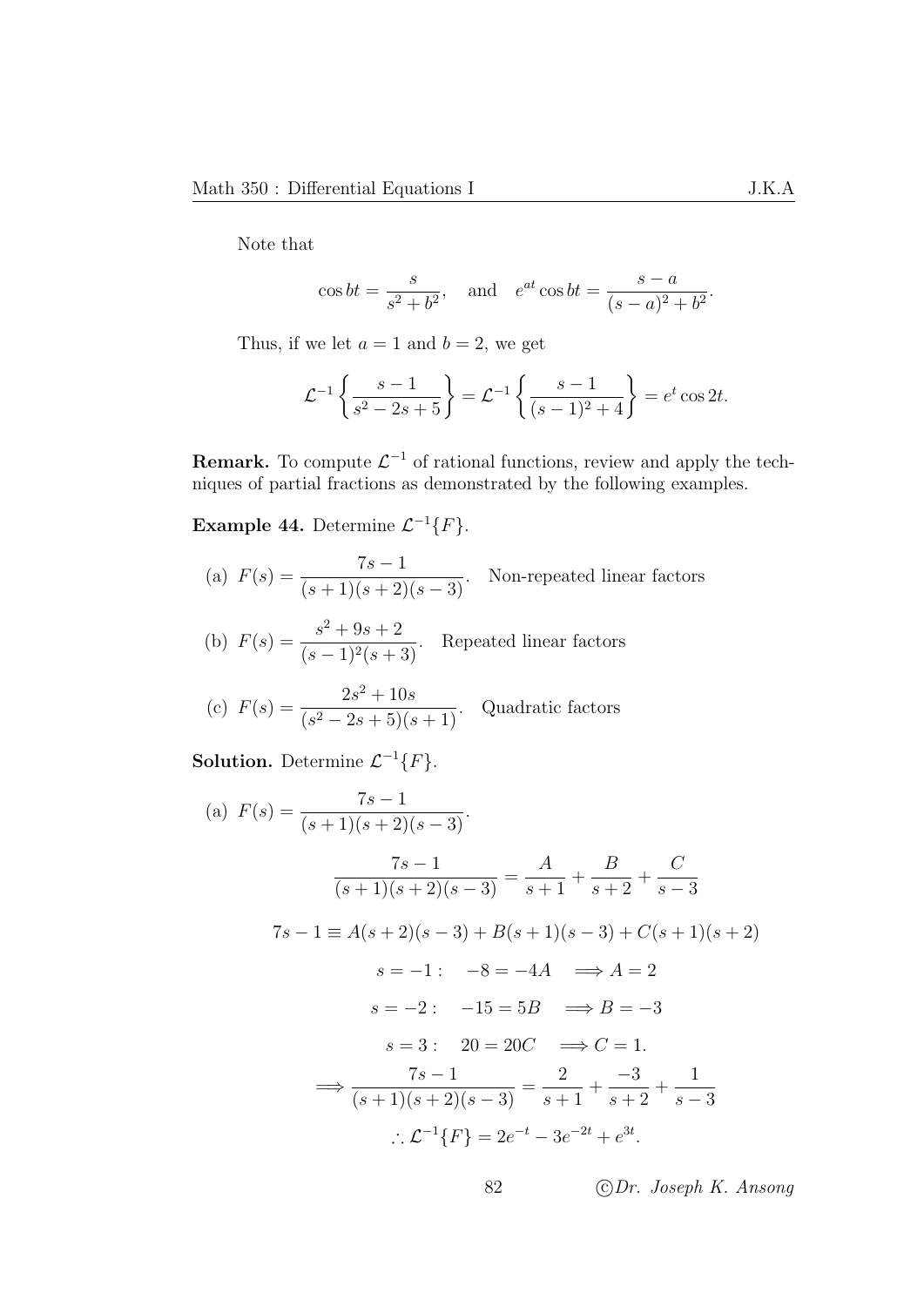Note that

$$\cos bt = \frac{s}{s^2 + b^2}, \quad \text{and} \quad e^{at}\cos bt = \frac{s-a}{(s-a)^2 + b^2}.$$

Thus, if we let $a = 1$ and $b = 2$, we get

$$\mathcal{L}^{-1}\left\{\frac{s-1}{s^2 - 2s + 5}\right\} = \mathcal{L}^{-1}\left\{\frac{s-1}{(s-1)^2 + 4}\right\} = e^t \cos 2t.$$

**Remark.** To compute $\mathcal{L}^{-1}$ of rational functions, review and apply the techniques of partial fractions as demonstrated by the following examples.

**Example 44.** Determine $\mathcal{L}^{-1}\{F\}$.

(a) $F(s) = \dfrac{7s-1}{(s+1)(s+2)(s-3)}$. Non-repeated linear factors

(b) $F(s) = \dfrac{s^2 + 9s + 2}{(s-1)^2(s+3)}$. Repeated linear factors

(c) $F(s) = \dfrac{2s^2 + 10s}{(s^2 - 2s + 5)(s+1)}$. Quadratic factors

**Solution.** Determine $\mathcal{L}^{-1}\{F\}$.

(a) $F(s) = \dfrac{7s-1}{(s+1)(s+2)(s-3)}$.

$$\frac{7s-1}{(s+1)(s+2)(s-3)} = \frac{A}{s+1} + \frac{B}{s+2} + \frac{C}{s-3}$$

$$7s - 1 \equiv A(s+2)(s-3) + B(s+1)(s-3) + C(s+1)(s+2)$$

$$s = -1: \quad -8 = -4A \quad \Longrightarrow A = 2$$

$$s = -2: \quad -15 = 5B \quad \Longrightarrow B = -3$$

$$s = 3: \quad 20 = 20C \quad \Longrightarrow C = 1.$$

$$\Longrightarrow \frac{7s-1}{(s+1)(s+2)(s-3)} = \frac{2}{s+1} + \frac{-3}{s+2} + \frac{1}{s-3}$$

$$\therefore \mathcal{L}^{-1}\{F\} = 2e^{-t} - 3e^{-2t} + e^{3t}.$$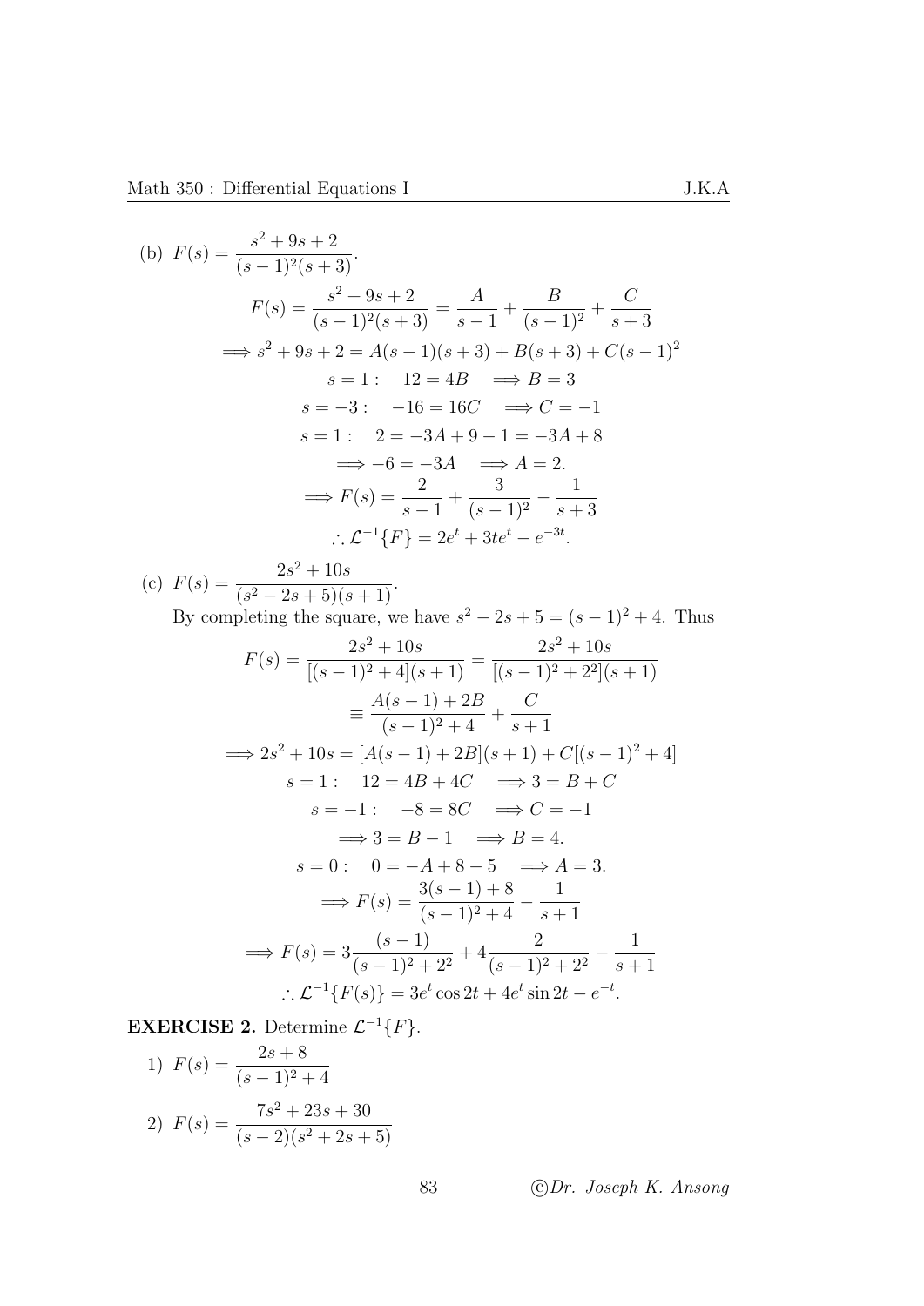(b) $F(s) = \dfrac{s^2 + 9s + 2}{(s-1)^2(s+3)}$.

$$F(s) = \frac{s^2 + 9s + 2}{(s-1)^2(s+3)} = \frac{A}{s-1} + \frac{B}{(s-1)^2} + \frac{C}{s+3}$$

$$\implies s^2 + 9s + 2 = A(s-1)(s+3) + B(s+3) + C(s-1)^2$$

$$s = 1: \quad 12 = 4B \quad \implies B = 3$$

$$s = -3: \quad -16 = 16C \quad \implies C = -1$$

$$s = 1: \quad 2 = -3A + 9 - 1 = -3A + 8$$

$$\implies -6 = -3A \quad \implies A = 2.$$

$$\implies F(s) = \frac{2}{s-1} + \frac{3}{(s-1)^2} - \frac{1}{s+3}$$

$$\therefore \mathcal{L}^{-1}\{F\} = 2e^t + 3te^t - e^{-3t}.$$

(c) $F(s) = \dfrac{2s^2 + 10s}{(s^2 - 2s + 5)(s+1)}$.

By completing the square, we have $s^2 - 2s + 5 = (s-1)^2 + 4$. Thus

$$F(s) = \frac{2s^2 + 10s}{[(s-1)^2 + 4](s+1)} = \frac{2s^2 + 10s}{[(s-1)^2 + 2^2](s+1)}$$

$$\equiv \frac{A(s-1) + 2B}{(s-1)^2 + 4} + \frac{C}{s+1}$$

$$\implies 2s^2 + 10s = [A(s-1) + 2B](s+1) + C[(s-1)^2 + 4]$$

$$s = 1: \quad 12 = 4B + 4C \quad \implies 3 = B + C$$

$$s = -1: \quad -8 = 8C \quad \implies C = -1$$

$$\implies 3 = B - 1 \quad \implies B = 4.$$

$$s = 0: \quad 0 = -A + 8 - 5 \quad \implies A = 3.$$

$$\implies F(s) = \frac{3(s-1) + 8}{(s-1)^2 + 4} - \frac{1}{s+1}$$

$$\implies F(s) = 3\frac{(s-1)}{(s-1)^2 + 2^2} + 4\frac{2}{(s-1)^2 + 2^2} - \frac{1}{s+1}$$

$$\therefore \mathcal{L}^{-1}\{F(s)\} = 3e^t \cos 2t + 4e^t \sin 2t - e^{-t}.$$

**EXERCISE 2.** Determine $\mathcal{L}^{-1}\{F\}$.

1) $F(s) = \dfrac{2s + 8}{(s-1)^2 + 4}$

2) $F(s) = \dfrac{7s^2 + 23s + 30}{(s-2)(s^2 + 2s + 5)}$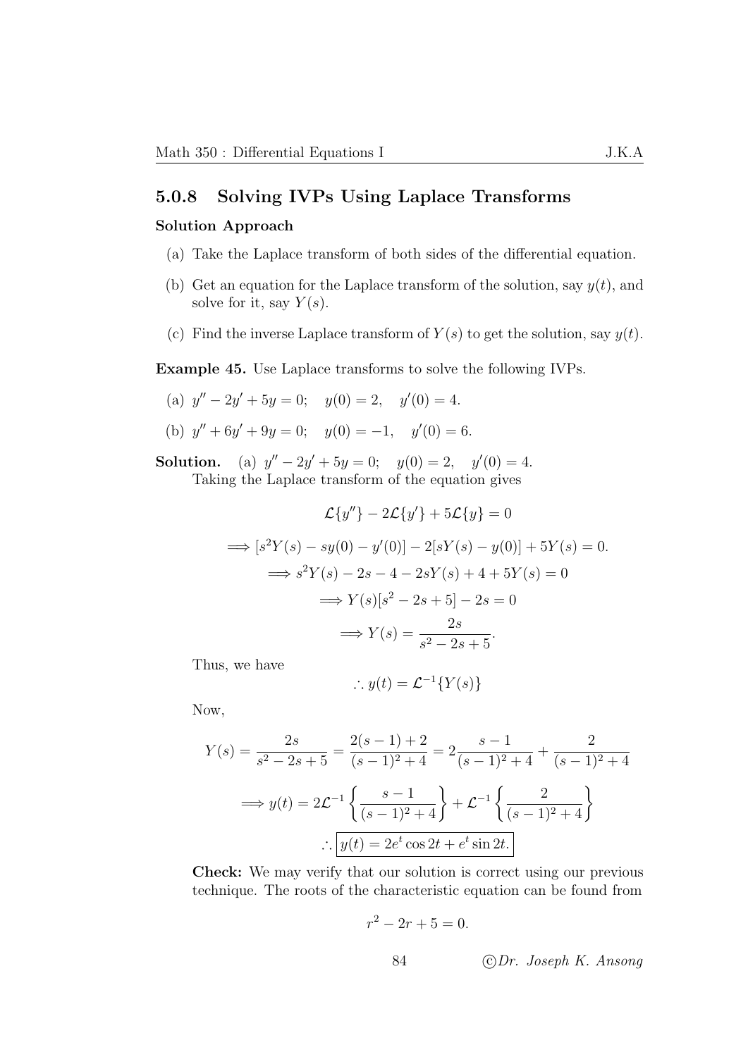### 5.0.8 Solving IVPs Using Laplace Transforms

**Solution Approach**

(a) Take the Laplace transform of both sides of the differential equation.

(b) Get an equation for the Laplace transform of the solution, say $y(t)$, and solve for it, say $Y(s)$.

(c) Find the inverse Laplace transform of $Y(s)$ to get the solution, say $y(t)$.

**Example 45.** Use Laplace transforms to solve the following IVPs.

(a) $y'' - 2y' + 5y = 0; \quad y(0) = 2, \quad y'(0) = 4.$

(b) $y'' + 6y' + 9y = 0; \quad y(0) = -1, \quad y'(0) = 6.$

**Solution.** (a) $y'' - 2y' + 5y = 0; \quad y(0) = 2, \quad y'(0) = 4.$
Taking the Laplace transform of the equation gives

$$\mathcal{L}\{y''\} - 2\mathcal{L}\{y'\} + 5\mathcal{L}\{y\} = 0$$

$$\Longrightarrow [s^2 Y(s) - sy(0) - y'(0)] - 2[sY(s) - y(0)] + 5Y(s) = 0.$$

$$\Longrightarrow s^2 Y(s) - 2s - 4 - 2sY(s) + 4 + 5Y(s) = 0$$

$$\Longrightarrow Y(s)[s^2 - 2s + 5] - 2s = 0$$

$$\Longrightarrow Y(s) = \frac{2s}{s^2 - 2s + 5}.$$

Thus, we have

$$\therefore y(t) = \mathcal{L}^{-1}\{Y(s)\}$$

Now,

$$Y(s) = \frac{2s}{s^2 - 2s + 5} = \frac{2(s-1) + 2}{(s-1)^2 + 4} = 2\frac{s-1}{(s-1)^2 + 4} + \frac{2}{(s-1)^2 + 4}$$

$$\Longrightarrow y(t) = 2\mathcal{L}^{-1}\left\{\frac{s-1}{(s-1)^2 + 4}\right\} + \mathcal{L}^{-1}\left\{\frac{2}{(s-1)^2 + 4}\right\}$$

$$\therefore \boxed{y(t) = 2e^t \cos 2t + e^t \sin 2t.}$$

**Check:** We may verify that our solution is correct using our previous technique. The roots of the characteristic equation can be found from

$$r^2 - 2r + 5 = 0.$$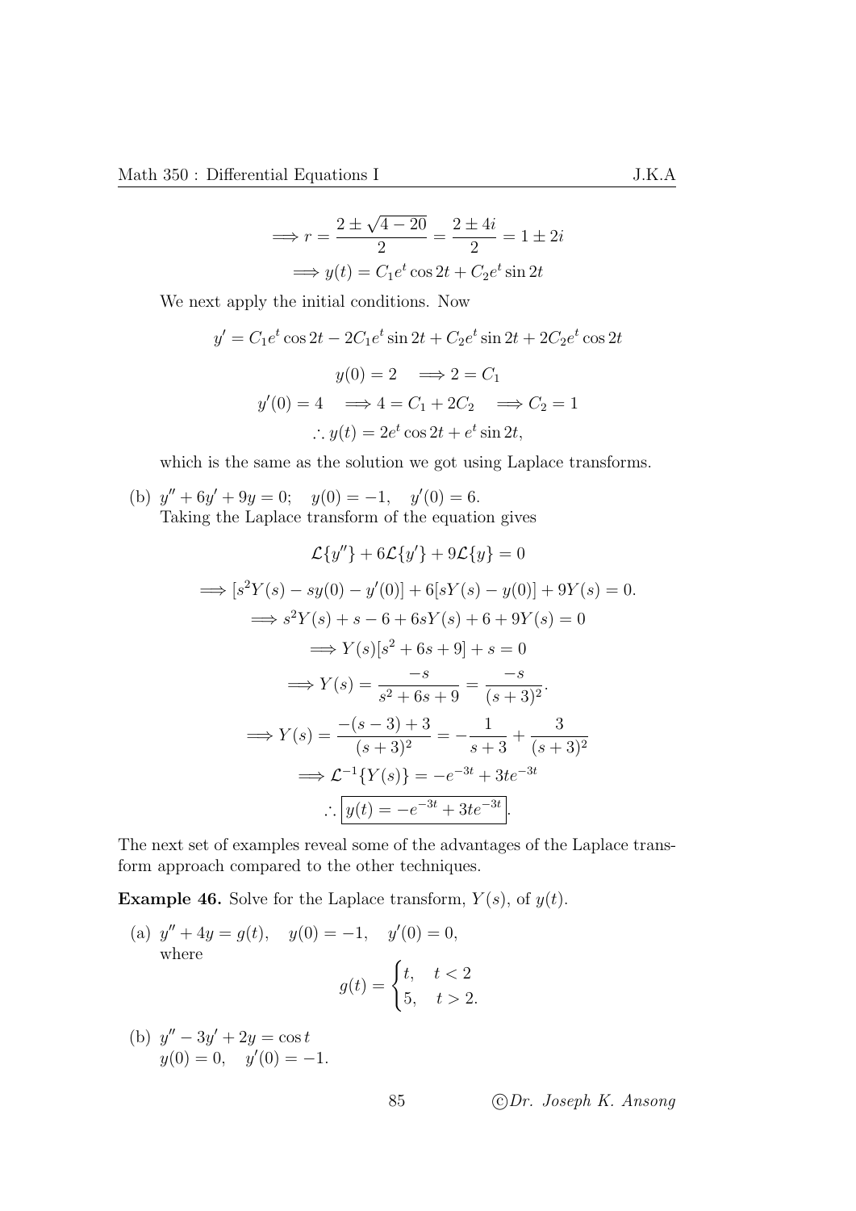$$\implies r = \frac{2 \pm \sqrt{4-20}}{2} = \frac{2 \pm 4i}{2} = 1 \pm 2i$$

$$\implies y(t) = C_1 e^t \cos 2t + C_2 e^t \sin 2t$$

We next apply the initial conditions. Now

$$y' = C_1 e^t \cos 2t - 2C_1 e^t \sin 2t + C_2 e^t \sin 2t + 2C_2 e^t \cos 2t$$

$$y(0) = 2 \quad \implies 2 = C_1$$

$$y'(0) = 4 \quad \implies 4 = C_1 + 2C_2 \quad \implies C_2 = 1$$

$$\therefore y(t) = 2e^t \cos 2t + e^t \sin 2t,$$

which is the same as the solution we got using Laplace transforms.

(b) $y'' + 6y' + 9y = 0; \quad y(0) = -1, \quad y'(0) = 6.$
Taking the Laplace transform of the equation gives

$$\mathcal{L}\{y''\} + 6\mathcal{L}\{y'\} + 9\mathcal{L}\{y\} = 0$$

$$\implies [s^2 Y(s) - sy(0) - y'(0)] + 6[sY(s) - y(0)] + 9Y(s) = 0.$$

$$\implies s^2 Y(s) + s - 6 + 6sY(s) + 6 + 9Y(s) = 0$$

$$\implies Y(s)[s^2 + 6s + 9] + s = 0$$

$$\implies Y(s) = \frac{-s}{s^2 + 6s + 9} = \frac{-s}{(s+3)^2}.$$

$$\implies Y(s) = \frac{-(s-3)+3}{(s+3)^2} = -\frac{1}{s+3} + \frac{3}{(s+3)^2}$$

$$\implies \mathcal{L}^{-1}\{Y(s)\} = -e^{-3t} + 3te^{-3t}$$

$$\therefore \boxed{y(t) = -e^{-3t} + 3te^{-3t}}.$$

The next set of examples reveal some of the advantages of the Laplace transform approach compared to the other techniques.

**Example 46.** Solve for the Laplace transform, $Y(s)$, of $y(t)$.

(a) $y'' + 4y = g(t), \quad y(0) = -1, \quad y'(0) = 0,$
where

$$g(t) = \begin{cases} t, & t < 2 \\ 5, & t > 2. \end{cases}$$

(b) $y'' - 3y' + 2y = \cos t$
$y(0) = 0, \quad y'(0) = -1.$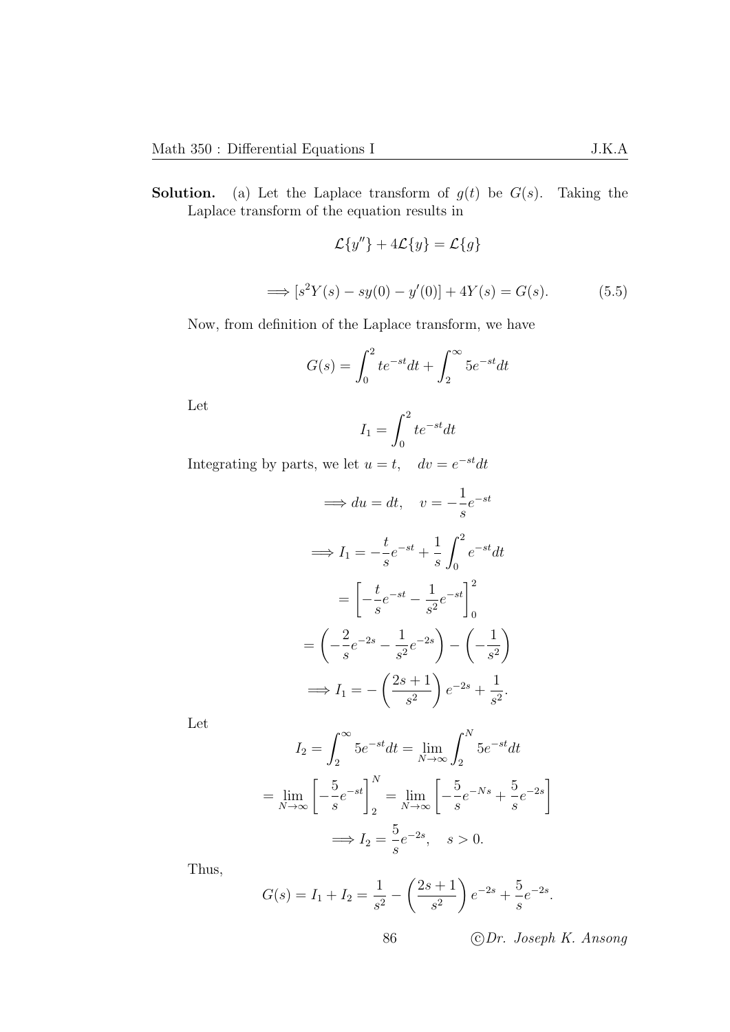**Solution.** (a) Let the Laplace transform of $g(t)$ be $G(s)$. Taking the Laplace transform of the equation results in

$$\mathcal{L}\{y''\} + 4\mathcal{L}\{y\} = \mathcal{L}\{g\}$$

$$\implies [s^2 Y(s) - sy(0) - y'(0)] + 4Y(s) = G(s). \tag{5.5}$$

Now, from definition of the Laplace transform, we have

$$G(s) = \int_0^2 te^{-st}dt + \int_2^\infty 5e^{-st}dt$$

Let

$$I_1 = \int_0^2 te^{-st}dt$$

Integrating by parts, we let $u = t, \quad dv = e^{-st}dt$

$$\implies du = dt, \quad v = -\frac{1}{s}e^{-st}$$

$$\implies I_1 = -\frac{t}{s}e^{-st} + \frac{1}{s}\int_0^2 e^{-st}dt$$

$$= \left[-\frac{t}{s}e^{-st} - \frac{1}{s^2}e^{-st}\right]_0^2$$

$$= \left(-\frac{2}{s}e^{-2s} - \frac{1}{s^2}e^{-2s}\right) - \left(-\frac{1}{s^2}\right)$$

$$\implies I_1 = -\left(\frac{2s+1}{s^2}\right)e^{-2s} + \frac{1}{s^2}.$$

Let

$$I_2 = \int_2^\infty 5e^{-st}dt = \lim_{N\to\infty}\int_2^N 5e^{-st}dt$$

$$= \lim_{N\to\infty}\left[-\frac{5}{s}e^{-st}\right]_2^N = \lim_{N\to\infty}\left[-\frac{5}{s}e^{-Ns} + \frac{5}{s}e^{-2s}\right]$$

$$\implies I_2 = \frac{5}{s}e^{-2s}, \quad s > 0.$$

Thus,

$$G(s) = I_1 + I_2 = \frac{1}{s^2} - \left(\frac{2s+1}{s^2}\right)e^{-2s} + \frac{5}{s}e^{-2s}.$$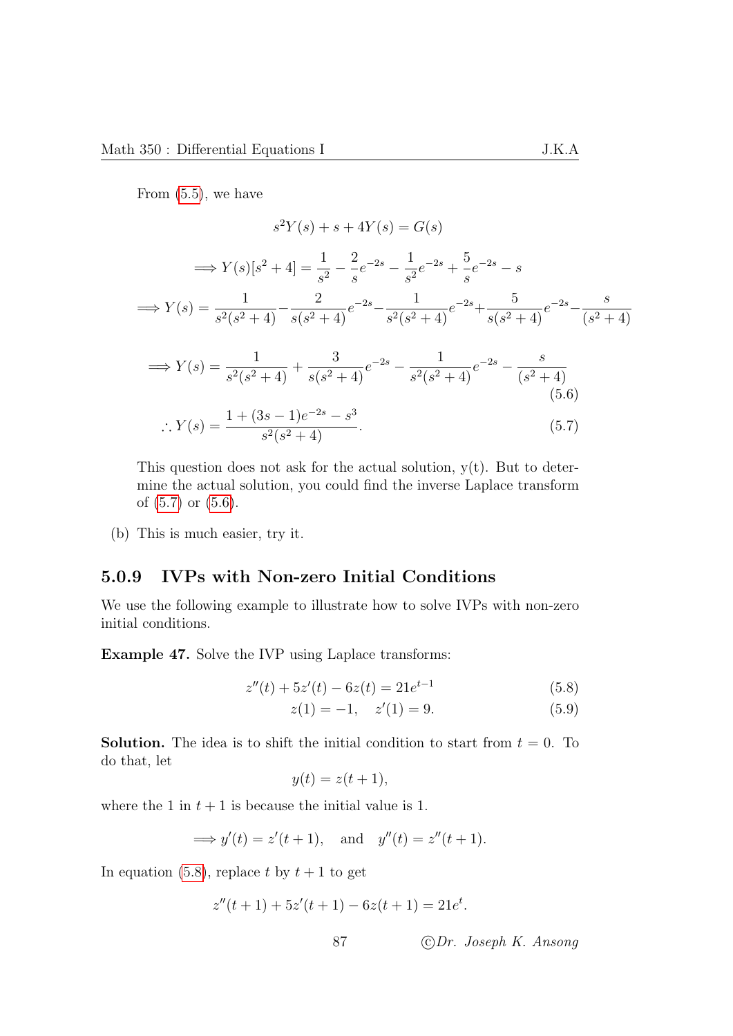From (5.5), we have

$$s^2Y(s) + s + 4Y(s) = G(s)$$

$$\implies Y(s)[s^2+4] = \frac{1}{s^2} - \frac{2}{s}e^{-2s} - \frac{1}{s^2}e^{-2s} + \frac{5}{s}e^{-2s} - s$$

$$\implies Y(s) = \frac{1}{s^2(s^2+4)} - \frac{2}{s(s^2+4)}e^{-2s} - \frac{1}{s^2(s^2+4)}e^{-2s} + \frac{5}{s(s^2+4)}e^{-2s} - \frac{s}{(s^2+4)}$$

$$\implies Y(s) = \frac{1}{s^2(s^2+4)} + \frac{3}{s(s^2+4)}e^{-2s} - \frac{1}{s^2(s^2+4)}e^{-2s} - \frac{s}{(s^2+4)} \tag{5.6}$$

$$\therefore Y(s) = \frac{1 + (3s-1)e^{-2s} - s^3}{s^2(s^2+4)}. \tag{5.7}$$

This question does not ask for the actual solution, y(t). But to determine the actual solution, you could find the inverse Laplace transform of (5.7) or (5.6).

(b) This is much easier, try it.

### 5.0.9 IVPs with Non-zero Initial Conditions

We use the following example to illustrate how to solve IVPs with non-zero initial conditions.

**Example 47.** Solve the IVP using Laplace transforms:

$$z''(t) + 5z'(t) - 6z(t) = 21e^{t-1} \tag{5.8}$$

$$z(1) = -1, \quad z'(1) = 9. \tag{5.9}$$

**Solution.** The idea is to shift the initial condition to start from $t = 0$. To do that, let

$$y(t) = z(t+1),$$

where the 1 in $t+1$ is because the initial value is 1.

$$\implies y'(t) = z'(t+1), \quad \text{and} \quad y''(t) = z''(t+1).$$

In equation (5.8), replace $t$ by $t+1$ to get

$$z''(t+1) + 5z'(t+1) - 6z(t+1) = 21e^t.$$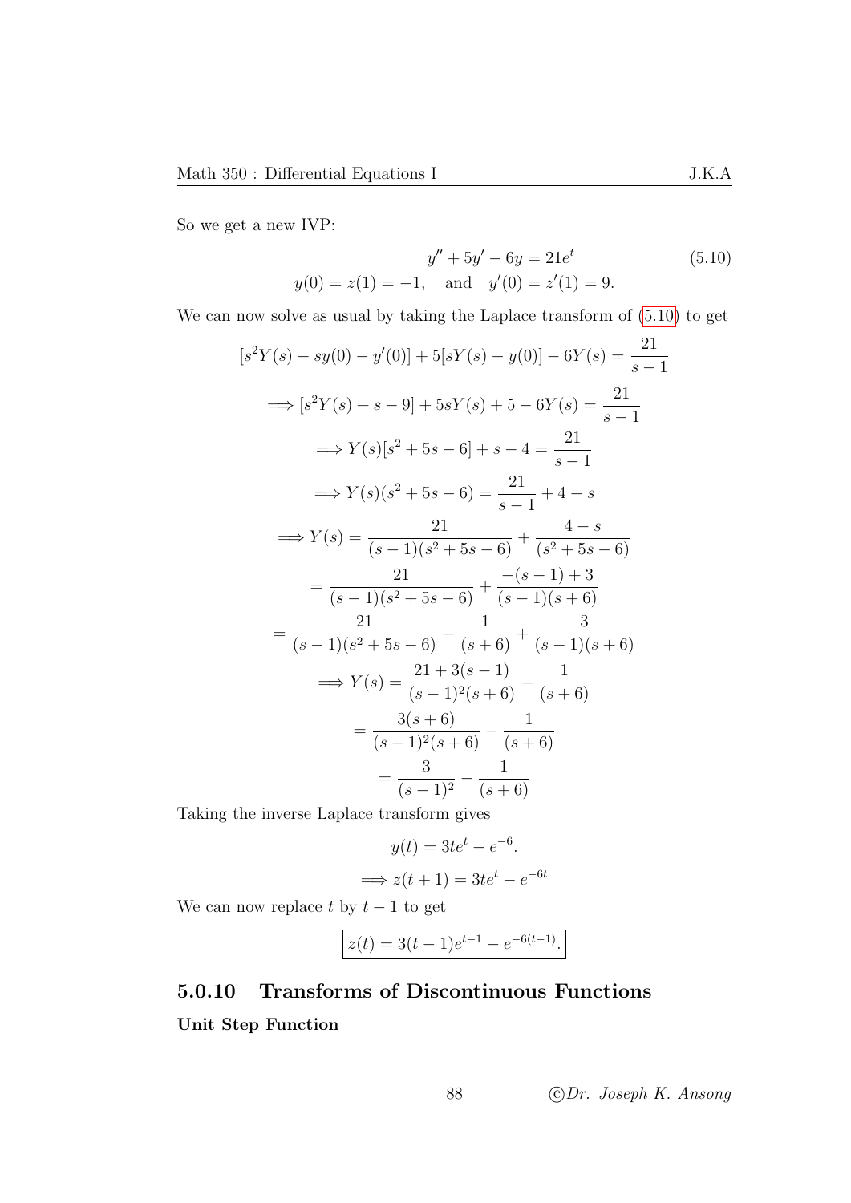So we get a new IVP:

$$y'' + 5y' - 6y = 21e^t \tag{5.10}$$
$$y(0) = z(1) = -1, \quad \text{and} \quad y'(0) = z'(1) = 9.$$

We can now solve as usual by taking the Laplace transform of (5.10) to get

$$[s^2Y(s) - sy(0) - y'(0)] + 5[sY(s) - y(0)] - 6Y(s) = \frac{21}{s-1}$$

$$\Longrightarrow [s^2Y(s) + s - 9] + 5sY(s) + 5 - 6Y(s) = \frac{21}{s-1}$$

$$\Longrightarrow Y(s)[s^2 + 5s - 6] + s - 4 = \frac{21}{s-1}$$

$$\Longrightarrow Y(s)(s^2 + 5s - 6) = \frac{21}{s-1} + 4 - s$$

$$\Longrightarrow Y(s) = \frac{21}{(s-1)(s^2+5s-6)} + \frac{4-s}{(s^2+5s-6)}$$

$$= \frac{21}{(s-1)(s^2+5s-6)} + \frac{-(s-1)+3}{(s-1)(s+6)}$$

$$= \frac{21}{(s-1)(s^2+5s-6)} - \frac{1}{(s+6)} + \frac{3}{(s-1)(s+6)}$$

$$\Longrightarrow Y(s) = \frac{21 + 3(s-1)}{(s-1)^2(s+6)} - \frac{1}{(s+6)}$$

$$= \frac{3(s+6)}{(s-1)^2(s+6)} - \frac{1}{(s+6)}$$

$$= \frac{3}{(s-1)^2} - \frac{1}{(s+6)}$$

Taking the inverse Laplace transform gives

$$y(t) = 3te^t - e^{-6}.$$

$$\Longrightarrow z(t+1) = 3te^t - e^{-6t}$$

We can now replace $t$ by $t-1$ to get

$$\boxed{z(t) = 3(t-1)e^{t-1} - e^{-6(t-1)}.}$$

### 5.0.10 Transforms of Discontinuous Functions

**Unit Step Function**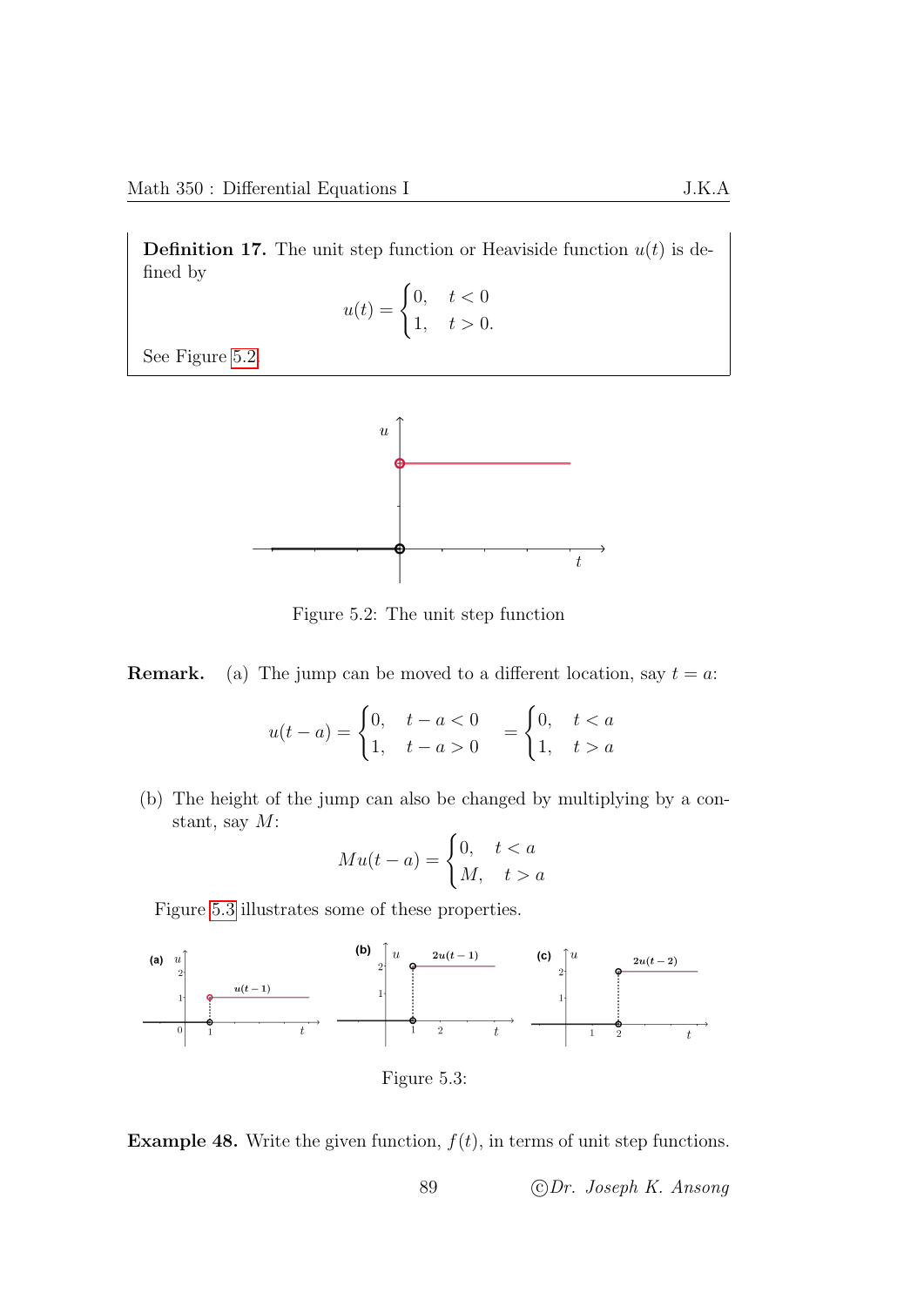**Definition 17.** The unit step function or Heaviside function $u(t)$ is defined by

$$u(t) = \begin{cases} 0, & t < 0 \\ 1, & t > 0. \end{cases}$$

See Figure 5.2.

Figure 5.2: The unit step function

**Remark.** (a) The jump can be moved to a different location, say $t = a$:

$$u(t-a) = \begin{cases} 0, & t - a < 0 \\ 1, & t - a > 0 \end{cases} = \begin{cases} 0, & t < a \\ 1, & t > a \end{cases}$$

(b) The height of the jump can also be changed by multiplying by a constant, say $M$:

$$Mu(t-a) = \begin{cases} 0, & t < a \\ M, & t > a \end{cases}$$

Figure 5.3 illustrates some of these properties.

Figure 5.3:

**Example 48.** Write the given function, $f(t)$, in terms of unit step functions.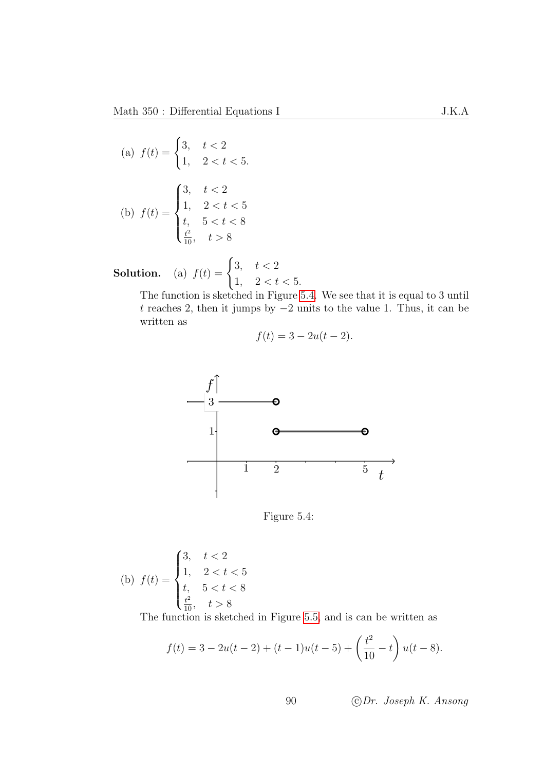(a) $f(t) = \begin{cases} 3, & t < 2 \\ 1, & 2 < t < 5. \end{cases}$

(b) $f(t) = \begin{cases} 3, & t < 2 \\ 1, & 2 < t < 5 \\ t, & 5 < t < 8 \\ \frac{t^2}{10}, & t > 8 \end{cases}$

**Solution.** (a) $f(t) = \begin{cases} 3, & t < 2 \\ 1, & 2 < t < 5. \end{cases}$

The function is sketched in Figure 5.4. We see that it is equal to 3 until $t$ reaches 2, then it jumps by $-2$ units to the value 1. Thus, it can be written as

$$f(t) = 3 - 2u(t-2).$$

Figure 5.4:

(b) $f(t) = \begin{cases} 3, & t < 2 \\ 1, & 2 < t < 5 \\ t, & 5 < t < 8 \\ \frac{t^2}{10}, & t > 8 \end{cases}$

The function is sketched in Figure 5.5, and is can be written as

$$f(t) = 3 - 2u(t-2) + (t-1)u(t-5) + \left(\frac{t^2}{10} - t\right)u(t-8).$$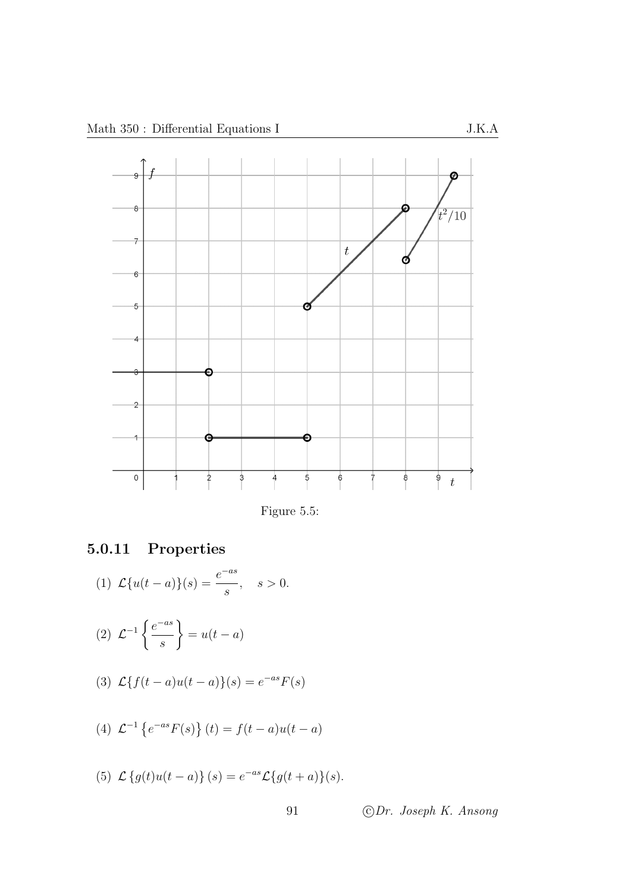Figure 5.5:

### 5.0.11 Properties

(1) $\mathcal{L}\{u(t-a)\}(s) = \dfrac{e^{-as}}{s}, \quad s > 0.$

(2) $\mathcal{L}^{-1}\left\{\dfrac{e^{-as}}{s}\right\} = u(t-a)$

(3) $\mathcal{L}\{f(t-a)u(t-a)\}(s) = e^{-as}F(s)$

(4) $\mathcal{L}^{-1}\left\{e^{-as}F(s)\right\}(t) = f(t-a)u(t-a)$

(5) $\mathcal{L}\left\{g(t)u(t-a)\right\}(s) = e^{-as}\mathcal{L}\{g(t+a)\}(s).$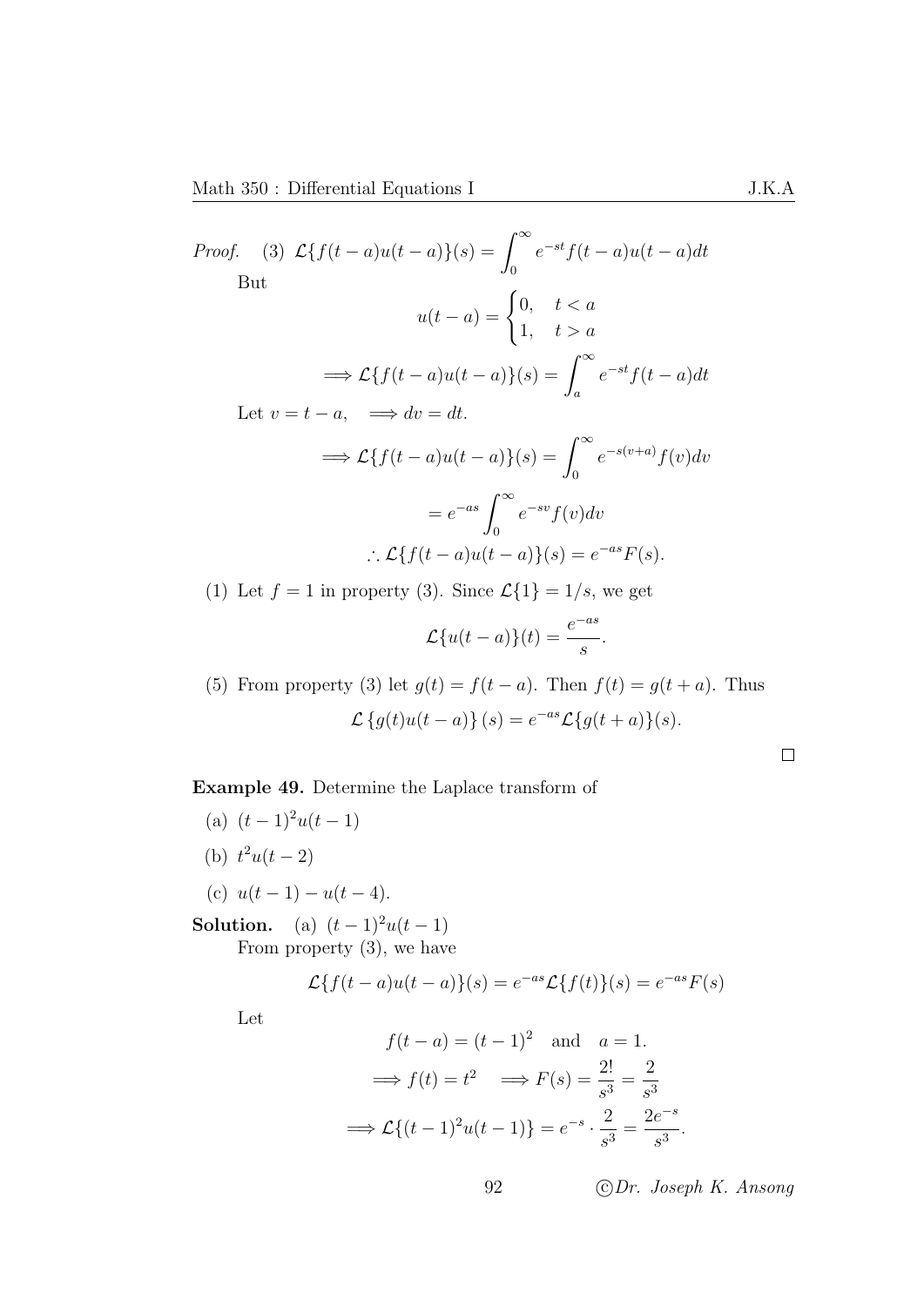*Proof.* (3) $\mathcal{L}\{f(t-a)u(t-a)\}(s) = \displaystyle\int_0^\infty e^{-st} f(t-a)u(t-a)dt$

But

$$u(t-a) = \begin{cases} 0, & t < a \\ 1, & t > a \end{cases}$$

$$\implies \mathcal{L}\{f(t-a)u(t-a)\}(s) = \int_a^\infty e^{-st} f(t-a)dt$$

Let $v = t - a, \quad \implies dv = dt.$

$$\implies \mathcal{L}\{f(t-a)u(t-a)\}(s) = \int_0^\infty e^{-s(v+a)} f(v)dv$$

$$= e^{-as} \int_0^\infty e^{-sv} f(v)dv$$

$$\therefore \mathcal{L}\{f(t-a)u(t-a)\}(s) = e^{-as}F(s).$$

(1) Let $f = 1$ in property (3). Since $\mathcal{L}\{1\} = 1/s$, we get

$$\mathcal{L}\{u(t-a)\}(t) = \frac{e^{-as}}{s}.$$

(5) From property (3) let $g(t) = f(t-a)$. Then $f(t) = g(t+a)$. Thus

$$\mathcal{L}\{g(t)u(t-a)\}(s) = e^{-as}\mathcal{L}\{g(t+a)\}(s).$$

□

**Example 49.** Determine the Laplace transform of

(a) $(t-1)^2 u(t-1)$

(b) $t^2 u(t-2)$

(c) $u(t-1) - u(t-4)$.

**Solution.** (a) $(t-1)^2 u(t-1)$

From property (3), we have

$$\mathcal{L}\{f(t-a)u(t-a)\}(s) = e^{-as}\mathcal{L}\{f(t)\}(s) = e^{-as}F(s)$$

Let

$$f(t-a) = (t-1)^2 \quad \text{and} \quad a = 1.$$

$$\implies f(t) = t^2 \quad \implies F(s) = \frac{2!}{s^3} = \frac{2}{s^3}$$

$$\implies \mathcal{L}\{(t-1)^2 u(t-1)\} = e^{-s} \cdot \frac{2}{s^3} = \frac{2e^{-s}}{s^3}.$$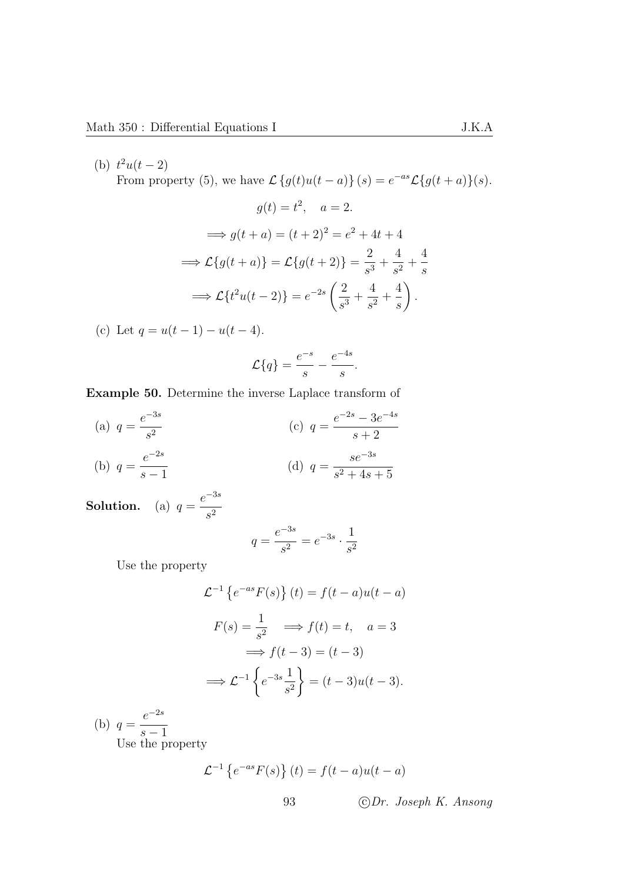(b) $t^2u(t-2)$

From property (5), we have $\mathcal{L}\left\{g(t)u(t-a)\right\}(s) = e^{-as}\mathcal{L}\{g(t+a)\}(s)$.

$$g(t) = t^2, \quad a = 2.$$

$$\implies g(t+a) = (t+2)^2 = e^2 + 4t + 4$$

$$\implies \mathcal{L}\{g(t+a)\} = \mathcal{L}\{g(t+2)\} = \frac{2}{s^3} + \frac{4}{s^2} + \frac{4}{s}$$

$$\implies \mathcal{L}\{t^2u(t-2)\} = e^{-2s}\left(\frac{2}{s^3} + \frac{4}{s^2} + \frac{4}{s}\right).$$

(c) Let $q = u(t-1) - u(t-4)$.

$$\mathcal{L}\{q\} = \frac{e^{-s}}{s} - \frac{e^{-4s}}{s}.$$

**Example 50.** Determine the inverse Laplace transform of

(a) $q = \dfrac{e^{-3s}}{s^2}$

(b) $q = \dfrac{e^{-2s}}{s-1}$

(c) $q = \dfrac{e^{-2s} - 3e^{-4s}}{s+2}$

(d) $q = \dfrac{se^{-3s}}{s^2 + 4s + 5}$

**Solution.** (a) $q = \dfrac{e^{-3s}}{s^2}$

$$q = \frac{e^{-3s}}{s^2} = e^{-3s} \cdot \frac{1}{s^2}$$

Use the property

$$\mathcal{L}^{-1}\left\{e^{-as}F(s)\right\}(t) = f(t-a)u(t-a)$$

$$F(s) = \frac{1}{s^2} \quad \implies f(t) = t, \quad a = 3$$

$$\implies f(t-3) = (t-3)$$

$$\implies \mathcal{L}^{-1}\left\{e^{-3s}\frac{1}{s^2}\right\} = (t-3)u(t-3).$$

(b) $q = \dfrac{e^{-2s}}{s-1}$

Use the property

$$\mathcal{L}^{-1}\left\{e^{-as}F(s)\right\}(t) = f(t-a)u(t-a)$$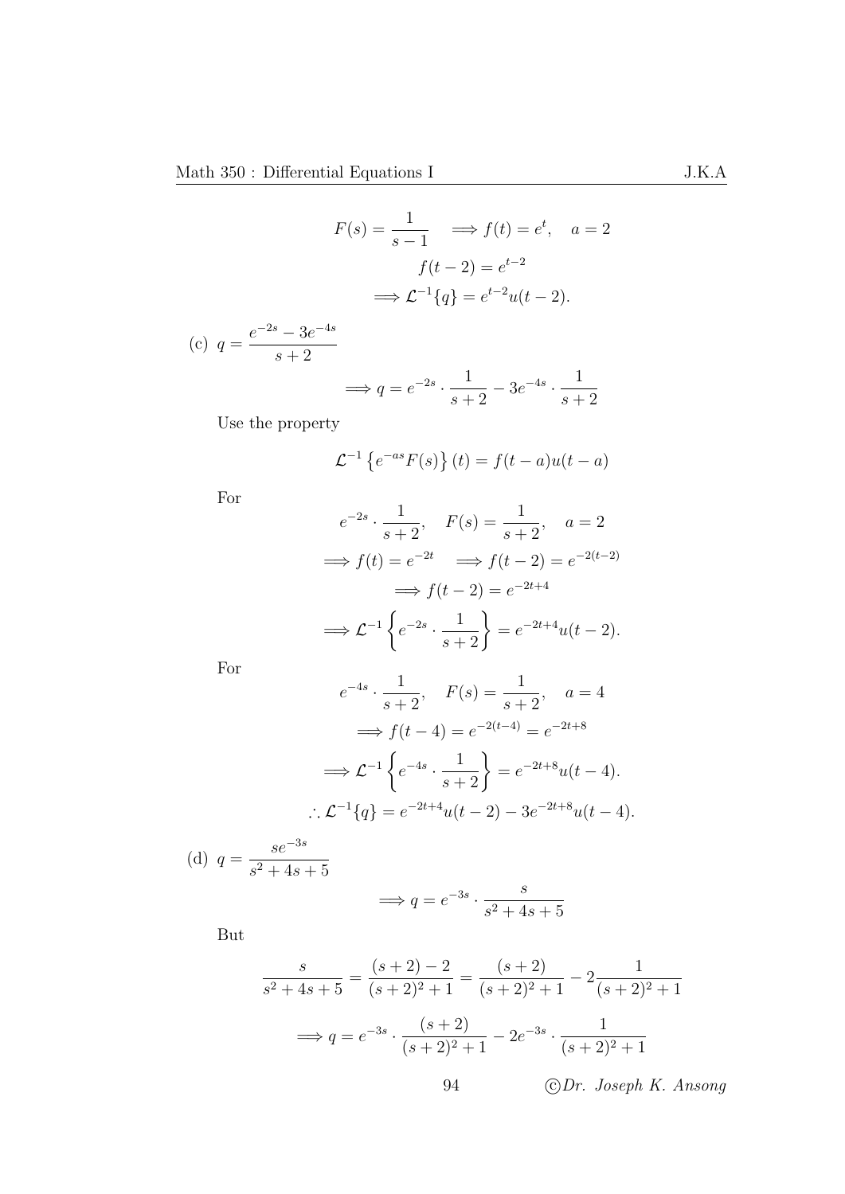$$F(s) = \frac{1}{s-1} \quad \Longrightarrow f(t) = e^t, \quad a = 2$$

$$f(t-2) = e^{t-2}$$

$$\Longrightarrow \mathcal{L}^{-1}\{q\} = e^{t-2}u(t-2).$$

(c) $q = \dfrac{e^{-2s} - 3e^{-4s}}{s+2}$

$$\Longrightarrow q = e^{-2s} \cdot \frac{1}{s+2} - 3e^{-4s} \cdot \frac{1}{s+2}$$

Use the property

$$\mathcal{L}^{-1}\left\{e^{-as}F(s)\right\}(t) = f(t-a)u(t-a)$$

For

$$e^{-2s} \cdot \frac{1}{s+2}, \quad F(s) = \frac{1}{s+2}, \quad a = 2$$

$$\Longrightarrow f(t) = e^{-2t} \quad \Longrightarrow f(t-2) = e^{-2(t-2)}$$

$$\Longrightarrow f(t-2) = e^{-2t+4}$$

$$\Longrightarrow \mathcal{L}^{-1}\left\{e^{-2s} \cdot \frac{1}{s+2}\right\} = e^{-2t+4}u(t-2).$$

For

$$e^{-4s} \cdot \frac{1}{s+2}, \quad F(s) = \frac{1}{s+2}, \quad a = 4$$

$$\Longrightarrow f(t-4) = e^{-2(t-4)} = e^{-2t+8}$$

$$\Longrightarrow \mathcal{L}^{-1}\left\{e^{-4s} \cdot \frac{1}{s+2}\right\} = e^{-2t+8}u(t-4).$$

$$\therefore \mathcal{L}^{-1}\{q\} = e^{-2t+4}u(t-2) - 3e^{-2t+8}u(t-4).$$

(d) $q = \dfrac{se^{-3s}}{s^2+4s+5}$

$$\Longrightarrow q = e^{-3s} \cdot \frac{s}{s^2+4s+5}$$

But

$$\frac{s}{s^2+4s+5} = \frac{(s+2)-2}{(s+2)^2+1} = \frac{(s+2)}{(s+2)^2+1} - 2\frac{1}{(s+2)^2+1}$$

$$\Longrightarrow q = e^{-3s} \cdot \frac{(s+2)}{(s+2)^2+1} - 2e^{-3s} \cdot \frac{1}{(s+2)^2+1}$$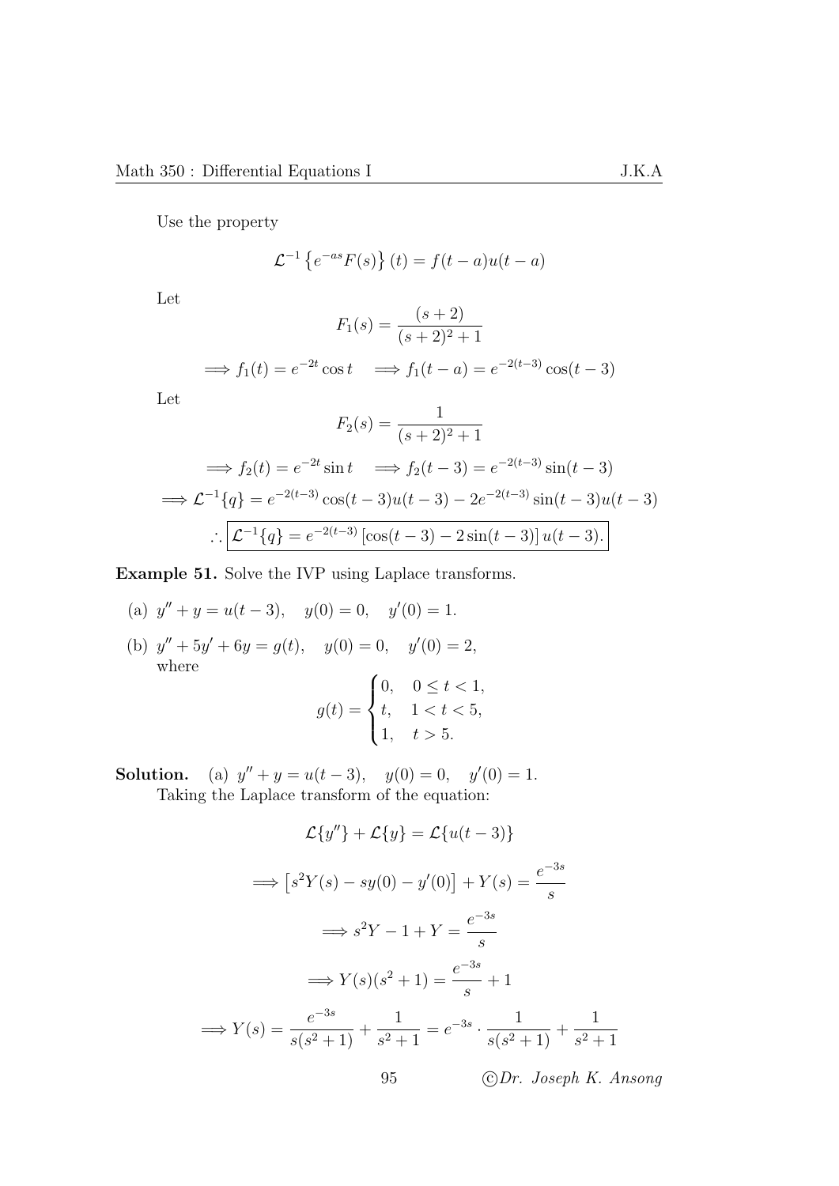Use the property

$$\mathcal{L}^{-1}\left\{e^{-as}F(s)\right\}(t) = f(t-a)u(t-a)$$

Let

$$F_1(s) = \frac{(s+2)}{(s+2)^2+1}$$

$$\Longrightarrow f_1(t) = e^{-2t}\cos t \quad \Longrightarrow f_1(t-a) = e^{-2(t-3)}\cos(t-3)$$

Let

$$F_2(s) = \frac{1}{(s+2)^2+1}$$

$$\Longrightarrow f_2(t) = e^{-2t}\sin t \quad \Longrightarrow f_2(t-3) = e^{-2(t-3)}\sin(t-3)$$

$$\Longrightarrow \mathcal{L}^{-1}\{q\} = e^{-2(t-3)}\cos(t-3)u(t-3) - 2e^{-2(t-3)}\sin(t-3)u(t-3)$$

$$\therefore \boxed{\mathcal{L}^{-1}\{q\} = e^{-2(t-3)}\left[\cos(t-3) - 2\sin(t-3)\right]u(t-3).}$$

**Example 51.** Solve the IVP using Laplace transforms.

(a) $y'' + y = u(t-3), \quad y(0) = 0, \quad y'(0) = 1.$

(b) $y'' + 5y' + 6y = g(t), \quad y(0) = 0, \quad y'(0) = 2,$
where

$$g(t) = \begin{cases} 0, & 0 \leq t < 1, \\ t, & 1 < t < 5, \\ 1, & t > 5. \end{cases}$$

**Solution.** (a) $y'' + y = u(t-3), \quad y(0) = 0, \quad y'(0) = 1.$
Taking the Laplace transform of the equation:

$$\mathcal{L}\{y''\} + \mathcal{L}\{y\} = \mathcal{L}\{u(t-3)\}$$

$$\Longrightarrow \left[s^2Y(s) - sy(0) - y'(0)\right] + Y(s) = \frac{e^{-3s}}{s}$$

$$\Longrightarrow s^2Y - 1 + Y = \frac{e^{-3s}}{s}$$

$$\Longrightarrow Y(s)(s^2+1) = \frac{e^{-3s}}{s} + 1$$

$$\Longrightarrow Y(s) = \frac{e^{-3s}}{s(s^2+1)} + \frac{1}{s^2+1} = e^{-3s}\cdot\frac{1}{s(s^2+1)} + \frac{1}{s^2+1}$$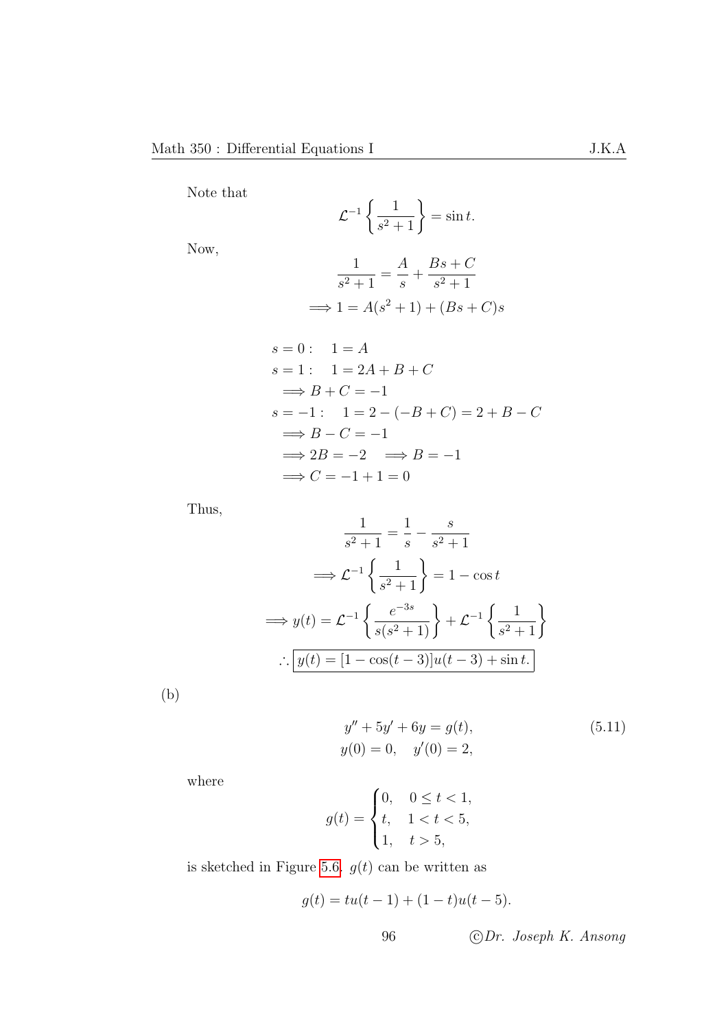Note that

$$\mathcal{L}^{-1}\left\{\frac{1}{s^2+1}\right\} = \sin t.$$

Now,

$$\frac{1}{s^2+1} = \frac{A}{s} + \frac{Bs+C}{s^2+1}$$
$$\Longrightarrow 1 = A(s^2+1) + (Bs+C)s$$

$$
\begin{aligned}
& s=0: \quad 1 = A \\
& s=1: \quad 1 = 2A + B + C \\
& \Longrightarrow B + C = -1 \\
& s=-1: \quad 1 = 2 - (-B + C) = 2 + B - C \\
& \Longrightarrow B - C = -1 \\
& \Longrightarrow 2B = -2 \quad \Longrightarrow B = -1 \\
& \Longrightarrow C = -1 + 1 = 0
\end{aligned}
$$

Thus,

$$\frac{1}{s^2+1} = \frac{1}{s} - \frac{s}{s^2+1}$$
$$\Longrightarrow \mathcal{L}^{-1}\left\{\frac{1}{s^2+1}\right\} = 1 - \cos t$$
$$\Longrightarrow y(t) = \mathcal{L}^{-1}\left\{\frac{e^{-3s}}{s(s^2+1)}\right\} + \mathcal{L}^{-1}\left\{\frac{1}{s^2+1}\right\}$$
$$\therefore \boxed{y(t) = [1-\cos(t-3)]u(t-3) + \sin t.}$$

(b)

$$
\begin{aligned}
y'' + 5y' + 6y &= g(t), \\
y(0) = 0, \quad y'(0) &= 2,
\end{aligned}
\tag{5.11}
$$

where

$$g(t) = \begin{cases} 0, & 0 \le t < 1, \\ t, & 1 < t < 5, \\ 1, & t > 5, \end{cases}$$

is sketched in Figure 5.6. $g(t)$ can be written as

$$g(t) = tu(t-1) + (1-t)u(t-5).$$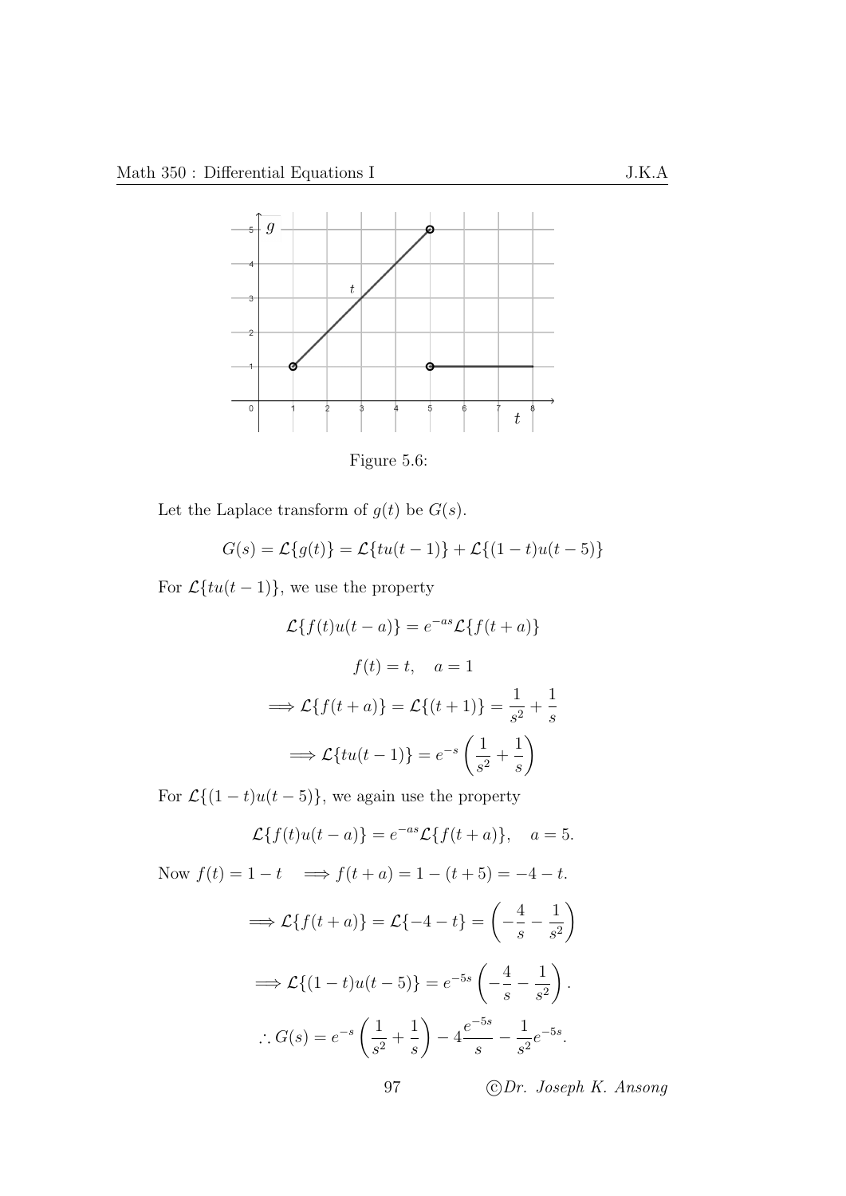Figure 5.6:

Let the Laplace transform of $g(t)$ be $G(s)$.

$$G(s) = \mathcal{L}\{g(t)\} = \mathcal{L}\{tu(t-1)\} + \mathcal{L}\{(1-t)u(t-5)\}$$

For $\mathcal{L}\{tu(t-1)\}$, we use the property

$$\mathcal{L}\{f(t)u(t-a)\} = e^{-as}\mathcal{L}\{f(t+a)\}$$

$$f(t) = t, \quad a = 1$$

$$\implies \mathcal{L}\{f(t+a)\} = \mathcal{L}\{(t+1)\} = \frac{1}{s^2} + \frac{1}{s}$$

$$\implies \mathcal{L}\{tu(t-1)\} = e^{-s}\left(\frac{1}{s^2} + \frac{1}{s}\right)$$

For $\mathcal{L}\{(1-t)u(t-5)\}$, we again use the property

$$\mathcal{L}\{f(t)u(t-a)\} = e^{-as}\mathcal{L}\{f(t+a)\}, \quad a = 5.$$

Now $f(t) = 1 - t \quad \implies f(t+a) = 1 - (t+5) = -4 - t.$

$$\implies \mathcal{L}\{f(t+a)\} = \mathcal{L}\{-4-t\} = \left(-\frac{4}{s} - \frac{1}{s^2}\right)$$

$$\implies \mathcal{L}\{(1-t)u(t-5)\} = e^{-5s}\left(-\frac{4}{s} - \frac{1}{s^2}\right).$$

$$\therefore G(s) = e^{-s}\left(\frac{1}{s^2} + \frac{1}{s}\right) - 4\frac{e^{-5s}}{s} - \frac{1}{s^2}e^{-5s}.$$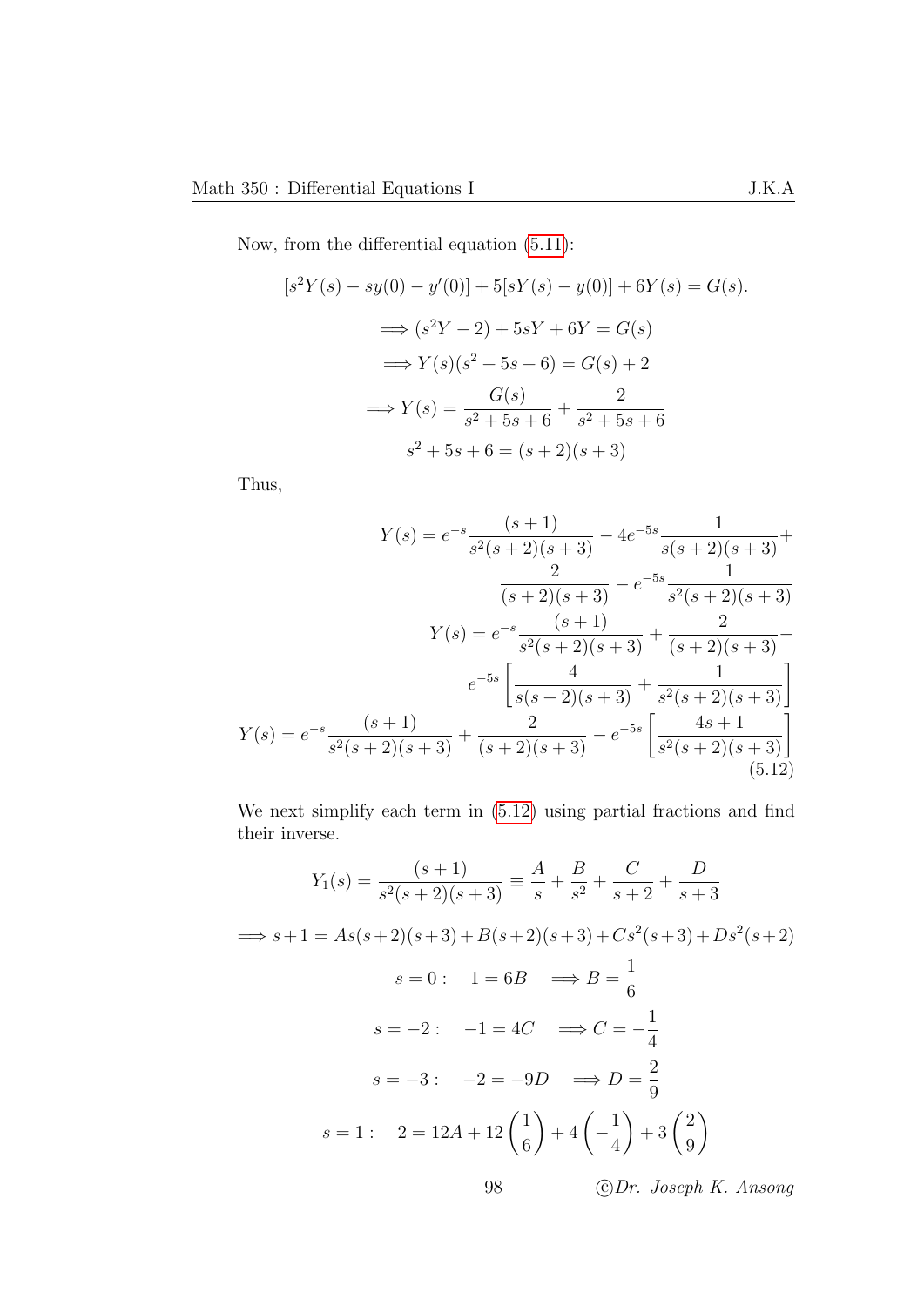Now, from the differential equation (5.11):

$$[s^2Y(s) - sy(0) - y'(0)] + 5[sY(s) - y(0)] + 6Y(s) = G(s).$$

$$\implies (s^2Y - 2) + 5sY + 6Y = G(s)$$

$$\implies Y(s)(s^2 + 5s + 6) = G(s) + 2$$

$$\implies Y(s) = \frac{G(s)}{s^2 + 5s + 6} + \frac{2}{s^2 + 5s + 6}$$

$$s^2 + 5s + 6 = (s+2)(s+3)$$

Thus,

$$Y(s) = e^{-s}\frac{(s+1)}{s^2(s+2)(s+3)} - 4e^{-5s}\frac{1}{s(s+2)(s+3)} + \frac{2}{(s+2)(s+3)} - e^{-5s}\frac{1}{s^2(s+2)(s+3)}$$

$$Y(s) = e^{-s}\frac{(s+1)}{s^2(s+2)(s+3)} + \frac{2}{(s+2)(s+3)} - e^{-5s}\left[\frac{4}{s(s+2)(s+3)} + \frac{1}{s^2(s+2)(s+3)}\right]$$

$$Y(s) = e^{-s}\frac{(s+1)}{s^2(s+2)(s+3)} + \frac{2}{(s+2)(s+3)} - e^{-5s}\left[\frac{4s+1}{s^2(s+2)(s+3)}\right] \tag{5.12}$$

We next simplify each term in (5.12) using partial fractions and find their inverse.

$$Y_1(s) = \frac{(s+1)}{s^2(s+2)(s+3)} \equiv \frac{A}{s} + \frac{B}{s^2} + \frac{C}{s+2} + \frac{D}{s+3}$$

$$\implies s+1 = As(s+2)(s+3) + B(s+2)(s+3) + Cs^2(s+3) + Ds^2(s+2)$$

$$s = 0: \quad 1 = 6B \quad \implies B = \frac{1}{6}$$

$$s = -2: \quad -1 = 4C \quad \implies C = -\frac{1}{4}$$

$$s = -3: \quad -2 = -9D \quad \implies D = \frac{2}{9}$$

$$s = 1: \quad 2 = 12A + 12\left(\frac{1}{6}\right) + 4\left(-\frac{1}{4}\right) + 3\left(\frac{2}{9}\right)$$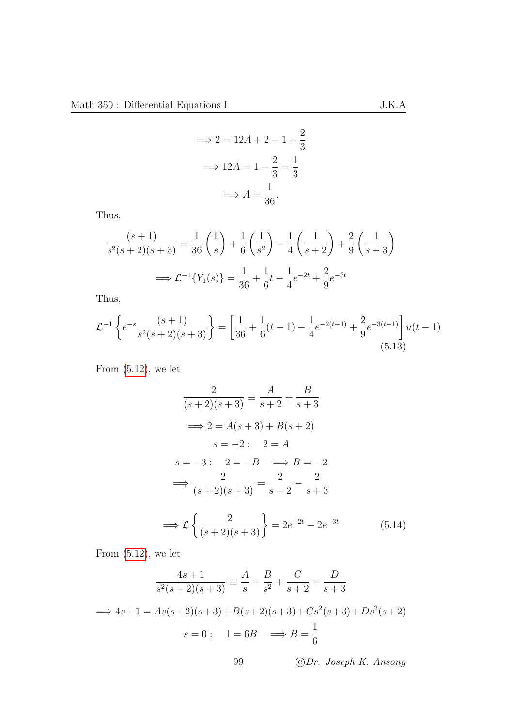$$\implies 2 = 12A + 2 - 1 + \frac{2}{3}$$

$$\implies 12A = 1 - \frac{2}{3} = \frac{1}{3}$$

$$\implies A = \frac{1}{36}.$$

Thus,

$$\frac{(s+1)}{s^2(s+2)(s+3)} = \frac{1}{36}\left(\frac{1}{s}\right) + \frac{1}{6}\left(\frac{1}{s^2}\right) - \frac{1}{4}\left(\frac{1}{s+2}\right) + \frac{2}{9}\left(\frac{1}{s+3}\right)$$

$$\implies \mathcal{L}^{-1}\{Y_1(s)\} = \frac{1}{36} + \frac{1}{6}t - \frac{1}{4}e^{-2t} + \frac{2}{9}e^{-3t}$$

Thus,

$$\mathcal{L}^{-1}\left\{e^{-s}\frac{(s+1)}{s^2(s+2)(s+3)}\right\} = \left[\frac{1}{36} + \frac{1}{6}(t-1) - \frac{1}{4}e^{-2(t-1)} + \frac{2}{9}e^{-3(t-1)}\right]u(t-1) \tag{5.13}$$

From (5.12), we let

$$\frac{2}{(s+2)(s+3)} \equiv \frac{A}{s+2} + \frac{B}{s+3}$$

$$\implies 2 = A(s+3) + B(s+2)$$

$$s = -2: \quad 2 = A$$

$$s = -3: \quad 2 = -B \quad \implies B = -2$$

$$\implies \frac{2}{(s+2)(s+3)} = \frac{2}{s+2} - \frac{2}{s+3}$$

$$\implies \mathcal{L}\left\{\frac{2}{(s+2)(s+3)}\right\} = 2e^{-2t} - 2e^{-3t} \tag{5.14}$$

From (5.12), we let

$$\frac{4s+1}{s^2(s+2)(s+3)} \equiv \frac{A}{s} + \frac{B}{s^2} + \frac{C}{s+2} + \frac{D}{s+3}$$

$$\implies 4s+1 = As(s+2)(s+3) + B(s+2)(s+3) + Cs^2(s+3) + Ds^2(s+2)$$

$$s = 0: \quad 1 = 6B \quad \implies B = \frac{1}{6}$$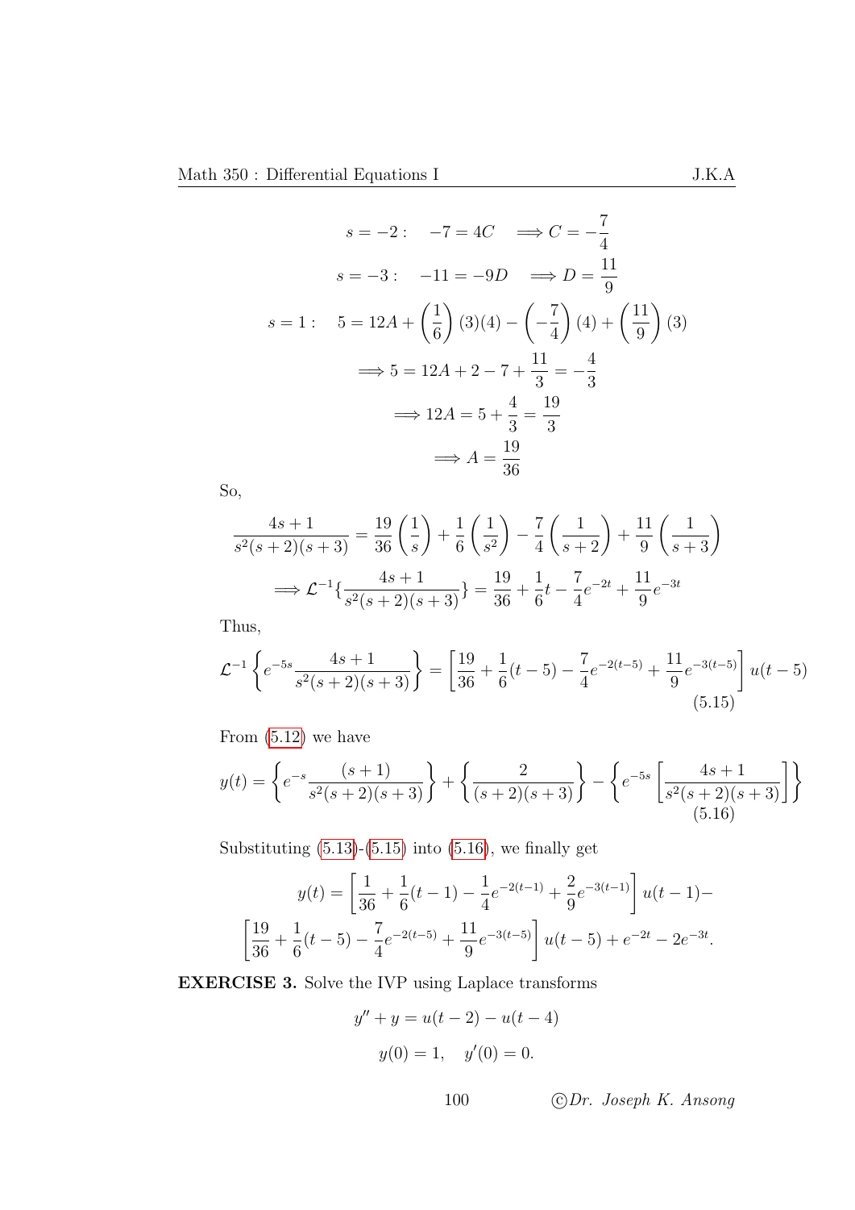$$s = -2: \quad -7 = 4C \quad \Longrightarrow C = -\frac{7}{4}$$

$$s = -3: \quad -11 = -9D \quad \Longrightarrow D = \frac{11}{9}$$

$$s = 1: \quad 5 = 12A + \left(\frac{1}{6}\right)(3)(4) - \left(-\frac{7}{4}\right)(4) + \left(\frac{11}{9}\right)(3)$$

$$\Longrightarrow 5 = 12A + 2 - 7 + \frac{11}{3} = -\frac{4}{3}$$

$$\Longrightarrow 12A = 5 + \frac{4}{3} = \frac{19}{3}$$

$$\Longrightarrow A = \frac{19}{36}$$

So,

$$\frac{4s+1}{s^2(s+2)(s+3)} = \frac{19}{36}\left(\frac{1}{s}\right) + \frac{1}{6}\left(\frac{1}{s^2}\right) - \frac{7}{4}\left(\frac{1}{s+2}\right) + \frac{11}{9}\left(\frac{1}{s+3}\right)$$

$$\Longrightarrow \mathcal{L}^{-1}\left\{\frac{4s+1}{s^2(s+2)(s+3)}\right\} = \frac{19}{36} + \frac{1}{6}t - \frac{7}{4}e^{-2t} + \frac{11}{9}e^{-3t}$$

Thus,

$$\mathcal{L}^{-1}\left\{e^{-5s}\frac{4s+1}{s^2(s+2)(s+3)}\right\} = \left[\frac{19}{36} + \frac{1}{6}(t-5) - \frac{7}{4}e^{-2(t-5)} + \frac{11}{9}e^{-3(t-5)}\right]u(t-5) \tag{5.15}$$

From (5.12) we have

$$y(t) = \left\{e^{-s}\frac{(s+1)}{s^2(s+2)(s+3)}\right\} + \left\{\frac{2}{(s+2)(s+3)}\right\} - \left\{e^{-5s}\left[\frac{4s+1}{s^2(s+2)(s+3)}\right]\right\} \tag{5.16}$$

Substituting (5.13)-(5.15) into (5.16), we finally get

$$y(t) = \left[\frac{1}{36} + \frac{1}{6}(t-1) - \frac{1}{4}e^{-2(t-1)} + \frac{2}{9}e^{-3(t-1)}\right]u(t-1) -$$
$$\left[\frac{19}{36} + \frac{1}{6}(t-5) - \frac{7}{4}e^{-2(t-5)} + \frac{11}{9}e^{-3(t-5)}\right]u(t-5) + e^{-2t} - 2e^{-3t}.$$

**EXERCISE 3.** Solve the IVP using Laplace transforms

$$y'' + y = u(t-2) - u(t-4)$$

$$y(0) = 1, \quad y'(0) = 0.$$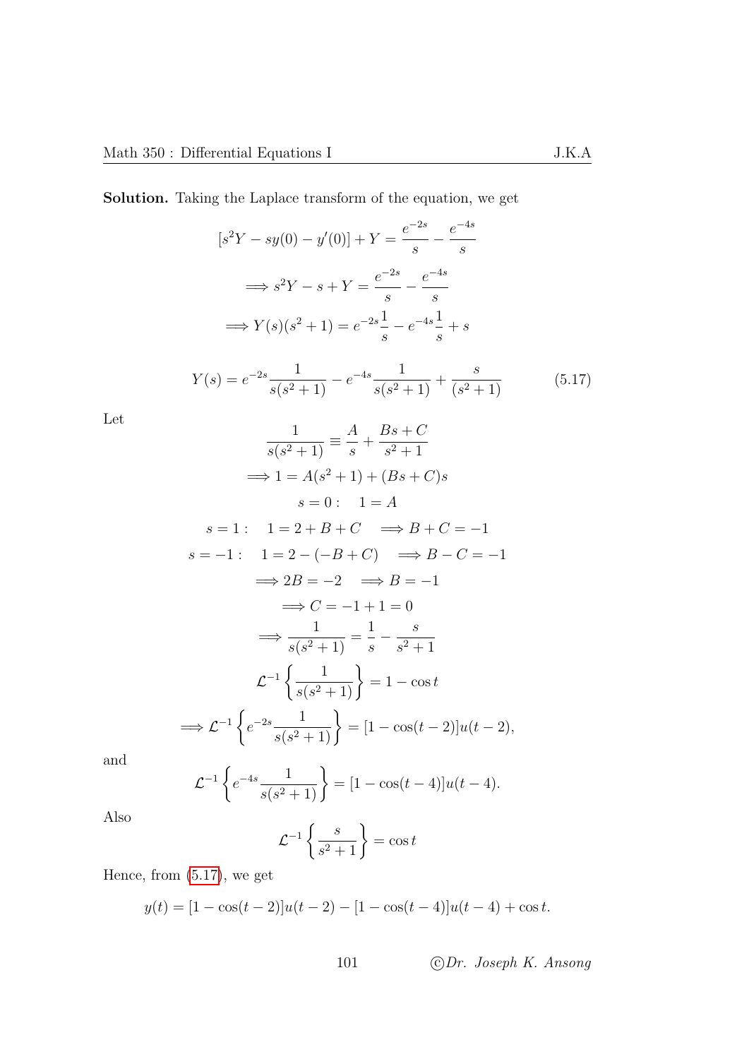**Solution.** Taking the Laplace transform of the equation, we get

$$[s^2Y - sy(0) - y'(0)] + Y = \frac{e^{-2s}}{s} - \frac{e^{-4s}}{s}$$

$$\Longrightarrow s^2Y - s + Y = \frac{e^{-2s}}{s} - \frac{e^{-4s}}{s}$$

$$\Longrightarrow Y(s)(s^2+1) = e^{-2s}\frac{1}{s} - e^{-4s}\frac{1}{s} + s$$

$$Y(s) = e^{-2s}\frac{1}{s(s^2+1)} - e^{-4s}\frac{1}{s(s^2+1)} + \frac{s}{(s^2+1)} \tag{5.17}$$

Let

$$\frac{1}{s(s^2+1)} \equiv \frac{A}{s} + \frac{Bs+C}{s^2+1}$$

$$\Longrightarrow 1 = A(s^2+1) + (Bs+C)s$$

$$s = 0: \quad 1 = A$$

$$s = 1: \quad 1 = 2 + B + C \quad \Longrightarrow B + C = -1$$

$$s = -1: \quad 1 = 2 - (-B + C) \quad \Longrightarrow B - C = -1$$

$$\Longrightarrow 2B = -2 \quad \Longrightarrow B = -1$$

$$\Longrightarrow C = -1 + 1 = 0$$

$$\Longrightarrow \frac{1}{s(s^2+1)} = \frac{1}{s} - \frac{s}{s^2+1}$$

$$\mathcal{L}^{-1}\left\{\frac{1}{s(s^2+1)}\right\} = 1 - \cos t$$

$$\Longrightarrow \mathcal{L}^{-1}\left\{e^{-2s}\frac{1}{s(s^2+1)}\right\} = [1 - \cos(t-2)]u(t-2),$$

and

$$\mathcal{L}^{-1}\left\{e^{-4s}\frac{1}{s(s^2+1)}\right\} = [1 - \cos(t-4)]u(t-4).$$

Also

$$\mathcal{L}^{-1}\left\{\frac{s}{s^2+1}\right\} = \cos t$$

Hence, from (5.17), we get

$$y(t) = [1 - \cos(t-2)]u(t-2) - [1 - \cos(t-4)]u(t-4) + \cos t.$$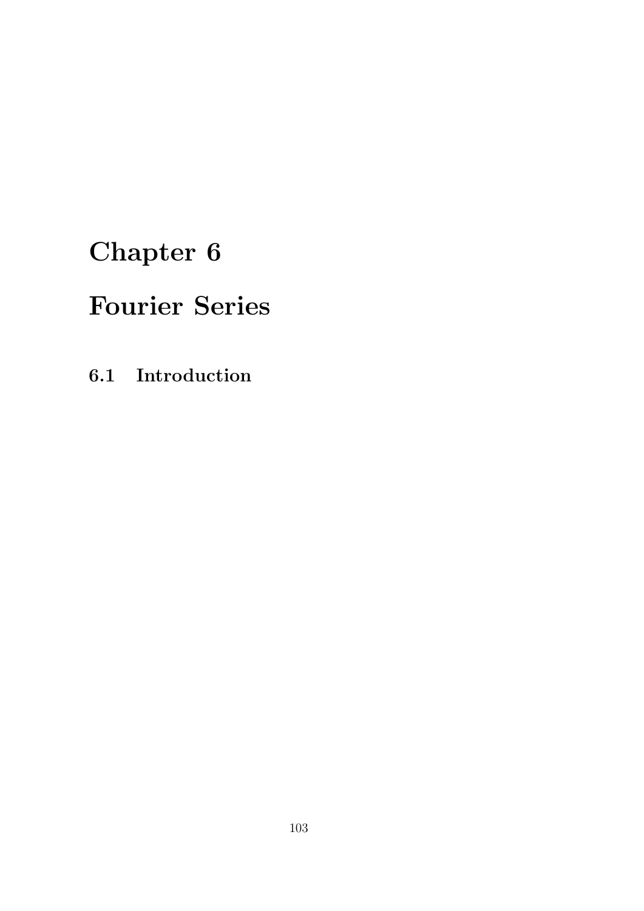# Chapter 6

# Fourier Series

## 6.1 Introduction